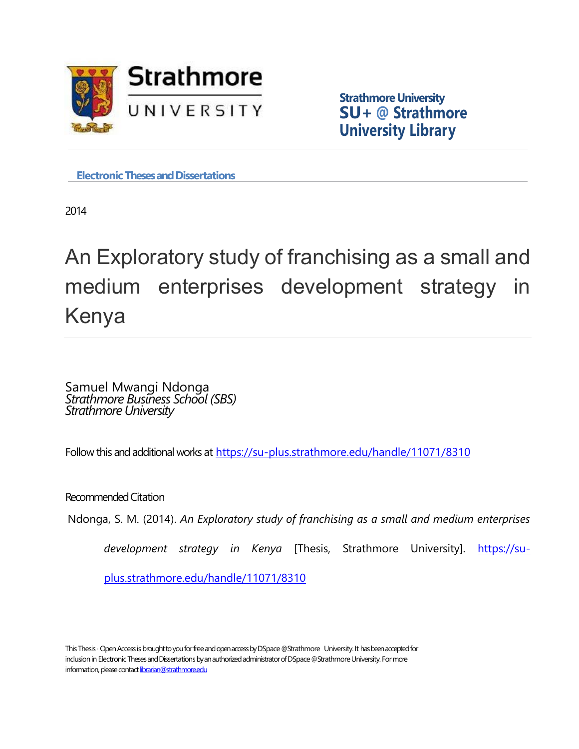Strathmore University
SU+ @ Strathmore University Library

Electronic Theses and Dissertations

2014

# An Exploratory study of franchising as a small and medium enterprises development strategy in Kenya

Samuel Mwangi Ndonga
*Strathmore Business School (SBS)*
*Strathmore University*

Follow this and additional works at https://su-plus.strathmore.edu/handle/11071/8310

Recommended Citation

Ndonga, S. M. (2014). *An Exploratory study of franchising as a small and medium enterprises development strategy in Kenya* [Thesis, Strathmore University]. https://su-plus.strathmore.edu/handle/11071/8310

This Thesis - Open Access is brought to you for free and open access by DSpace @Strathmore University. It has been accepted for inclusion in Electronic Theses and Dissertations by an authorized administrator of DSpace @Strathmore University. For more information, please contact librarian@strathmore.edu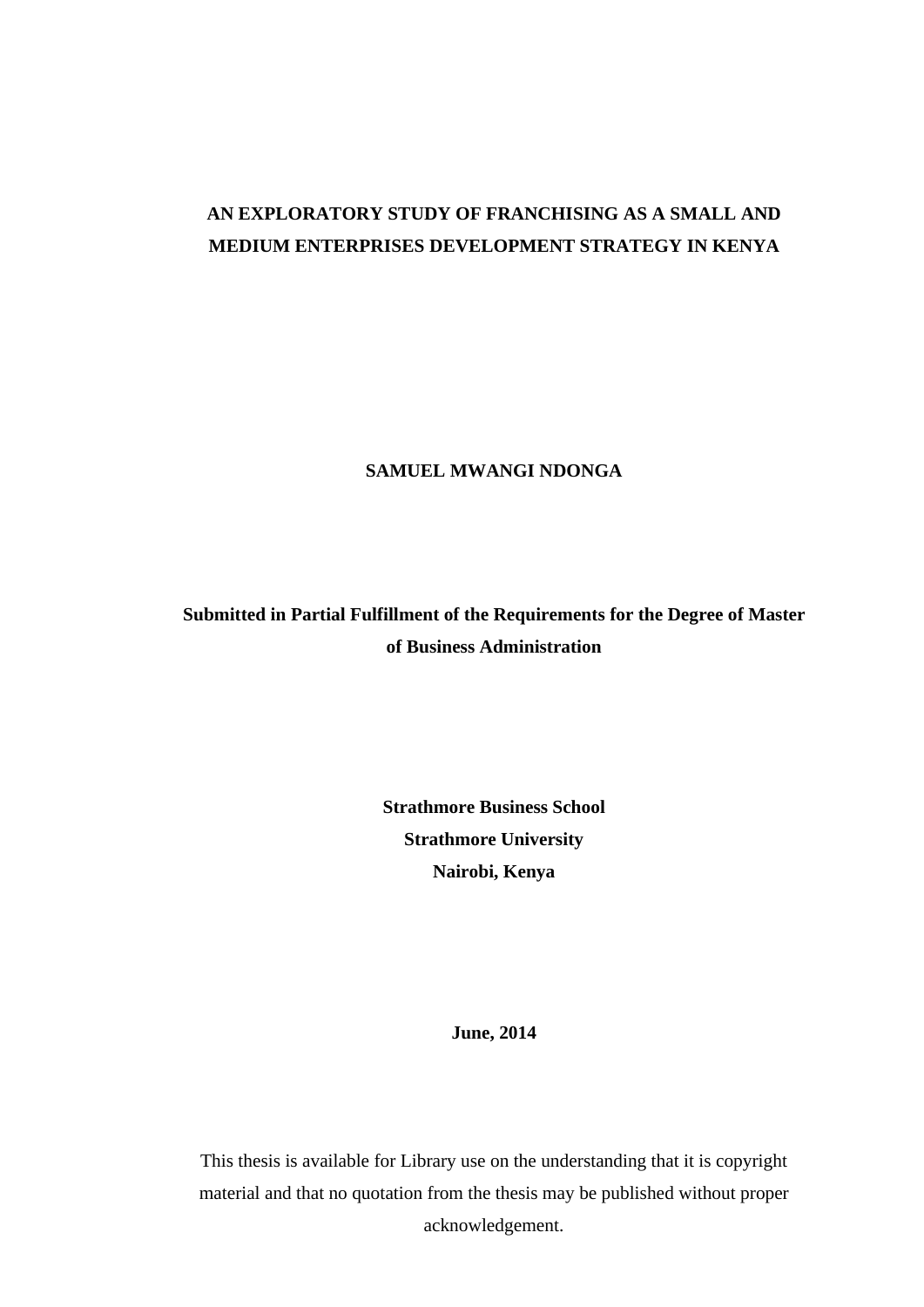# AN EXPLORATORY STUDY OF FRANCHISING AS A SMALL AND MEDIUM ENTERPRISES DEVELOPMENT STRATEGY IN KENYA

**SAMUEL MWANGI NDONGA**

**Submitted in Partial Fulfillment of the Requirements for the Degree of Master of Business Administration**

**Strathmore Business School**
**Strathmore University**
**Nairobi, Kenya**

**June, 2014**

This thesis is available for Library use on the understanding that it is copyright material and that no quotation from the thesis may be published without proper acknowledgement.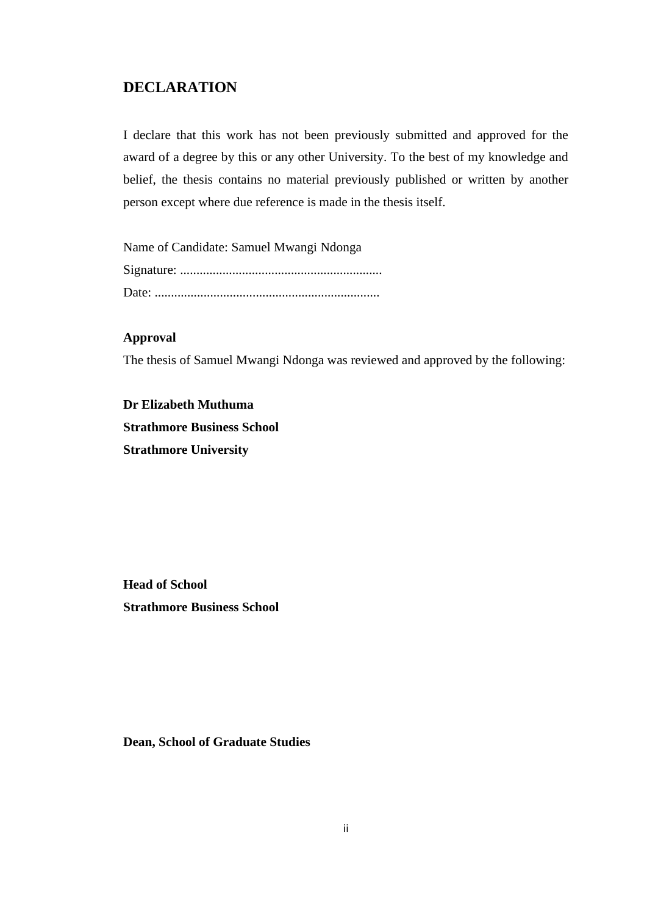## DECLARATION

I declare that this work has not been previously submitted and approved for the award of a degree by this or any other University. To the best of my knowledge and belief, the thesis contains no material previously published or written by another person except where due reference is made in the thesis itself.

Name of Candidate: Samuel Mwangi Ndonga

Signature: ..............................................................

Date: .....................................................................

**Approval**

The thesis of Samuel Mwangi Ndonga was reviewed and approved by the following:

**Dr Elizabeth Muthuma**
**Strathmore Business School**
**Strathmore University**

**Head of School**
**Strathmore Business School**

**Dean, School of Graduate Studies**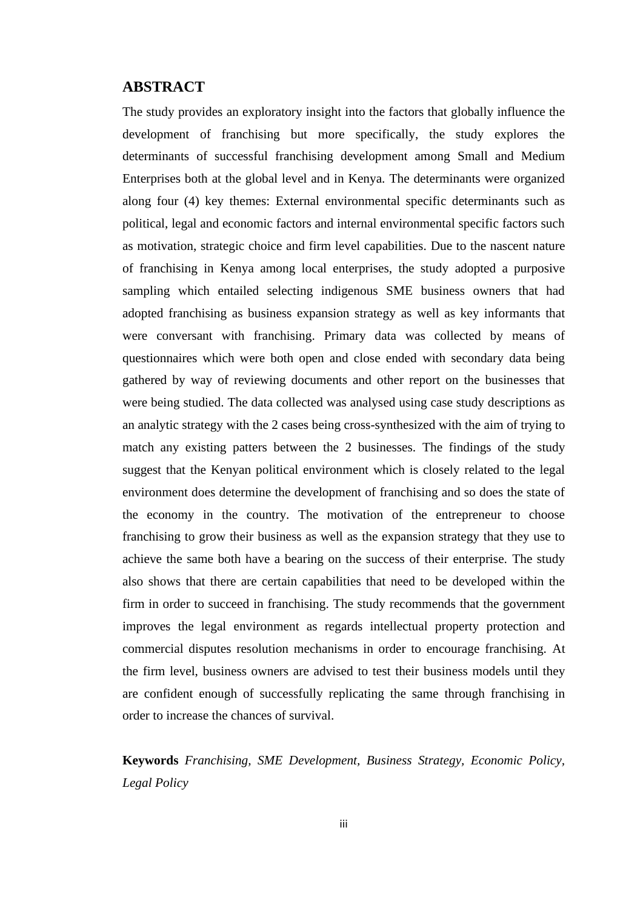## ABSTRACT

The study provides an exploratory insight into the factors that globally influence the development of franchising but more specifically, the study explores the determinants of successful franchising development among Small and Medium Enterprises both at the global level and in Kenya. The determinants were organized along four (4) key themes: External environmental specific determinants such as political, legal and economic factors and internal environmental specific factors such as motivation, strategic choice and firm level capabilities. Due to the nascent nature of franchising in Kenya among local enterprises, the study adopted a purposive sampling which entailed selecting indigenous SME business owners that had adopted franchising as business expansion strategy as well as key informants that were conversant with franchising. Primary data was collected by means of questionnaires which were both open and close ended with secondary data being gathered by way of reviewing documents and other report on the businesses that were being studied. The data collected was analysed using case study descriptions as an analytic strategy with the 2 cases being cross-synthesized with the aim of trying to match any existing patters between the 2 businesses. The findings of the study suggest that the Kenyan political environment which is closely related to the legal environment does determine the development of franchising and so does the state of the economy in the country. The motivation of the entrepreneur to choose franchising to grow their business as well as the expansion strategy that they use to achieve the same both have a bearing on the success of their enterprise. The study also shows that there are certain capabilities that need to be developed within the firm in order to succeed in franchising. The study recommends that the government improves the legal environment as regards intellectual property protection and commercial disputes resolution mechanisms in order to encourage franchising. At the firm level, business owners are advised to test their business models until they are confident enough of successfully replicating the same through franchising in order to increase the chances of survival.

**Keywords** *Franchising, SME Development, Business Strategy, Economic Policy, Legal Policy*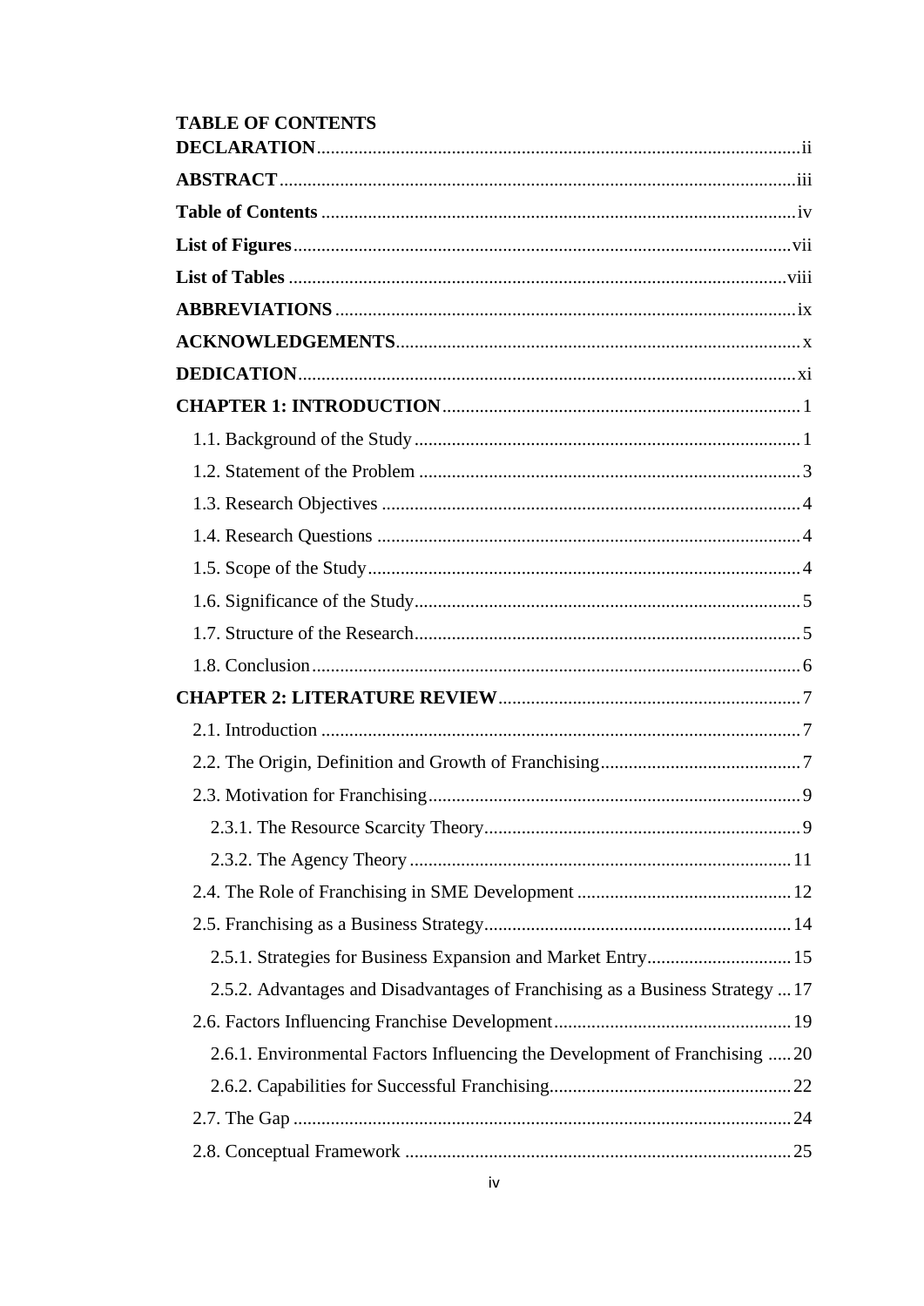**TABLE OF CONTENTS**

**DECLARATION** ..... ii

**ABSTRACT** ..... iii

**Table of Contents** ..... iv

**List of Figures** ..... vii

**List of Tables** ..... viii

**ABBREVIATIONS** ..... ix

**ACKNOWLEDGEMENTS** ..... x

**DEDICATION** ..... xi

**CHAPTER 1: INTRODUCTION** ..... 1

- 1.1. Background of the Study ..... 1
- 1.2. Statement of the Problem ..... 3
- 1.3. Research Objectives ..... 4
- 1.4. Research Questions ..... 4
- 1.5. Scope of the Study ..... 4
- 1.6. Significance of the Study ..... 5
- 1.7. Structure of the Research ..... 5
- 1.8. Conclusion ..... 6

**CHAPTER 2: LITERATURE REVIEW** ..... 7

- 2.1. Introduction ..... 7
- 2.2. The Origin, Definition and Growth of Franchising ..... 7
- 2.3. Motivation for Franchising ..... 9
  - 2.3.1. The Resource Scarcity Theory ..... 9
  - 2.3.2. The Agency Theory ..... 11
- 2.4. The Role of Franchising in SME Development ..... 12
- 2.5. Franchising as a Business Strategy ..... 14
  - 2.5.1. Strategies for Business Expansion and Market Entry ..... 15
  - 2.5.2. Advantages and Disadvantages of Franchising as a Business Strategy ..... 17
- 2.6. Factors Influencing Franchise Development ..... 19
  - 2.6.1. Environmental Factors Influencing the Development of Franchising ..... 20
  - 2.6.2. Capabilities for Successful Franchising ..... 22
- 2.7. The Gap ..... 24
- 2.8. Conceptual Framework ..... 25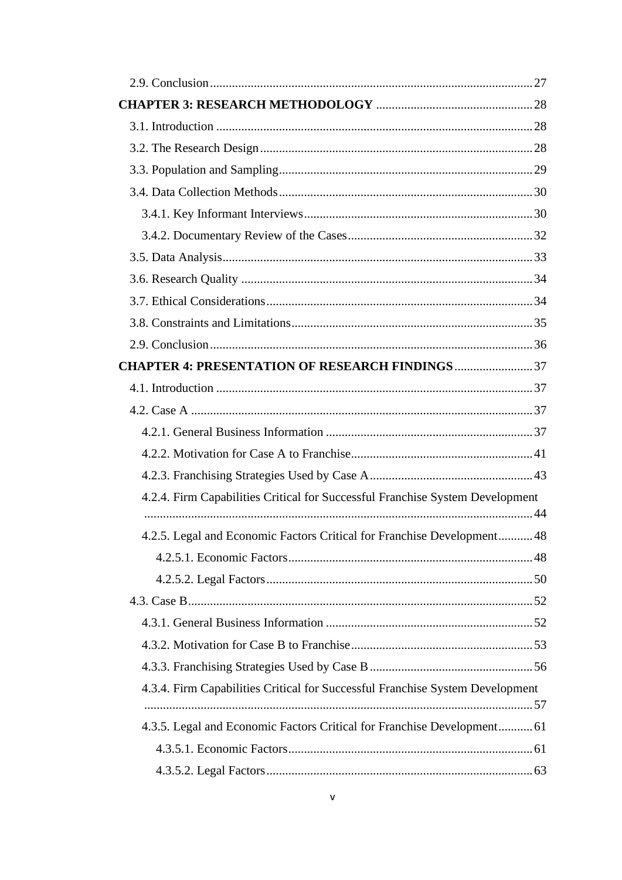2.9. Conclusion ..... 27

**CHAPTER 3: RESEARCH METHODOLOGY** ..... 28

3.1. Introduction ..... 28

3.2. The Research Design ..... 28

3.3. Population and Sampling ..... 29

3.4. Data Collection Methods ..... 30

3.4.1. Key Informant Interviews ..... 30

3.4.2. Documentary Review of the Cases ..... 32

3.5. Data Analysis ..... 33

3.6. Research Quality ..... 34

3.7. Ethical Considerations ..... 34

3.8. Constraints and Limitations ..... 35

2.9. Conclusion ..... 36

**CHAPTER 4: PRESENTATION OF RESEARCH FINDINGS** ..... 37

4.1. Introduction ..... 37

4.2. Case A ..... 37

4.2.1. General Business Information ..... 37

4.2.2. Motivation for Case A to Franchise ..... 41

4.2.3. Franchising Strategies Used by Case A ..... 43

4.2.4. Firm Capabilities Critical for Successful Franchise System Development ..... 44

4.2.5. Legal and Economic Factors Critical for Franchise Development ..... 48

4.2.5.1. Economic Factors ..... 48

4.2.5.2. Legal Factors ..... 50

4.3. Case B ..... 52

4.3.1. General Business Information ..... 52

4.3.2. Motivation for Case B to Franchise ..... 53

4.3.3. Franchising Strategies Used by Case B ..... 56

4.3.4. Firm Capabilities Critical for Successful Franchise System Development ..... 57

4.3.5. Legal and Economic Factors Critical for Franchise Development ..... 61

4.3.5.1. Economic Factors ..... 61

4.3.5.2. Legal Factors ..... 63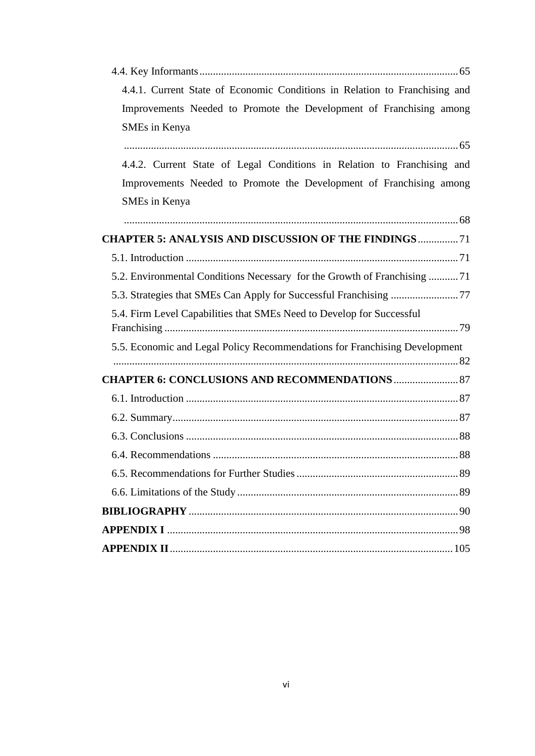4.4. Key Informants ........................................................................................ 65

4.4.1. Current State of Economic Conditions in Relation to Franchising and Improvements Needed to Promote the Development of Franchising among SMEs in Kenya ........................................................................................ 65

4.4.2. Current State of Legal Conditions in Relation to Franchising and Improvements Needed to Promote the Development of Franchising among SMEs in Kenya ........................................................................................ 68

**CHAPTER 5: ANALYSIS AND DISCUSSION OF THE FINDINGS** ............... 71

5.1. Introduction ........................................................................................ 71

5.2. Environmental Conditions Necessary for the Growth of Franchising ........... 71

5.3. Strategies that SMEs Can Apply for Successful Franchising ......................... 77

5.4. Firm Level Capabilities that SMEs Need to Develop for Successful Franchising ........................................................................................ 79

5.5. Economic and Legal Policy Recommendations for Franchising Development ........................................................................................ 82

**CHAPTER 6: CONCLUSIONS AND RECOMMENDATIONS** ........................ 87

6.1. Introduction ........................................................................................ 87

6.2. Summary ........................................................................................ 87

6.3. Conclusions ........................................................................................ 88

6.4. Recommendations ........................................................................................ 88

6.5. Recommendations for Further Studies ............................................................ 89

6.6. Limitations of the Study ........................................................................................ 89

**BIBLIOGRAPHY** ........................................................................................ 90

**APPENDIX I** ........................................................................................ 98

**APPENDIX II** ........................................................................................ 105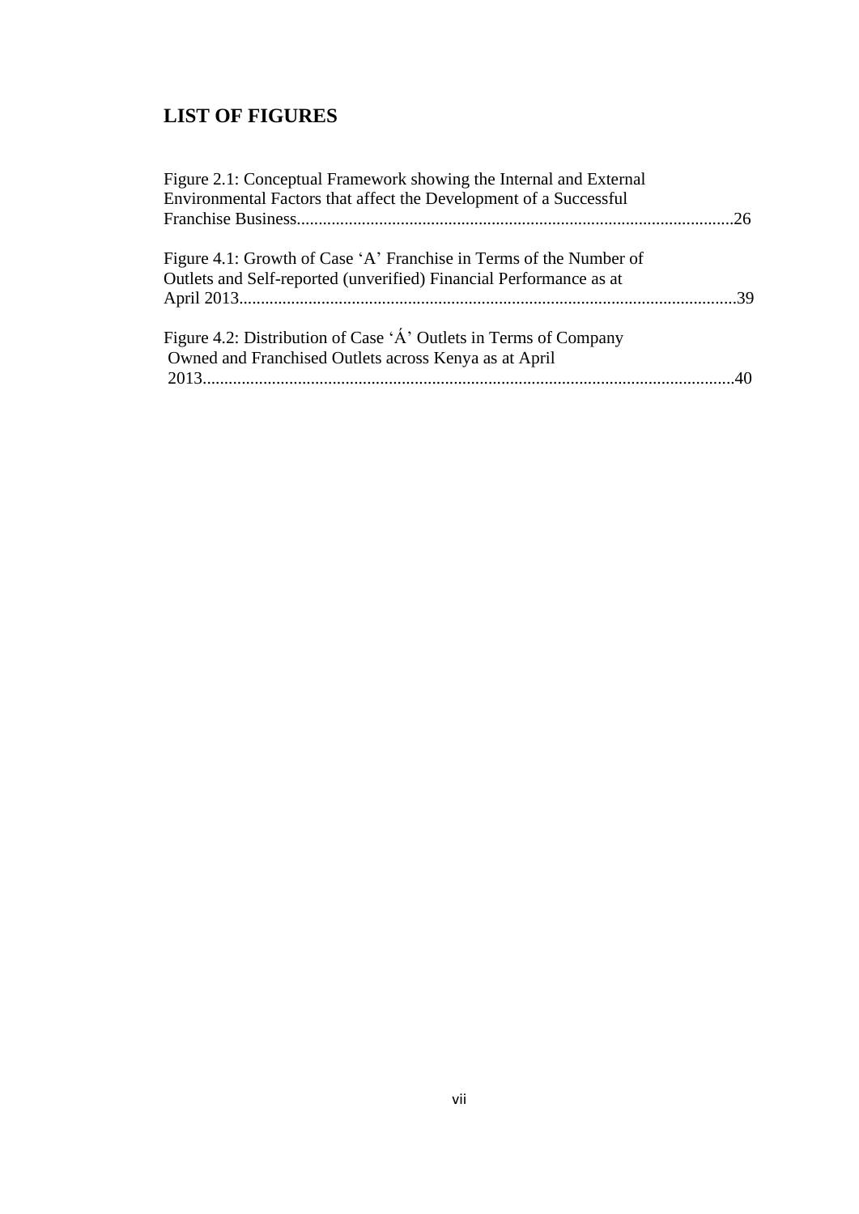# LIST OF FIGURES

Figure 2.1: Conceptual Framework showing the Internal and External Environmental Factors that affect the Development of a Successful Franchise Business......................................................................................................26

Figure 4.1: Growth of Case 'A' Franchise in Terms of the Number of Outlets and Self-reported (unverified) Financial Performance as at April 2013....................................................................................................................39

Figure 4.2: Distribution of Case 'Á' Outlets in Terms of Company Owned and Franchised Outlets across Kenya as at April 2013...........................................................................................................................40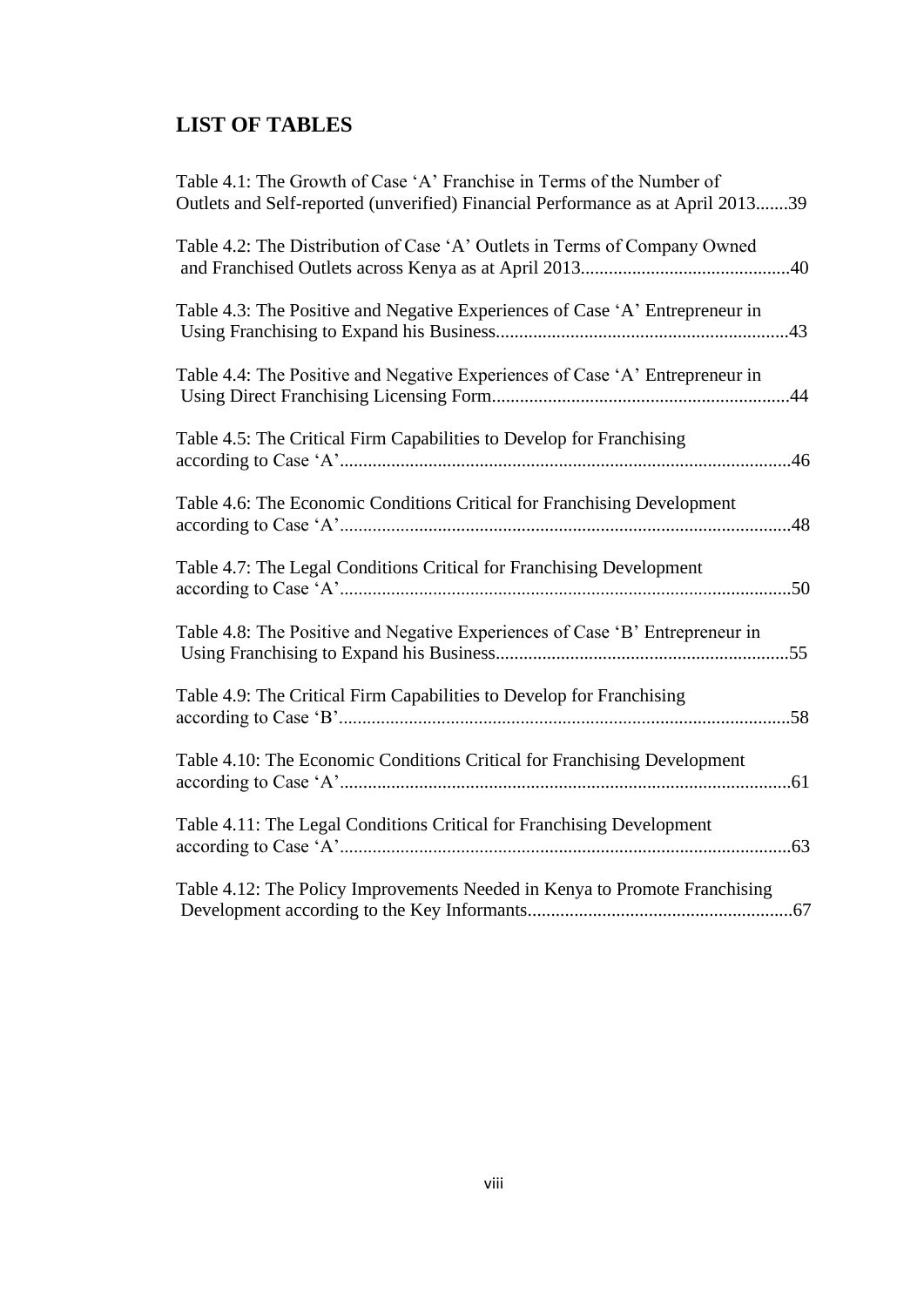## LIST OF TABLES

Table 4.1: The Growth of Case ‘A’ Franchise in Terms of the Number of Outlets and Self-reported (unverified) Financial Performance as at April 2013.......39

Table 4.2: The Distribution of Case ‘A’ Outlets in Terms of Company Owned and Franchised Outlets across Kenya as at April 2013.............................................40

Table 4.3: The Positive and Negative Experiences of Case ‘A’ Entrepreneur in Using Franchising to Expand his Business...............................................................43

Table 4.4: The Positive and Negative Experiences of Case ‘A’ Entrepreneur in Using Direct Franchising Licensing Form................................................................44

Table 4.5: The Critical Firm Capabilities to Develop for Franchising according to Case ‘A’.................................................................................................46

Table 4.6: The Economic Conditions Critical for Franchising Development according to Case ‘A’.................................................................................................48

Table 4.7: The Legal Conditions Critical for Franchising Development according to Case ‘A’.................................................................................................50

Table 4.8: The Positive and Negative Experiences of Case ‘B’ Entrepreneur in Using Franchising to Expand his Business...............................................................55

Table 4.9: The Critical Firm Capabilities to Develop for Franchising according to Case ‘B’.................................................................................................58

Table 4.10: The Economic Conditions Critical for Franchising Development according to Case ‘A’.................................................................................................61

Table 4.11: The Legal Conditions Critical for Franchising Development according to Case ‘A’.................................................................................................63

Table 4.12: The Policy Improvements Needed in Kenya to Promote Franchising Development according to the Key Informants.........................................................67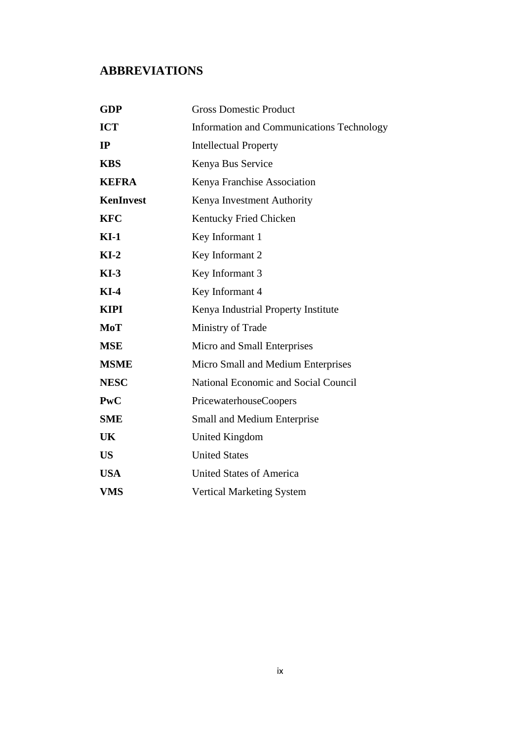## ABBREVIATIONS

| | |
|---|---|
| **GDP** | Gross Domestic Product |
| **ICT** | Information and Communications Technology |
| **IP** | Intellectual Property |
| **KBS** | Kenya Bus Service |
| **KEFRA** | Kenya Franchise Association |
| **KenInvest** | Kenya Investment Authority |
| **KFC** | Kentucky Fried Chicken |
| **KI-1** | Key Informant 1 |
| **KI-2** | Key Informant 2 |
| **KI-3** | Key Informant 3 |
| **KI-4** | Key Informant 4 |
| **KIPI** | Kenya Industrial Property Institute |
| **MoT** | Ministry of Trade |
| **MSE** | Micro and Small Enterprises |
| **MSME** | Micro Small and Medium Enterprises |
| **NESC** | National Economic and Social Council |
| **PwC** | PricewaterhouseCoopers |
| **SME** | Small and Medium Enterprise |
| **UK** | United Kingdom |
| **US** | United States |
| **USA** | United States of America |
| **VMS** | Vertical Marketing System |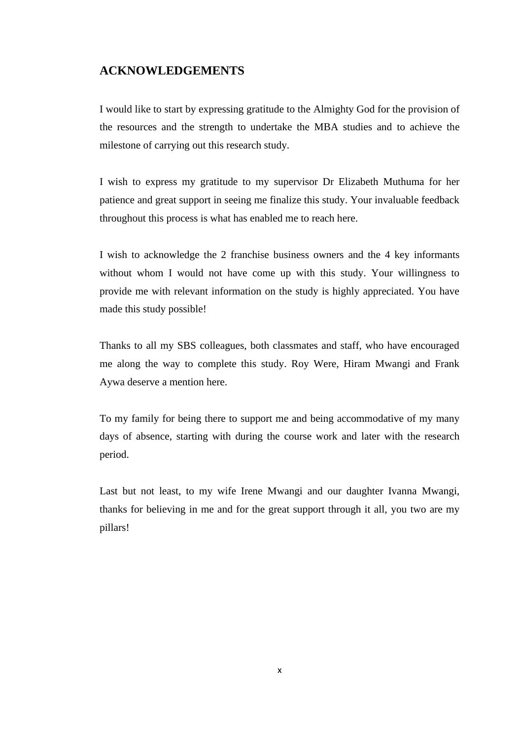## ACKNOWLEDGEMENTS

I would like to start by expressing gratitude to the Almighty God for the provision of the resources and the strength to undertake the MBA studies and to achieve the milestone of carrying out this research study.

I wish to express my gratitude to my supervisor Dr Elizabeth Muthuma for her patience and great support in seeing me finalize this study. Your invaluable feedback throughout this process is what has enabled me to reach here.

I wish to acknowledge the 2 franchise business owners and the 4 key informants without whom I would not have come up with this study. Your willingness to provide me with relevant information on the study is highly appreciated. You have made this study possible!

Thanks to all my SBS colleagues, both classmates and staff, who have encouraged me along the way to complete this study. Roy Were, Hiram Mwangi and Frank Aywa deserve a mention here.

To my family for being there to support me and being accommodative of my many days of absence, starting with during the course work and later with the research period.

Last but not least, to my wife Irene Mwangi and our daughter Ivanna Mwangi, thanks for believing in me and for the great support through it all, you two are my pillars!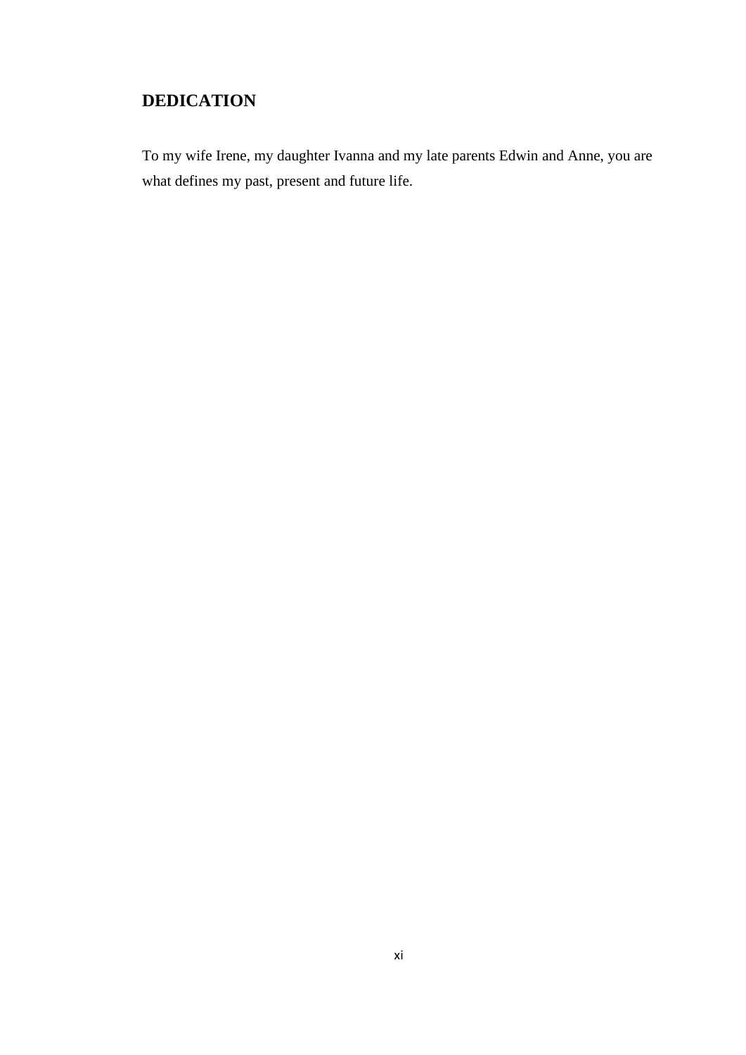## DEDICATION

To my wife Irene, my daughter Ivanna and my late parents Edwin and Anne, you are what defines my past, present and future life.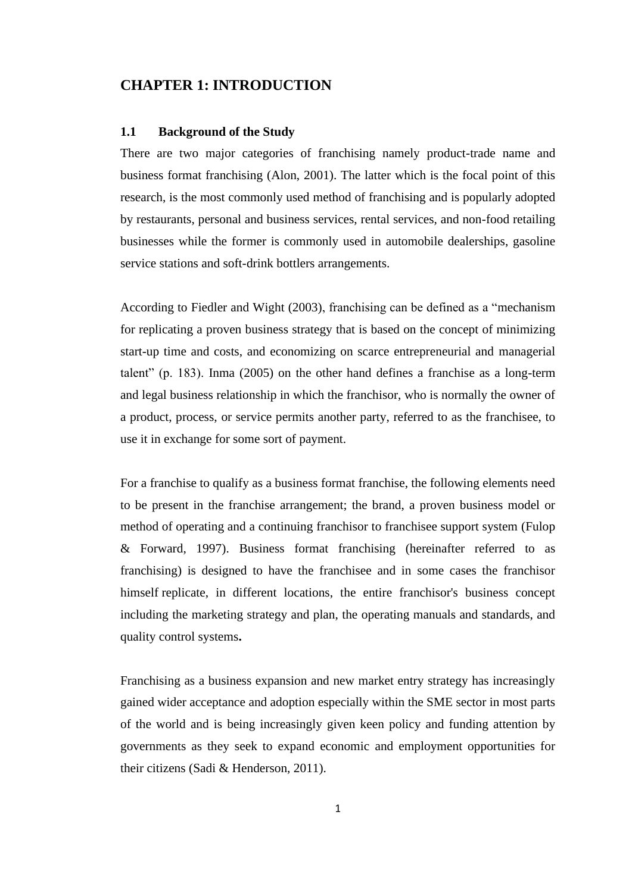# CHAPTER 1: INTRODUCTION

## 1.1 Background of the Study

There are two major categories of franchising namely product-trade name and business format franchising (Alon, 2001). The latter which is the focal point of this research, is the most commonly used method of franchising and is popularly adopted by restaurants, personal and business services, rental services, and non-food retailing businesses while the former is commonly used in automobile dealerships, gasoline service stations and soft-drink bottlers arrangements.

According to Fiedler and Wight (2003), franchising can be defined as a "mechanism for replicating a proven business strategy that is based on the concept of minimizing start-up time and costs, and economizing on scarce entrepreneurial and managerial talent" (p. 183). Inma (2005) on the other hand defines a franchise as a long-term and legal business relationship in which the franchisor, who is normally the owner of a product, process, or service permits another party, referred to as the franchisee, to use it in exchange for some sort of payment.

For a franchise to qualify as a business format franchise, the following elements need to be present in the franchise arrangement; the brand, a proven business model or method of operating and a continuing franchisor to franchisee support system (Fulop & Forward, 1997). Business format franchising (hereinafter referred to as franchising) is designed to have the franchisee and in some cases the franchisor himself replicate, in different locations, the entire franchisor's business concept including the marketing strategy and plan, the operating manuals and standards, and quality control systems**.**

Franchising as a business expansion and new market entry strategy has increasingly gained wider acceptance and adoption especially within the SME sector in most parts of the world and is being increasingly given keen policy and funding attention by governments as they seek to expand economic and employment opportunities for their citizens (Sadi & Henderson, 2011).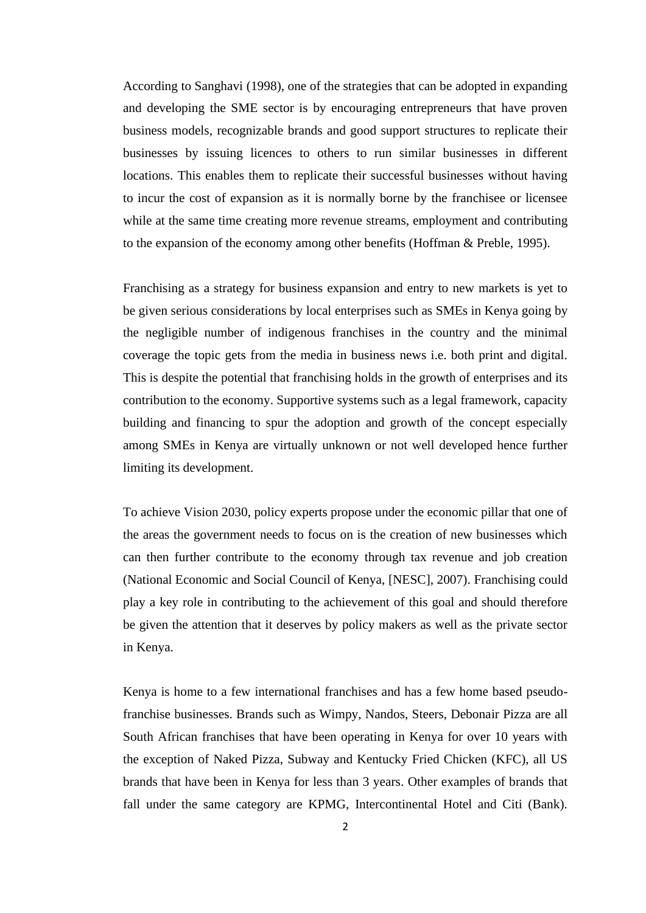According to Sanghavi (1998), one of the strategies that can be adopted in expanding and developing the SME sector is by encouraging entrepreneurs that have proven business models, recognizable brands and good support structures to replicate their businesses by issuing licences to others to run similar businesses in different locations. This enables them to replicate their successful businesses without having to incur the cost of expansion as it is normally borne by the franchisee or licensee while at the same time creating more revenue streams, employment and contributing to the expansion of the economy among other benefits (Hoffman & Preble, 1995).

Franchising as a strategy for business expansion and entry to new markets is yet to be given serious considerations by local enterprises such as SMEs in Kenya going by the negligible number of indigenous franchises in the country and the minimal coverage the topic gets from the media in business news i.e. both print and digital. This is despite the potential that franchising holds in the growth of enterprises and its contribution to the economy. Supportive systems such as a legal framework, capacity building and financing to spur the adoption and growth of the concept especially among SMEs in Kenya are virtually unknown or not well developed hence further limiting its development.

To achieve Vision 2030, policy experts propose under the economic pillar that one of the areas the government needs to focus on is the creation of new businesses which can then further contribute to the economy through tax revenue and job creation (National Economic and Social Council of Kenya, [NESC], 2007). Franchising could play a key role in contributing to the achievement of this goal and should therefore be given the attention that it deserves by policy makers as well as the private sector in Kenya.

Kenya is home to a few international franchises and has a few home based pseudo-franchise businesses. Brands such as Wimpy, Nandos, Steers, Debonair Pizza are all South African franchises that have been operating in Kenya for over 10 years with the exception of Naked Pizza, Subway and Kentucky Fried Chicken (KFC), all US brands that have been in Kenya for less than 3 years. Other examples of brands that fall under the same category are KPMG, Intercontinental Hotel and Citi (Bank).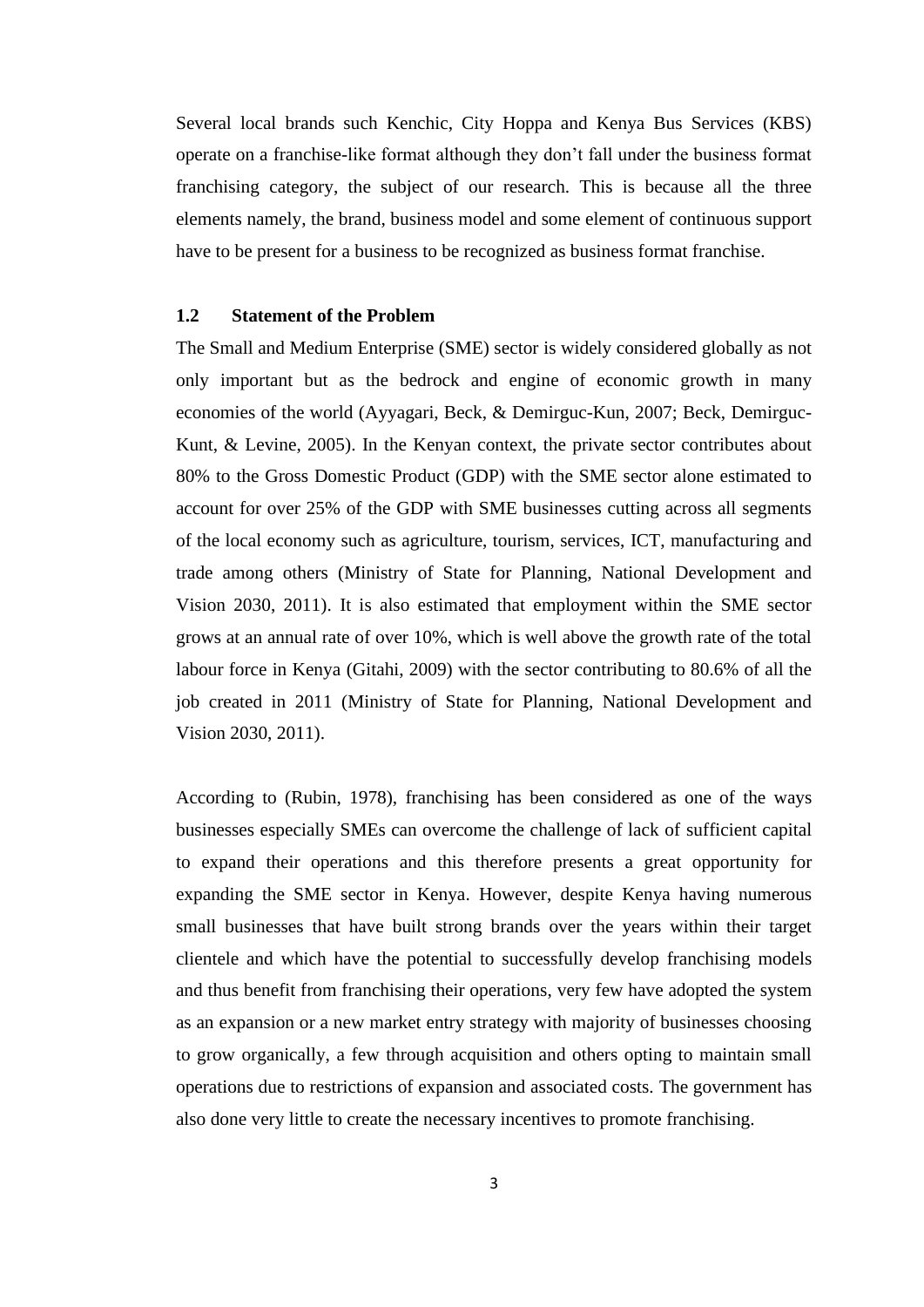Several local brands such Kenchic, City Hoppa and Kenya Bus Services (KBS) operate on a franchise-like format although they don't fall under the business format franchising category, the subject of our research. This is because all the three elements namely, the brand, business model and some element of continuous support have to be present for a business to be recognized as business format franchise.

### 1.2 Statement of the Problem

The Small and Medium Enterprise (SME) sector is widely considered globally as not only important but as the bedrock and engine of economic growth in many economies of the world (Ayyagari, Beck, & Demirguc-Kun, 2007; Beck, Demirguc-Kunt, & Levine, 2005). In the Kenyan context, the private sector contributes about 80% to the Gross Domestic Product (GDP) with the SME sector alone estimated to account for over 25% of the GDP with SME businesses cutting across all segments of the local economy such as agriculture, tourism, services, ICT, manufacturing and trade among others (Ministry of State for Planning, National Development and Vision 2030, 2011). It is also estimated that employment within the SME sector grows at an annual rate of over 10%, which is well above the growth rate of the total labour force in Kenya (Gitahi, 2009) with the sector contributing to 80.6% of all the job created in 2011 (Ministry of State for Planning, National Development and Vision 2030, 2011).

According to (Rubin, 1978), franchising has been considered as one of the ways businesses especially SMEs can overcome the challenge of lack of sufficient capital to expand their operations and this therefore presents a great opportunity for expanding the SME sector in Kenya. However, despite Kenya having numerous small businesses that have built strong brands over the years within their target clientele and which have the potential to successfully develop franchising models and thus benefit from franchising their operations, very few have adopted the system as an expansion or a new market entry strategy with majority of businesses choosing to grow organically, a few through acquisition and others opting to maintain small operations due to restrictions of expansion and associated costs. The government has also done very little to create the necessary incentives to promote franchising.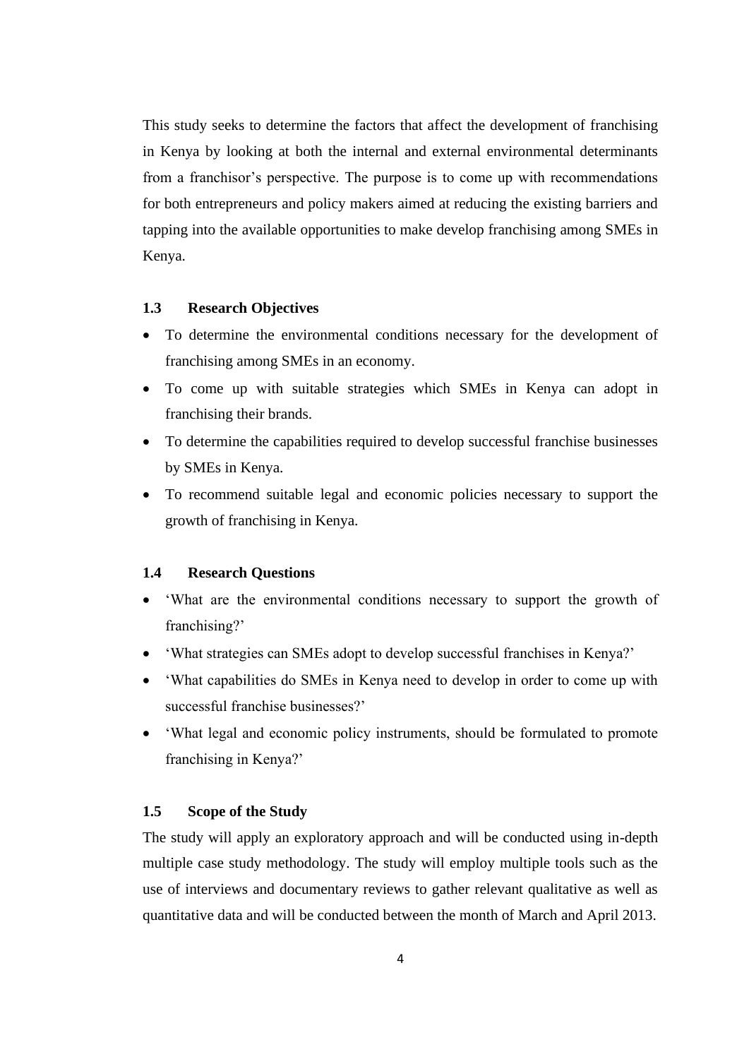This study seeks to determine the factors that affect the development of franchising in Kenya by looking at both the internal and external environmental determinants from a franchisor's perspective. The purpose is to come up with recommendations for both entrepreneurs and policy makers aimed at reducing the existing barriers and tapping into the available opportunities to make develop franchising among SMEs in Kenya.

### 1.3 Research Objectives

- To determine the environmental conditions necessary for the development of franchising among SMEs in an economy.
- To come up with suitable strategies which SMEs in Kenya can adopt in franchising their brands.
- To determine the capabilities required to develop successful franchise businesses by SMEs in Kenya.
- To recommend suitable legal and economic policies necessary to support the growth of franchising in Kenya.

### 1.4 Research Questions

- 'What are the environmental conditions necessary to support the growth of franchising?'
- 'What strategies can SMEs adopt to develop successful franchises in Kenya?'
- 'What capabilities do SMEs in Kenya need to develop in order to come up with successful franchise businesses?'
- 'What legal and economic policy instruments, should be formulated to promote franchising in Kenya?'

### 1.5 Scope of the Study

The study will apply an exploratory approach and will be conducted using in-depth multiple case study methodology. The study will employ multiple tools such as the use of interviews and documentary reviews to gather relevant qualitative as well as quantitative data and will be conducted between the month of March and April 2013.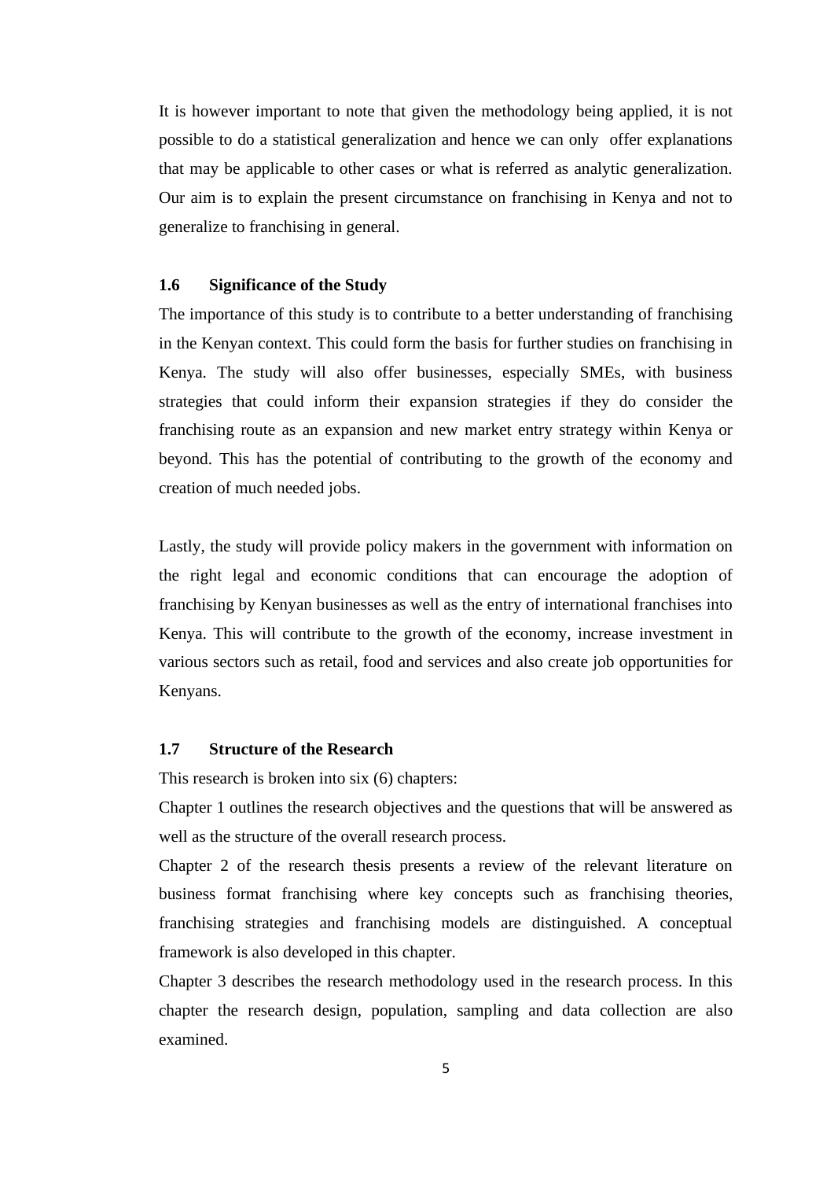It is however important to note that given the methodology being applied, it is not possible to do a statistical generalization and hence we can only offer explanations that may be applicable to other cases or what is referred as analytic generalization. Our aim is to explain the present circumstance on franchising in Kenya and not to generalize to franchising in general.

### 1.6 Significance of the Study

The importance of this study is to contribute to a better understanding of franchising in the Kenyan context. This could form the basis for further studies on franchising in Kenya. The study will also offer businesses, especially SMEs, with business strategies that could inform their expansion strategies if they do consider the franchising route as an expansion and new market entry strategy within Kenya or beyond. This has the potential of contributing to the growth of the economy and creation of much needed jobs.

Lastly, the study will provide policy makers in the government with information on the right legal and economic conditions that can encourage the adoption of franchising by Kenyan businesses as well as the entry of international franchises into Kenya. This will contribute to the growth of the economy, increase investment in various sectors such as retail, food and services and also create job opportunities for Kenyans.

### 1.7 Structure of the Research

This research is broken into six (6) chapters:

Chapter 1 outlines the research objectives and the questions that will be answered as well as the structure of the overall research process.

Chapter 2 of the research thesis presents a review of the relevant literature on business format franchising where key concepts such as franchising theories, franchising strategies and franchising models are distinguished. A conceptual framework is also developed in this chapter.

Chapter 3 describes the research methodology used in the research process. In this chapter the research design, population, sampling and data collection are also examined.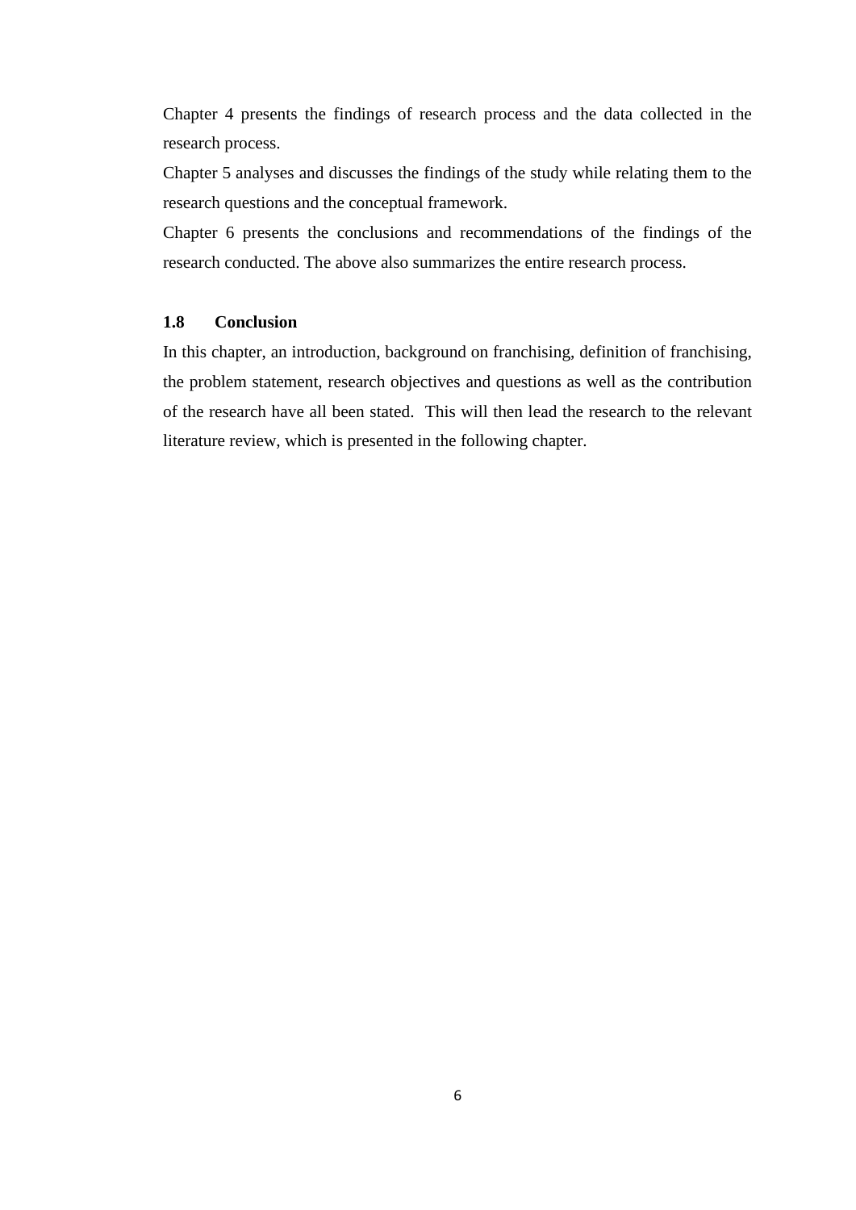Chapter 4 presents the findings of research process and the data collected in the research process.

Chapter 5 analyses and discusses the findings of the study while relating them to the research questions and the conceptual framework.

Chapter 6 presents the conclusions and recommendations of the findings of the research conducted. The above also summarizes the entire research process.

### 1.8 Conclusion

In this chapter, an introduction, background on franchising, definition of franchising, the problem statement, research objectives and questions as well as the contribution of the research have all been stated. This will then lead the research to the relevant literature review, which is presented in the following chapter.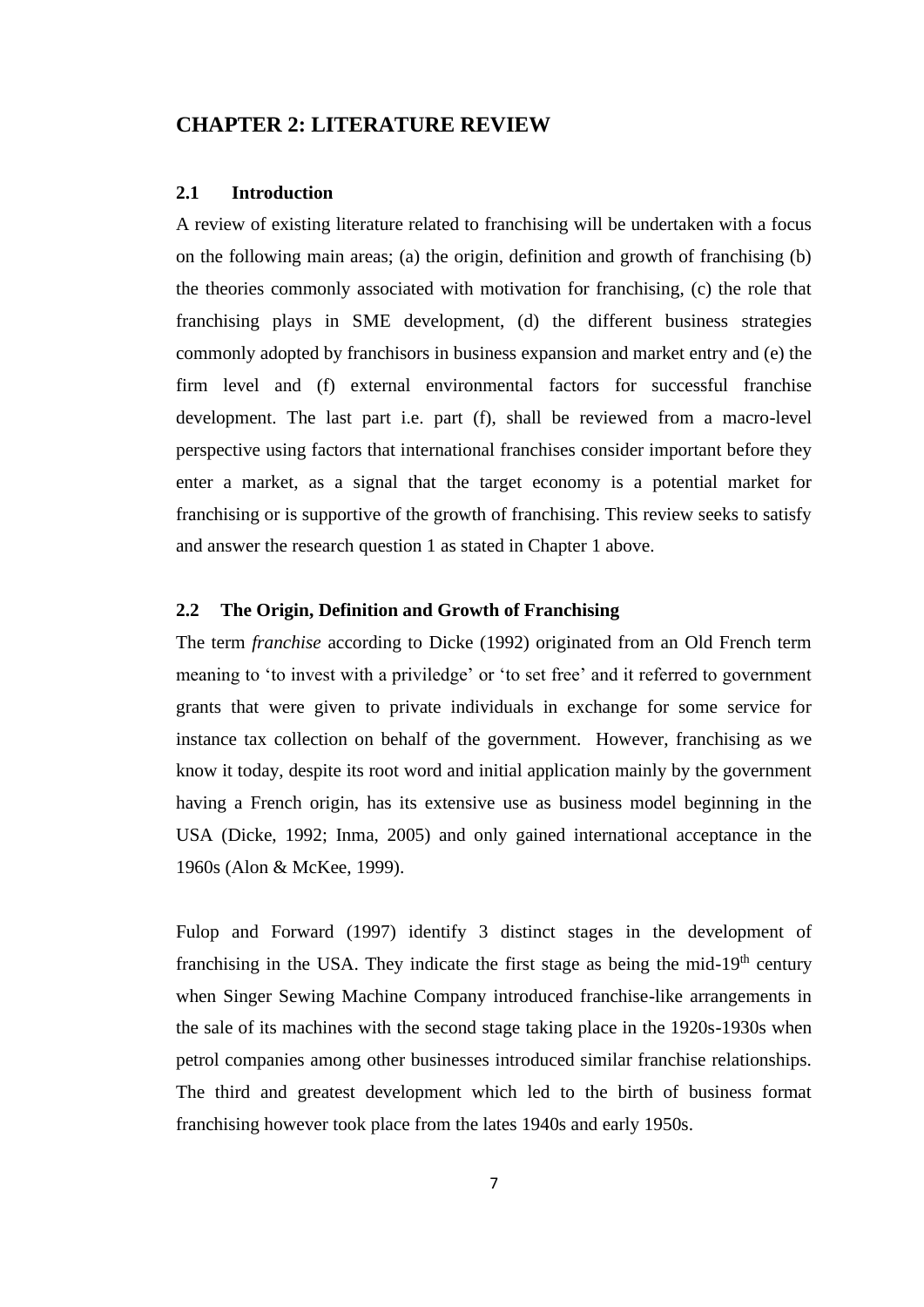# CHAPTER 2: LITERATURE REVIEW

## 2.1 Introduction

A review of existing literature related to franchising will be undertaken with a focus on the following main areas; (a) the origin, definition and growth of franchising (b) the theories commonly associated with motivation for franchising, (c) the role that franchising plays in SME development, (d) the different business strategies commonly adopted by franchisors in business expansion and market entry and (e) the firm level and (f) external environmental factors for successful franchise development. The last part i.e. part (f), shall be reviewed from a macro-level perspective using factors that international franchises consider important before they enter a market, as a signal that the target economy is a potential market for franchising or is supportive of the growth of franchising. This review seeks to satisfy and answer the research question 1 as stated in Chapter 1 above.

## 2.2 The Origin, Definition and Growth of Franchising

The term *franchise* according to Dicke (1992) originated from an Old French term meaning to 'to invest with a priviledge' or 'to set free' and it referred to government grants that were given to private individuals in exchange for some service for instance tax collection on behalf of the government. However, franchising as we know it today, despite its root word and initial application mainly by the government having a French origin, has its extensive use as business model beginning in the USA (Dicke, 1992; Inma, 2005) and only gained international acceptance in the 1960s (Alon & McKee, 1999).

Fulop and Forward (1997) identify 3 distinct stages in the development of franchising in the USA. They indicate the first stage as being the mid-19th century when Singer Sewing Machine Company introduced franchise-like arrangements in the sale of its machines with the second stage taking place in the 1920s-1930s when petrol companies among other businesses introduced similar franchise relationships. The third and greatest development which led to the birth of business format franchising however took place from the lates 1940s and early 1950s.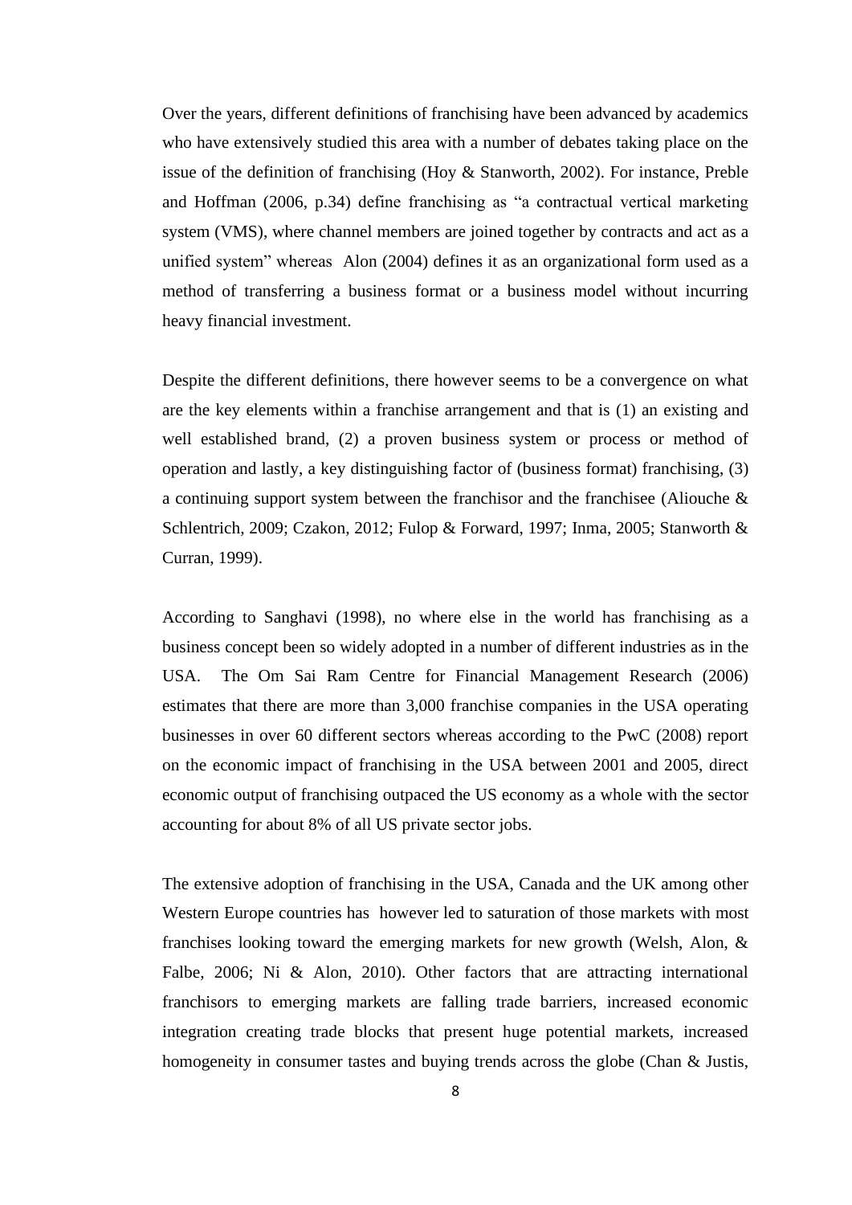Over the years, different definitions of franchising have been advanced by academics who have extensively studied this area with a number of debates taking place on the issue of the definition of franchising (Hoy & Stanworth, 2002). For instance, Preble and Hoffman (2006, p.34) define franchising as "a contractual vertical marketing system (VMS), where channel members are joined together by contracts and act as a unified system" whereas Alon (2004) defines it as an organizational form used as a method of transferring a business format or a business model without incurring heavy financial investment.

Despite the different definitions, there however seems to be a convergence on what are the key elements within a franchise arrangement and that is (1) an existing and well established brand, (2) a proven business system or process or method of operation and lastly, a key distinguishing factor of (business format) franchising, (3) a continuing support system between the franchisor and the franchisee (Aliouche & Schlentrich, 2009; Czakon, 2012; Fulop & Forward, 1997; Inma, 2005; Stanworth & Curran, 1999).

According to Sanghavi (1998), no where else in the world has franchising as a business concept been so widely adopted in a number of different industries as in the USA. The Om Sai Ram Centre for Financial Management Research (2006) estimates that there are more than 3,000 franchise companies in the USA operating businesses in over 60 different sectors whereas according to the PwC (2008) report on the economic impact of franchising in the USA between 2001 and 2005, direct economic output of franchising outpaced the US economy as a whole with the sector accounting for about 8% of all US private sector jobs.

The extensive adoption of franchising in the USA, Canada and the UK among other Western Europe countries has however led to saturation of those markets with most franchises looking toward the emerging markets for new growth (Welsh, Alon, & Falbe, 2006; Ni & Alon, 2010). Other factors that are attracting international franchisors to emerging markets are falling trade barriers, increased economic integration creating trade blocks that present huge potential markets, increased homogeneity in consumer tastes and buying trends across the globe (Chan & Justis,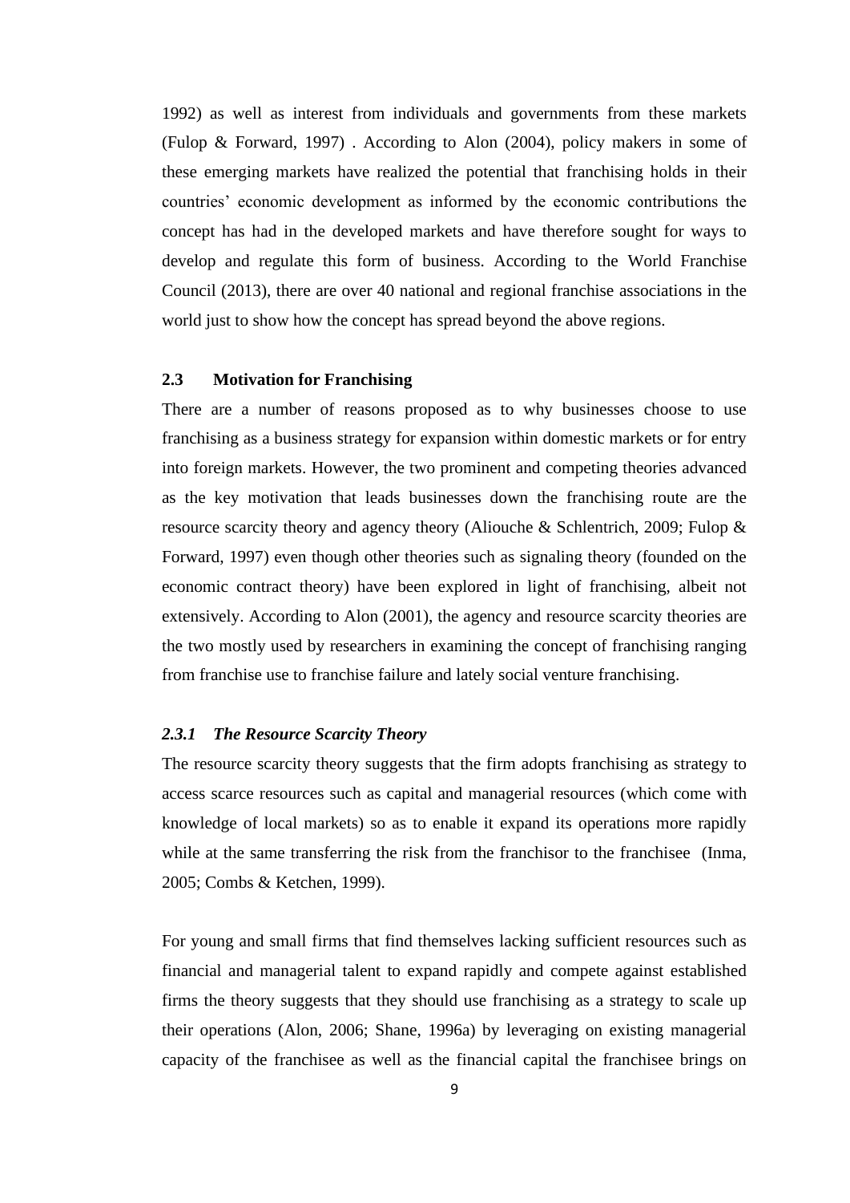1992) as well as interest from individuals and governments from these markets (Fulop & Forward, 1997) . According to Alon (2004), policy makers in some of these emerging markets have realized the potential that franchising holds in their countries' economic development as informed by the economic contributions the concept has had in the developed markets and have therefore sought for ways to develop and regulate this form of business. According to the World Franchise Council (2013), there are over 40 national and regional franchise associations in the world just to show how the concept has spread beyond the above regions.

## 2.3 Motivation for Franchising

There are a number of reasons proposed as to why businesses choose to use franchising as a business strategy for expansion within domestic markets or for entry into foreign markets. However, the two prominent and competing theories advanced as the key motivation that leads businesses down the franchising route are the resource scarcity theory and agency theory (Aliouche & Schlentrich, 2009; Fulop & Forward, 1997) even though other theories such as signaling theory (founded on the economic contract theory) have been explored in light of franchising, albeit not extensively. According to Alon (2001), the agency and resource scarcity theories are the two mostly used by researchers in examining the concept of franchising ranging from franchise use to franchise failure and lately social venture franchising.

### *2.3.1 The Resource Scarcity Theory*

The resource scarcity theory suggests that the firm adopts franchising as strategy to access scarce resources such as capital and managerial resources (which come with knowledge of local markets) so as to enable it expand its operations more rapidly while at the same transferring the risk from the franchisor to the franchisee (Inma, 2005; Combs & Ketchen, 1999).

For young and small firms that find themselves lacking sufficient resources such as financial and managerial talent to expand rapidly and compete against established firms the theory suggests that they should use franchising as a strategy to scale up their operations (Alon, 2006; Shane, 1996a) by leveraging on existing managerial capacity of the franchisee as well as the financial capital the franchisee brings on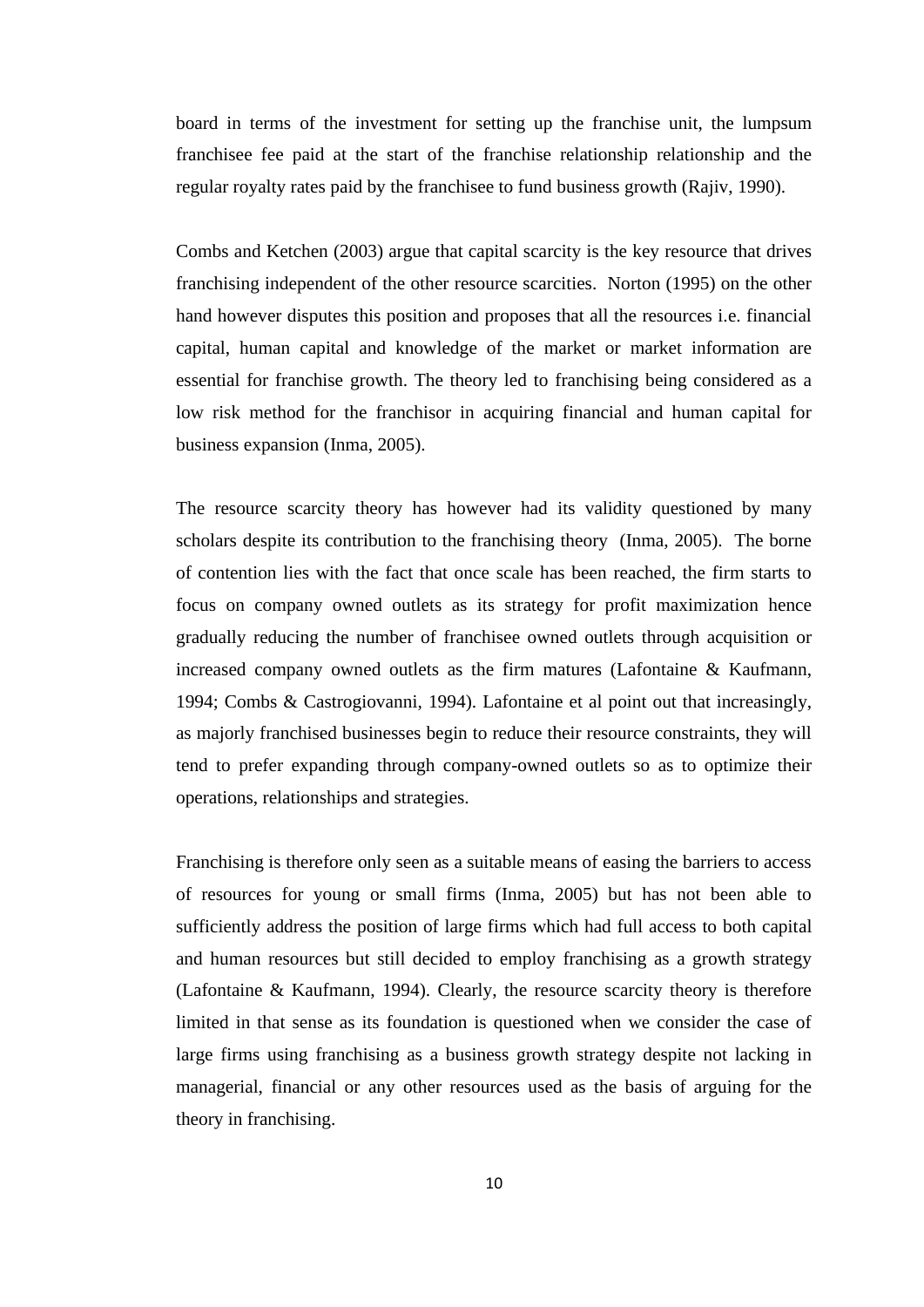board in terms of the investment for setting up the franchise unit, the lumpsum franchisee fee paid at the start of the franchise relationship relationship and the regular royalty rates paid by the franchisee to fund business growth (Rajiv, 1990).

Combs and Ketchen (2003) argue that capital scarcity is the key resource that drives franchising independent of the other resource scarcities. Norton (1995) on the other hand however disputes this position and proposes that all the resources i.e. financial capital, human capital and knowledge of the market or market information are essential for franchise growth. The theory led to franchising being considered as a low risk method for the franchisor in acquiring financial and human capital for business expansion (Inma, 2005).

The resource scarcity theory has however had its validity questioned by many scholars despite its contribution to the franchising theory (Inma, 2005). The borne of contention lies with the fact that once scale has been reached, the firm starts to focus on company owned outlets as its strategy for profit maximization hence gradually reducing the number of franchisee owned outlets through acquisition or increased company owned outlets as the firm matures (Lafontaine & Kaufmann, 1994; Combs & Castrogiovanni, 1994). Lafontaine et al point out that increasingly, as majorly franchised businesses begin to reduce their resource constraints, they will tend to prefer expanding through company-owned outlets so as to optimize their operations, relationships and strategies.

Franchising is therefore only seen as a suitable means of easing the barriers to access of resources for young or small firms (Inma, 2005) but has not been able to sufficiently address the position of large firms which had full access to both capital and human resources but still decided to employ franchising as a growth strategy (Lafontaine & Kaufmann, 1994). Clearly, the resource scarcity theory is therefore limited in that sense as its foundation is questioned when we consider the case of large firms using franchising as a business growth strategy despite not lacking in managerial, financial or any other resources used as the basis of arguing for the theory in franchising.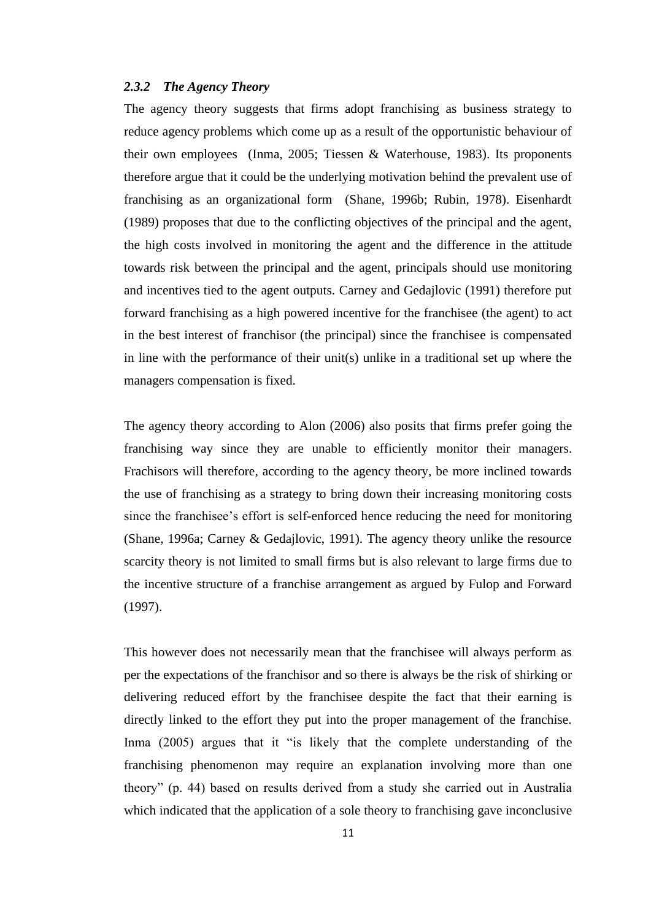### *2.3.2 The Agency Theory*

The agency theory suggests that firms adopt franchising as business strategy to reduce agency problems which come up as a result of the opportunistic behaviour of their own employees (Inma, 2005; Tiessen & Waterhouse, 1983). Its proponents therefore argue that it could be the underlying motivation behind the prevalent use of franchising as an organizational form (Shane, 1996b; Rubin, 1978). Eisenhardt (1989) proposes that due to the conflicting objectives of the principal and the agent, the high costs involved in monitoring the agent and the difference in the attitude towards risk between the principal and the agent, principals should use monitoring and incentives tied to the agent outputs. Carney and Gedajlovic (1991) therefore put forward franchising as a high powered incentive for the franchisee (the agent) to act in the best interest of franchisor (the principal) since the franchisee is compensated in line with the performance of their unit(s) unlike in a traditional set up where the managers compensation is fixed.

The agency theory according to Alon (2006) also posits that firms prefer going the franchising way since they are unable to efficiently monitor their managers. Frachisors will therefore, according to the agency theory, be more inclined towards the use of franchising as a strategy to bring down their increasing monitoring costs since the franchisee's effort is self-enforced hence reducing the need for monitoring (Shane, 1996a; Carney & Gedajlovic, 1991). The agency theory unlike the resource scarcity theory is not limited to small firms but is also relevant to large firms due to the incentive structure of a franchise arrangement as argued by Fulop and Forward (1997).

This however does not necessarily mean that the franchisee will always perform as per the expectations of the franchisor and so there is always be the risk of shirking or delivering reduced effort by the franchisee despite the fact that their earning is directly linked to the effort they put into the proper management of the franchise. Inma (2005) argues that it "is likely that the complete understanding of the franchising phenomenon may require an explanation involving more than one theory" (p. 44) based on results derived from a study she carried out in Australia which indicated that the application of a sole theory to franchising gave inconclusive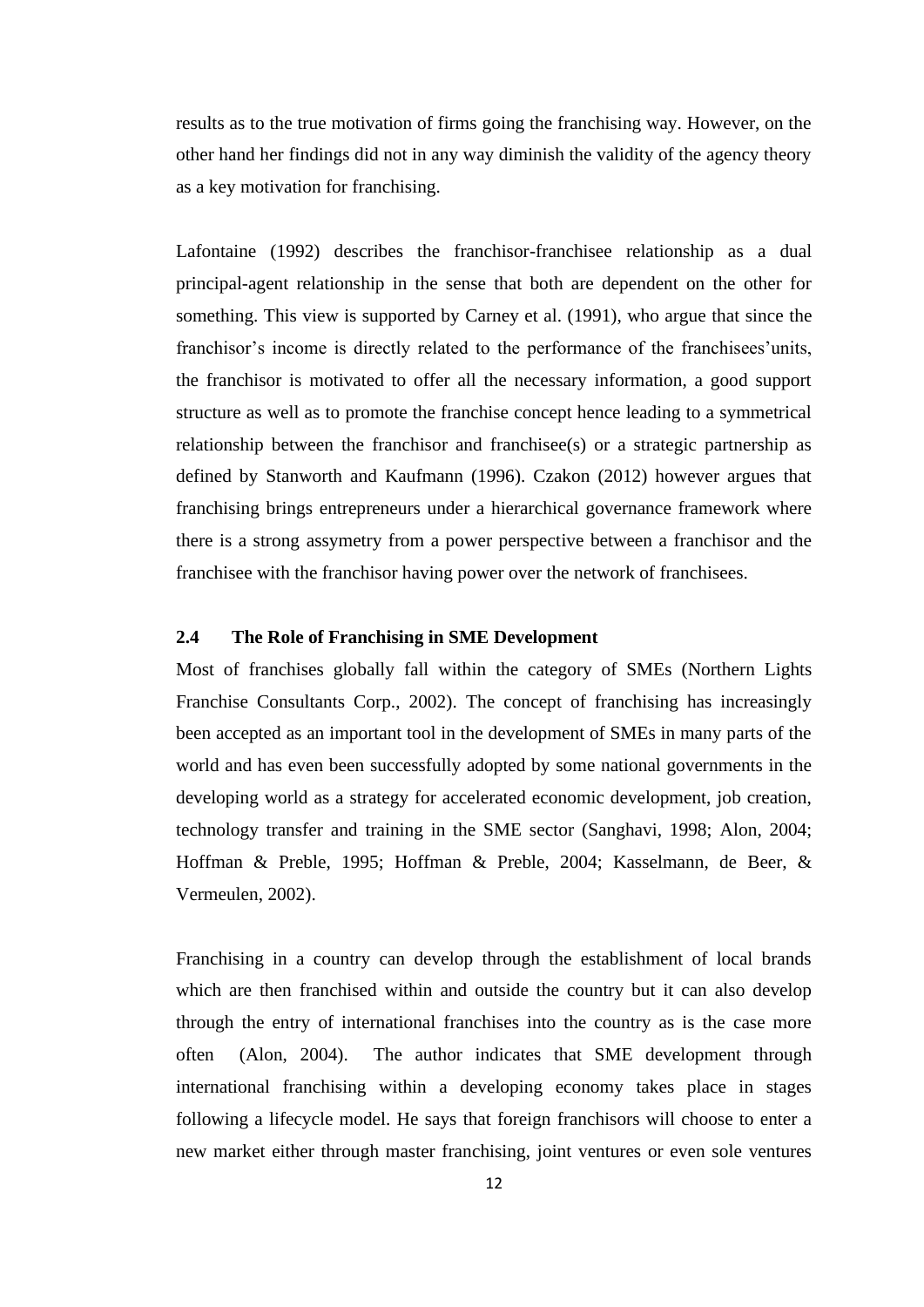results as to the true motivation of firms going the franchising way. However, on the other hand her findings did not in any way diminish the validity of the agency theory as a key motivation for franchising.

Lafontaine (1992) describes the franchisor-franchisee relationship as a dual principal-agent relationship in the sense that both are dependent on the other for something. This view is supported by Carney et al. (1991), who argue that since the franchisor's income is directly related to the performance of the franchisees'units, the franchisor is motivated to offer all the necessary information, a good support structure as well as to promote the franchise concept hence leading to a symmetrical relationship between the franchisor and franchisee(s) or a strategic partnership as defined by Stanworth and Kaufmann (1996). Czakon (2012) however argues that franchising brings entrepreneurs under a hierarchical governance framework where there is a strong assymetry from a power perspective between a franchisor and the franchisee with the franchisor having power over the network of franchisees.

### 2.4 The Role of Franchising in SME Development

Most of franchises globally fall within the category of SMEs (Northern Lights Franchise Consultants Corp., 2002). The concept of franchising has increasingly been accepted as an important tool in the development of SMEs in many parts of the world and has even been successfully adopted by some national governments in the developing world as a strategy for accelerated economic development, job creation, technology transfer and training in the SME sector (Sanghavi, 1998; Alon, 2004; Hoffman & Preble, 1995; Hoffman & Preble, 2004; Kasselmann, de Beer, & Vermeulen, 2002).

Franchising in a country can develop through the establishment of local brands which are then franchised within and outside the country but it can also develop through the entry of international franchises into the country as is the case more often (Alon, 2004). The author indicates that SME development through international franchising within a developing economy takes place in stages following a lifecycle model. He says that foreign franchisors will choose to enter a new market either through master franchising, joint ventures or even sole ventures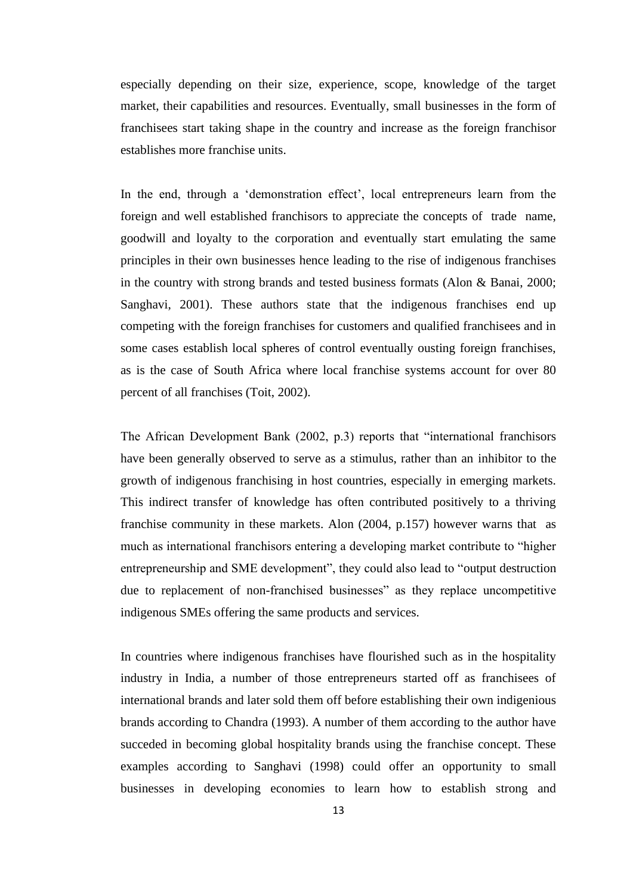especially depending on their size, experience, scope, knowledge of the target market, their capabilities and resources. Eventually, small businesses in the form of franchisees start taking shape in the country and increase as the foreign franchisor establishes more franchise units.

In the end, through a 'demonstration effect', local entrepreneurs learn from the foreign and well established franchisors to appreciate the concepts of trade name, goodwill and loyalty to the corporation and eventually start emulating the same principles in their own businesses hence leading to the rise of indigenous franchises in the country with strong brands and tested business formats (Alon & Banai, 2000; Sanghavi, 2001). These authors state that the indigenous franchises end up competing with the foreign franchises for customers and qualified franchisees and in some cases establish local spheres of control eventually ousting foreign franchises, as is the case of South Africa where local franchise systems account for over 80 percent of all franchises (Toit, 2002).

The African Development Bank (2002, p.3) reports that "international franchisors have been generally observed to serve as a stimulus, rather than an inhibitor to the growth of indigenous franchising in host countries, especially in emerging markets. This indirect transfer of knowledge has often contributed positively to a thriving franchise community in these markets. Alon (2004, p.157) however warns that as much as international franchisors entering a developing market contribute to "higher entrepreneurship and SME development", they could also lead to "output destruction due to replacement of non-franchised businesses" as they replace uncompetitive indigenous SMEs offering the same products and services.

In countries where indigenous franchises have flourished such as in the hospitality industry in India, a number of those entrepreneurs started off as franchisees of international brands and later sold them off before establishing their own indigenious brands according to Chandra (1993). A number of them according to the author have succeded in becoming global hospitality brands using the franchise concept. These examples according to Sanghavi (1998) could offer an opportunity to small businesses in developing economies to learn how to establish strong and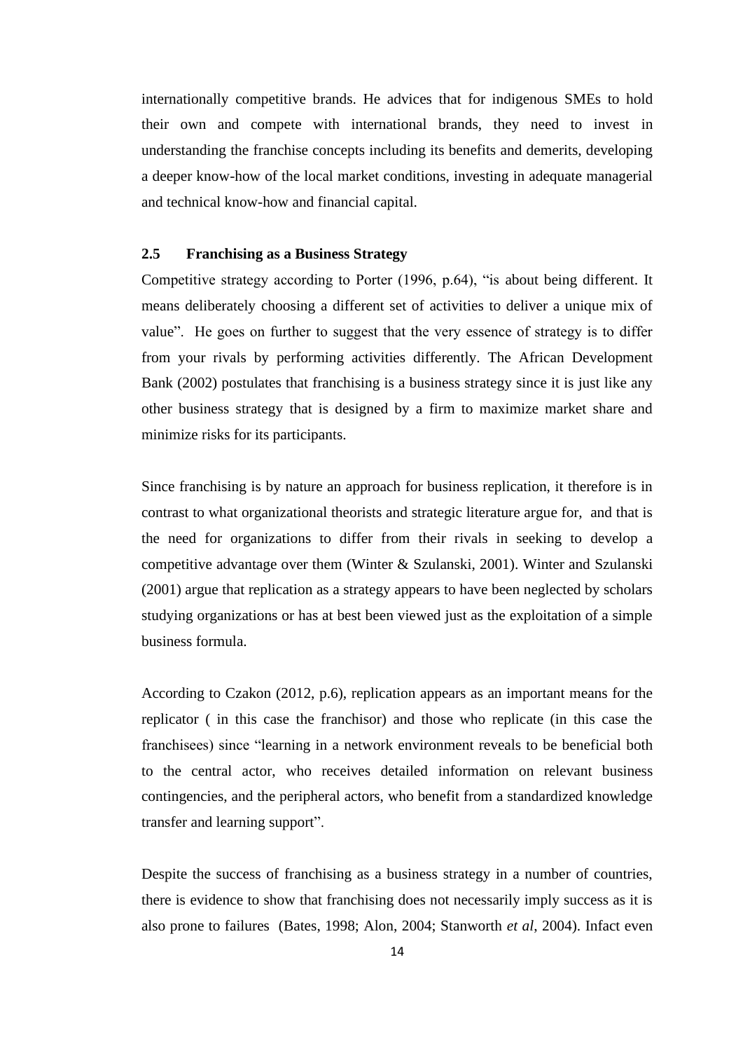internationally competitive brands. He advices that for indigenous SMEs to hold their own and compete with international brands, they need to invest in understanding the franchise concepts including its benefits and demerits, developing a deeper know-how of the local market conditions, investing in adequate managerial and technical know-how and financial capital.

### 2.5 Franchising as a Business Strategy

Competitive strategy according to Porter (1996, p.64), "is about being different. It means deliberately choosing a different set of activities to deliver a unique mix of value". He goes on further to suggest that the very essence of strategy is to differ from your rivals by performing activities differently. The African Development Bank (2002) postulates that franchising is a business strategy since it is just like any other business strategy that is designed by a firm to maximize market share and minimize risks for its participants.

Since franchising is by nature an approach for business replication, it therefore is in contrast to what organizational theorists and strategic literature argue for, and that is the need for organizations to differ from their rivals in seeking to develop a competitive advantage over them (Winter & Szulanski, 2001). Winter and Szulanski (2001) argue that replication as a strategy appears to have been neglected by scholars studying organizations or has at best been viewed just as the exploitation of a simple business formula.

According to Czakon (2012, p.6), replication appears as an important means for the replicator ( in this case the franchisor) and those who replicate (in this case the franchisees) since "learning in a network environment reveals to be beneficial both to the central actor, who receives detailed information on relevant business contingencies, and the peripheral actors, who benefit from a standardized knowledge transfer and learning support".

Despite the success of franchising as a business strategy in a number of countries, there is evidence to show that franchising does not necessarily imply success as it is also prone to failures (Bates, 1998; Alon, 2004; Stanworth *et al*, 2004). Infact even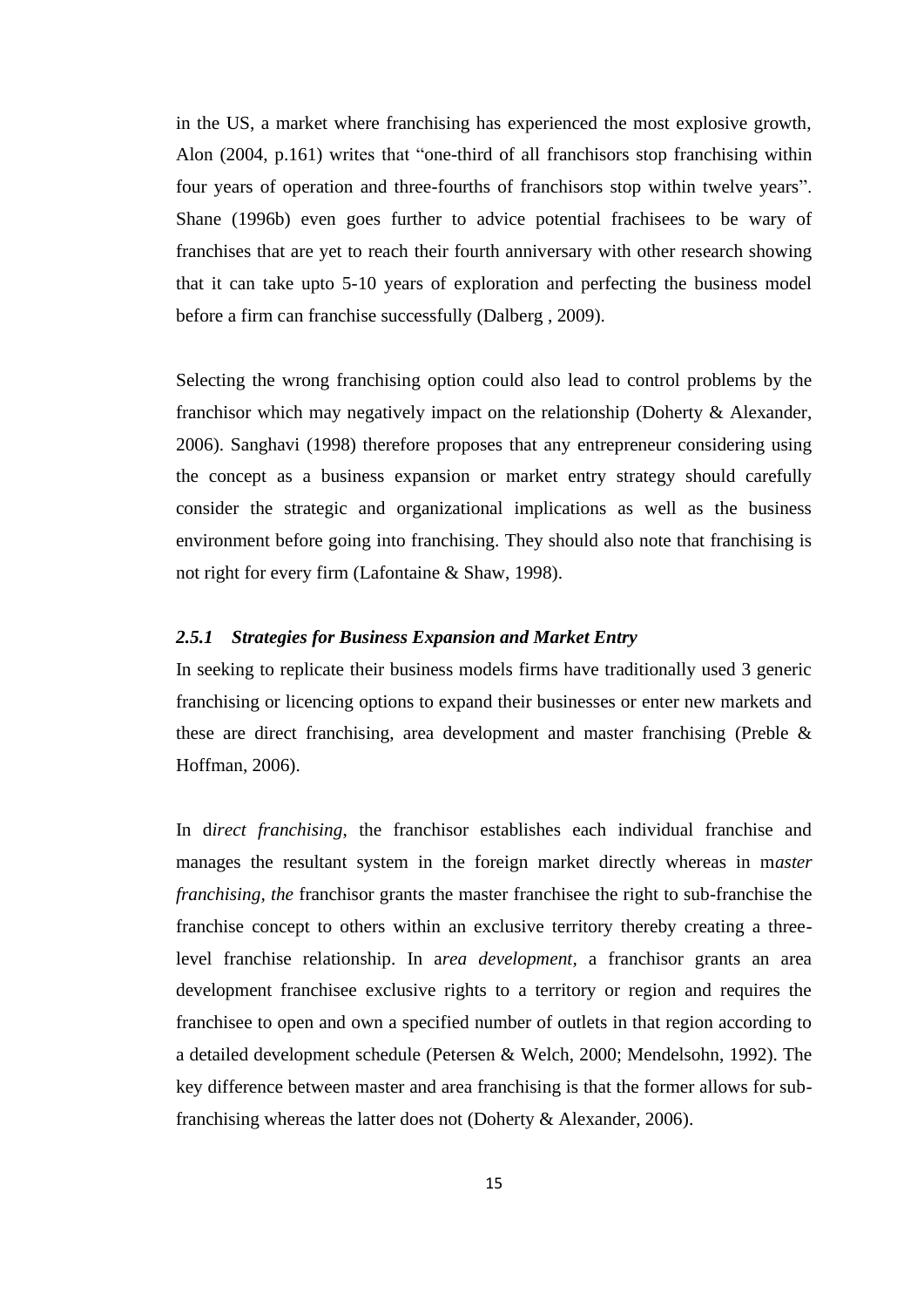in the US, a market where franchising has experienced the most explosive growth, Alon (2004, p.161) writes that "one-third of all franchisors stop franchising within four years of operation and three-fourths of franchisors stop within twelve years". Shane (1996b) even goes further to advice potential frachisees to be wary of franchises that are yet to reach their fourth anniversary with other research showing that it can take upto 5-10 years of exploration and perfecting the business model before a firm can franchise successfully (Dalberg , 2009).

Selecting the wrong franchising option could also lead to control problems by the franchisor which may negatively impact on the relationship (Doherty & Alexander, 2006). Sanghavi (1998) therefore proposes that any entrepreneur considering using the concept as a business expansion or market entry strategy should carefully consider the strategic and organizational implications as well as the business environment before going into franchising. They should also note that franchising is not right for every firm (Lafontaine & Shaw, 1998).

### *2.5.1 Strategies for Business Expansion and Market Entry*

In seeking to replicate their business models firms have traditionally used 3 generic franchising or licencing options to expand their businesses or enter new markets and these are direct franchising, area development and master franchising (Preble & Hoffman, 2006).

In d*irect franchising*, the franchisor establishes each individual franchise and manages the resultant system in the foreign market directly whereas in m*aster franchising, the* franchisor grants the master franchisee the right to sub-franchise the franchise concept to others within an exclusive territory thereby creating a three-level franchise relationship. In a*rea development*, a franchisor grants an area development franchisee exclusive rights to a territory or region and requires the franchisee to open and own a specified number of outlets in that region according to a detailed development schedule (Petersen & Welch, 2000; Mendelsohn, 1992). The key difference between master and area franchising is that the former allows for sub-franchising whereas the latter does not (Doherty & Alexander, 2006).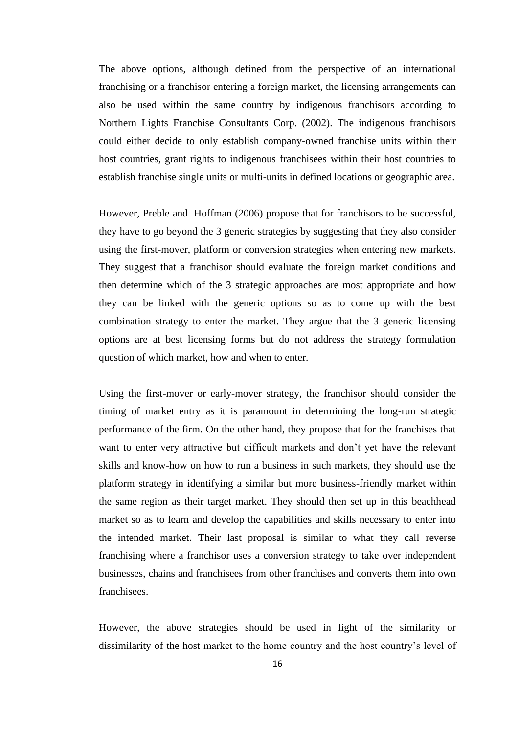The above options, although defined from the perspective of an international franchising or a franchisor entering a foreign market, the licensing arrangements can also be used within the same country by indigenous franchisors according to Northern Lights Franchise Consultants Corp. (2002). The indigenous franchisors could either decide to only establish company-owned franchise units within their host countries, grant rights to indigenous franchisees within their host countries to establish franchise single units or multi-units in defined locations or geographic area.

However, Preble and Hoffman (2006) propose that for franchisors to be successful, they have to go beyond the 3 generic strategies by suggesting that they also consider using the first-mover, platform or conversion strategies when entering new markets. They suggest that a franchisor should evaluate the foreign market conditions and then determine which of the 3 strategic approaches are most appropriate and how they can be linked with the generic options so as to come up with the best combination strategy to enter the market. They argue that the 3 generic licensing options are at best licensing forms but do not address the strategy formulation question of which market, how and when to enter.

Using the first-mover or early-mover strategy, the franchisor should consider the timing of market entry as it is paramount in determining the long-run strategic performance of the firm. On the other hand, they propose that for the franchises that want to enter very attractive but difficult markets and don't yet have the relevant skills and know-how on how to run a business in such markets, they should use the platform strategy in identifying a similar but more business-friendly market within the same region as their target market. They should then set up in this beachhead market so as to learn and develop the capabilities and skills necessary to enter into the intended market. Their last proposal is similar to what they call reverse franchising where a franchisor uses a conversion strategy to take over independent businesses, chains and franchisees from other franchises and converts them into own franchisees.

However, the above strategies should be used in light of the similarity or dissimilarity of the host market to the home country and the host country's level of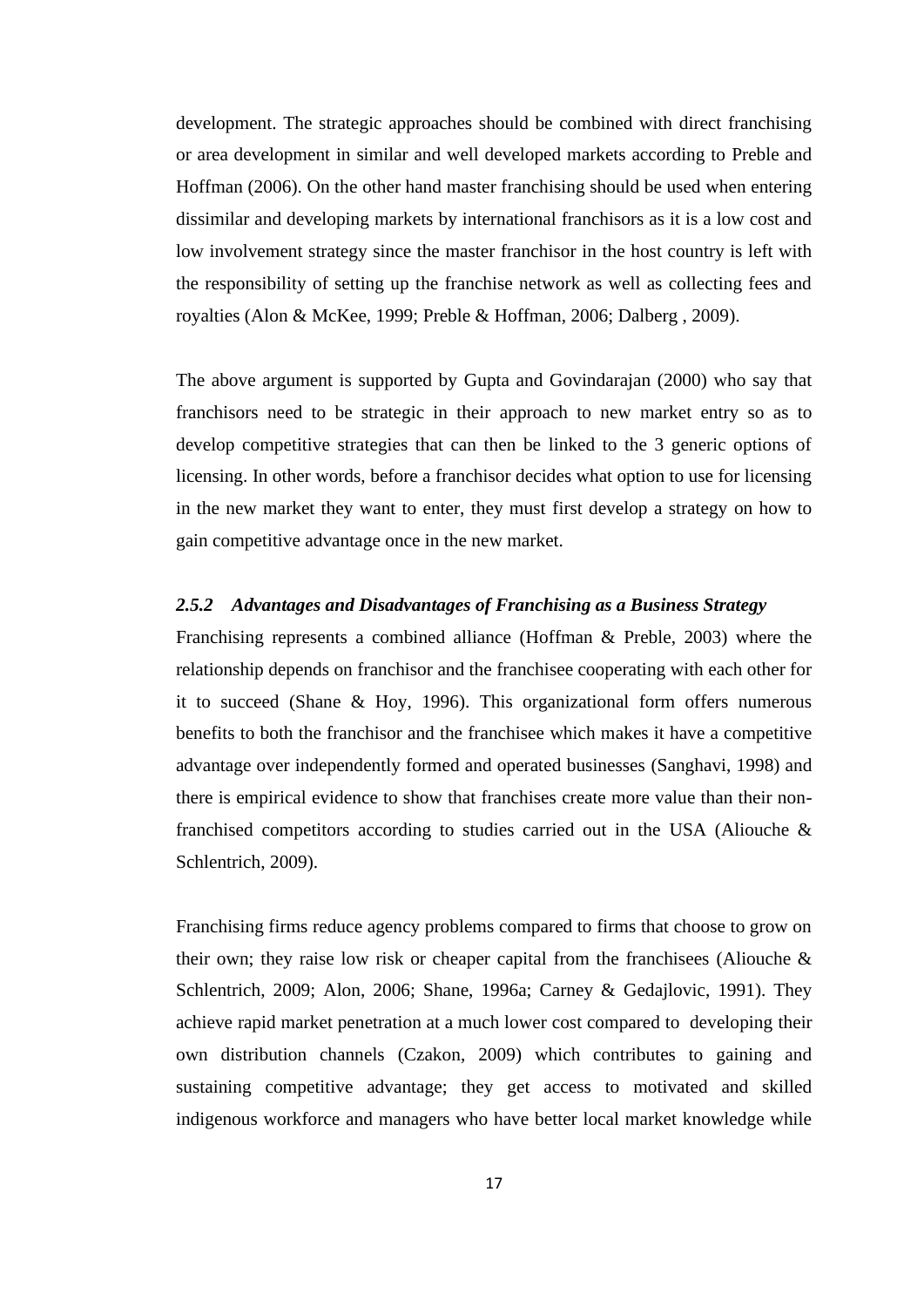development. The strategic approaches should be combined with direct franchising or area development in similar and well developed markets according to Preble and Hoffman (2006). On the other hand master franchising should be used when entering dissimilar and developing markets by international franchisors as it is a low cost and low involvement strategy since the master franchisor in the host country is left with the responsibility of setting up the franchise network as well as collecting fees and royalties (Alon & McKee, 1999; Preble & Hoffman, 2006; Dalberg , 2009).

The above argument is supported by Gupta and Govindarajan (2000) who say that franchisors need to be strategic in their approach to new market entry so as to develop competitive strategies that can then be linked to the 3 generic options of licensing. In other words, before a franchisor decides what option to use for licensing in the new market they want to enter, they must first develop a strategy on how to gain competitive advantage once in the new market.

### *2.5.2 Advantages and Disadvantages of Franchising as a Business Strategy*

Franchising represents a combined alliance (Hoffman & Preble, 2003) where the relationship depends on franchisor and the franchisee cooperating with each other for it to succeed (Shane & Hoy, 1996). This organizational form offers numerous benefits to both the franchisor and the franchisee which makes it have a competitive advantage over independently formed and operated businesses (Sanghavi, 1998) and there is empirical evidence to show that franchises create more value than their non-franchised competitors according to studies carried out in the USA (Aliouche & Schlentrich, 2009).

Franchising firms reduce agency problems compared to firms that choose to grow on their own; they raise low risk or cheaper capital from the franchisees (Aliouche & Schlentrich, 2009; Alon, 2006; Shane, 1996a; Carney & Gedajlovic, 1991). They achieve rapid market penetration at a much lower cost compared to developing their own distribution channels (Czakon, 2009) which contributes to gaining and sustaining competitive advantage; they get access to motivated and skilled indigenous workforce and managers who have better local market knowledge while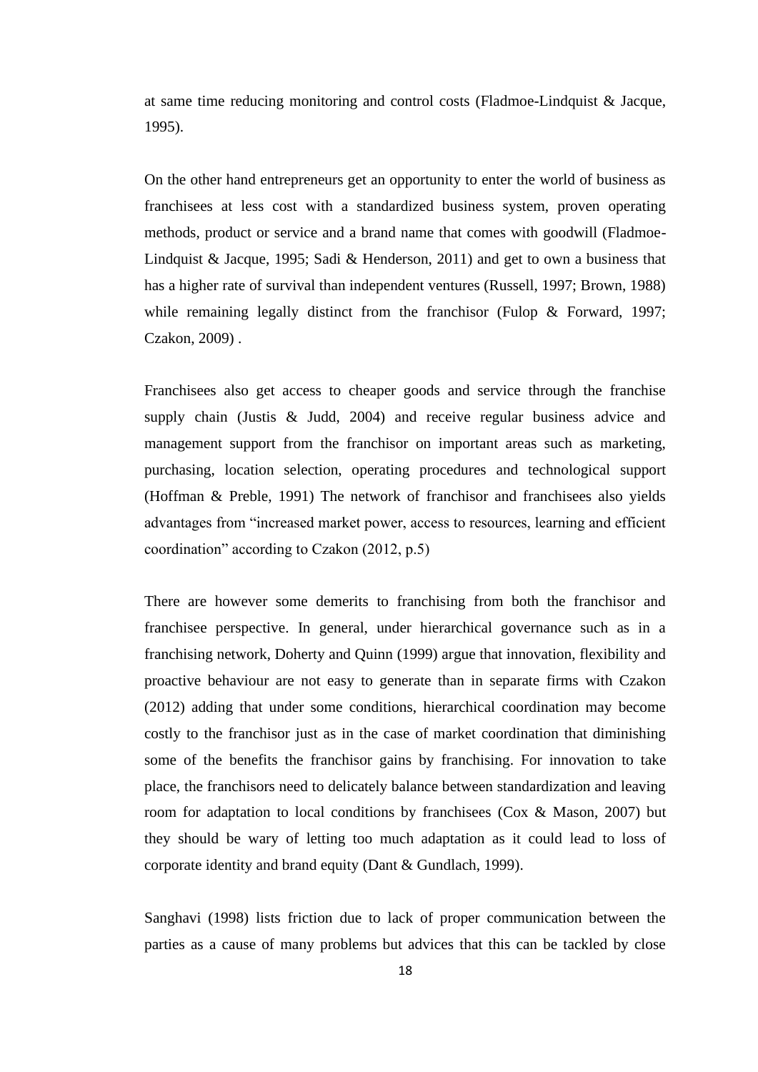at same time reducing monitoring and control costs (Fladmoe-Lindquist & Jacque, 1995).

On the other hand entrepreneurs get an opportunity to enter the world of business as franchisees at less cost with a standardized business system, proven operating methods, product or service and a brand name that comes with goodwill (Fladmoe-Lindquist & Jacque, 1995; Sadi & Henderson, 2011) and get to own a business that has a higher rate of survival than independent ventures (Russell, 1997; Brown, 1988) while remaining legally distinct from the franchisor (Fulop & Forward, 1997; Czakon, 2009) .

Franchisees also get access to cheaper goods and service through the franchise supply chain (Justis & Judd, 2004) and receive regular business advice and management support from the franchisor on important areas such as marketing, purchasing, location selection, operating procedures and technological support (Hoffman & Preble, 1991) The network of franchisor and franchisees also yields advantages from "increased market power, access to resources, learning and efficient coordination" according to Czakon (2012, p.5)

There are however some demerits to franchising from both the franchisor and franchisee perspective. In general, under hierarchical governance such as in a franchising network, Doherty and Quinn (1999) argue that innovation, flexibility and proactive behaviour are not easy to generate than in separate firms with Czakon (2012) adding that under some conditions, hierarchical coordination may become costly to the franchisor just as in the case of market coordination that diminishing some of the benefits the franchisor gains by franchising. For innovation to take place, the franchisors need to delicately balance between standardization and leaving room for adaptation to local conditions by franchisees (Cox & Mason, 2007) but they should be wary of letting too much adaptation as it could lead to loss of corporate identity and brand equity (Dant & Gundlach, 1999).

Sanghavi (1998) lists friction due to lack of proper communication between the parties as a cause of many problems but advices that this can be tackled by close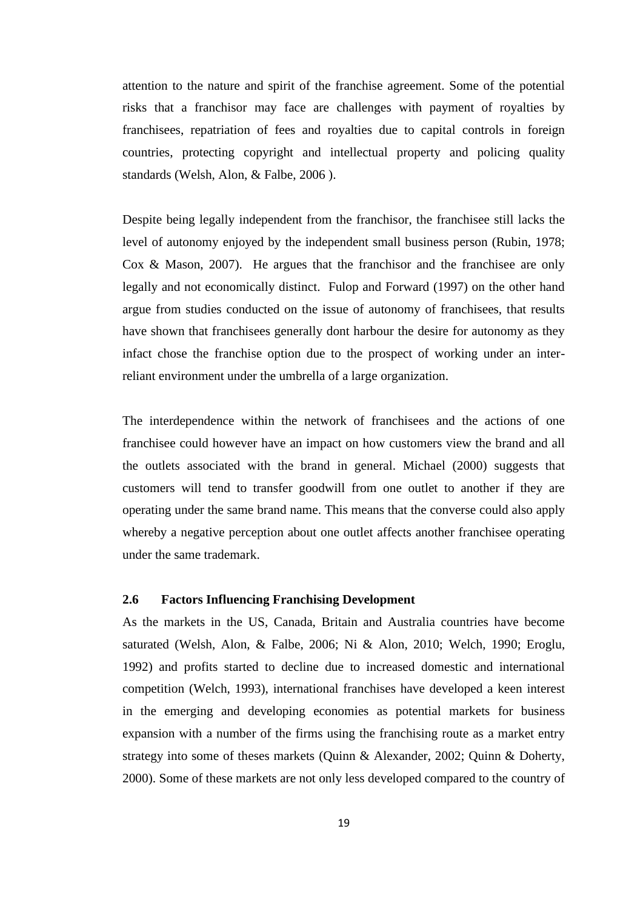attention to the nature and spirit of the franchise agreement. Some of the potential risks that a franchisor may face are challenges with payment of royalties by franchisees, repatriation of fees and royalties due to capital controls in foreign countries, protecting copyright and intellectual property and policing quality standards (Welsh, Alon, & Falbe, 2006 ).

Despite being legally independent from the franchisor, the franchisee still lacks the level of autonomy enjoyed by the independent small business person (Rubin, 1978; Cox & Mason, 2007). He argues that the franchisor and the franchisee are only legally and not economically distinct. Fulop and Forward (1997) on the other hand argue from studies conducted on the issue of autonomy of franchisees, that results have shown that franchisees generally dont harbour the desire for autonomy as they infact chose the franchise option due to the prospect of working under an inter-reliant environment under the umbrella of a large organization.

The interdependence within the network of franchisees and the actions of one franchisee could however have an impact on how customers view the brand and all the outlets associated with the brand in general. Michael (2000) suggests that customers will tend to transfer goodwill from one outlet to another if they are operating under the same brand name. This means that the converse could also apply whereby a negative perception about one outlet affects another franchisee operating under the same trademark.

### 2.6 Factors Influencing Franchising Development

As the markets in the US, Canada, Britain and Australia countries have become saturated (Welsh, Alon, & Falbe, 2006; Ni & Alon, 2010; Welch, 1990; Eroglu, 1992) and profits started to decline due to increased domestic and international competition (Welch, 1993), international franchises have developed a keen interest in the emerging and developing economies as potential markets for business expansion with a number of the firms using the franchising route as a market entry strategy into some of theses markets (Quinn & Alexander, 2002; Quinn & Doherty, 2000). Some of these markets are not only less developed compared to the country of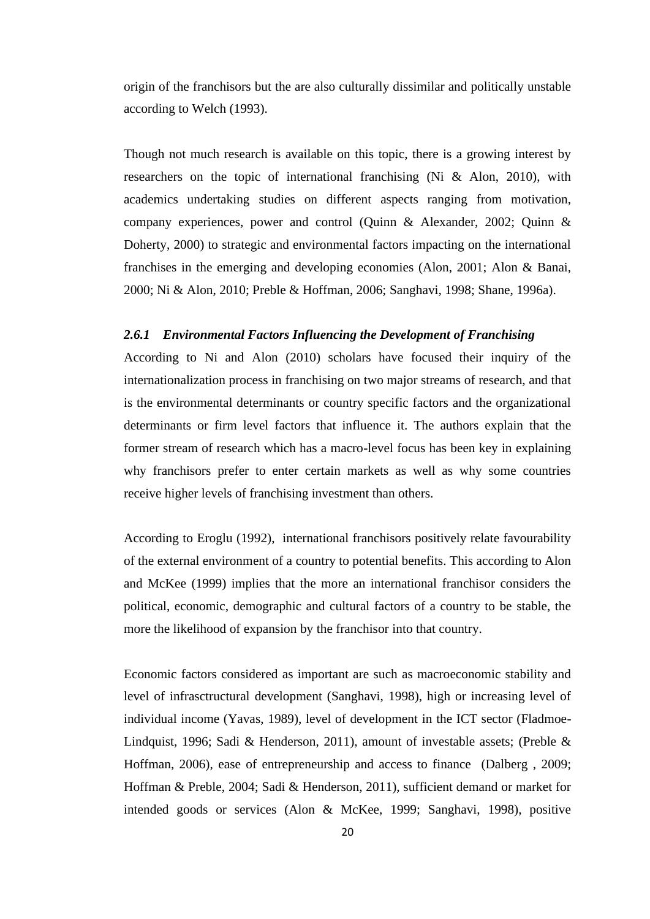origin of the franchisors but the are also culturally dissimilar and politically unstable according to Welch (1993).

Though not much research is available on this topic, there is a growing interest by researchers on the topic of international franchising (Ni & Alon, 2010), with academics undertaking studies on different aspects ranging from motivation, company experiences, power and control (Quinn & Alexander, 2002; Quinn & Doherty, 2000) to strategic and environmental factors impacting on the international franchises in the emerging and developing economies (Alon, 2001; Alon & Banai, 2000; Ni & Alon, 2010; Preble & Hoffman, 2006; Sanghavi, 1998; Shane, 1996a).

### *2.6.1 Environmental Factors Influencing the Development of Franchising*

According to Ni and Alon (2010) scholars have focused their inquiry of the internationalization process in franchising on two major streams of research, and that is the environmental determinants or country specific factors and the organizational determinants or firm level factors that influence it. The authors explain that the former stream of research which has a macro-level focus has been key in explaining why franchisors prefer to enter certain markets as well as why some countries receive higher levels of franchising investment than others.

According to Eroglu (1992), international franchisors positively relate favourability of the external environment of a country to potential benefits. This according to Alon and McKee (1999) implies that the more an international franchisor considers the political, economic, demographic and cultural factors of a country to be stable, the more the likelihood of expansion by the franchisor into that country.

Economic factors considered as important are such as macroeconomic stability and level of infrasctructural development (Sanghavi, 1998), high or increasing level of individual income (Yavas, 1989), level of development in the ICT sector (Fladmoe-Lindquist, 1996; Sadi & Henderson, 2011), amount of investable assets; (Preble & Hoffman, 2006), ease of entrepreneurship and access to finance (Dalberg , 2009; Hoffman & Preble, 2004; Sadi & Henderson, 2011), sufficient demand or market for intended goods or services (Alon & McKee, 1999; Sanghavi, 1998), positive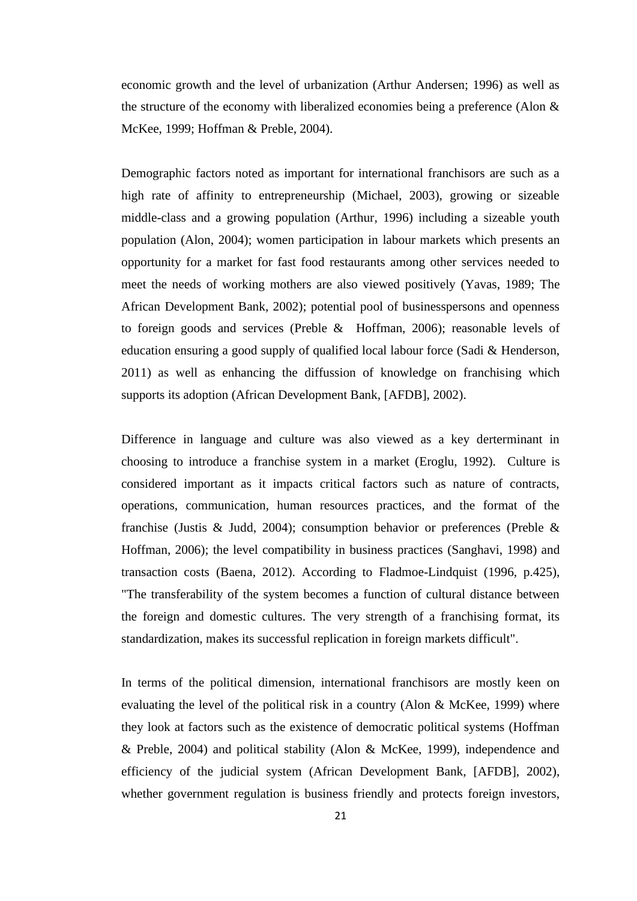economic growth and the level of urbanization (Arthur Andersen; 1996) as well as the structure of the economy with liberalized economies being a preference (Alon & McKee, 1999; Hoffman & Preble, 2004).

Demographic factors noted as important for international franchisors are such as a high rate of affinity to entrepreneurship (Michael, 2003), growing or sizeable middle-class and a growing population (Arthur, 1996) including a sizeable youth population (Alon, 2004); women participation in labour markets which presents an opportunity for a market for fast food restaurants among other services needed to meet the needs of working mothers are also viewed positively (Yavas, 1989; The African Development Bank, 2002); potential pool of businesspersons and openness to foreign goods and services (Preble & Hoffman, 2006); reasonable levels of education ensuring a good supply of qualified local labour force (Sadi & Henderson, 2011) as well as enhancing the diffussion of knowledge on franchising which supports its adoption (African Development Bank, [AFDB], 2002).

Difference in language and culture was also viewed as a key derterminant in choosing to introduce a franchise system in a market (Eroglu, 1992). Culture is considered important as it impacts critical factors such as nature of contracts, operations, communication, human resources practices, and the format of the franchise (Justis & Judd, 2004); consumption behavior or preferences (Preble & Hoffman, 2006); the level compatibility in business practices (Sanghavi, 1998) and transaction costs (Baena, 2012). According to Fladmoe-Lindquist (1996, p.425), "The transferability of the system becomes a function of cultural distance between the foreign and domestic cultures. The very strength of a franchising format, its standardization, makes its successful replication in foreign markets difficult".

In terms of the political dimension, international franchisors are mostly keen on evaluating the level of the political risk in a country (Alon & McKee, 1999) where they look at factors such as the existence of democratic political systems (Hoffman & Preble, 2004) and political stability (Alon & McKee, 1999), independence and efficiency of the judicial system (African Development Bank, [AFDB], 2002), whether government regulation is business friendly and protects foreign investors,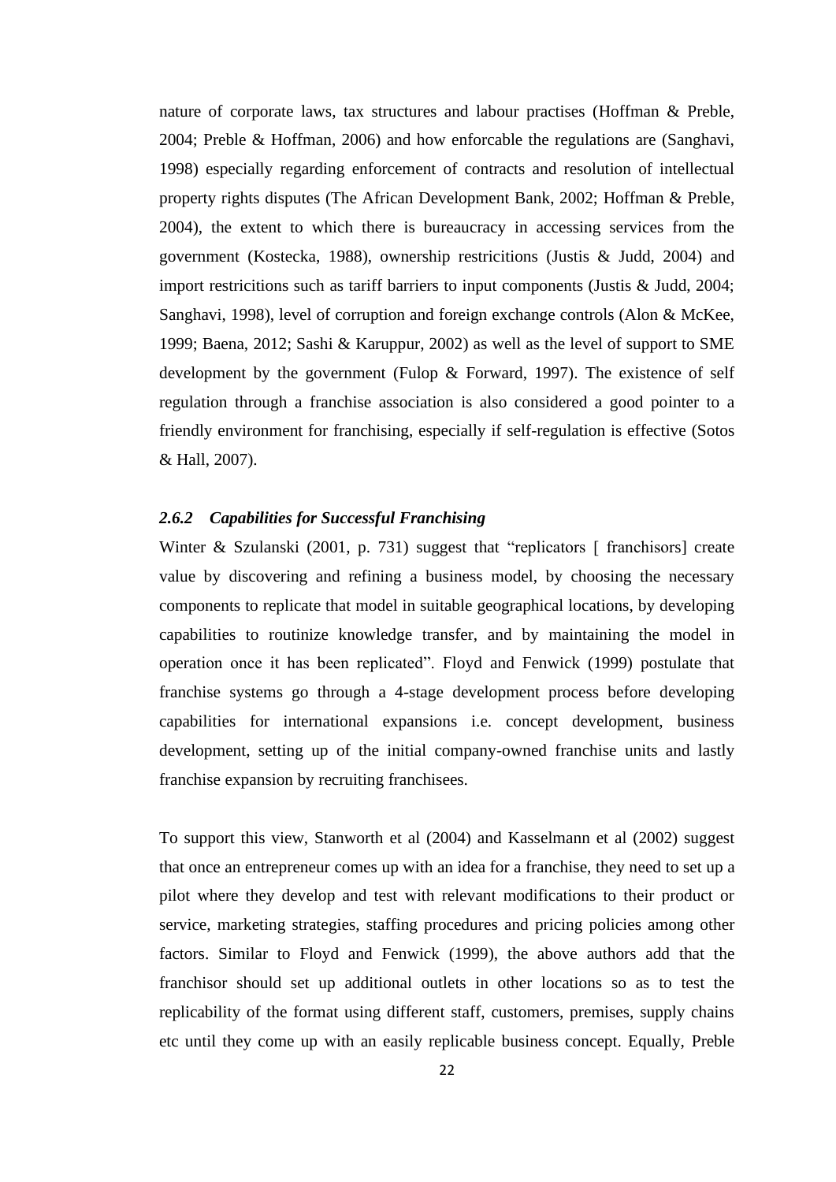nature of corporate laws, tax structures and labour practises (Hoffman & Preble, 2004; Preble & Hoffman, 2006) and how enforcable the regulations are (Sanghavi, 1998) especially regarding enforcement of contracts and resolution of intellectual property rights disputes (The African Development Bank, 2002; Hoffman & Preble, 2004), the extent to which there is bureaucracy in accessing services from the government (Kostecka, 1988), ownership restricitions (Justis & Judd, 2004) and import restricitions such as tariff barriers to input components (Justis & Judd, 2004; Sanghavi, 1998), level of corruption and foreign exchange controls (Alon & McKee, 1999; Baena, 2012; Sashi & Karuppur, 2002) as well as the level of support to SME development by the government (Fulop & Forward, 1997). The existence of self regulation through a franchise association is also considered a good pointer to a friendly environment for franchising, especially if self-regulation is effective (Sotos & Hall, 2007).

### *2.6.2 Capabilities for Successful Franchising*

Winter & Szulanski (2001, p. 731) suggest that "replicators [ franchisors] create value by discovering and refining a business model, by choosing the necessary components to replicate that model in suitable geographical locations, by developing capabilities to routinize knowledge transfer, and by maintaining the model in operation once it has been replicated". Floyd and Fenwick (1999) postulate that franchise systems go through a 4-stage development process before developing capabilities for international expansions i.e. concept development, business development, setting up of the initial company-owned franchise units and lastly franchise expansion by recruiting franchisees.

To support this view, Stanworth et al (2004) and Kasselmann et al (2002) suggest that once an entrepreneur comes up with an idea for a franchise, they need to set up a pilot where they develop and test with relevant modifications to their product or service, marketing strategies, staffing procedures and pricing policies among other factors. Similar to Floyd and Fenwick (1999), the above authors add that the franchisor should set up additional outlets in other locations so as to test the replicability of the format using different staff, customers, premises, supply chains etc until they come up with an easily replicable business concept. Equally, Preble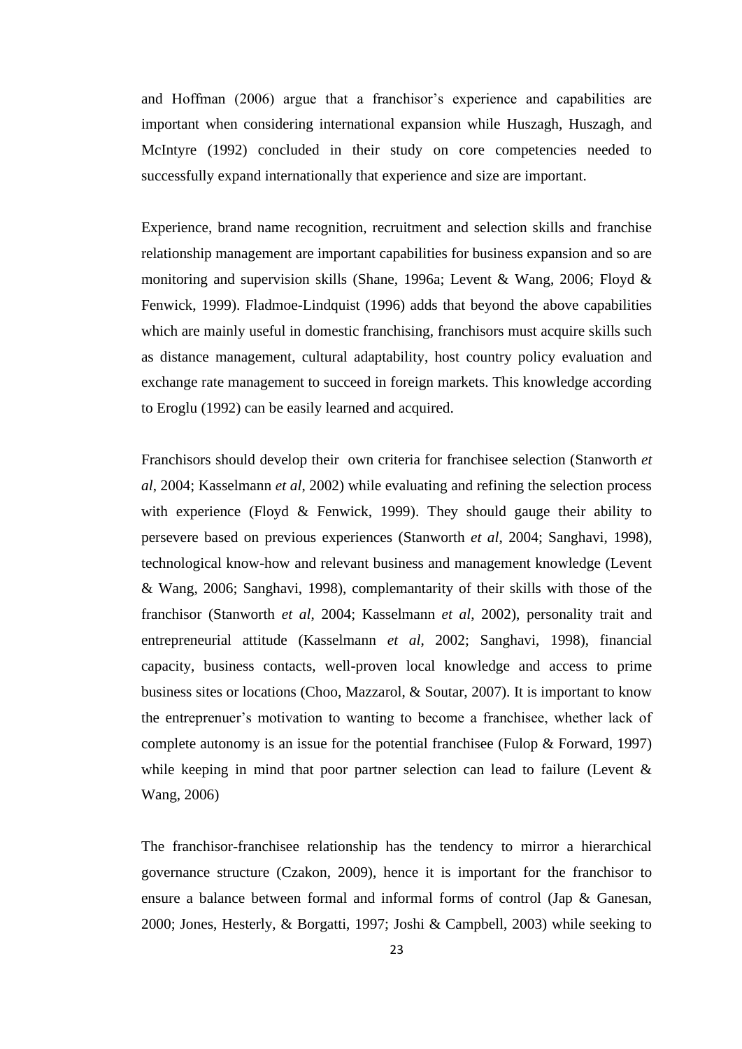and Hoffman (2006) argue that a franchisor's experience and capabilities are important when considering international expansion while Huszagh, Huszagh, and McIntyre (1992) concluded in their study on core competencies needed to successfully expand internationally that experience and size are important.

Experience, brand name recognition, recruitment and selection skills and franchise relationship management are important capabilities for business expansion and so are monitoring and supervision skills (Shane, 1996a; Levent & Wang, 2006; Floyd & Fenwick, 1999). Fladmoe-Lindquist (1996) adds that beyond the above capabilities which are mainly useful in domestic franchising, franchisors must acquire skills such as distance management, cultural adaptability, host country policy evaluation and exchange rate management to succeed in foreign markets. This knowledge according to Eroglu (1992) can be easily learned and acquired.

Franchisors should develop their own criteria for franchisee selection (Stanworth *et al*, 2004; Kasselmann *et al*, 2002) while evaluating and refining the selection process with experience (Floyd & Fenwick, 1999). They should gauge their ability to persevere based on previous experiences (Stanworth *et al*, 2004; Sanghavi, 1998), technological know-how and relevant business and management knowledge (Levent & Wang, 2006; Sanghavi, 1998), complemantarity of their skills with those of the franchisor (Stanworth *et al*, 2004; Kasselmann *et al*, 2002), personality trait and entrepreneurial attitude (Kasselmann *et al*, 2002; Sanghavi, 1998), financial capacity, business contacts, well-proven local knowledge and access to prime business sites or locations (Choo, Mazzarol, & Soutar, 2007). It is important to know the entreprenuer's motivation to wanting to become a franchisee, whether lack of complete autonomy is an issue for the potential franchisee (Fulop & Forward, 1997) while keeping in mind that poor partner selection can lead to failure (Levent & Wang, 2006)

The franchisor-franchisee relationship has the tendency to mirror a hierarchical governance structure (Czakon, 2009), hence it is important for the franchisor to ensure a balance between formal and informal forms of control (Jap & Ganesan, 2000; Jones, Hesterly, & Borgatti, 1997; Joshi & Campbell, 2003) while seeking to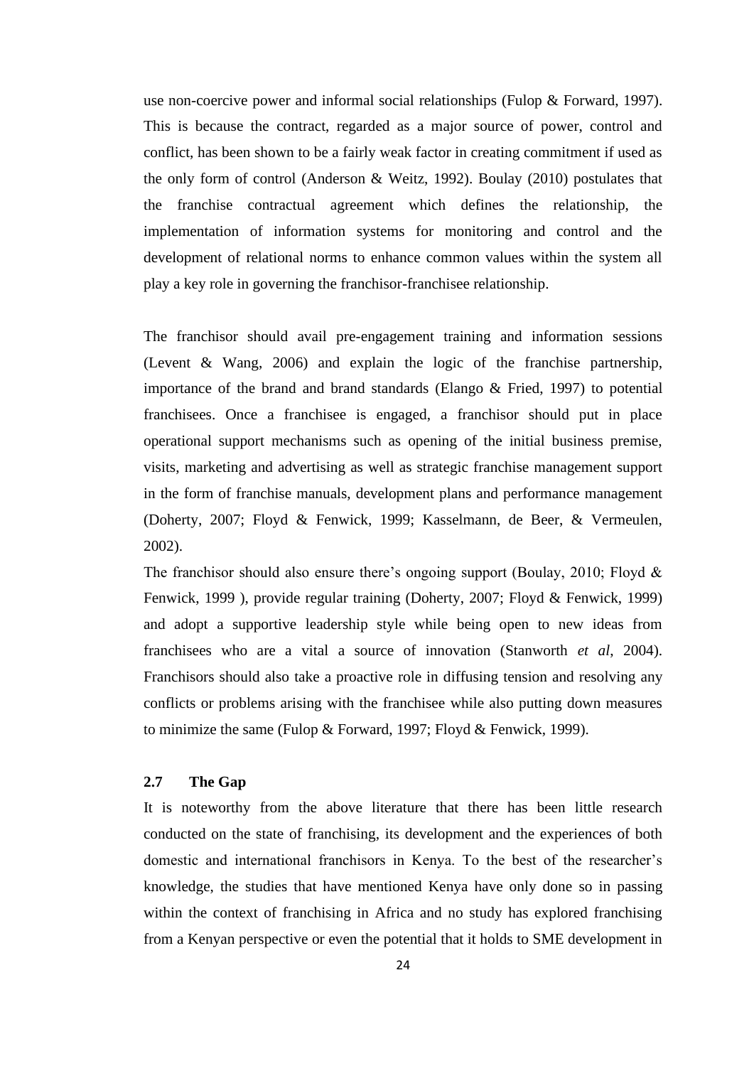use non-coercive power and informal social relationships (Fulop & Forward, 1997). This is because the contract, regarded as a major source of power, control and conflict, has been shown to be a fairly weak factor in creating commitment if used as the only form of control (Anderson & Weitz, 1992). Boulay (2010) postulates that the franchise contractual agreement which defines the relationship, the implementation of information systems for monitoring and control and the development of relational norms to enhance common values within the system all play a key role in governing the franchisor-franchisee relationship.

The franchisor should avail pre-engagement training and information sessions (Levent & Wang, 2006) and explain the logic of the franchise partnership, importance of the brand and brand standards (Elango & Fried, 1997) to potential franchisees. Once a franchisee is engaged, a franchisor should put in place operational support mechanisms such as opening of the initial business premise, visits, marketing and advertising as well as strategic franchise management support in the form of franchise manuals, development plans and performance management (Doherty, 2007; Floyd & Fenwick, 1999; Kasselmann, de Beer, & Vermeulen, 2002).

The franchisor should also ensure there's ongoing support (Boulay, 2010; Floyd & Fenwick, 1999 ), provide regular training (Doherty, 2007; Floyd & Fenwick, 1999) and adopt a supportive leadership style while being open to new ideas from franchisees who are a vital a source of innovation (Stanworth *et al*, 2004). Franchisors should also take a proactive role in diffusing tension and resolving any conflicts or problems arising with the franchisee while also putting down measures to minimize the same (Fulop & Forward, 1997; Floyd & Fenwick, 1999).

## 2.7 The Gap

It is noteworthy from the above literature that there has been little research conducted on the state of franchising, its development and the experiences of both domestic and international franchisors in Kenya. To the best of the researcher's knowledge, the studies that have mentioned Kenya have only done so in passing within the context of franchising in Africa and no study has explored franchising from a Kenyan perspective or even the potential that it holds to SME development in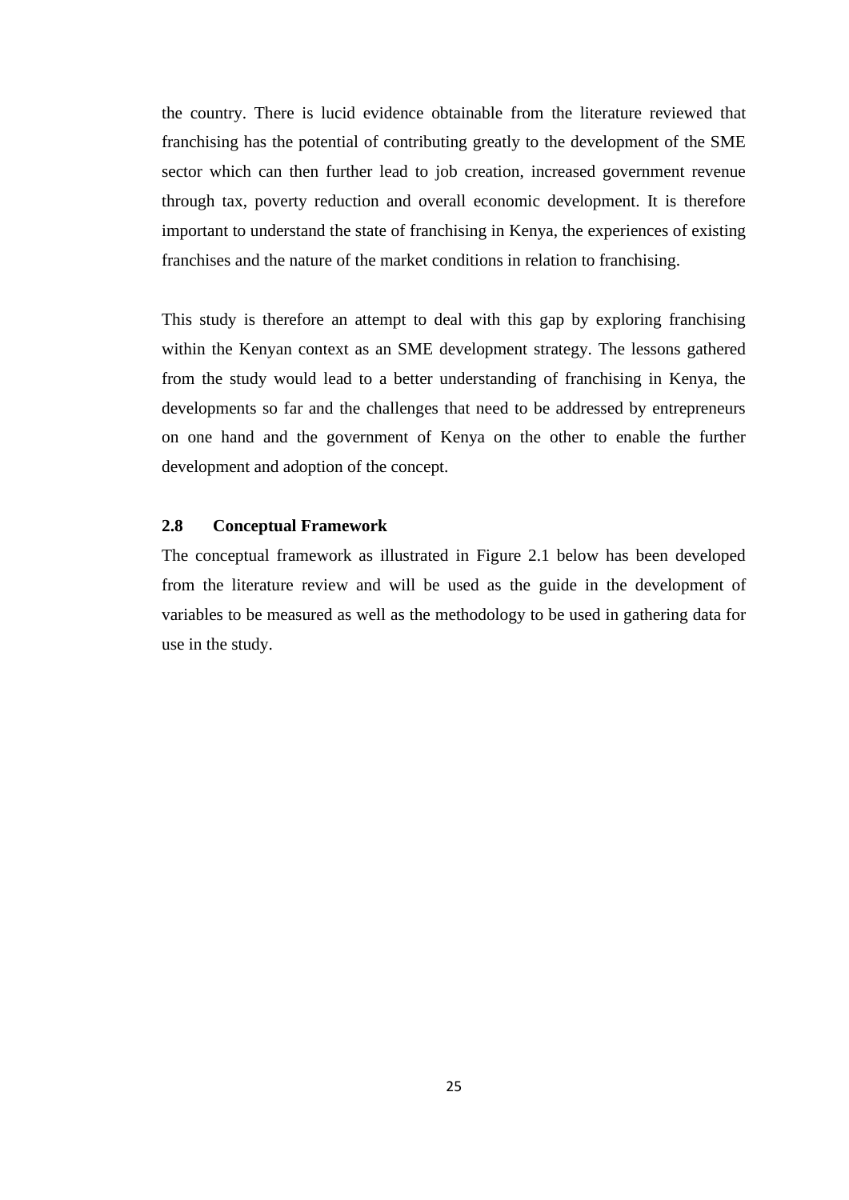the country. There is lucid evidence obtainable from the literature reviewed that franchising has the potential of contributing greatly to the development of the SME sector which can then further lead to job creation, increased government revenue through tax, poverty reduction and overall economic development. It is therefore important to understand the state of franchising in Kenya, the experiences of existing franchises and the nature of the market conditions in relation to franchising.

This study is therefore an attempt to deal with this gap by exploring franchising within the Kenyan context as an SME development strategy. The lessons gathered from the study would lead to a better understanding of franchising in Kenya, the developments so far and the challenges that need to be addressed by entrepreneurs on one hand and the government of Kenya on the other to enable the further development and adoption of the concept.

## 2.8 Conceptual Framework

The conceptual framework as illustrated in Figure 2.1 below has been developed from the literature review and will be used as the guide in the development of variables to be measured as well as the methodology to be used in gathering data for use in the study.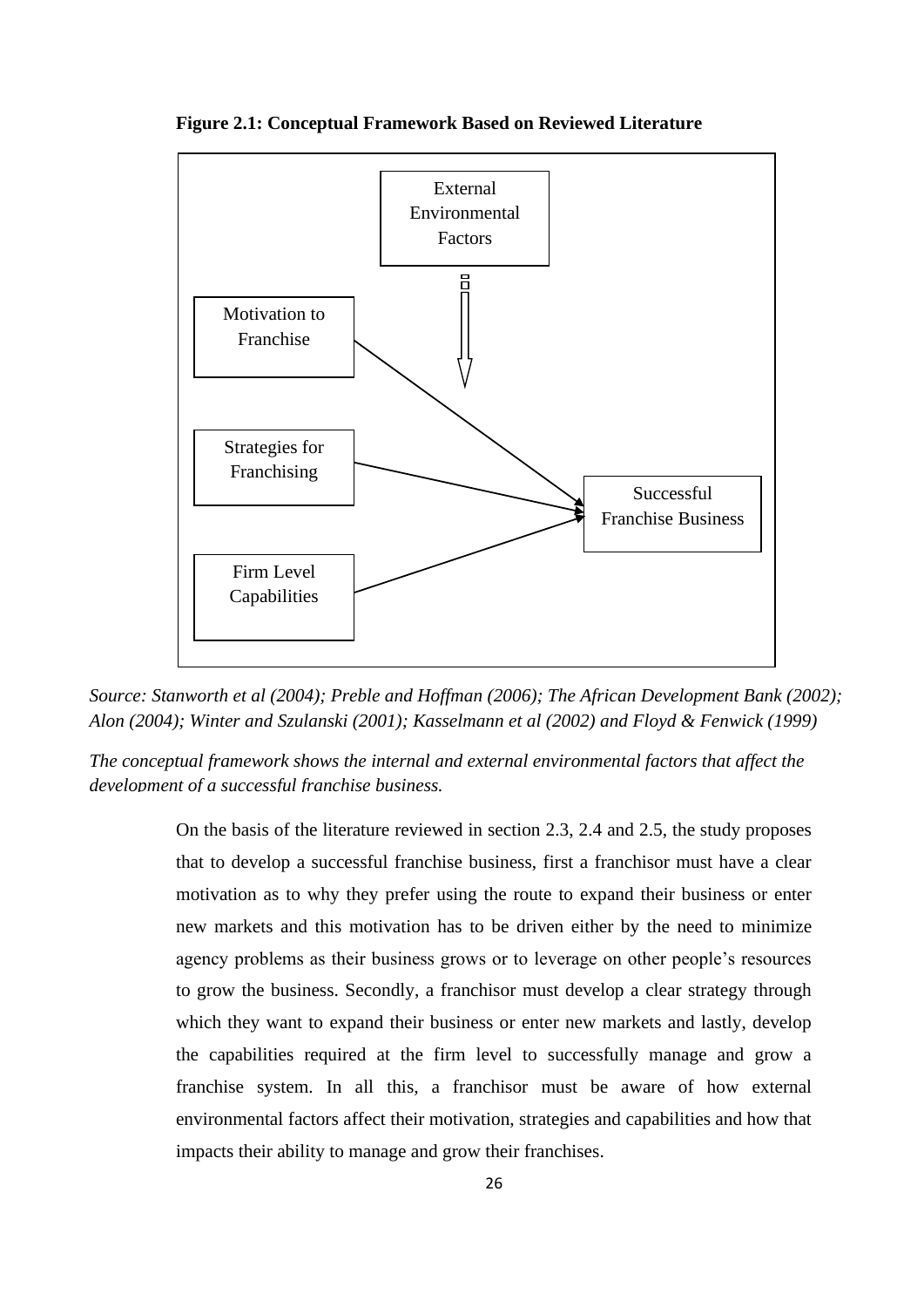**Figure 2.1: Conceptual Framework Based on Reviewed Literature**

External Environmental Factors

Motivation to Franchise

Strategies for Franchising

Firm Level Capabilities

Successful Franchise Business

*Source: Stanworth et al (2004); Preble and Hoffman (2006); The African Development Bank (2002); Alon (2004); Winter and Szulanski (2001); Kasselmann et al (2002) and Floyd & Fenwick (1999)*

*The conceptual framework shows the internal and external environmental factors that affect the development of a successful franchise business.*

On the basis of the literature reviewed in section 2.3, 2.4 and 2.5, the study proposes that to develop a successful franchise business, first a franchisor must have a clear motivation as to why they prefer using the route to expand their business or enter new markets and this motivation has to be driven either by the need to minimize agency problems as their business grows or to leverage on other people's resources to grow the business. Secondly, a franchisor must develop a clear strategy through which they want to expand their business or enter new markets and lastly, develop the capabilities required at the firm level to successfully manage and grow a franchise system. In all this, a franchisor must be aware of how external environmental factors affect their motivation, strategies and capabilities and how that impacts their ability to manage and grow their franchises.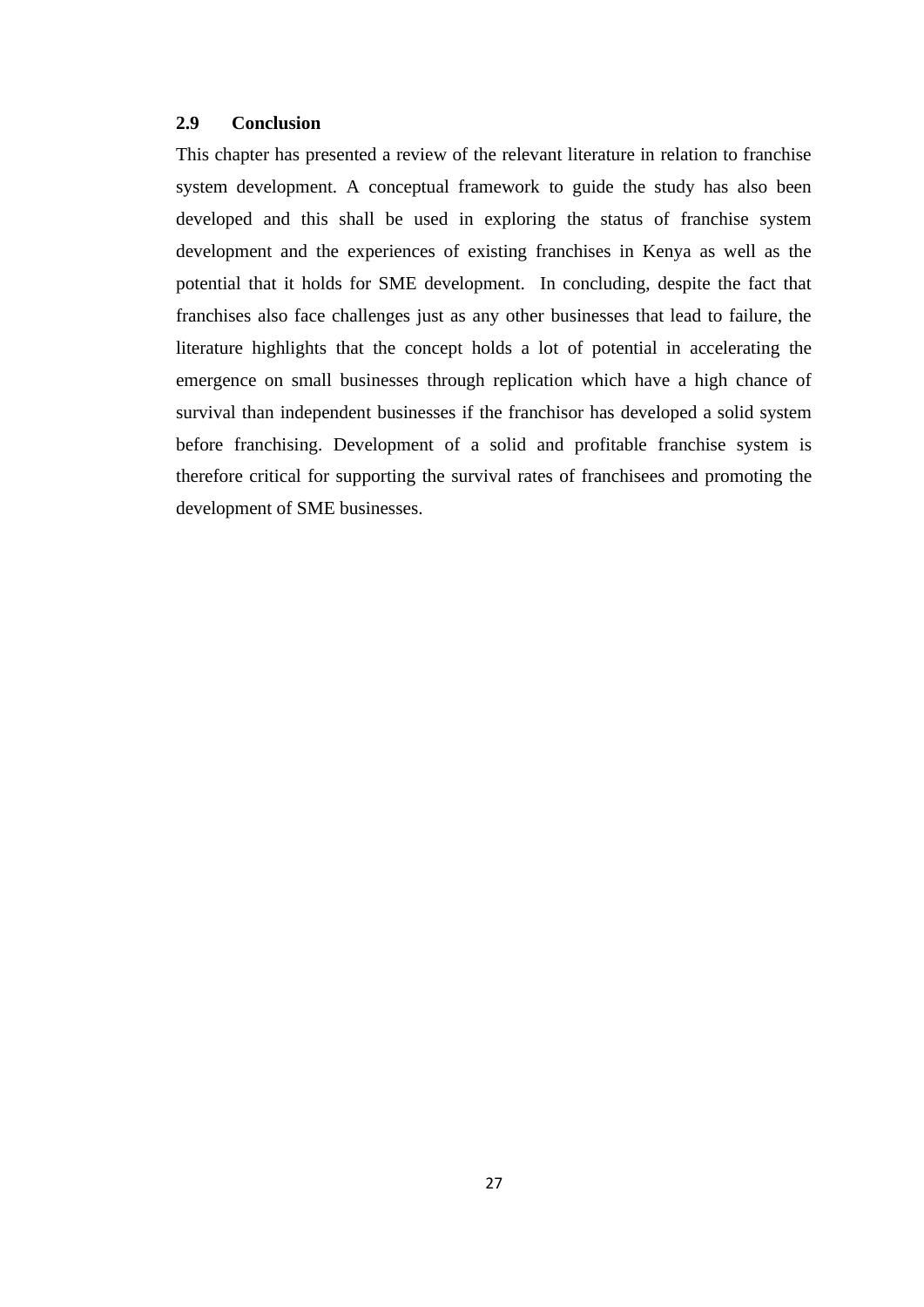## 2.9 Conclusion

This chapter has presented a review of the relevant literature in relation to franchise system development. A conceptual framework to guide the study has also been developed and this shall be used in exploring the status of franchise system development and the experiences of existing franchises in Kenya as well as the potential that it holds for SME development. In concluding, despite the fact that franchises also face challenges just as any other businesses that lead to failure, the literature highlights that the concept holds a lot of potential in accelerating the emergence on small businesses through replication which have a high chance of survival than independent businesses if the franchisor has developed a solid system before franchising. Development of a solid and profitable franchise system is therefore critical for supporting the survival rates of franchisees and promoting the development of SME businesses.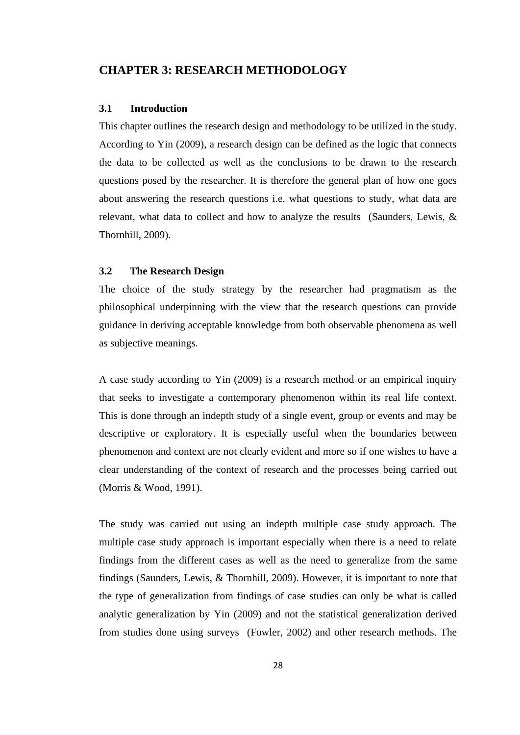# CHAPTER 3: RESEARCH METHODOLOGY

## 3.1 Introduction

This chapter outlines the research design and methodology to be utilized in the study. According to Yin (2009), a research design can be defined as the logic that connects the data to be collected as well as the conclusions to be drawn to the research questions posed by the researcher. It is therefore the general plan of how one goes about answering the research questions i.e. what questions to study, what data are relevant, what data to collect and how to analyze the results (Saunders, Lewis, & Thornhill, 2009).

## 3.2 The Research Design

The choice of the study strategy by the researcher had pragmatism as the philosophical underpinning with the view that the research questions can provide guidance in deriving acceptable knowledge from both observable phenomena as well as subjective meanings.

A case study according to Yin (2009) is a research method or an empirical inquiry that seeks to investigate a contemporary phenomenon within its real life context. This is done through an indepth study of a single event, group or events and may be descriptive or exploratory. It is especially useful when the boundaries between phenomenon and context are not clearly evident and more so if one wishes to have a clear understanding of the context of research and the processes being carried out (Morris & Wood, 1991).

The study was carried out using an indepth multiple case study approach. The multiple case study approach is important especially when there is a need to relate findings from the different cases as well as the need to generalize from the same findings (Saunders, Lewis, & Thornhill, 2009). However, it is important to note that the type of generalization from findings of case studies can only be what is called analytic generalization by Yin (2009) and not the statistical generalization derived from studies done using surveys (Fowler, 2002) and other research methods. The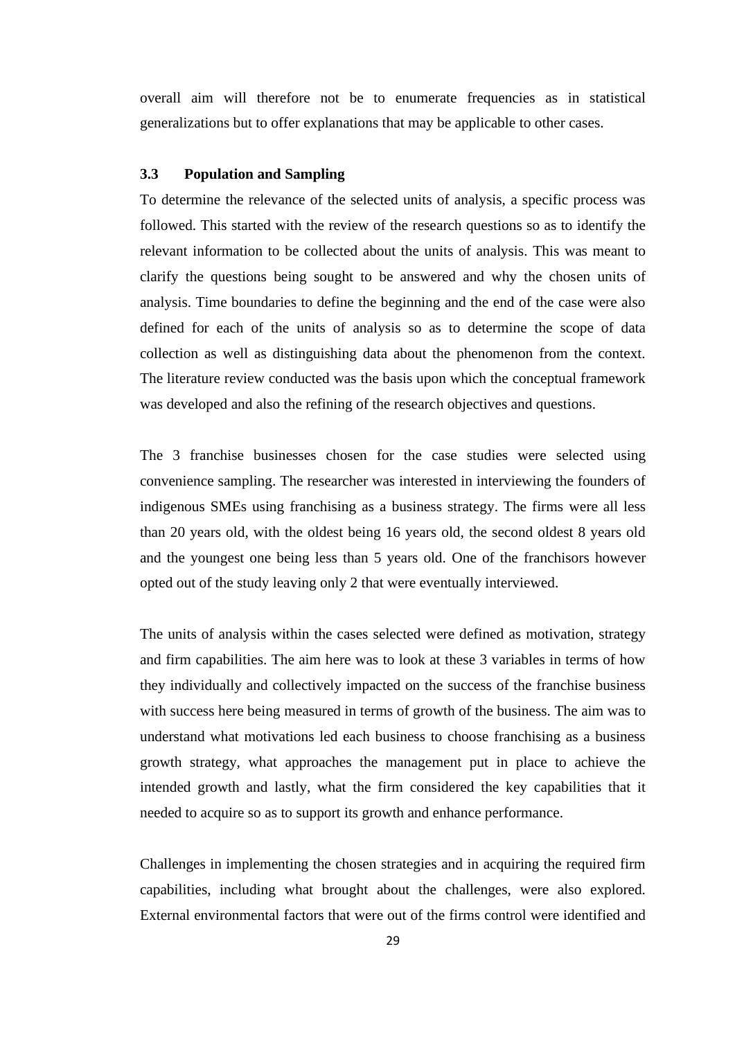overall aim will therefore not be to enumerate frequencies as in statistical generalizations but to offer explanations that may be applicable to other cases.

### 3.3 Population and Sampling

To determine the relevance of the selected units of analysis, a specific process was followed. This started with the review of the research questions so as to identify the relevant information to be collected about the units of analysis. This was meant to clarify the questions being sought to be answered and why the chosen units of analysis. Time boundaries to define the beginning and the end of the case were also defined for each of the units of analysis so as to determine the scope of data collection as well as distinguishing data about the phenomenon from the context. The literature review conducted was the basis upon which the conceptual framework was developed and also the refining of the research objectives and questions.

The 3 franchise businesses chosen for the case studies were selected using convenience sampling. The researcher was interested in interviewing the founders of indigenous SMEs using franchising as a business strategy. The firms were all less than 20 years old, with the oldest being 16 years old, the second oldest 8 years old and the youngest one being less than 5 years old. One of the franchisors however opted out of the study leaving only 2 that were eventually interviewed.

The units of analysis within the cases selected were defined as motivation, strategy and firm capabilities. The aim here was to look at these 3 variables in terms of how they individually and collectively impacted on the success of the franchise business with success here being measured in terms of growth of the business. The aim was to understand what motivations led each business to choose franchising as a business growth strategy, what approaches the management put in place to achieve the intended growth and lastly, what the firm considered the key capabilities that it needed to acquire so as to support its growth and enhance performance.

Challenges in implementing the chosen strategies and in acquiring the required firm capabilities, including what brought about the challenges, were also explored. External environmental factors that were out of the firms control were identified and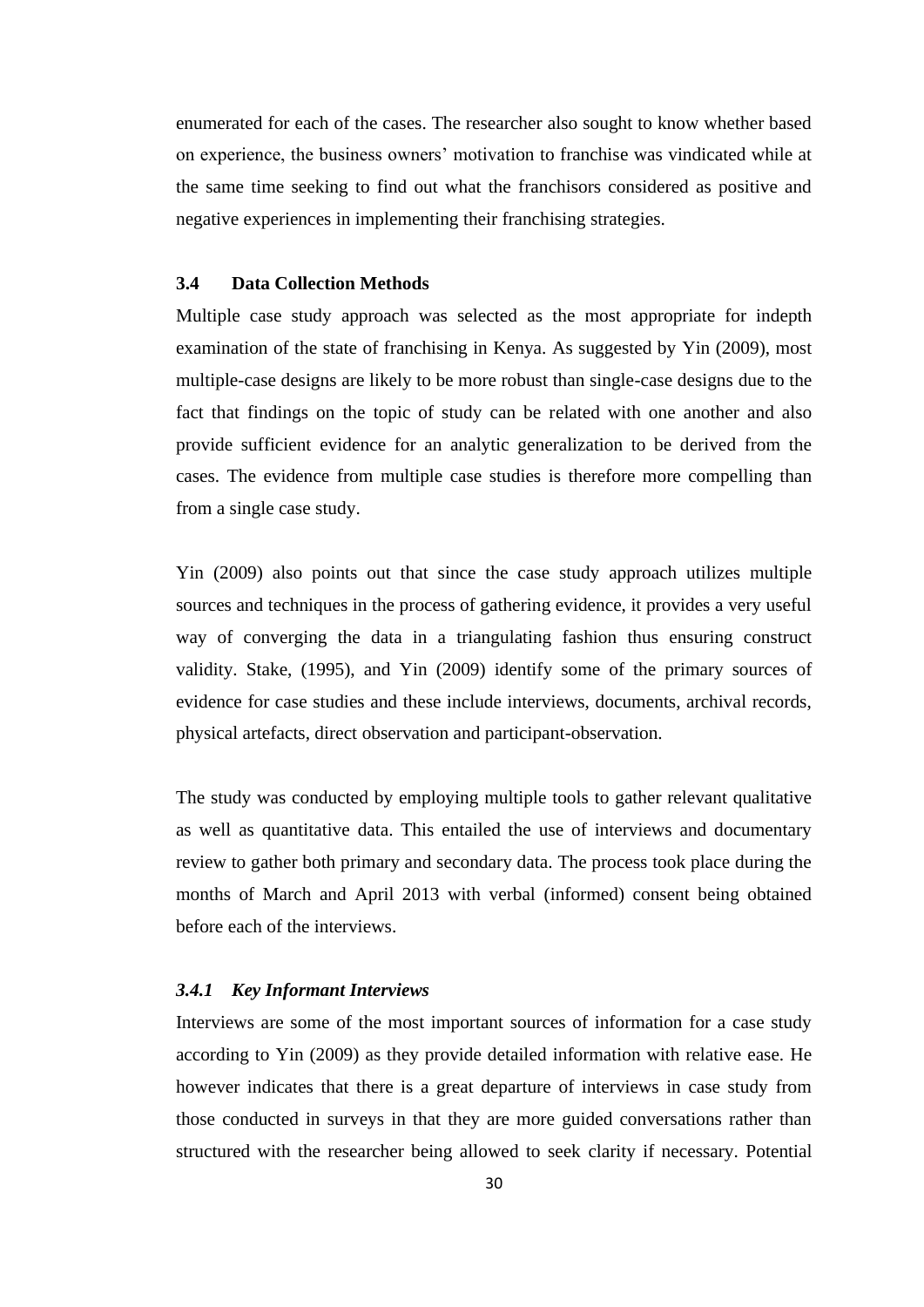enumerated for each of the cases. The researcher also sought to know whether based on experience, the business owners' motivation to franchise was vindicated while at the same time seeking to find out what the franchisors considered as positive and negative experiences in implementing their franchising strategies.

### 3.4 Data Collection Methods

Multiple case study approach was selected as the most appropriate for indepth examination of the state of franchising in Kenya. As suggested by Yin (2009), most multiple-case designs are likely to be more robust than single-case designs due to the fact that findings on the topic of study can be related with one another and also provide sufficient evidence for an analytic generalization to be derived from the cases. The evidence from multiple case studies is therefore more compelling than from a single case study.

Yin (2009) also points out that since the case study approach utilizes multiple sources and techniques in the process of gathering evidence, it provides a very useful way of converging the data in a triangulating fashion thus ensuring construct validity. Stake, (1995), and Yin (2009) identify some of the primary sources of evidence for case studies and these include interviews, documents, archival records, physical artefacts, direct observation and participant-observation.

The study was conducted by employing multiple tools to gather relevant qualitative as well as quantitative data. This entailed the use of interviews and documentary review to gather both primary and secondary data. The process took place during the months of March and April 2013 with verbal (informed) consent being obtained before each of the interviews.

#### *3.4.1 Key Informant Interviews*

Interviews are some of the most important sources of information for a case study according to Yin (2009) as they provide detailed information with relative ease. He however indicates that there is a great departure of interviews in case study from those conducted in surveys in that they are more guided conversations rather than structured with the researcher being allowed to seek clarity if necessary. Potential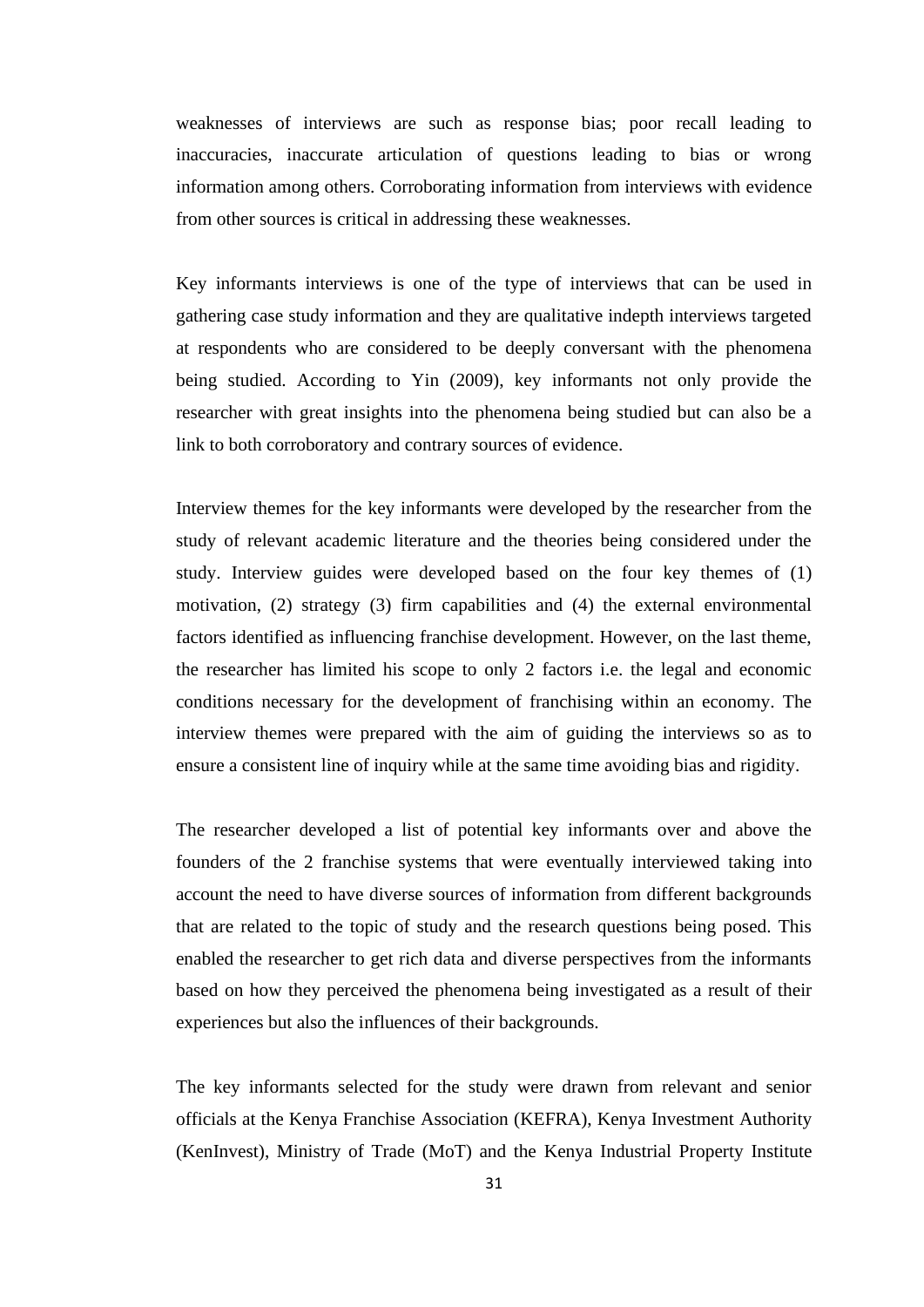weaknesses of interviews are such as response bias; poor recall leading to inaccuracies, inaccurate articulation of questions leading to bias or wrong information among others. Corroborating information from interviews with evidence from other sources is critical in addressing these weaknesses.

Key informants interviews is one of the type of interviews that can be used in gathering case study information and they are qualitative indepth interviews targeted at respondents who are considered to be deeply conversant with the phenomena being studied. According to Yin (2009), key informants not only provide the researcher with great insights into the phenomena being studied but can also be a link to both corroboratory and contrary sources of evidence.

Interview themes for the key informants were developed by the researcher from the study of relevant academic literature and the theories being considered under the study. Interview guides were developed based on the four key themes of (1) motivation, (2) strategy (3) firm capabilities and (4) the external environmental factors identified as influencing franchise development. However, on the last theme, the researcher has limited his scope to only 2 factors i.e. the legal and economic conditions necessary for the development of franchising within an economy. The interview themes were prepared with the aim of guiding the interviews so as to ensure a consistent line of inquiry while at the same time avoiding bias and rigidity.

The researcher developed a list of potential key informants over and above the founders of the 2 franchise systems that were eventually interviewed taking into account the need to have diverse sources of information from different backgrounds that are related to the topic of study and the research questions being posed. This enabled the researcher to get rich data and diverse perspectives from the informants based on how they perceived the phenomena being investigated as a result of their experiences but also the influences of their backgrounds.

The key informants selected for the study were drawn from relevant and senior officials at the Kenya Franchise Association (KEFRA), Kenya Investment Authority (KenInvest), Ministry of Trade (MoT) and the Kenya Industrial Property Institute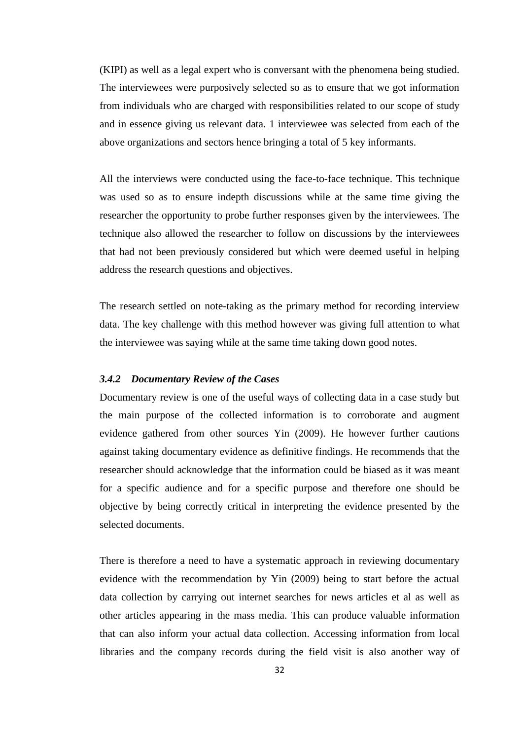(KIPI) as well as a legal expert who is conversant with the phenomena being studied. The interviewees were purposively selected so as to ensure that we got information from individuals who are charged with responsibilities related to our scope of study and in essence giving us relevant data. 1 interviewee was selected from each of the above organizations and sectors hence bringing a total of 5 key informants.

All the interviews were conducted using the face-to-face technique. This technique was used so as to ensure indepth discussions while at the same time giving the researcher the opportunity to probe further responses given by the interviewees. The technique also allowed the researcher to follow on discussions by the interviewees that had not been previously considered but which were deemed useful in helping address the research questions and objectives.

The research settled on note-taking as the primary method for recording interview data. The key challenge with this method however was giving full attention to what the interviewee was saying while at the same time taking down good notes.

### *3.4.2 Documentary Review of the Cases*

Documentary review is one of the useful ways of collecting data in a case study but the main purpose of the collected information is to corroborate and augment evidence gathered from other sources Yin (2009). He however further cautions against taking documentary evidence as definitive findings. He recommends that the researcher should acknowledge that the information could be biased as it was meant for a specific audience and for a specific purpose and therefore one should be objective by being correctly critical in interpreting the evidence presented by the selected documents.

There is therefore a need to have a systematic approach in reviewing documentary evidence with the recommendation by Yin (2009) being to start before the actual data collection by carrying out internet searches for news articles et al as well as other articles appearing in the mass media. This can produce valuable information that can also inform your actual data collection. Accessing information from local libraries and the company records during the field visit is also another way of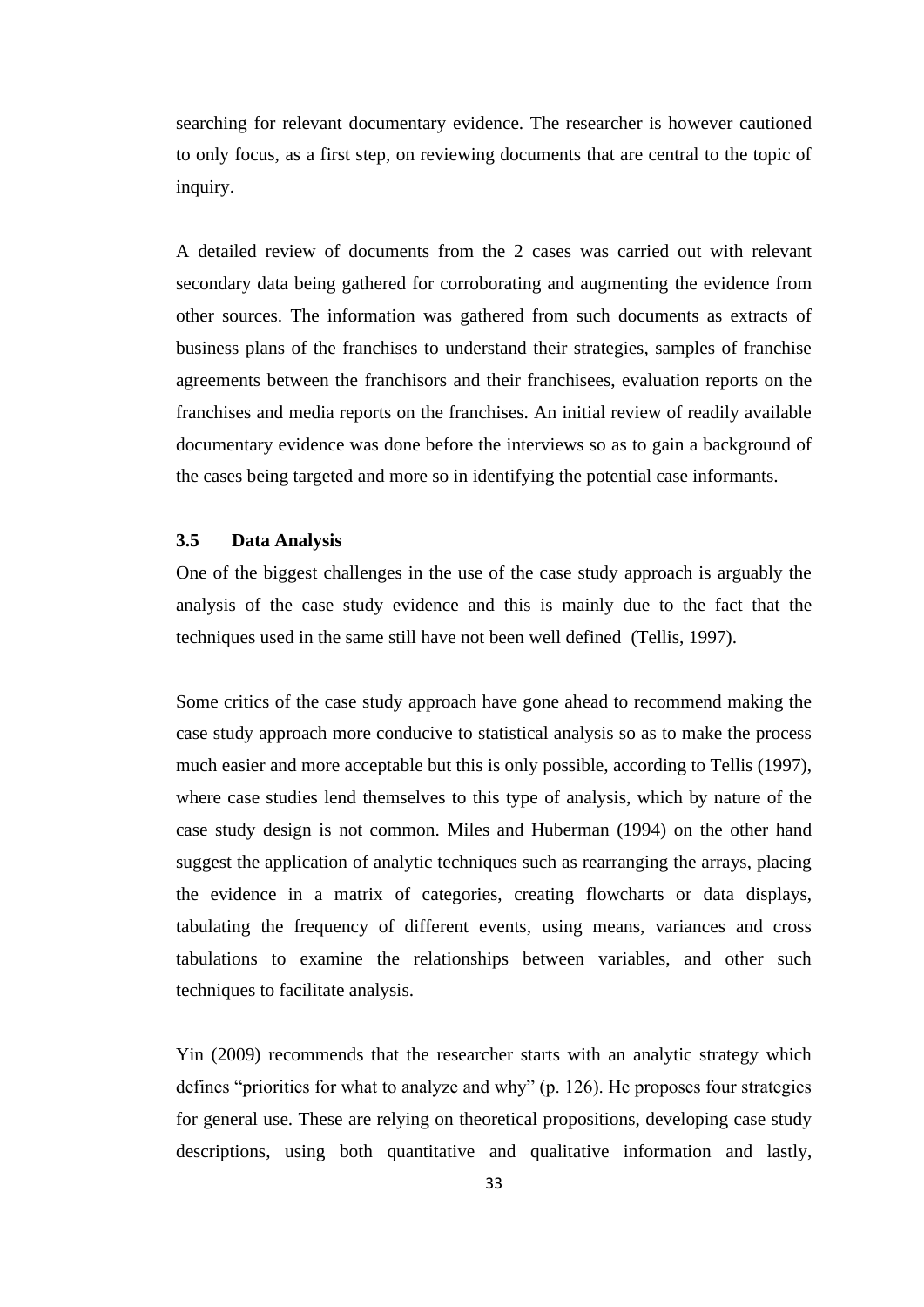searching for relevant documentary evidence. The researcher is however cautioned to only focus, as a first step, on reviewing documents that are central to the topic of inquiry.

A detailed review of documents from the 2 cases was carried out with relevant secondary data being gathered for corroborating and augmenting the evidence from other sources. The information was gathered from such documents as extracts of business plans of the franchises to understand their strategies, samples of franchise agreements between the franchisors and their franchisees, evaluation reports on the franchises and media reports on the franchises. An initial review of readily available documentary evidence was done before the interviews so as to gain a background of the cases being targeted and more so in identifying the potential case informants.

### 3.5 Data Analysis

One of the biggest challenges in the use of the case study approach is arguably the analysis of the case study evidence and this is mainly due to the fact that the techniques used in the same still have not been well defined (Tellis, 1997).

Some critics of the case study approach have gone ahead to recommend making the case study approach more conducive to statistical analysis so as to make the process much easier and more acceptable but this is only possible, according to Tellis (1997), where case studies lend themselves to this type of analysis, which by nature of the case study design is not common. Miles and Huberman (1994) on the other hand suggest the application of analytic techniques such as rearranging the arrays, placing the evidence in a matrix of categories, creating flowcharts or data displays, tabulating the frequency of different events, using means, variances and cross tabulations to examine the relationships between variables, and other such techniques to facilitate analysis.

Yin (2009) recommends that the researcher starts with an analytic strategy which defines "priorities for what to analyze and why" (p. 126). He proposes four strategies for general use. These are relying on theoretical propositions, developing case study descriptions, using both quantitative and qualitative information and lastly,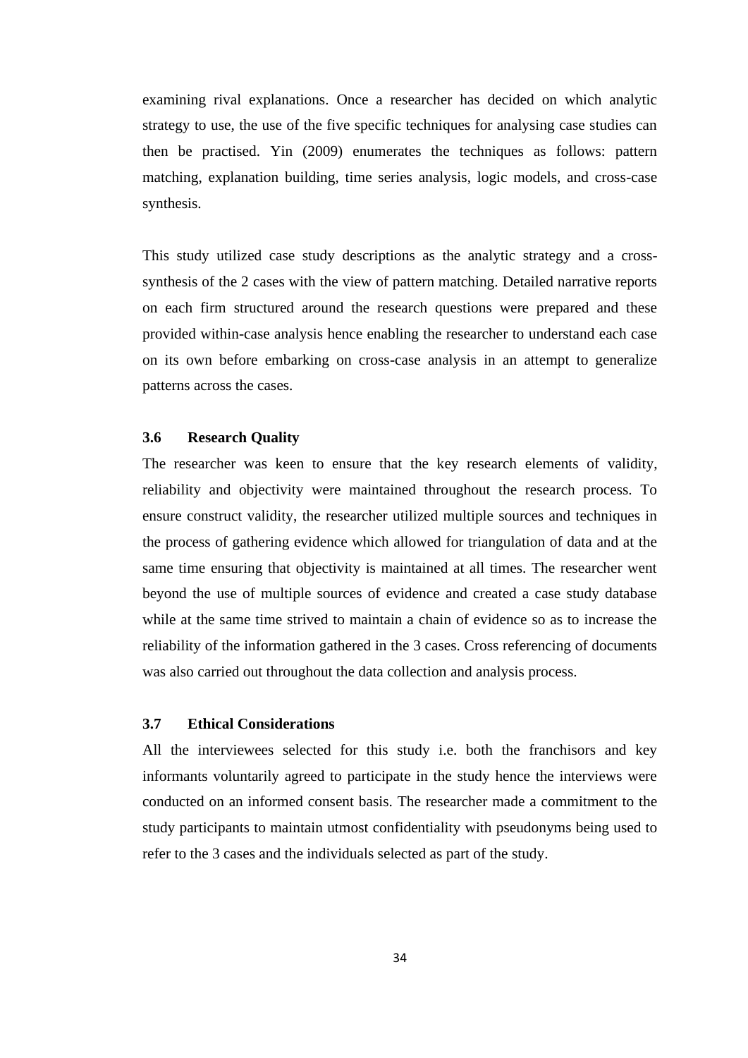examining rival explanations. Once a researcher has decided on which analytic strategy to use, the use of the five specific techniques for analysing case studies can then be practised. Yin (2009) enumerates the techniques as follows: pattern matching, explanation building, time series analysis, logic models, and cross-case synthesis.

This study utilized case study descriptions as the analytic strategy and a cross-synthesis of the 2 cases with the view of pattern matching. Detailed narrative reports on each firm structured around the research questions were prepared and these provided within-case analysis hence enabling the researcher to understand each case on its own before embarking on cross-case analysis in an attempt to generalize patterns across the cases.

### 3.6 Research Quality

The researcher was keen to ensure that the key research elements of validity, reliability and objectivity were maintained throughout the research process. To ensure construct validity, the researcher utilized multiple sources and techniques in the process of gathering evidence which allowed for triangulation of data and at the same time ensuring that objectivity is maintained at all times. The researcher went beyond the use of multiple sources of evidence and created a case study database while at the same time strived to maintain a chain of evidence so as to increase the reliability of the information gathered in the 3 cases. Cross referencing of documents was also carried out throughout the data collection and analysis process.

### 3.7 Ethical Considerations

All the interviewees selected for this study i.e. both the franchisors and key informants voluntarily agreed to participate in the study hence the interviews were conducted on an informed consent basis. The researcher made a commitment to the study participants to maintain utmost confidentiality with pseudonyms being used to refer to the 3 cases and the individuals selected as part of the study.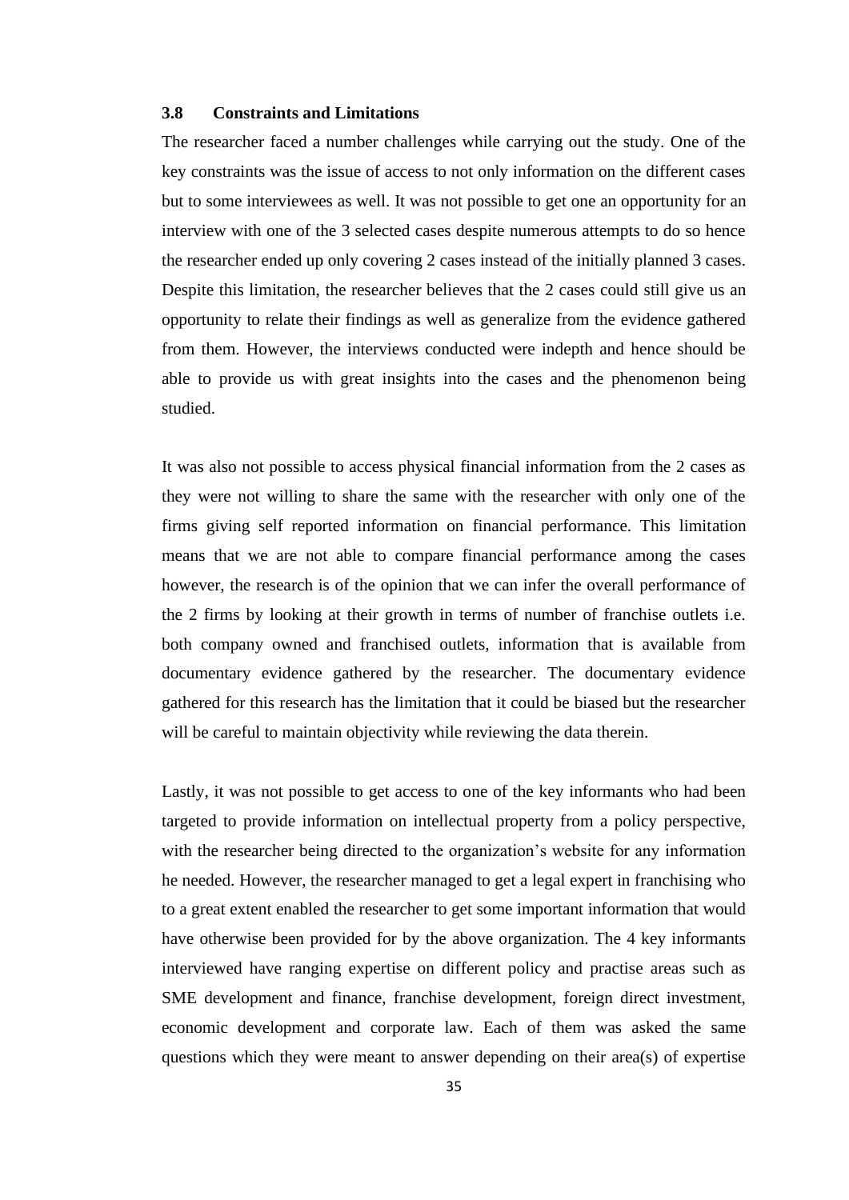### 3.8 Constraints and Limitations

The researcher faced a number challenges while carrying out the study. One of the key constraints was the issue of access to not only information on the different cases but to some interviewees as well. It was not possible to get one an opportunity for an interview with one of the 3 selected cases despite numerous attempts to do so hence the researcher ended up only covering 2 cases instead of the initially planned 3 cases. Despite this limitation, the researcher believes that the 2 cases could still give us an opportunity to relate their findings as well as generalize from the evidence gathered from them. However, the interviews conducted were indepth and hence should be able to provide us with great insights into the cases and the phenomenon being studied.

It was also not possible to access physical financial information from the 2 cases as they were not willing to share the same with the researcher with only one of the firms giving self reported information on financial performance. This limitation means that we are not able to compare financial performance among the cases however, the research is of the opinion that we can infer the overall performance of the 2 firms by looking at their growth in terms of number of franchise outlets i.e. both company owned and franchised outlets, information that is available from documentary evidence gathered by the researcher. The documentary evidence gathered for this research has the limitation that it could be biased but the researcher will be careful to maintain objectivity while reviewing the data therein.

Lastly, it was not possible to get access to one of the key informants who had been targeted to provide information on intellectual property from a policy perspective, with the researcher being directed to the organization's website for any information he needed. However, the researcher managed to get a legal expert in franchising who to a great extent enabled the researcher to get some important information that would have otherwise been provided for by the above organization. The 4 key informants interviewed have ranging expertise on different policy and practise areas such as SME development and finance, franchise development, foreign direct investment, economic development and corporate law. Each of them was asked the same questions which they were meant to answer depending on their area(s) of expertise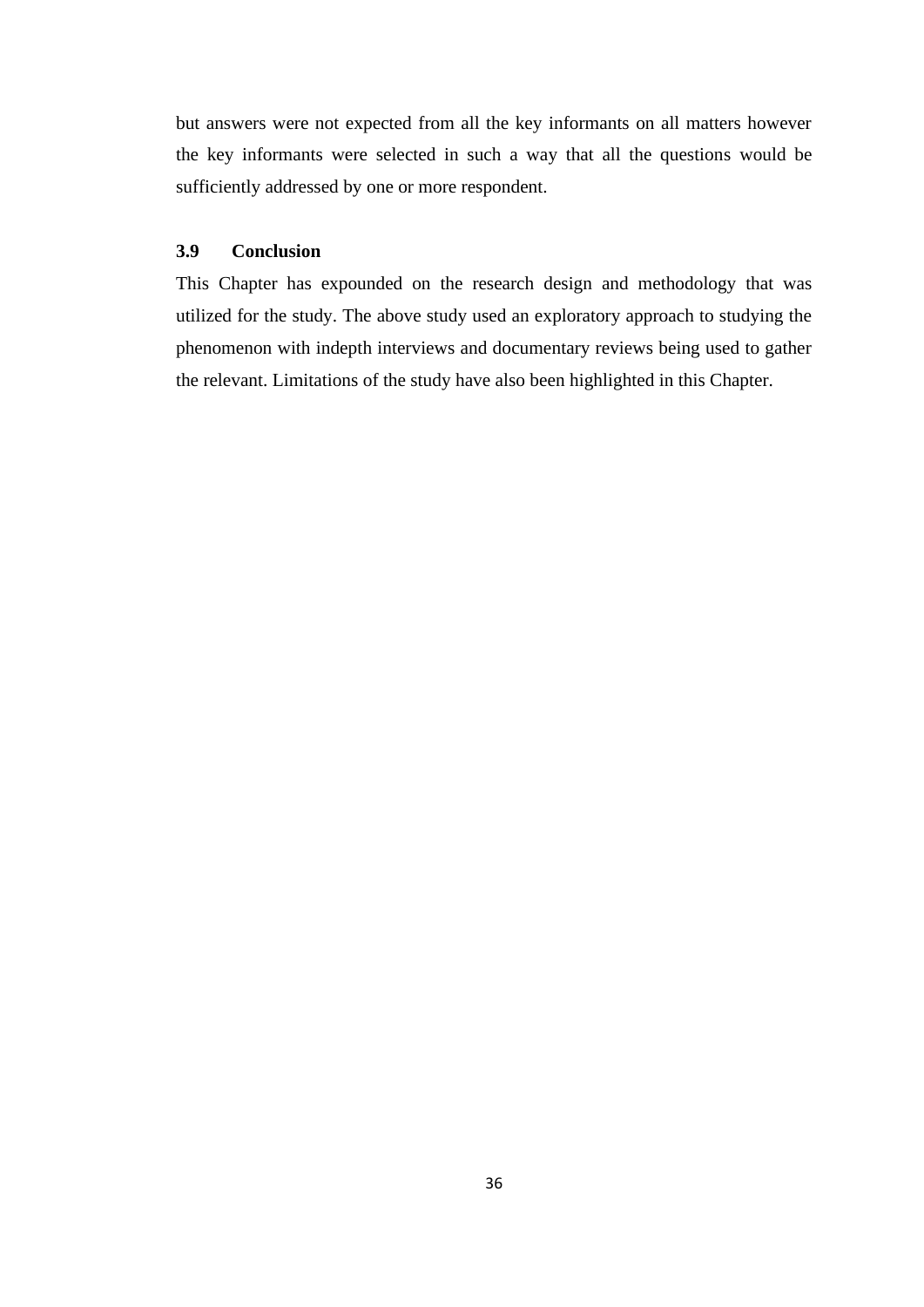but answers were not expected from all the key informants on all matters however the key informants were selected in such a way that all the questions would be sufficiently addressed by one or more respondent.

### 3.9 Conclusion

This Chapter has expounded on the research design and methodology that was utilized for the study. The above study used an exploratory approach to studying the phenomenon with indepth interviews and documentary reviews being used to gather the relevant. Limitations of the study have also been highlighted in this Chapter.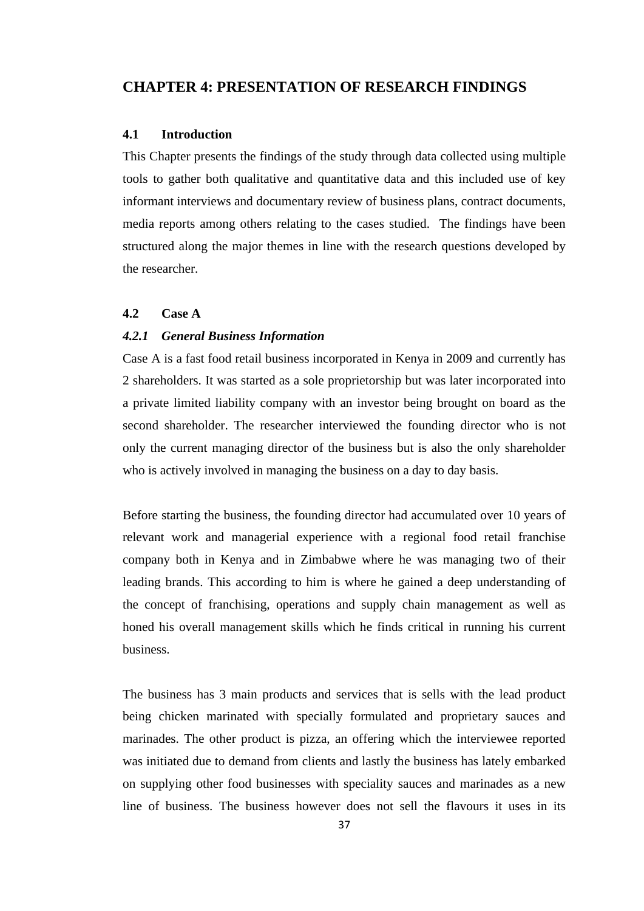# CHAPTER 4: PRESENTATION OF RESEARCH FINDINGS

## 4.1 Introduction

This Chapter presents the findings of the study through data collected using multiple tools to gather both qualitative and quantitative data and this included use of key informant interviews and documentary review of business plans, contract documents, media reports among others relating to the cases studied. The findings have been structured along the major themes in line with the research questions developed by the researcher.

## 4.2 Case A

### *4.2.1 General Business Information*

Case A is a fast food retail business incorporated in Kenya in 2009 and currently has 2 shareholders. It was started as a sole proprietorship but was later incorporated into a private limited liability company with an investor being brought on board as the second shareholder. The researcher interviewed the founding director who is not only the current managing director of the business but is also the only shareholder who is actively involved in managing the business on a day to day basis.

Before starting the business, the founding director had accumulated over 10 years of relevant work and managerial experience with a regional food retail franchise company both in Kenya and in Zimbabwe where he was managing two of their leading brands. This according to him is where he gained a deep understanding of the concept of franchising, operations and supply chain management as well as honed his overall management skills which he finds critical in running his current business.

The business has 3 main products and services that is sells with the lead product being chicken marinated with specially formulated and proprietary sauces and marinades. The other product is pizza, an offering which the interviewee reported was initiated due to demand from clients and lastly the business has lately embarked on supplying other food businesses with speciality sauces and marinades as a new line of business. The business however does not sell the flavours it uses in its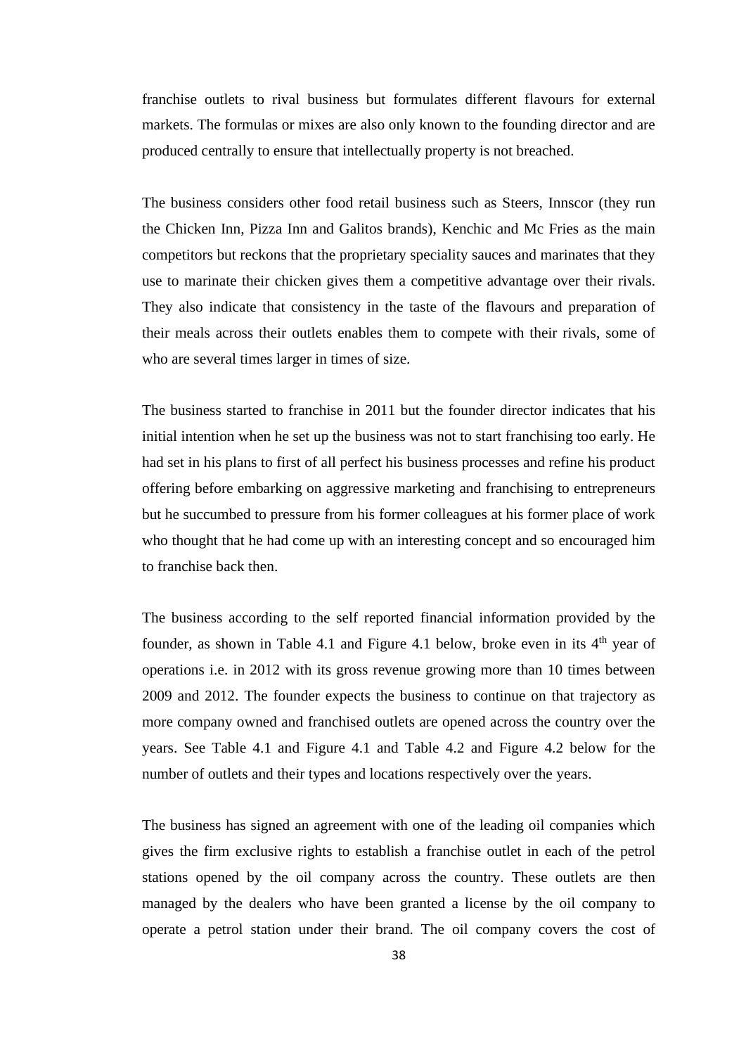franchise outlets to rival business but formulates different flavours for external markets. The formulas or mixes are also only known to the founding director and are produced centrally to ensure that intellectually property is not breached.

The business considers other food retail business such as Steers, Innscor (they run the Chicken Inn, Pizza Inn and Galitos brands), Kenchic and Mc Fries as the main competitors but reckons that the proprietary speciality sauces and marinates that they use to marinate their chicken gives them a competitive advantage over their rivals. They also indicate that consistency in the taste of the flavours and preparation of their meals across their outlets enables them to compete with their rivals, some of who are several times larger in times of size.

The business started to franchise in 2011 but the founder director indicates that his initial intention when he set up the business was not to start franchising too early. He had set in his plans to first of all perfect his business processes and refine his product offering before embarking on aggressive marketing and franchising to entrepreneurs but he succumbed to pressure from his former colleagues at his former place of work who thought that he had come up with an interesting concept and so encouraged him to franchise back then.

The business according to the self reported financial information provided by the founder, as shown in Table 4.1 and Figure 4.1 below, broke even in its 4th year of operations i.e. in 2012 with its gross revenue growing more than 10 times between 2009 and 2012. The founder expects the business to continue on that trajectory as more company owned and franchised outlets are opened across the country over the years. See Table 4.1 and Figure 4.1 and Table 4.2 and Figure 4.2 below for the number of outlets and their types and locations respectively over the years.

The business has signed an agreement with one of the leading oil companies which gives the firm exclusive rights to establish a franchise outlet in each of the petrol stations opened by the oil company across the country. These outlets are then managed by the dealers who have been granted a license by the oil company to operate a petrol station under their brand. The oil company covers the cost of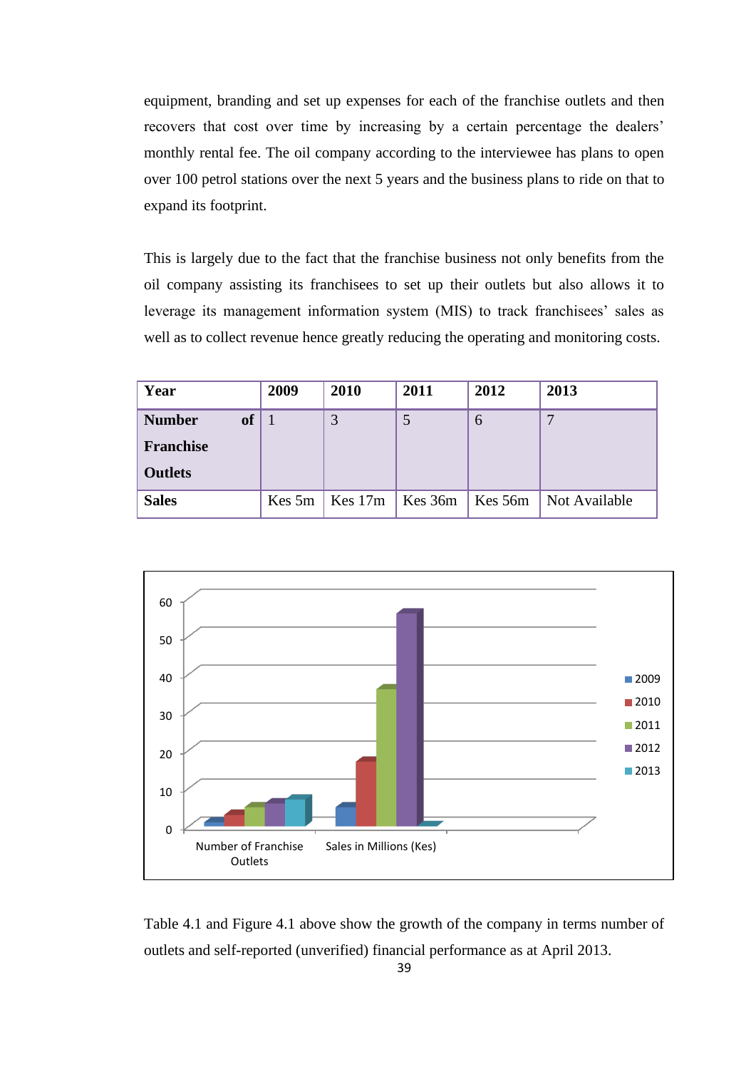equipment, branding and set up expenses for each of the franchise outlets and then recovers that cost over time by increasing by a certain percentage the dealers' monthly rental fee. The oil company according to the interviewee has plans to open over 100 petrol stations over the next 5 years and the business plans to ride on that to expand its footprint.

This is largely due to the fact that the franchise business not only benefits from the oil company assisting its franchisees to set up their outlets but also allows it to leverage its management information system (MIS) to track franchisees' sales as well as to collect revenue hence greatly reducing the operating and monitoring costs.

| **Year** | **2009** | **2010** | **2011** | **2012** | **2013** |
|---|---|---|---|---|---|
| **Number of Franchise Outlets** | 1 | 3 | 5 | 6 | 7 |
| **Sales** | Kes 5m | Kes 17m | Kes 36m | Kes 56m | Not Available |

Table 4.1 and Figure 4.1 above show the growth of the company in terms number of outlets and self-reported (unverified) financial performance as at April 2013.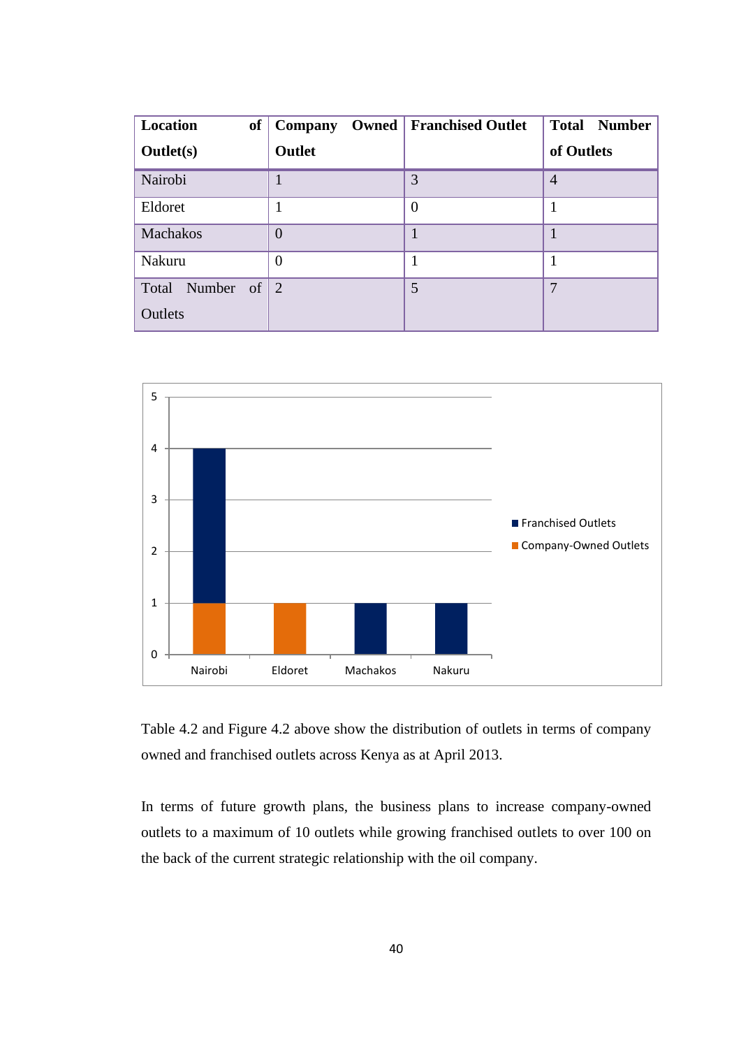| Location of Outlet(s) | Company Owned Outlet | Franchised Outlet | Total Number of Outlets |
|---|---|---|---|
| Nairobi | 1 | 3 | 4 |
| Eldoret | 1 | 0 | 1 |
| Machakos | 0 | 1 | 1 |
| Nakuru | 0 | 1 | 1 |
| Total Number of Outlets | 2 | 5 | 7 |

Table 4.2 and Figure 4.2 above show the distribution of outlets in terms of company owned and franchised outlets across Kenya as at April 2013.

In terms of future growth plans, the business plans to increase company-owned outlets to a maximum of 10 outlets while growing franchised outlets to over 100 on the back of the current strategic relationship with the oil company.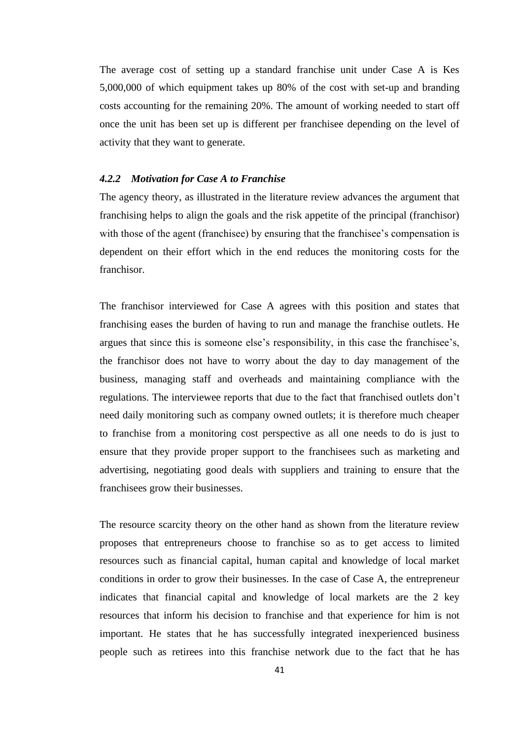The average cost of setting up a standard franchise unit under Case A is Kes 5,000,000 of which equipment takes up 80% of the cost with set-up and branding costs accounting for the remaining 20%. The amount of working needed to start off once the unit has been set up is different per franchisee depending on the level of activity that they want to generate.

#### *4.2.2 Motivation for Case A to Franchise*

The agency theory, as illustrated in the literature review advances the argument that franchising helps to align the goals and the risk appetite of the principal (franchisor) with those of the agent (franchisee) by ensuring that the franchisee's compensation is dependent on their effort which in the end reduces the monitoring costs for the franchisor.

The franchisor interviewed for Case A agrees with this position and states that franchising eases the burden of having to run and manage the franchise outlets. He argues that since this is someone else's responsibility, in this case the franchisee's, the franchisor does not have to worry about the day to day management of the business, managing staff and overheads and maintaining compliance with the regulations. The interviewee reports that due to the fact that franchised outlets don't need daily monitoring such as company owned outlets; it is therefore much cheaper to franchise from a monitoring cost perspective as all one needs to do is just to ensure that they provide proper support to the franchisees such as marketing and advertising, negotiating good deals with suppliers and training to ensure that the franchisees grow their businesses.

The resource scarcity theory on the other hand as shown from the literature review proposes that entrepreneurs choose to franchise so as to get access to limited resources such as financial capital, human capital and knowledge of local market conditions in order to grow their businesses. In the case of Case A, the entrepreneur indicates that financial capital and knowledge of local markets are the 2 key resources that inform his decision to franchise and that experience for him is not important. He states that he has successfully integrated inexperienced business people such as retirees into this franchise network due to the fact that he has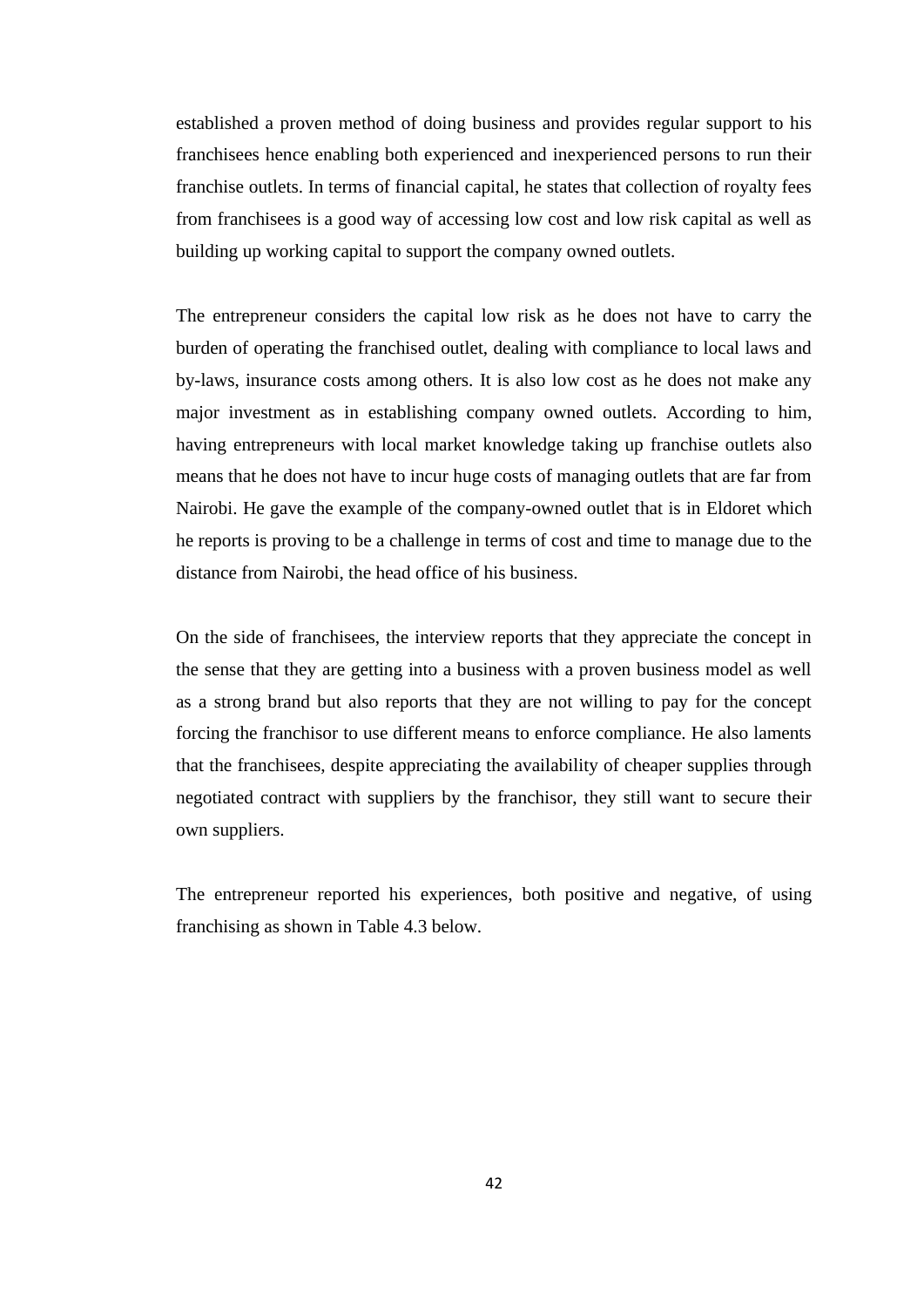established a proven method of doing business and provides regular support to his franchisees hence enabling both experienced and inexperienced persons to run their franchise outlets. In terms of financial capital, he states that collection of royalty fees from franchisees is a good way of accessing low cost and low risk capital as well as building up working capital to support the company owned outlets.

The entrepreneur considers the capital low risk as he does not have to carry the burden of operating the franchised outlet, dealing with compliance to local laws and by-laws, insurance costs among others. It is also low cost as he does not make any major investment as in establishing company owned outlets. According to him, having entrepreneurs with local market knowledge taking up franchise outlets also means that he does not have to incur huge costs of managing outlets that are far from Nairobi. He gave the example of the company-owned outlet that is in Eldoret which he reports is proving to be a challenge in terms of cost and time to manage due to the distance from Nairobi, the head office of his business.

On the side of franchisees, the interview reports that they appreciate the concept in the sense that they are getting into a business with a proven business model as well as a strong brand but also reports that they are not willing to pay for the concept forcing the franchisor to use different means to enforce compliance. He also laments that the franchisees, despite appreciating the availability of cheaper supplies through negotiated contract with suppliers by the franchisor, they still want to secure their own suppliers.

The entrepreneur reported his experiences, both positive and negative, of using franchising as shown in Table 4.3 below.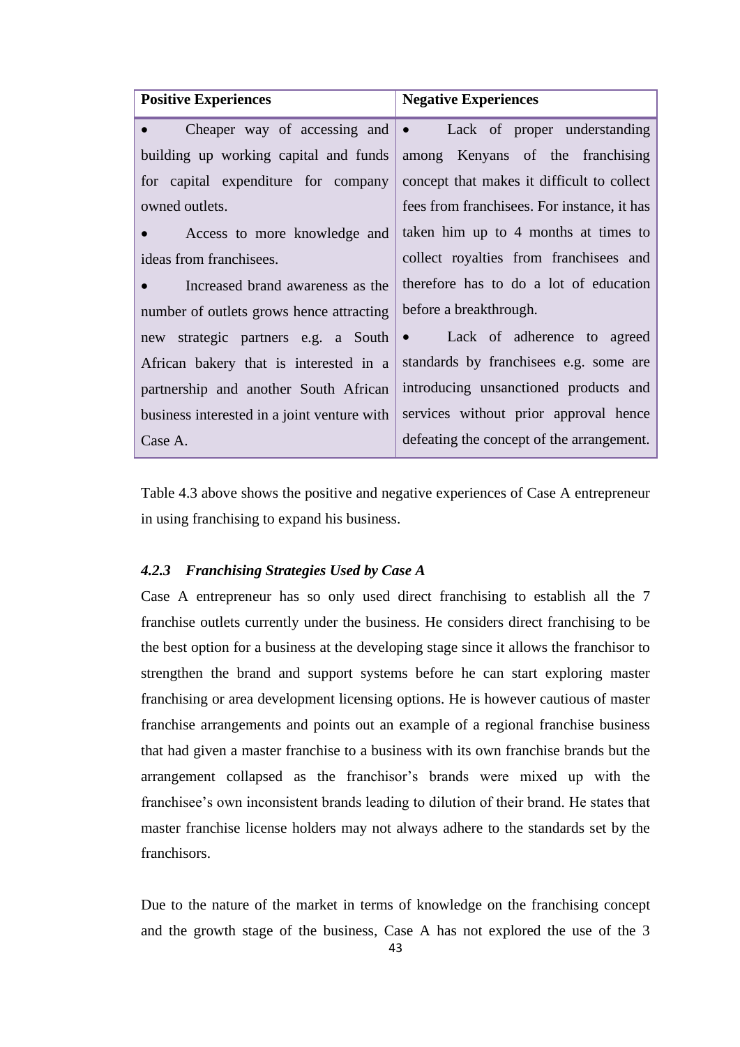| Positive Experiences | Negative Experiences |
|---|---|
| • Cheaper way of accessing and building up working capital and funds for capital expenditure for company owned outlets.<br>• Access to more knowledge and ideas from franchisees.<br>• Increased brand awareness as the number of outlets grows hence attracting new strategic partners e.g. a South African bakery that is interested in a partnership and another South African business interested in a joint venture with Case A. | • Lack of proper understanding among Kenyans of the franchising concept that makes it difficult to collect fees from franchisees. For instance, it has taken him up to 4 months at times to collect royalties from franchisees and therefore has to do a lot of education before a breakthrough.<br>• Lack of adherence to agreed standards by franchisees e.g. some are introducing unsanctioned products and services without prior approval hence defeating the concept of the arrangement. |

Table 4.3 above shows the positive and negative experiences of Case A entrepreneur in using franchising to expand his business.

### *4.2.3 Franchising Strategies Used by Case A*

Case A entrepreneur has so only used direct franchising to establish all the 7 franchise outlets currently under the business. He considers direct franchising to be the best option for a business at the developing stage since it allows the franchisor to strengthen the brand and support systems before he can start exploring master franchising or area development licensing options. He is however cautious of master franchise arrangements and points out an example of a regional franchise business that had given a master franchise to a business with its own franchise brands but the arrangement collapsed as the franchisor's brands were mixed up with the franchisee's own inconsistent brands leading to dilution of their brand. He states that master franchise license holders may not always adhere to the standards set by the franchisors.

Due to the nature of the market in terms of knowledge on the franchising concept and the growth stage of the business, Case A has not explored the use of the 3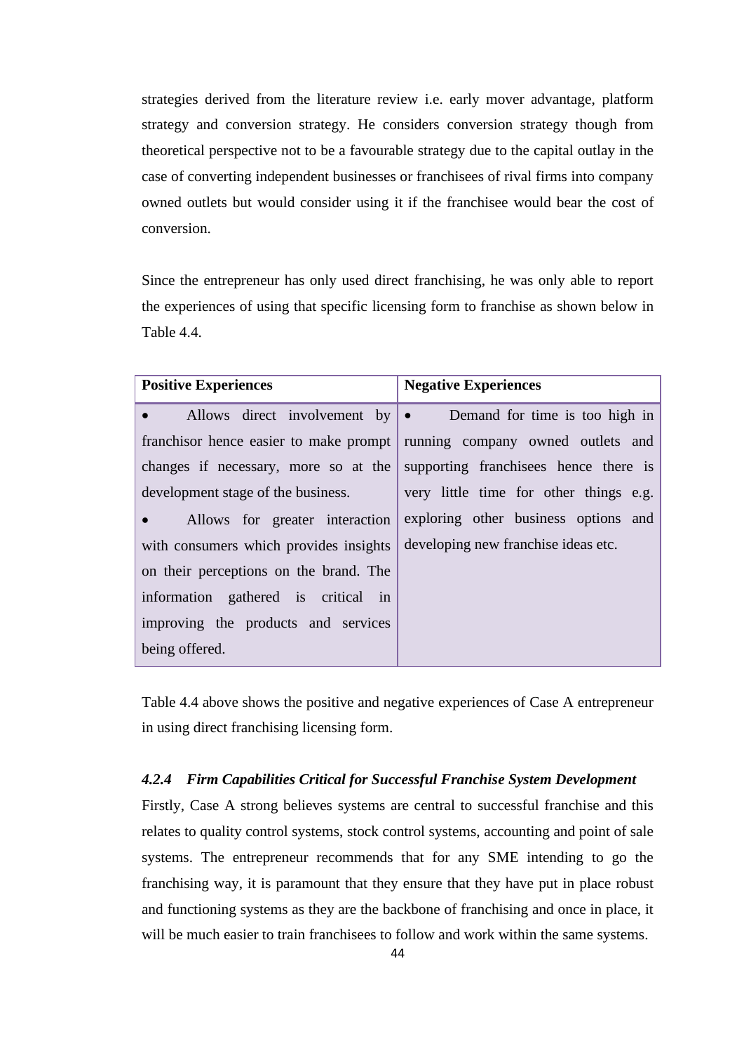strategies derived from the literature review i.e. early mover advantage, platform strategy and conversion strategy. He considers conversion strategy though from theoretical perspective not to be a favourable strategy due to the capital outlay in the case of converting independent businesses or franchisees of rival firms into company owned outlets but would consider using it if the franchisee would bear the cost of conversion.

Since the entrepreneur has only used direct franchising, he was only able to report the experiences of using that specific licensing form to franchise as shown below in Table 4.4.

| Positive Experiences | Negative Experiences |
|---|---|
| • Allows direct involvement by franchisor hence easier to make prompt changes if necessary, more so at the development stage of the business. <br> • Allows for greater interaction with consumers which provides insights on their perceptions on the brand. The information gathered is critical in improving the products and services being offered. | • Demand for time is too high in running company owned outlets and supporting franchisees hence there is very little time for other things e.g. exploring other business options and developing new franchise ideas etc. |

Table 4.4 above shows the positive and negative experiences of Case A entrepreneur in using direct franchising licensing form.

### *4.2.4 Firm Capabilities Critical for Successful Franchise System Development*

Firstly, Case A strong believes systems are central to successful franchise and this relates to quality control systems, stock control systems, accounting and point of sale systems. The entrepreneur recommends that for any SME intending to go the franchising way, it is paramount that they ensure that they have put in place robust and functioning systems as they are the backbone of franchising and once in place, it will be much easier to train franchisees to follow and work within the same systems.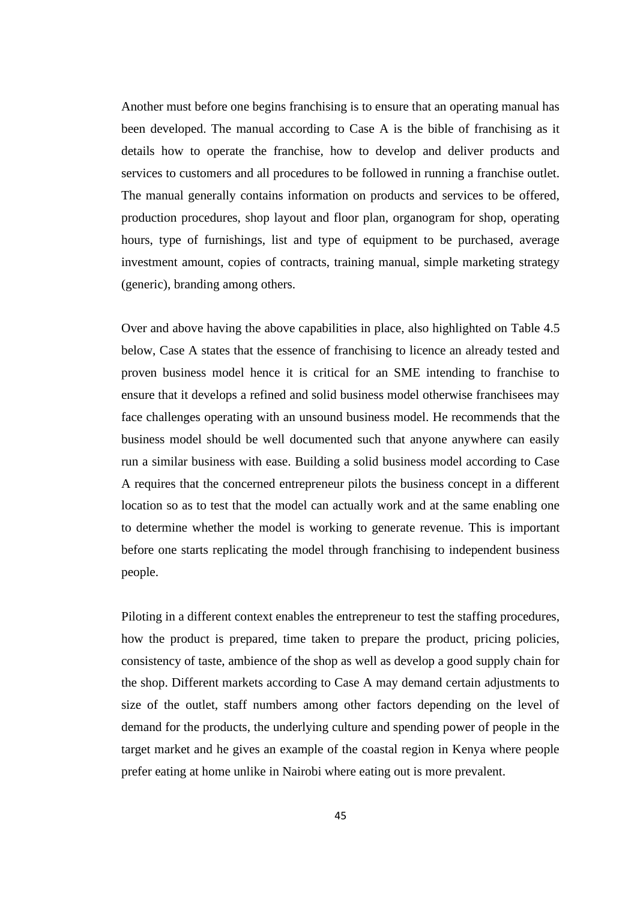Another must before one begins franchising is to ensure that an operating manual has been developed. The manual according to Case A is the bible of franchising as it details how to operate the franchise, how to develop and deliver products and services to customers and all procedures to be followed in running a franchise outlet. The manual generally contains information on products and services to be offered, production procedures, shop layout and floor plan, organogram for shop, operating hours, type of furnishings, list and type of equipment to be purchased, average investment amount, copies of contracts, training manual, simple marketing strategy (generic), branding among others.

Over and above having the above capabilities in place, also highlighted on Table 4.5 below, Case A states that the essence of franchising to licence an already tested and proven business model hence it is critical for an SME intending to franchise to ensure that it develops a refined and solid business model otherwise franchisees may face challenges operating with an unsound business model. He recommends that the business model should be well documented such that anyone anywhere can easily run a similar business with ease. Building a solid business model according to Case A requires that the concerned entrepreneur pilots the business concept in a different location so as to test that the model can actually work and at the same enabling one to determine whether the model is working to generate revenue. This is important before one starts replicating the model through franchising to independent business people.

Piloting in a different context enables the entrepreneur to test the staffing procedures, how the product is prepared, time taken to prepare the product, pricing policies, consistency of taste, ambience of the shop as well as develop a good supply chain for the shop. Different markets according to Case A may demand certain adjustments to size of the outlet, staff numbers among other factors depending on the level of demand for the products, the underlying culture and spending power of people in the target market and he gives an example of the coastal region in Kenya where people prefer eating at home unlike in Nairobi where eating out is more prevalent.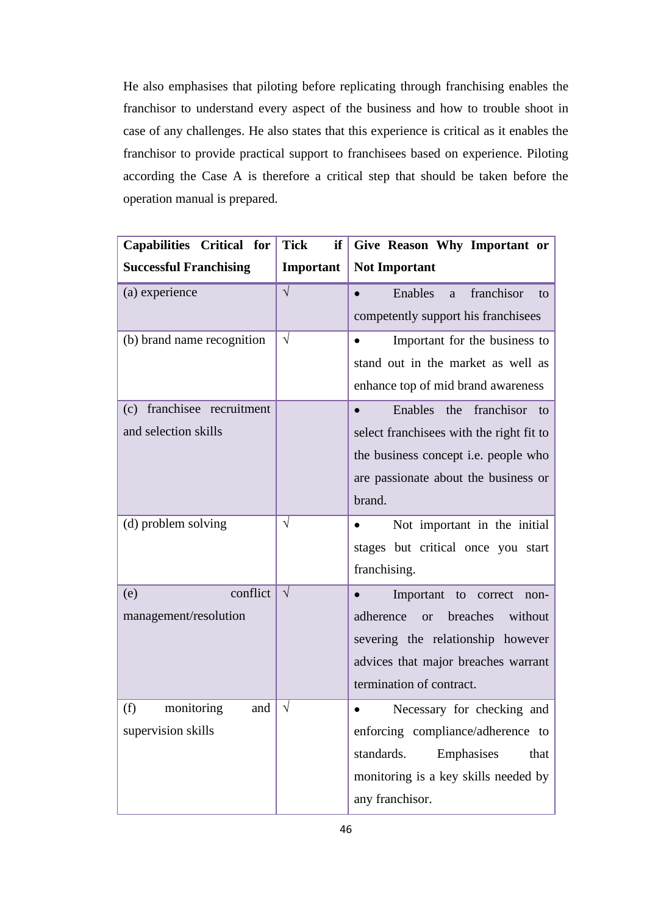He also emphasises that piloting before replicating through franchising enables the franchisor to understand every aspect of the business and how to trouble shoot in case of any challenges. He also states that this experience is critical as it enables the franchisor to provide practical support to franchisees based on experience. Piloting according the Case A is therefore a critical step that should be taken before the operation manual is prepared.

| **Capabilities Critical for Successful Franchising** | **Tick if Important** | **Give Reason Why Important or Not Important** |
|---|---|---|
| (a) experience | √ | • Enables a franchisor to competently support his franchisees |
| (b) brand name recognition | √ | • Important for the business to stand out in the market as well as enhance top of mid brand awareness |
| (c) franchisee recruitment and selection skills | | • Enables the franchisor to select franchisees with the right fit to the business concept i.e. people who are passionate about the business or brand. |
| (d) problem solving | √ | • Not important in the initial stages but critical once you start franchising. |
| (e) conflict management/resolution | √ | • Important to correct non-adherence or breaches without severing the relationship however advices that major breaches warrant termination of contract. |
| (f) monitoring and supervision skills | √ | • Necessary for checking and enforcing compliance/adherence to standards. Emphasises that monitoring is a key skills needed by any franchisor. |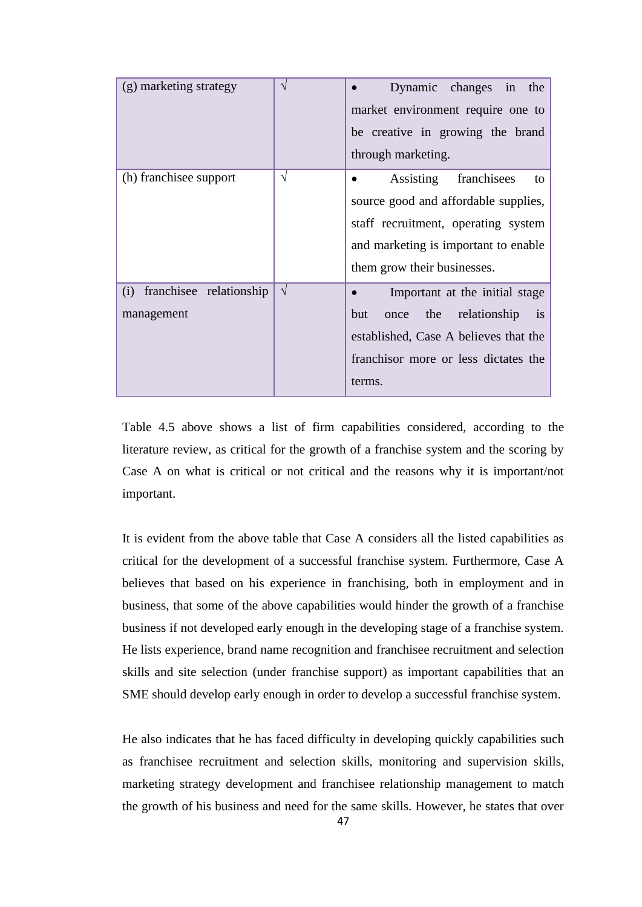| | | |
|---|---|---|
| (g) marketing strategy | √ | • Dynamic changes in the market environment require one to be creative in growing the brand through marketing. |
| (h) franchisee support | √ | • Assisting franchisees to source good and affordable supplies, staff recruitment, operating system and marketing is important to enable them grow their businesses. |
| (i) franchisee relationship management | √ | • Important at the initial stage but once the relationship is established, Case A believes that the franchisor more or less dictates the terms. |

Table 4.5 above shows a list of firm capabilities considered, according to the literature review, as critical for the growth of a franchise system and the scoring by Case A on what is critical or not critical and the reasons why it is important/not important.

It is evident from the above table that Case A considers all the listed capabilities as critical for the development of a successful franchise system. Furthermore, Case A believes that based on his experience in franchising, both in employment and in business, that some of the above capabilities would hinder the growth of a franchise business if not developed early enough in the developing stage of a franchise system. He lists experience, brand name recognition and franchisee recruitment and selection skills and site selection (under franchise support) as important capabilities that an SME should develop early enough in order to develop a successful franchise system.

He also indicates that he has faced difficulty in developing quickly capabilities such as franchisee recruitment and selection skills, monitoring and supervision skills, marketing strategy development and franchisee relationship management to match the growth of his business and need for the same skills. However, he states that over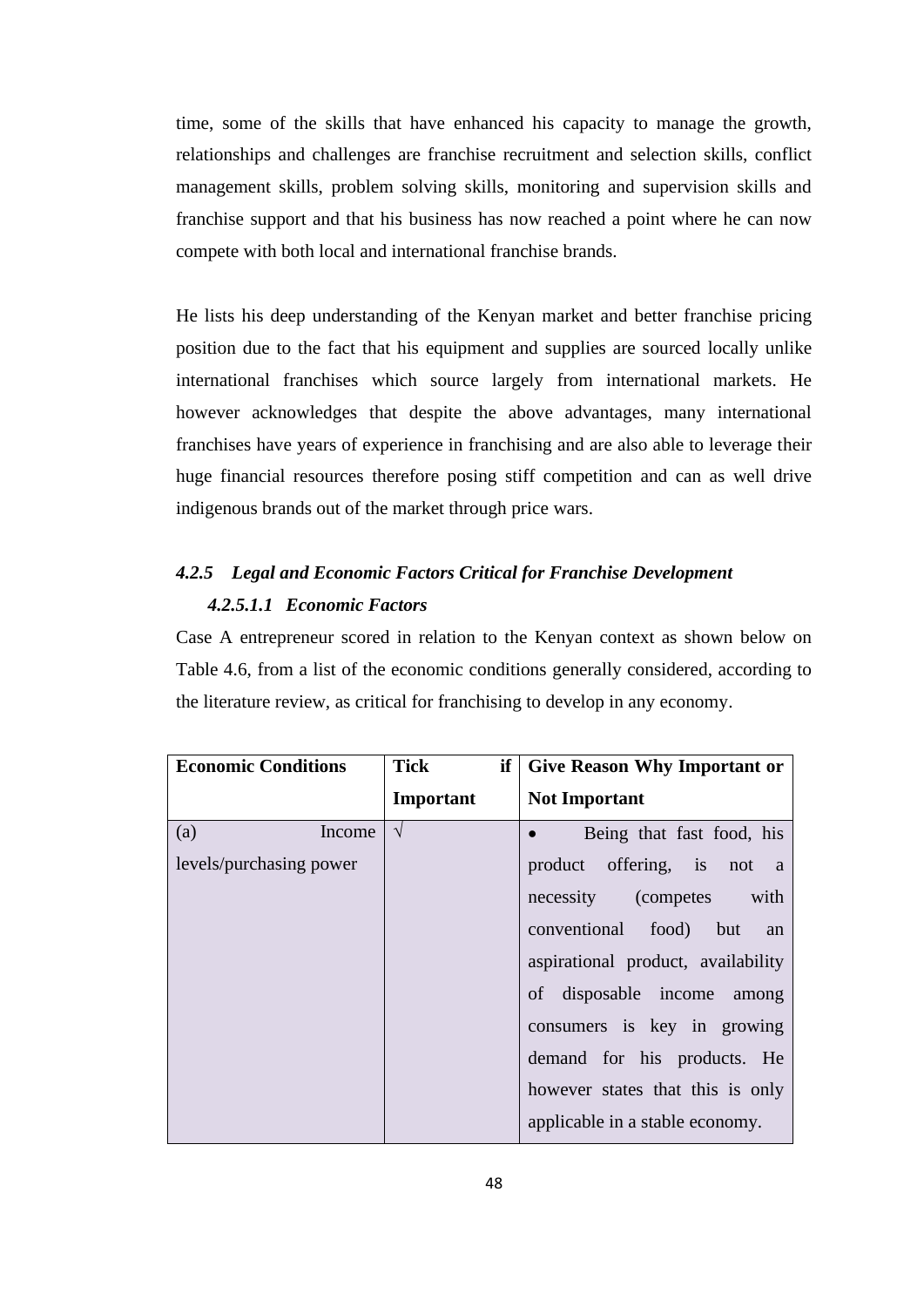time, some of the skills that have enhanced his capacity to manage the growth, relationships and challenges are franchise recruitment and selection skills, conflict management skills, problem solving skills, monitoring and supervision skills and franchise support and that his business has now reached a point where he can now compete with both local and international franchise brands.

He lists his deep understanding of the Kenyan market and better franchise pricing position due to the fact that his equipment and supplies are sourced locally unlike international franchises which source largely from international markets. He however acknowledges that despite the above advantages, many international franchises have years of experience in franchising and are also able to leverage their huge financial resources therefore posing stiff competition and can as well drive indigenous brands out of the market through price wars.

### *4.2.5 Legal and Economic Factors Critical for Franchise Development*

#### *4.2.5.1.1 Economic Factors*

Case A entrepreneur scored in relation to the Kenyan context as shown below on Table 4.6, from a list of the economic conditions generally considered, according to the literature review, as critical for franchising to develop in any economy.

| **Economic Conditions** | **Tick if Important** | **Give Reason Why Important or Not Important** |
|---|---|---|
| (a) Income levels/purchasing power | √ | • Being that fast food, his product offering, is not a necessity (competes with conventional food) but an aspirational product, availability of disposable income among consumers is key in growing demand for his products. He however states that this is only applicable in a stable economy. |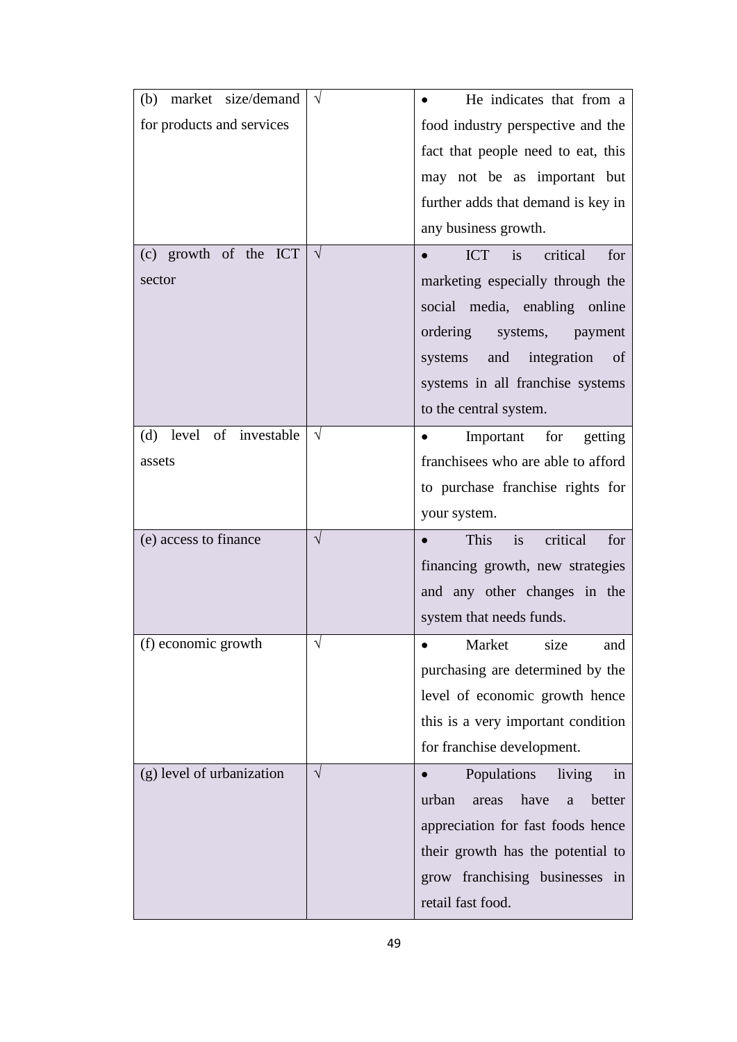| | | |
|---|---|---|
| (b) market size/demand for products and services | √ | • He indicates that from a food industry perspective and the fact that people need to eat, this may not be as important but further adds that demand is key in any business growth. |
| (c) growth of the ICT sector | √ | • ICT is critical for marketing especially through the social media, enabling online ordering systems, payment systems and integration of systems in all franchise systems to the central system. |
| (d) level of investable assets | √ | • Important for getting franchisees who are able to afford to purchase franchise rights for your system. |
| (e) access to finance | √ | • This is critical for financing growth, new strategies and any other changes in the system that needs funds. |
| (f) economic growth | √ | • Market size and purchasing are determined by the level of economic growth hence this is a very important condition for franchise development. |
| (g) level of urbanization | √ | • Populations living in urban areas have a better appreciation for fast foods hence their growth has the potential to grow franchising businesses in retail fast food. |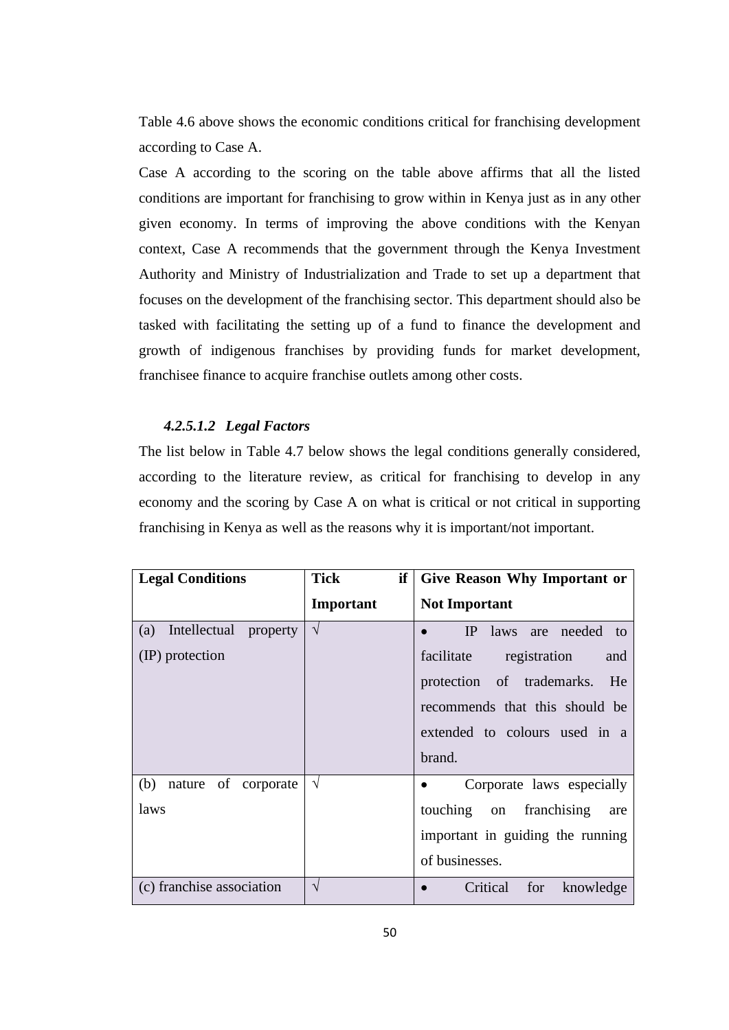Table 4.6 above shows the economic conditions critical for franchising development according to Case A.

Case A according to the scoring on the table above affirms that all the listed conditions are important for franchising to grow within in Kenya just as in any other given economy. In terms of improving the above conditions with the Kenyan context, Case A recommends that the government through the Kenya Investment Authority and Ministry of Industrialization and Trade to set up a department that focuses on the development of the franchising sector. This department should also be tasked with facilitating the setting up of a fund to finance the development and growth of indigenous franchises by providing funds for market development, franchisee finance to acquire franchise outlets among other costs.

#### *4.2.5.1.2 Legal Factors*

The list below in Table 4.7 below shows the legal conditions generally considered, according to the literature review, as critical for franchising to develop in any economy and the scoring by Case A on what is critical or not critical in supporting franchising in Kenya as well as the reasons why it is important/not important.

| Legal Conditions | Tick if Important | Give Reason Why Important or Not Important |
|---|---|---|
| (a) Intellectual property (IP) protection | √ | • IP laws are needed to facilitate registration and protection of trademarks. He recommends that this should be extended to colours used in a brand. |
| (b) nature of corporate laws | √ | • Corporate laws especially touching on franchising are important in guiding the running of businesses. |
| (c) franchise association | √ | • Critical for knowledge |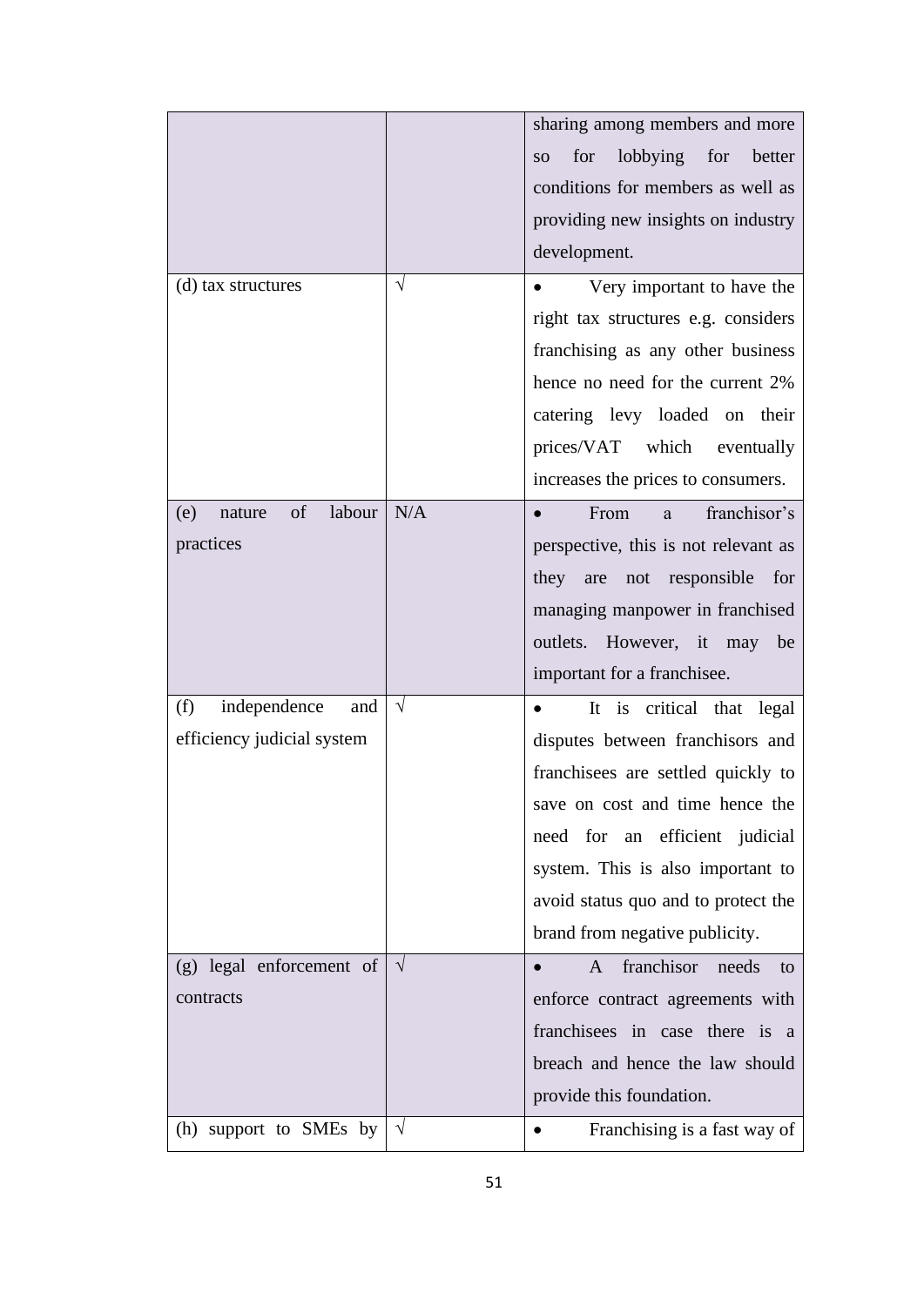| | | |
|---|---|---|
| | | sharing among members and more so for lobbying for better conditions for members as well as providing new insights on industry development. |
| (d) tax structures | √ | • Very important to have the right tax structures e.g. considers franchising as any other business hence no need for the current 2% catering levy loaded on their prices/VAT which eventually increases the prices to consumers. |
| (e) nature of labour practices | N/A | • From a franchisor's perspective, this is not relevant as they are not responsible for managing manpower in franchised outlets. However, it may be important for a franchisee. |
| (f) independence and efficiency judicial system | √ | • It is critical that legal disputes between franchisors and franchisees are settled quickly to save on cost and time hence the need for an efficient judicial system. This is also important to avoid status quo and to protect the brand from negative publicity. |
| (g) legal enforcement of contracts | √ | • A franchisor needs to enforce contract agreements with franchisees in case there is a breach and hence the law should provide this foundation. |
| (h) support to SMEs by | √ | • Franchising is a fast way of |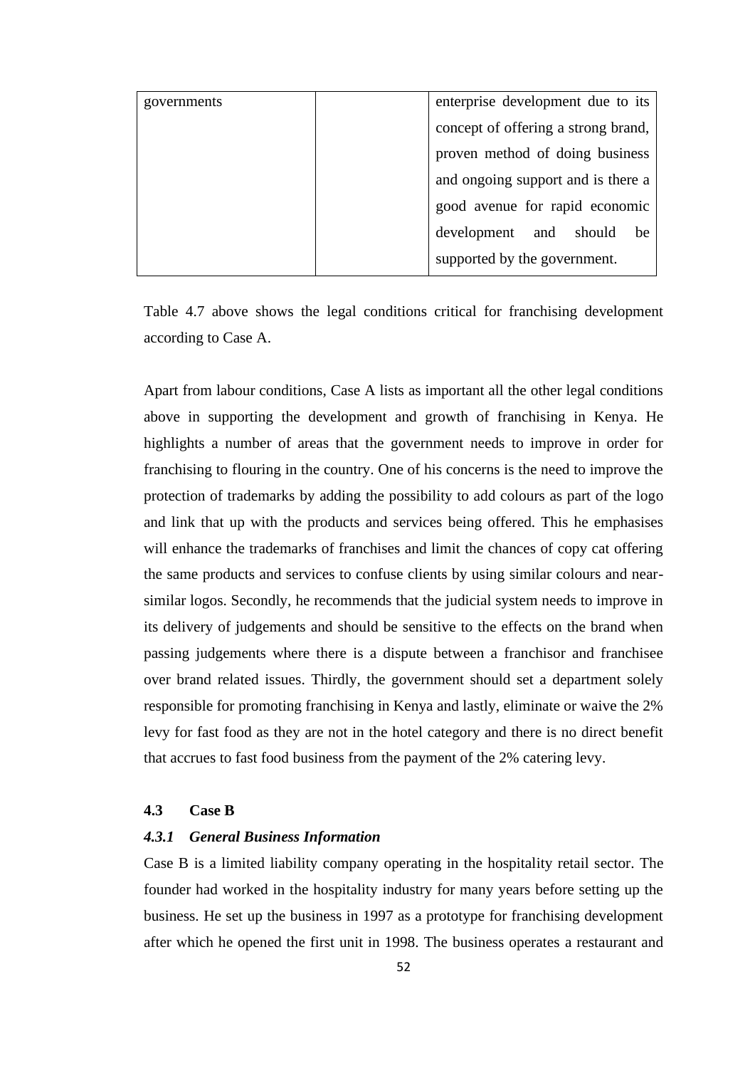| governments | | enterprise development due to its concept of offering a strong brand, proven method of doing business and ongoing support and is there a good avenue for rapid economic development and should be supported by the government. |
|---|---|---|

Table 4.7 above shows the legal conditions critical for franchising development according to Case A.

Apart from labour conditions, Case A lists as important all the other legal conditions above in supporting the development and growth of franchising in Kenya. He highlights a number of areas that the government needs to improve in order for franchising to flouring in the country. One of his concerns is the need to improve the protection of trademarks by adding the possibility to add colours as part of the logo and link that up with the products and services being offered. This he emphasises will enhance the trademarks of franchises and limit the chances of copy cat offering the same products and services to confuse clients by using similar colours and near-similar logos. Secondly, he recommends that the judicial system needs to improve in its delivery of judgements and should be sensitive to the effects on the brand when passing judgements where there is a dispute between a franchisor and franchisee over brand related issues. Thirdly, the government should set a department solely responsible for promoting franchising in Kenya and lastly, eliminate or waive the 2% levy for fast food as they are not in the hotel category and there is no direct benefit that accrues to fast food business from the payment of the 2% catering levy.

## 4.3 Case B

### *4.3.1 General Business Information*

Case B is a limited liability company operating in the hospitality retail sector. The founder had worked in the hospitality industry for many years before setting up the business. He set up the business in 1997 as a prototype for franchising development after which he opened the first unit in 1998. The business operates a restaurant and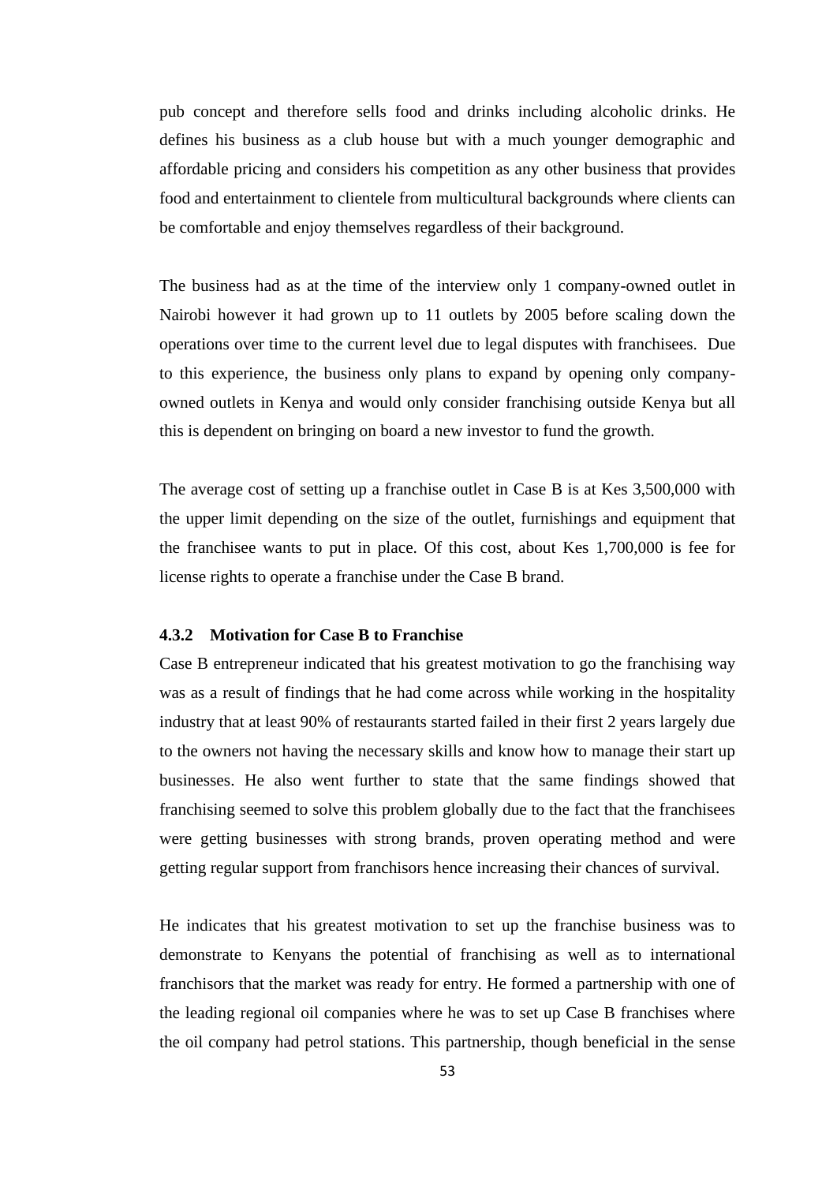pub concept and therefore sells food and drinks including alcoholic drinks. He defines his business as a club house but with a much younger demographic and affordable pricing and considers his competition as any other business that provides food and entertainment to clientele from multicultural backgrounds where clients can be comfortable and enjoy themselves regardless of their background.

The business had as at the time of the interview only 1 company-owned outlet in Nairobi however it had grown up to 11 outlets by 2005 before scaling down the operations over time to the current level due to legal disputes with franchisees. Due to this experience, the business only plans to expand by opening only company-owned outlets in Kenya and would only consider franchising outside Kenya but all this is dependent on bringing on board a new investor to fund the growth.

The average cost of setting up a franchise outlet in Case B is at Kes 3,500,000 with the upper limit depending on the size of the outlet, furnishings and equipment that the franchisee wants to put in place. Of this cost, about Kes 1,700,000 is fee for license rights to operate a franchise under the Case B brand.

### 4.3.2 Motivation for Case B to Franchise

Case B entrepreneur indicated that his greatest motivation to go the franchising way was as a result of findings that he had come across while working in the hospitality industry that at least 90% of restaurants started failed in their first 2 years largely due to the owners not having the necessary skills and know how to manage their start up businesses. He also went further to state that the same findings showed that franchising seemed to solve this problem globally due to the fact that the franchisees were getting businesses with strong brands, proven operating method and were getting regular support from franchisors hence increasing their chances of survival.

He indicates that his greatest motivation to set up the franchise business was to demonstrate to Kenyans the potential of franchising as well as to international franchisors that the market was ready for entry. He formed a partnership with one of the leading regional oil companies where he was to set up Case B franchises where the oil company had petrol stations. This partnership, though beneficial in the sense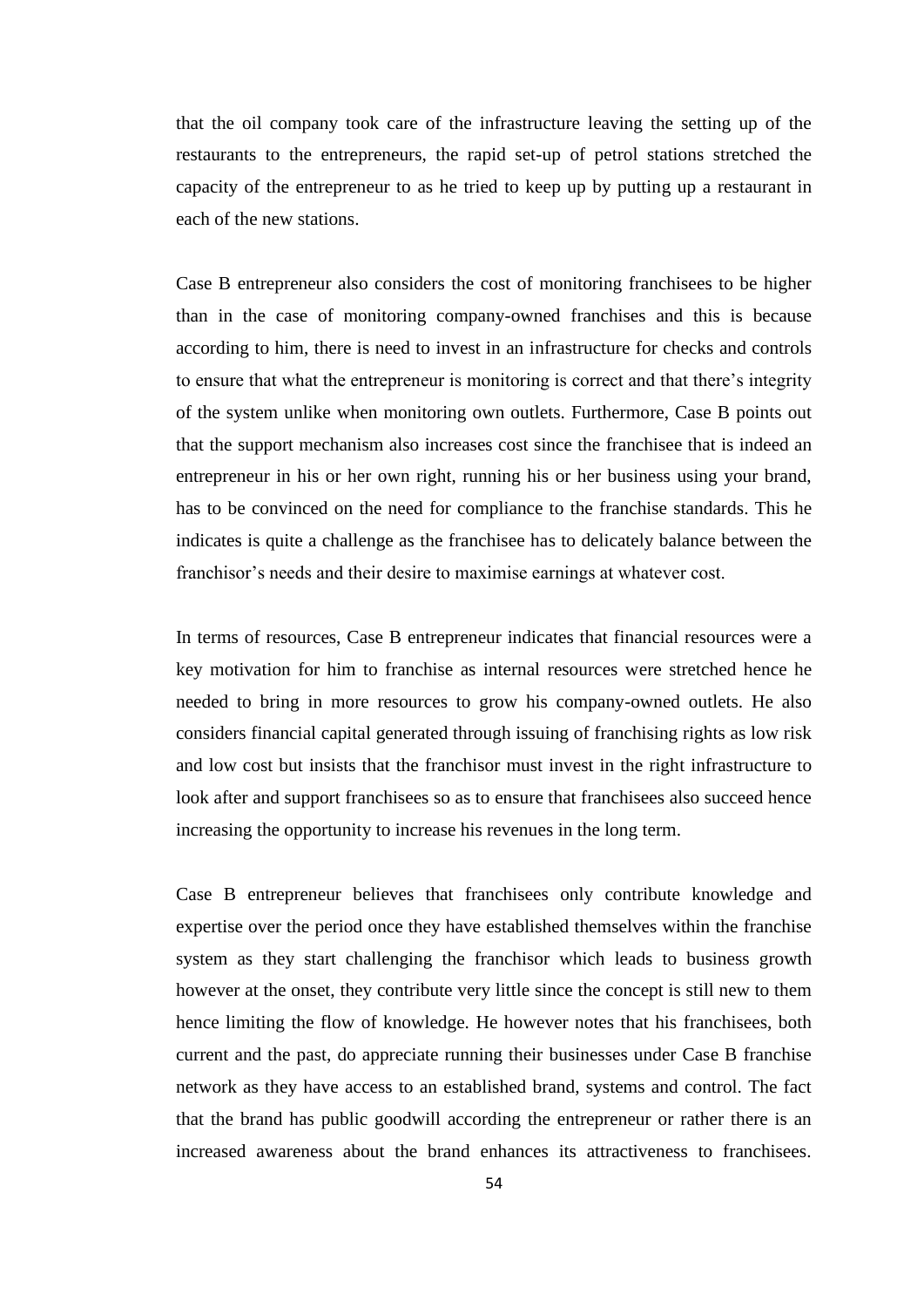that the oil company took care of the infrastructure leaving the setting up of the restaurants to the entrepreneurs, the rapid set-up of petrol stations stretched the capacity of the entrepreneur to as he tried to keep up by putting up a restaurant in each of the new stations.

Case B entrepreneur also considers the cost of monitoring franchisees to be higher than in the case of monitoring company-owned franchises and this is because according to him, there is need to invest in an infrastructure for checks and controls to ensure that what the entrepreneur is monitoring is correct and that there's integrity of the system unlike when monitoring own outlets. Furthermore, Case B points out that the support mechanism also increases cost since the franchisee that is indeed an entrepreneur in his or her own right, running his or her business using your brand, has to be convinced on the need for compliance to the franchise standards. This he indicates is quite a challenge as the franchisee has to delicately balance between the franchisor's needs and their desire to maximise earnings at whatever cost.

In terms of resources, Case B entrepreneur indicates that financial resources were a key motivation for him to franchise as internal resources were stretched hence he needed to bring in more resources to grow his company-owned outlets. He also considers financial capital generated through issuing of franchising rights as low risk and low cost but insists that the franchisor must invest in the right infrastructure to look after and support franchisees so as to ensure that franchisees also succeed hence increasing the opportunity to increase his revenues in the long term.

Case B entrepreneur believes that franchisees only contribute knowledge and expertise over the period once they have established themselves within the franchise system as they start challenging the franchisor which leads to business growth however at the onset, they contribute very little since the concept is still new to them hence limiting the flow of knowledge. He however notes that his franchisees, both current and the past, do appreciate running their businesses under Case B franchise network as they have access to an established brand, systems and control. The fact that the brand has public goodwill according the entrepreneur or rather there is an increased awareness about the brand enhances its attractiveness to franchisees.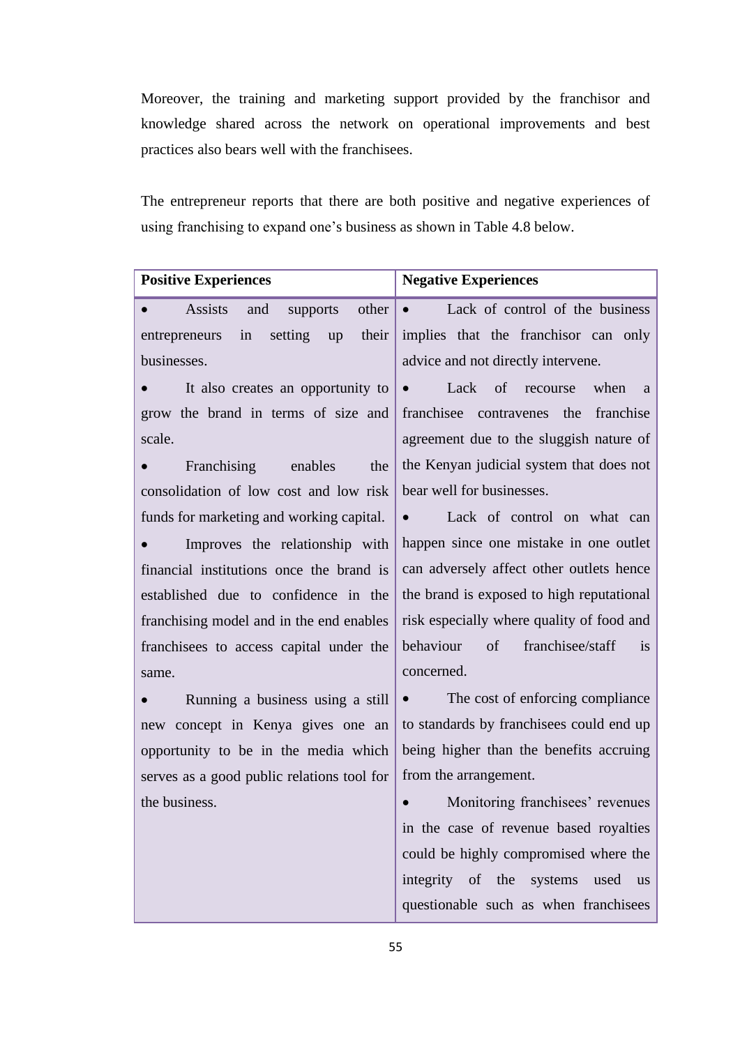Moreover, the training and marketing support provided by the franchisor and knowledge shared across the network on operational improvements and best practices also bears well with the franchisees.

The entrepreneur reports that there are both positive and negative experiences of using franchising to expand one's business as shown in Table 4.8 below.

| Positive Experiences | Negative Experiences |
| --- | --- |
| • Assists and supports other entrepreneurs in setting up their businesses.<br>• It also creates an opportunity to grow the brand in terms of size and scale.<br>• Franchising enables the consolidation of low cost and low risk funds for marketing and working capital.<br>• Improves the relationship with financial institutions once the brand is established due to confidence in the franchising model and in the end enables franchisees to access capital under the same.<br>• Running a business using a still new concept in Kenya gives one an opportunity to be in the media which serves as a good public relations tool for the business. | • Lack of control of the business implies that the franchisor can only advice and not directly intervene.<br>• Lack of recourse when a franchisee contravenes the franchise agreement due to the sluggish nature of the Kenyan judicial system that does not bear well for businesses.<br>• Lack of control on what can happen since one mistake in one outlet can adversely affect other outlets hence the brand is exposed to high reputational risk especially where quality of food and behaviour of franchisee/staff is concerned.<br>• The cost of enforcing compliance to standards by franchisees could end up being higher than the benefits accruing from the arrangement.<br>• Monitoring franchisees' revenues in the case of revenue based royalties could be highly compromised where the integrity of the systems used us questionable such as when franchisees |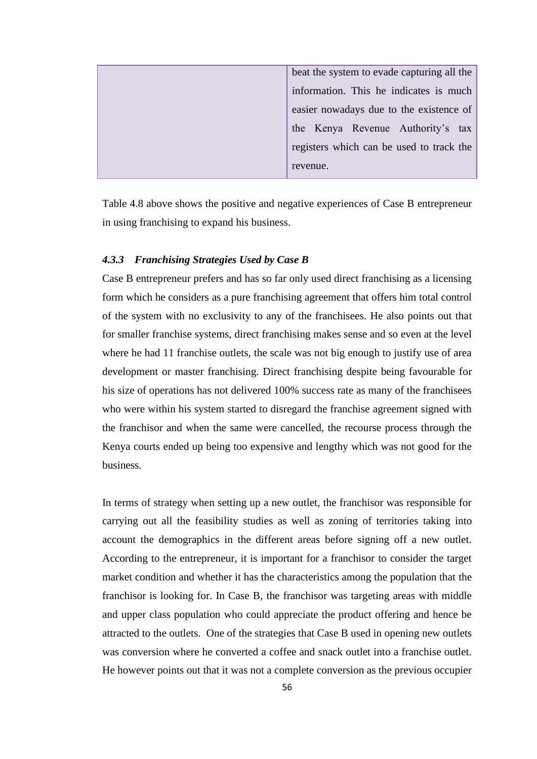| | |
|---|---|
| | beat the system to evade capturing all the information. This he indicates is much easier nowadays due to the existence of the Kenya Revenue Authority's tax registers which can be used to track the revenue. |

Table 4.8 above shows the positive and negative experiences of Case B entrepreneur in using franchising to expand his business.

### *4.3.3 Franchising Strategies Used by Case B*

Case B entrepreneur prefers and has so far only used direct franchising as a licensing form which he considers as a pure franchising agreement that offers him total control of the system with no exclusivity to any of the franchisees. He also points out that for smaller franchise systems, direct franchising makes sense and so even at the level where he had 11 franchise outlets, the scale was not big enough to justify use of area development or master franchising. Direct franchising despite being favourable for his size of operations has not delivered 100% success rate as many of the franchisees who were within his system started to disregard the franchise agreement signed with the franchisor and when the same were cancelled, the recourse process through the Kenya courts ended up being too expensive and lengthy which was not good for the business.

In terms of strategy when setting up a new outlet, the franchisor was responsible for carrying out all the feasibility studies as well as zoning of territories taking into account the demographics in the different areas before signing off a new outlet. According to the entrepreneur, it is important for a franchisor to consider the target market condition and whether it has the characteristics among the population that the franchisor is looking for. In Case B, the franchisor was targeting areas with middle and upper class population who could appreciate the product offering and hence be attracted to the outlets. One of the strategies that Case B used in opening new outlets was conversion where he converted a coffee and snack outlet into a franchise outlet. He however points out that it was not a complete conversion as the previous occupier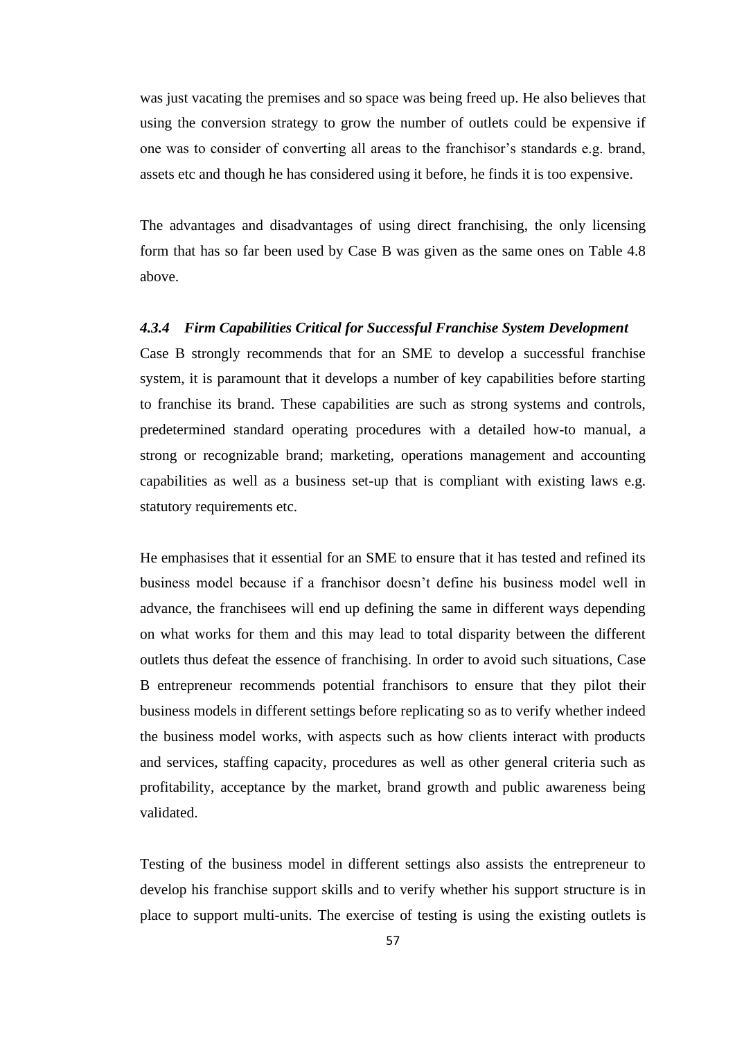was just vacating the premises and so space was being freed up. He also believes that using the conversion strategy to grow the number of outlets could be expensive if one was to consider of converting all areas to the franchisor's standards e.g. brand, assets etc and though he has considered using it before, he finds it is too expensive.

The advantages and disadvantages of using direct franchising, the only licensing form that has so far been used by Case B was given as the same ones on Table 4.8 above.

### *4.3.4 Firm Capabilities Critical for Successful Franchise System Development*

Case B strongly recommends that for an SME to develop a successful franchise system, it is paramount that it develops a number of key capabilities before starting to franchise its brand. These capabilities are such as strong systems and controls, predetermined standard operating procedures with a detailed how-to manual, a strong or recognizable brand; marketing, operations management and accounting capabilities as well as a business set-up that is compliant with existing laws e.g. statutory requirements etc.

He emphasises that it essential for an SME to ensure that it has tested and refined its business model because if a franchisor doesn't define his business model well in advance, the franchisees will end up defining the same in different ways depending on what works for them and this may lead to total disparity between the different outlets thus defeat the essence of franchising. In order to avoid such situations, Case B entrepreneur recommends potential franchisors to ensure that they pilot their business models in different settings before replicating so as to verify whether indeed the business model works, with aspects such as how clients interact with products and services, staffing capacity, procedures as well as other general criteria such as profitability, acceptance by the market, brand growth and public awareness being validated.

Testing of the business model in different settings also assists the entrepreneur to develop his franchise support skills and to verify whether his support structure is in place to support multi-units. The exercise of testing is using the existing outlets is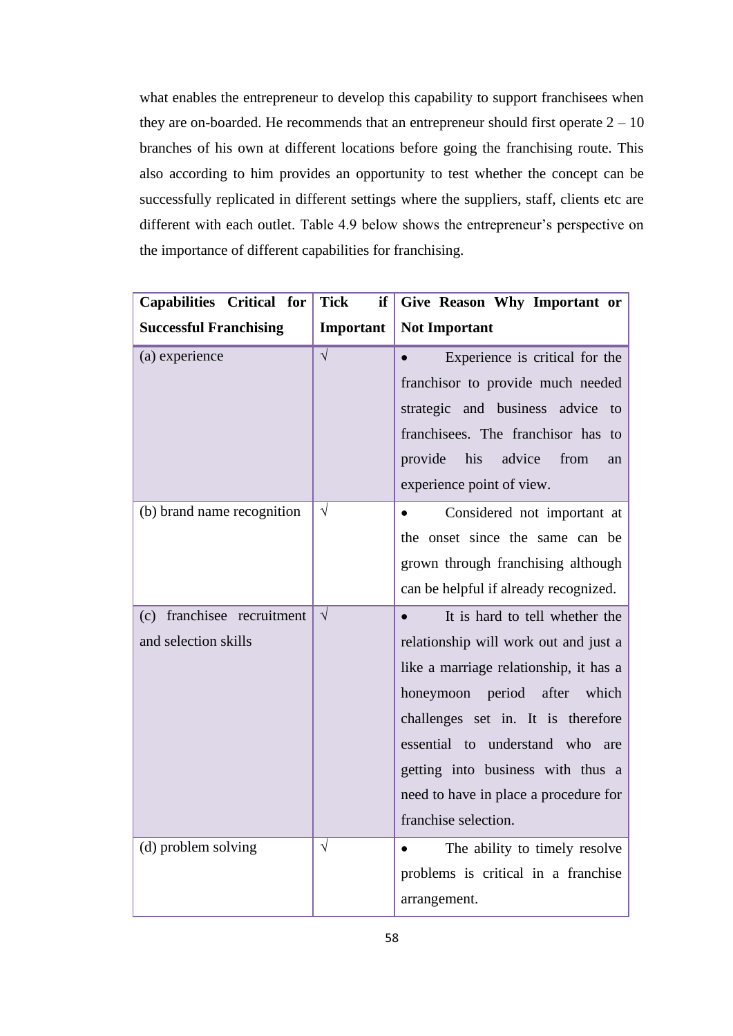what enables the entrepreneur to develop this capability to support franchisees when they are on-boarded. He recommends that an entrepreneur should first operate 2 – 10 branches of his own at different locations before going the franchising route. This also according to him provides an opportunity to test whether the concept can be successfully replicated in different settings where the suppliers, staff, clients etc are different with each outlet. Table 4.9 below shows the entrepreneur's perspective on the importance of different capabilities for franchising.

| Capabilities Critical for Successful Franchising | Tick if Important | Give Reason Why Important or Not Important |
|---|---|---|
| (a) experience | √ | • Experience is critical for the franchisor to provide much needed strategic and business advice to franchisees. The franchisor has to provide his advice from an experience point of view. |
| (b) brand name recognition | √ | • Considered not important at the onset since the same can be grown through franchising although can be helpful if already recognized. |
| (c) franchisee recruitment and selection skills | √ | • It is hard to tell whether the relationship will work out and just a like a marriage relationship, it has a honeymoon period after which challenges set in. It is therefore essential to understand who are getting into business with thus a need to have in place a procedure for franchise selection. |
| (d) problem solving | √ | • The ability to timely resolve problems is critical in a franchise arrangement. |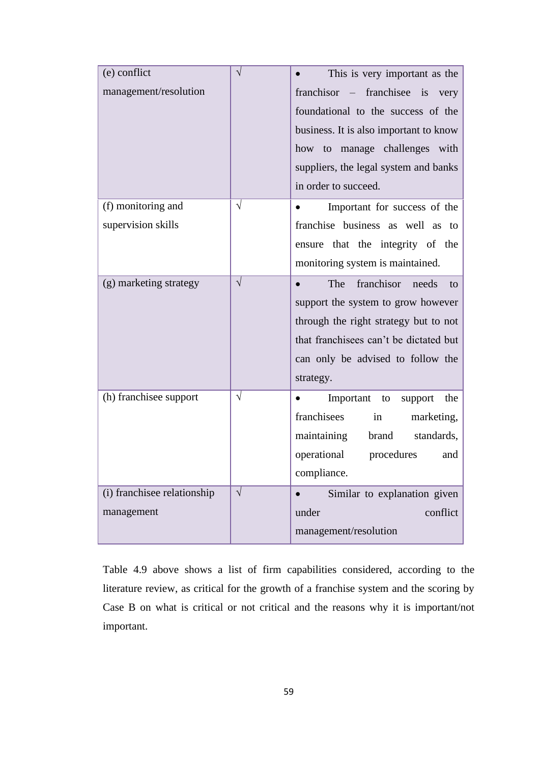| (e) conflict management/resolution | √ | • This is very important as the franchisor – franchisee is very foundational to the success of the business. It is also important to know how to manage challenges with suppliers, the legal system and banks in order to succeed. |
|---|---|---|
| (f) monitoring and supervision skills | √ | • Important for success of the franchise business as well as to ensure that the integrity of the monitoring system is maintained. |
| (g) marketing strategy | √ | • The franchisor needs to support the system to grow however through the right strategy but to not that franchisees can't be dictated but can only be advised to follow the strategy. |
| (h) franchisee support | √ | • Important to support the franchisees in marketing, maintaining brand standards, operational procedures and compliance. |
| (i) franchisee relationship management | √ | • Similar to explanation given under conflict management/resolution |

Table 4.9 above shows a list of firm capabilities considered, according to the literature review, as critical for the growth of a franchise system and the scoring by Case B on what is critical or not critical and the reasons why it is important/not important.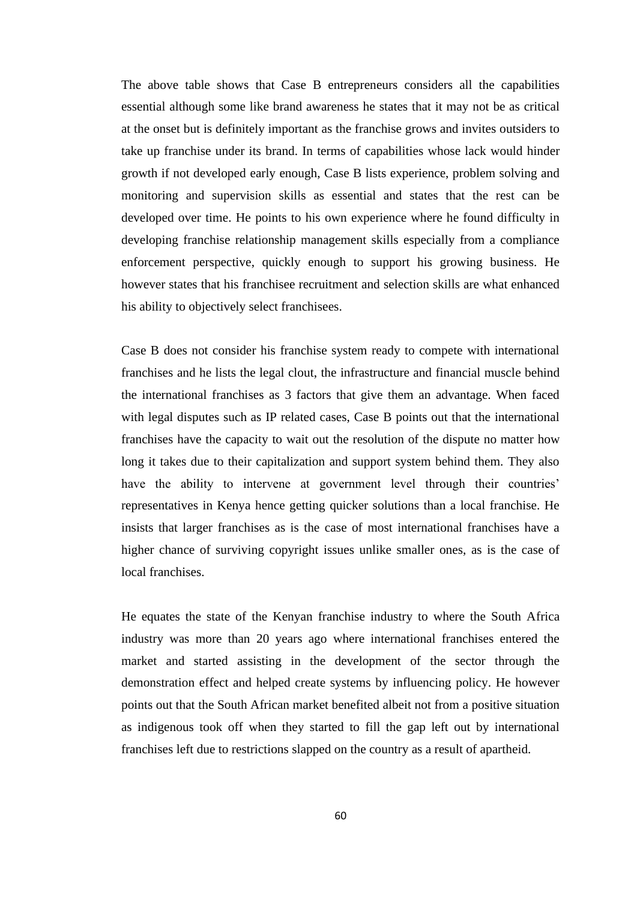The above table shows that Case B entrepreneurs considers all the capabilities essential although some like brand awareness he states that it may not be as critical at the onset but is definitely important as the franchise grows and invites outsiders to take up franchise under its brand. In terms of capabilities whose lack would hinder growth if not developed early enough, Case B lists experience, problem solving and monitoring and supervision skills as essential and states that the rest can be developed over time. He points to his own experience where he found difficulty in developing franchise relationship management skills especially from a compliance enforcement perspective, quickly enough to support his growing business. He however states that his franchisee recruitment and selection skills are what enhanced his ability to objectively select franchisees.

Case B does not consider his franchise system ready to compete with international franchises and he lists the legal clout, the infrastructure and financial muscle behind the international franchises as 3 factors that give them an advantage. When faced with legal disputes such as IP related cases, Case B points out that the international franchises have the capacity to wait out the resolution of the dispute no matter how long it takes due to their capitalization and support system behind them. They also have the ability to intervene at government level through their countries' representatives in Kenya hence getting quicker solutions than a local franchise. He insists that larger franchises as is the case of most international franchises have a higher chance of surviving copyright issues unlike smaller ones, as is the case of local franchises.

He equates the state of the Kenyan franchise industry to where the South Africa industry was more than 20 years ago where international franchises entered the market and started assisting in the development of the sector through the demonstration effect and helped create systems by influencing policy. He however points out that the South African market benefited albeit not from a positive situation as indigenous took off when they started to fill the gap left out by international franchises left due to restrictions slapped on the country as a result of apartheid.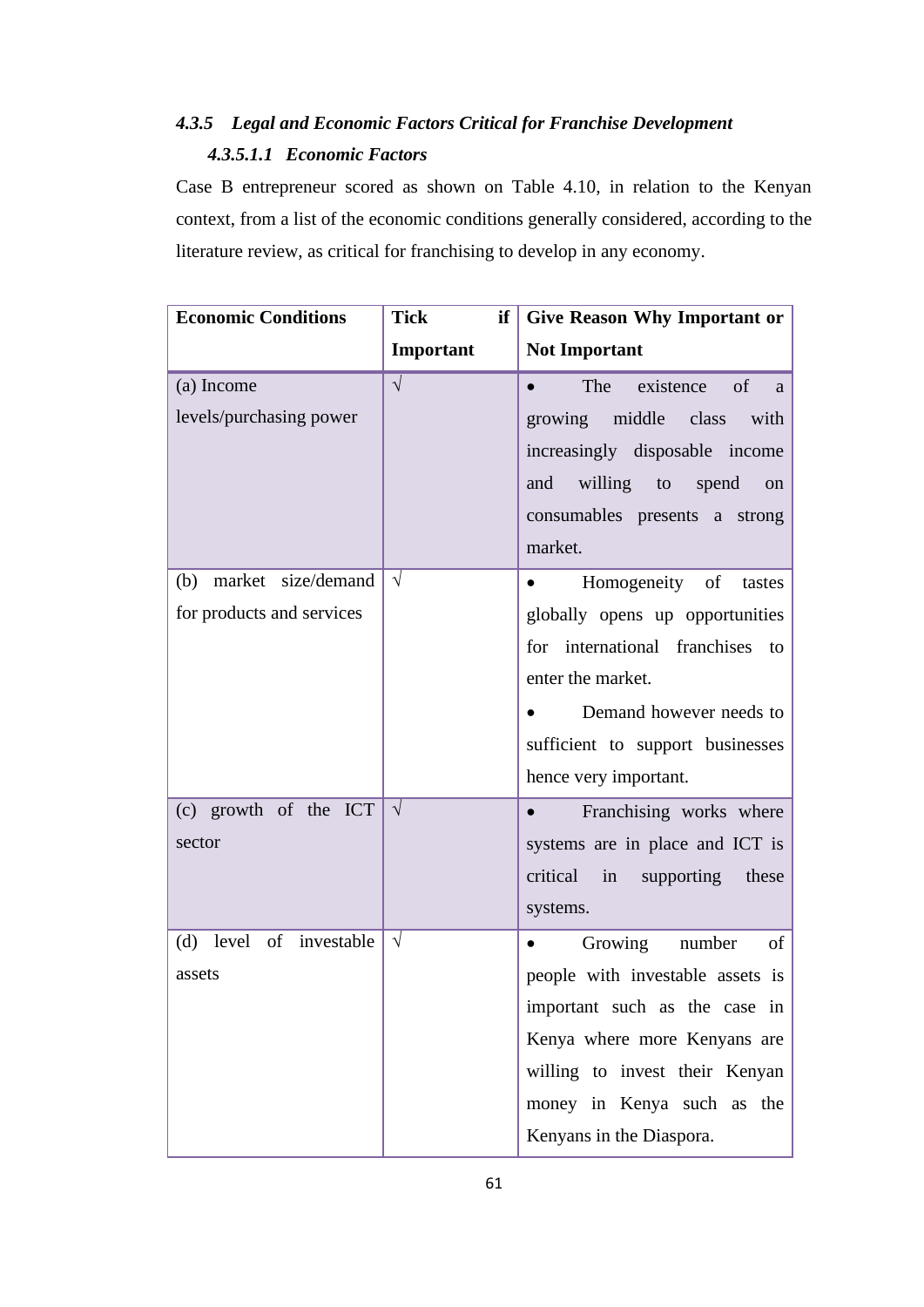### *4.3.5 Legal and Economic Factors Critical for Franchise Development*

#### *4.3.5.1.1 Economic Factors*

Case B entrepreneur scored as shown on Table 4.10, in relation to the Kenyan context, from a list of the economic conditions generally considered, according to the literature review, as critical for franchising to develop in any economy.

| **Economic Conditions** | **Tick if Important** | **Give Reason Why Important or Not Important** |
|---|---|---|
| (a) Income levels/purchasing power | √ | • The existence of a growing middle class with increasingly disposable income and willing to spend on consumables presents a strong market. |
| (b) market size/demand for products and services | √ | • Homogeneity of tastes globally opens up opportunities for international franchises to enter the market. • Demand however needs to sufficient to support businesses hence very important. |
| (c) growth of the ICT sector | √ | • Franchising works where systems are in place and ICT is critical in supporting these systems. |
| (d) level of investable assets | √ | • Growing number of people with investable assets is important such as the case in Kenya where more Kenyans are willing to invest their Kenyan money in Kenya such as the Kenyans in the Diaspora. |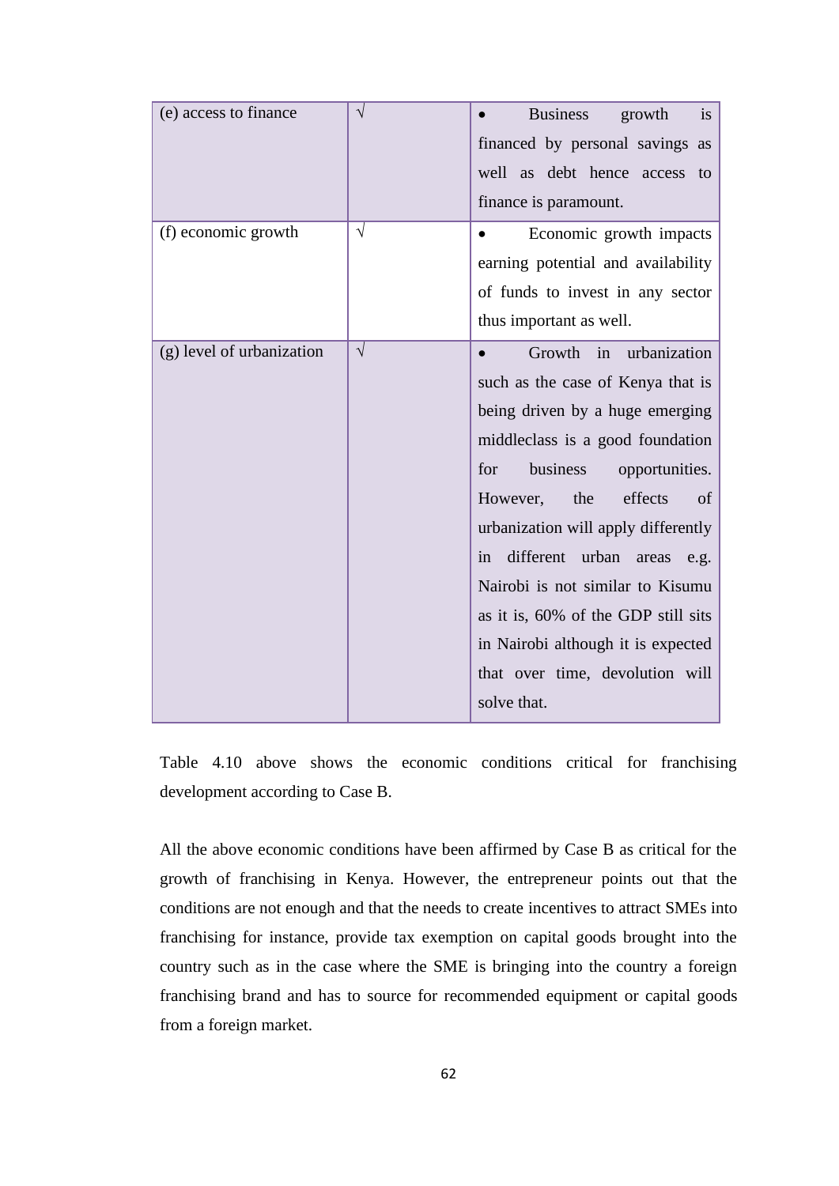| | | |
|---|---|---|
| (e) access to finance | √ | • Business growth is financed by personal savings as well as debt hence access to finance is paramount. |
| (f) economic growth | √ | • Economic growth impacts earning potential and availability of funds to invest in any sector thus important as well. |
| (g) level of urbanization | √ | • Growth in urbanization such as the case of Kenya that is being driven by a huge emerging middleclass is a good foundation for business opportunities. However, the effects of urbanization will apply differently in different urban areas e.g. Nairobi is not similar to Kisumu as it is, 60% of the GDP still sits in Nairobi although it is expected that over time, devolution will solve that. |

Table 4.10 above shows the economic conditions critical for franchising development according to Case B.

All the above economic conditions have been affirmed by Case B as critical for the growth of franchising in Kenya. However, the entrepreneur points out that the conditions are not enough and that the needs to create incentives to attract SMEs into franchising for instance, provide tax exemption on capital goods brought into the country such as in the case where the SME is bringing into the country a foreign franchising brand and has to source for recommended equipment or capital goods from a foreign market.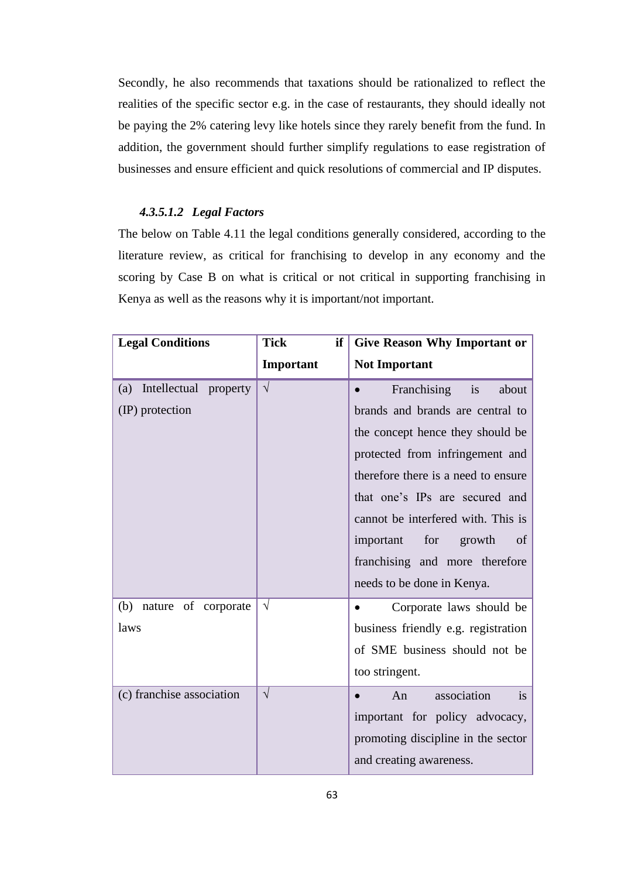Secondly, he also recommends that taxations should be rationalized to reflect the realities of the specific sector e.g. in the case of restaurants, they should ideally not be paying the 2% catering levy like hotels since they rarely benefit from the fund. In addition, the government should further simplify regulations to ease registration of businesses and ensure efficient and quick resolutions of commercial and IP disputes.

#### *4.3.5.1.2 Legal Factors*

The below on Table 4.11 the legal conditions generally considered, according to the literature review, as critical for franchising to develop in any economy and the scoring by Case B on what is critical or not critical in supporting franchising in Kenya as well as the reasons why it is important/not important.

| **Legal Conditions** | **Tick if Important** | **Give Reason Why Important or Not Important** |
|---|---|---|
| (a) Intellectual property (IP) protection | √ | • Franchising is about brands and brands are central to the concept hence they should be protected from infringement and therefore there is a need to ensure that one's IPs are secured and cannot be interfered with. This is important for growth of franchising and more therefore needs to be done in Kenya. |
| (b) nature of corporate laws | √ | • Corporate laws should be business friendly e.g. registration of SME business should not be too stringent. |
| (c) franchise association | √ | • An association is important for policy advocacy, promoting discipline in the sector and creating awareness. |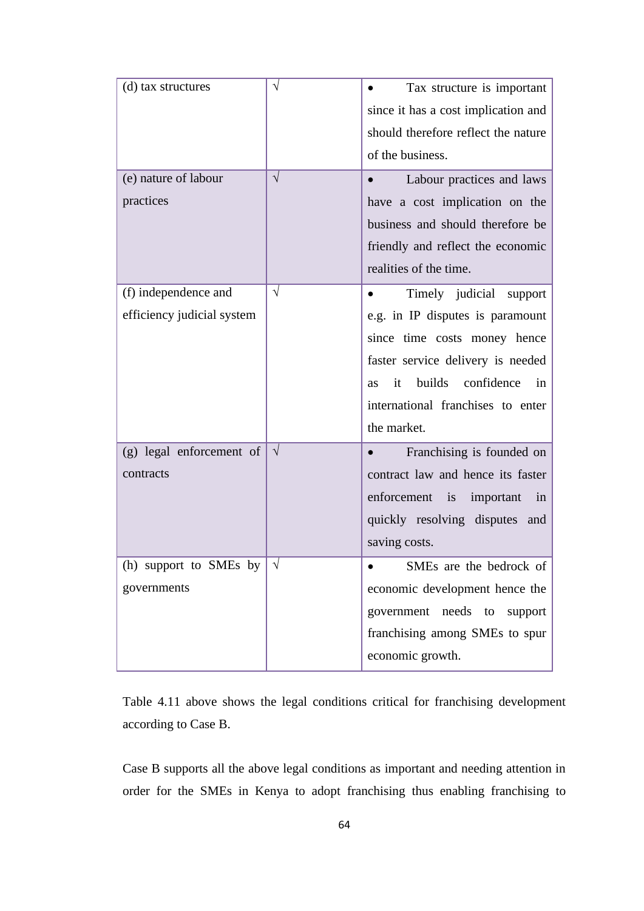| | | |
|---|---|---|
| (d) tax structures | √ | • Tax structure is important since it has a cost implication and should therefore reflect the nature of the business. |
| (e) nature of labour practices | √ | • Labour practices and laws have a cost implication on the business and should therefore be friendly and reflect the economic realities of the time. |
| (f) independence and efficiency judicial system | √ | • Timely judicial support e.g. in IP disputes is paramount since time costs money hence faster service delivery is needed as it builds confidence in international franchises to enter the market. |
| (g) legal enforcement of contracts | √ | • Franchising is founded on contract law and hence its faster enforcement is important in quickly resolving disputes and saving costs. |
| (h) support to SMEs by governments | √ | • SMEs are the bedrock of economic development hence the government needs to support franchising among SMEs to spur economic growth. |

Table 4.11 above shows the legal conditions critical for franchising development according to Case B.

Case B supports all the above legal conditions as important and needing attention in order for the SMEs in Kenya to adopt franchising thus enabling franchising to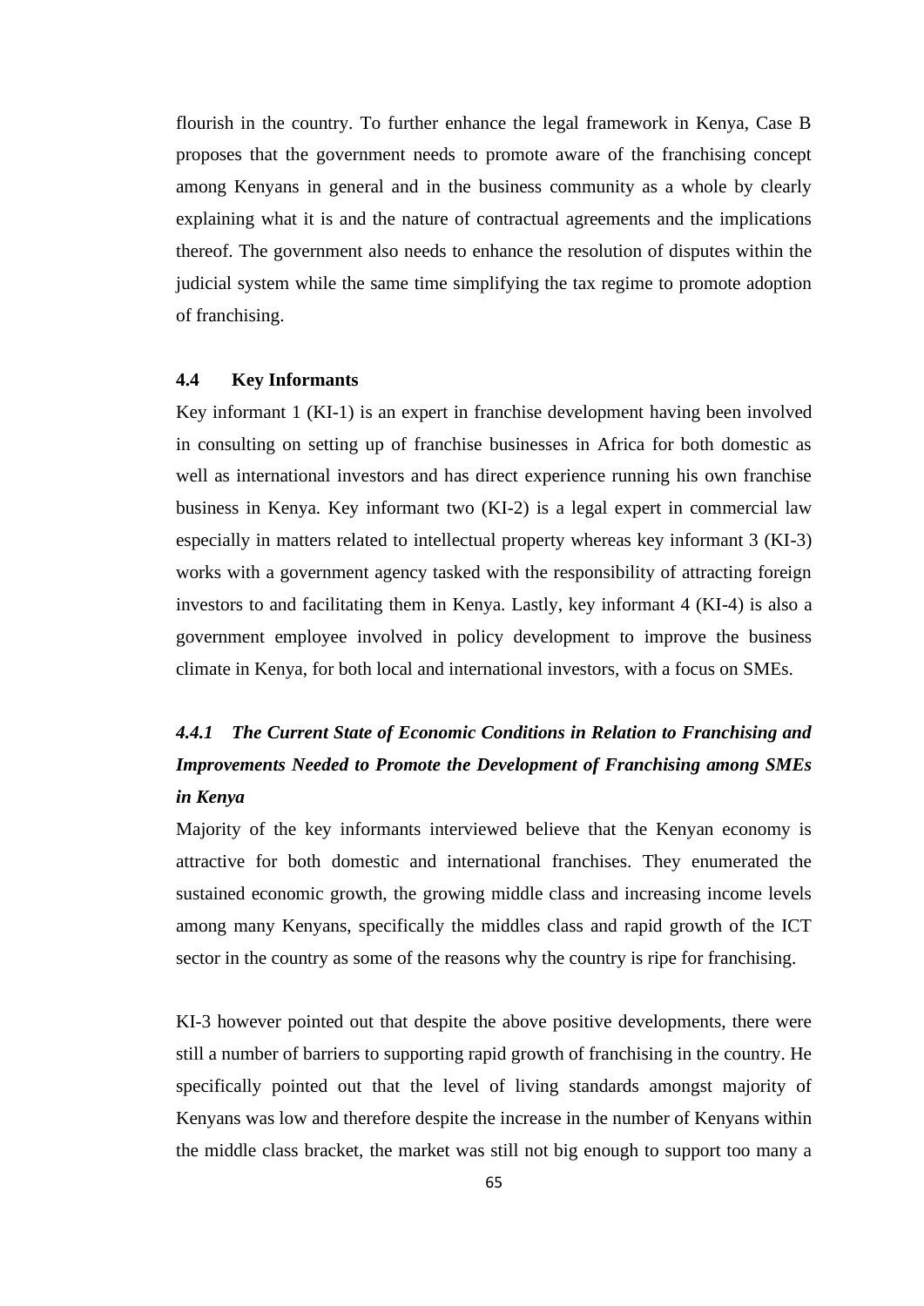flourish in the country. To further enhance the legal framework in Kenya, Case B proposes that the government needs to promote aware of the franchising concept among Kenyans in general and in the business community as a whole by clearly explaining what it is and the nature of contractual agreements and the implications thereof. The government also needs to enhance the resolution of disputes within the judicial system while the same time simplifying the tax regime to promote adoption of franchising.

### 4.4 Key Informants

Key informant 1 (KI-1) is an expert in franchise development having been involved in consulting on setting up of franchise businesses in Africa for both domestic as well as international investors and has direct experience running his own franchise business in Kenya. Key informant two (KI-2) is a legal expert in commercial law especially in matters related to intellectual property whereas key informant 3 (KI-3) works with a government agency tasked with the responsibility of attracting foreign investors to and facilitating them in Kenya. Lastly, key informant 4 (KI-4) is also a government employee involved in policy development to improve the business climate in Kenya, for both local and international investors, with a focus on SMEs.

#### *4.4.1 The Current State of Economic Conditions in Relation to Franchising and Improvements Needed to Promote the Development of Franchising among SMEs in Kenya*

Majority of the key informants interviewed believe that the Kenyan economy is attractive for both domestic and international franchises. They enumerated the sustained economic growth, the growing middle class and increasing income levels among many Kenyans, specifically the middles class and rapid growth of the ICT sector in the country as some of the reasons why the country is ripe for franchising.

KI-3 however pointed out that despite the above positive developments, there were still a number of barriers to supporting rapid growth of franchising in the country. He specifically pointed out that the level of living standards amongst majority of Kenyans was low and therefore despite the increase in the number of Kenyans within the middle class bracket, the market was still not big enough to support too many a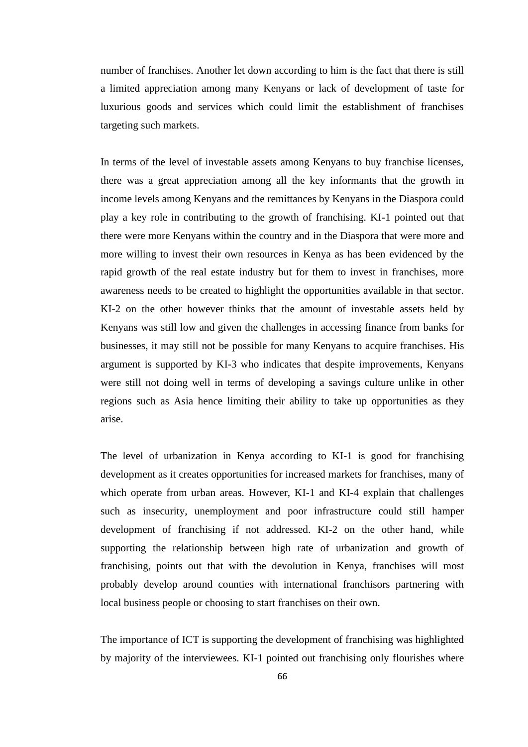number of franchises. Another let down according to him is the fact that there is still a limited appreciation among many Kenyans or lack of development of taste for luxurious goods and services which could limit the establishment of franchises targeting such markets.

In terms of the level of investable assets among Kenyans to buy franchise licenses, there was a great appreciation among all the key informants that the growth in income levels among Kenyans and the remittances by Kenyans in the Diaspora could play a key role in contributing to the growth of franchising. KI-1 pointed out that there were more Kenyans within the country and in the Diaspora that were more and more willing to invest their own resources in Kenya as has been evidenced by the rapid growth of the real estate industry but for them to invest in franchises, more awareness needs to be created to highlight the opportunities available in that sector. KI-2 on the other however thinks that the amount of investable assets held by Kenyans was still low and given the challenges in accessing finance from banks for businesses, it may still not be possible for many Kenyans to acquire franchises. His argument is supported by KI-3 who indicates that despite improvements, Kenyans were still not doing well in terms of developing a savings culture unlike in other regions such as Asia hence limiting their ability to take up opportunities as they arise.

The level of urbanization in Kenya according to KI-1 is good for franchising development as it creates opportunities for increased markets for franchises, many of which operate from urban areas. However, KI-1 and KI-4 explain that challenges such as insecurity, unemployment and poor infrastructure could still hamper development of franchising if not addressed. KI-2 on the other hand, while supporting the relationship between high rate of urbanization and growth of franchising, points out that with the devolution in Kenya, franchises will most probably develop around counties with international franchisors partnering with local business people or choosing to start franchises on their own.

The importance of ICT is supporting the development of franchising was highlighted by majority of the interviewees. KI-1 pointed out franchising only flourishes where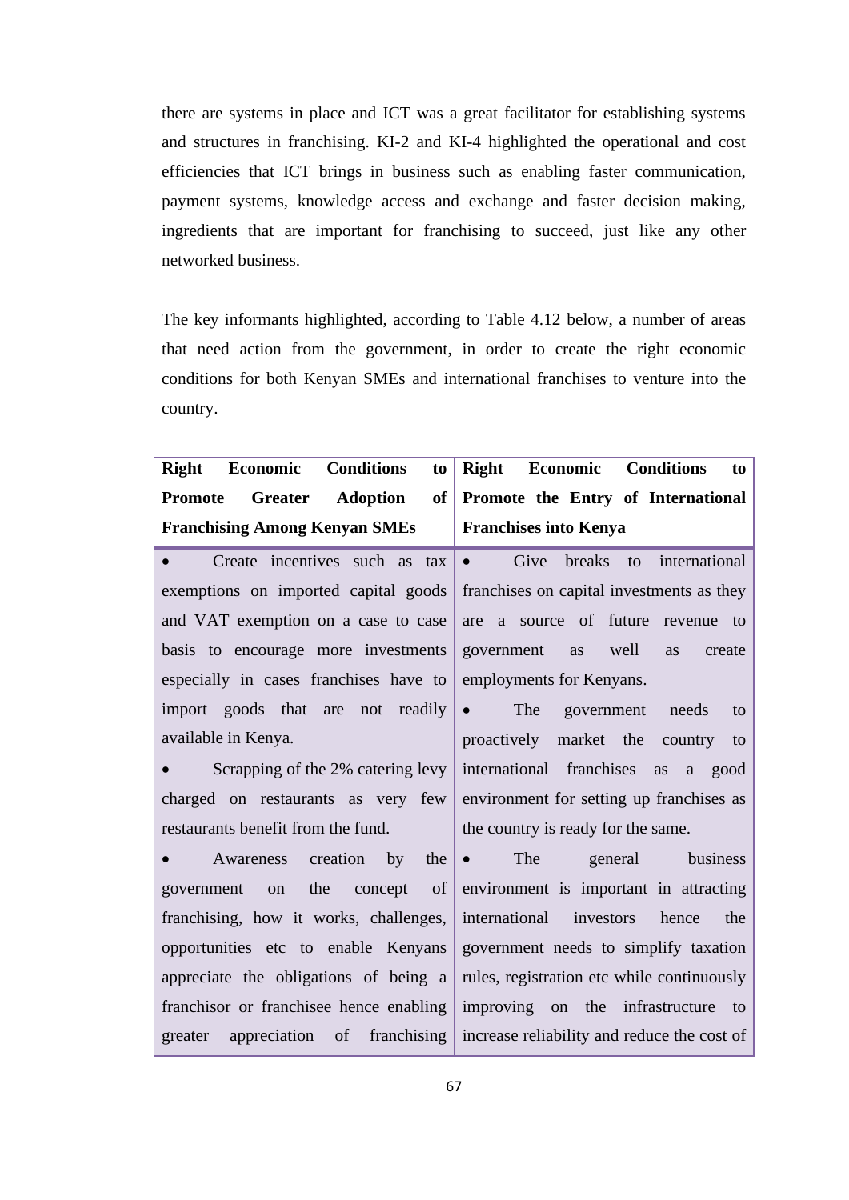there are systems in place and ICT was a great facilitator for establishing systems and structures in franchising. KI-2 and KI-4 highlighted the operational and cost efficiencies that ICT brings in business such as enabling faster communication, payment systems, knowledge access and exchange and faster decision making, ingredients that are important for franchising to succeed, just like any other networked business.

The key informants highlighted, according to Table 4.12 below, a number of areas that need action from the government, in order to create the right economic conditions for both Kenyan SMEs and international franchises to venture into the country.

| Right Economic Conditions to Promote Greater Adoption of Franchising Among Kenyan SMEs | Right Economic Conditions to Promote the Entry of International Franchises into Kenya |
|---|---|
| • Create incentives such as tax exemptions on imported capital goods and VAT exemption on a case to case basis to encourage more investments especially in cases franchises have to import goods that are not readily available in Kenya.<br>• Scrapping of the 2% catering levy charged on restaurants as very few restaurants benefit from the fund.<br>• Awareness creation by the government on the concept of franchising, how it works, challenges, opportunities etc to enable Kenyans appreciate the obligations of being a franchisor or franchisee hence enabling greater appreciation of franchising | • Give breaks to international franchises on capital investments as they are a source of future revenue to government as well as create employments for Kenyans.<br>• The government needs to proactively market the country to international franchises as a good environment for setting up franchises as the country is ready for the same.<br>• The general business environment is important in attracting international investors hence the government needs to simplify taxation rules, registration etc while continuously improving on the infrastructure to increase reliability and reduce the cost of |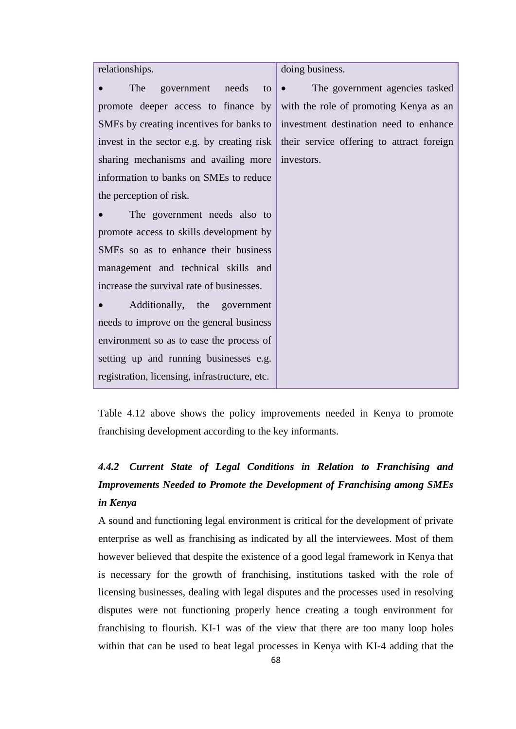| | |
|---|---|
| relationships.<br>• The government needs to promote deeper access to finance by SMEs by creating incentives for banks to invest in the sector e.g. by creating risk sharing mechanisms and availing more information to banks on SMEs to reduce the perception of risk.<br>• The government needs also to promote access to skills development by SMEs so as to enhance their business management and technical skills and increase the survival rate of businesses.<br>• Additionally, the government needs to improve on the general business environment so as to ease the process of setting up and running businesses e.g. registration, licensing, infrastructure, etc. | doing business.<br>• The government agencies tasked with the role of promoting Kenya as an investment destination need to enhance their service offering to attract foreign investors. |

Table 4.12 above shows the policy improvements needed in Kenya to promote franchising development according to the key informants.

### *4.4.2 Current State of Legal Conditions in Relation to Franchising and Improvements Needed to Promote the Development of Franchising among SMEs in Kenya*

A sound and functioning legal environment is critical for the development of private enterprise as well as franchising as indicated by all the interviewees. Most of them however believed that despite the existence of a good legal framework in Kenya that is necessary for the growth of franchising, institutions tasked with the role of licensing businesses, dealing with legal disputes and the processes used in resolving disputes were not functioning properly hence creating a tough environment for franchising to flourish. KI-1 was of the view that there are too many loop holes within that can be used to beat legal processes in Kenya with KI-4 adding that the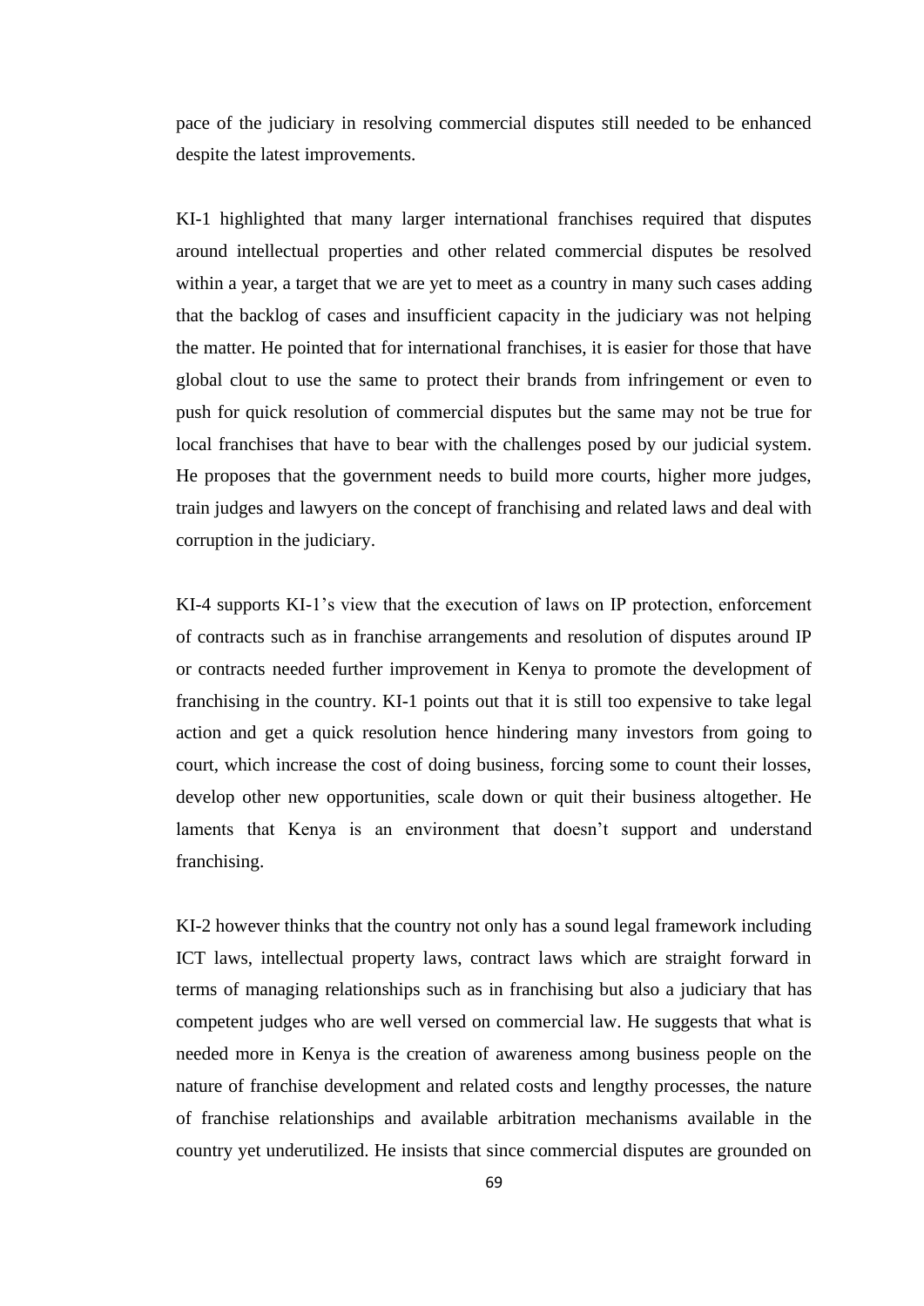pace of the judiciary in resolving commercial disputes still needed to be enhanced despite the latest improvements.

KI-1 highlighted that many larger international franchises required that disputes around intellectual properties and other related commercial disputes be resolved within a year, a target that we are yet to meet as a country in many such cases adding that the backlog of cases and insufficient capacity in the judiciary was not helping the matter. He pointed that for international franchises, it is easier for those that have global clout to use the same to protect their brands from infringement or even to push for quick resolution of commercial disputes but the same may not be true for local franchises that have to bear with the challenges posed by our judicial system. He proposes that the government needs to build more courts, higher more judges, train judges and lawyers on the concept of franchising and related laws and deal with corruption in the judiciary.

KI-4 supports KI-1's view that the execution of laws on IP protection, enforcement of contracts such as in franchise arrangements and resolution of disputes around IP or contracts needed further improvement in Kenya to promote the development of franchising in the country. KI-1 points out that it is still too expensive to take legal action and get a quick resolution hence hindering many investors from going to court, which increase the cost of doing business, forcing some to count their losses, develop other new opportunities, scale down or quit their business altogether. He laments that Kenya is an environment that doesn't support and understand franchising.

KI-2 however thinks that the country not only has a sound legal framework including ICT laws, intellectual property laws, contract laws which are straight forward in terms of managing relationships such as in franchising but also a judiciary that has competent judges who are well versed on commercial law. He suggests that what is needed more in Kenya is the creation of awareness among business people on the nature of franchise development and related costs and lengthy processes, the nature of franchise relationships and available arbitration mechanisms available in the country yet underutilized. He insists that since commercial disputes are grounded on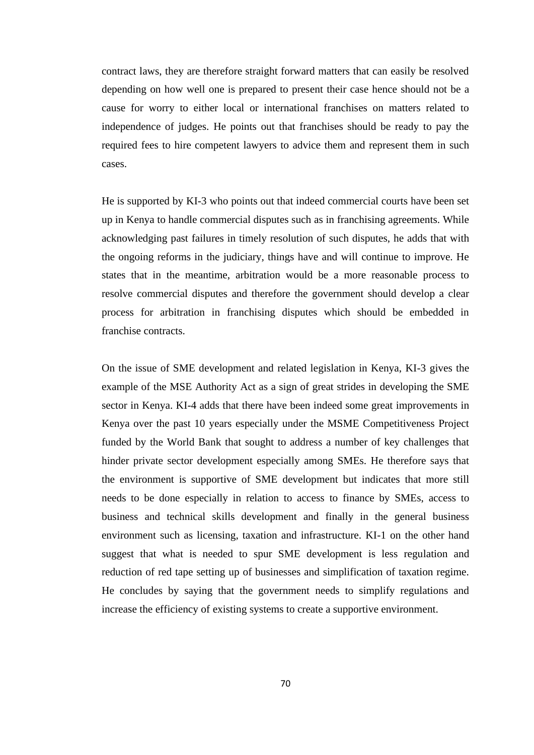contract laws, they are therefore straight forward matters that can easily be resolved depending on how well one is prepared to present their case hence should not be a cause for worry to either local or international franchises on matters related to independence of judges. He points out that franchises should be ready to pay the required fees to hire competent lawyers to advice them and represent them in such cases.

He is supported by KI-3 who points out that indeed commercial courts have been set up in Kenya to handle commercial disputes such as in franchising agreements. While acknowledging past failures in timely resolution of such disputes, he adds that with the ongoing reforms in the judiciary, things have and will continue to improve. He states that in the meantime, arbitration would be a more reasonable process to resolve commercial disputes and therefore the government should develop a clear process for arbitration in franchising disputes which should be embedded in franchise contracts.

On the issue of SME development and related legislation in Kenya, KI-3 gives the example of the MSE Authority Act as a sign of great strides in developing the SME sector in Kenya. KI-4 adds that there have been indeed some great improvements in Kenya over the past 10 years especially under the MSME Competitiveness Project funded by the World Bank that sought to address a number of key challenges that hinder private sector development especially among SMEs. He therefore says that the environment is supportive of SME development but indicates that more still needs to be done especially in relation to access to finance by SMEs, access to business and technical skills development and finally in the general business environment such as licensing, taxation and infrastructure. KI-1 on the other hand suggest that what is needed to spur SME development is less regulation and reduction of red tape setting up of businesses and simplification of taxation regime. He concludes by saying that the government needs to simplify regulations and increase the efficiency of existing systems to create a supportive environment.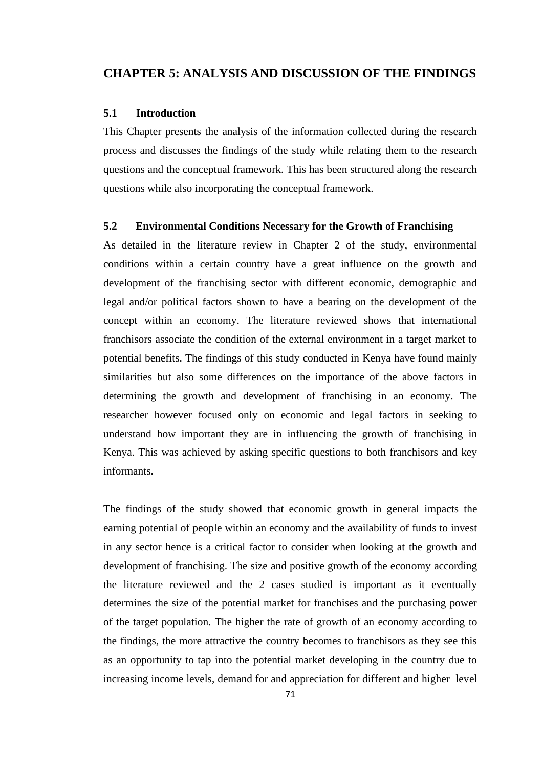# CHAPTER 5: ANALYSIS AND DISCUSSION OF THE FINDINGS

## 5.1 Introduction

This Chapter presents the analysis of the information collected during the research process and discusses the findings of the study while relating them to the research questions and the conceptual framework. This has been structured along the research questions while also incorporating the conceptual framework.

## 5.2 Environmental Conditions Necessary for the Growth of Franchising

As detailed in the literature review in Chapter 2 of the study, environmental conditions within a certain country have a great influence on the growth and development of the franchising sector with different economic, demographic and legal and/or political factors shown to have a bearing on the development of the concept within an economy. The literature reviewed shows that international franchisors associate the condition of the external environment in a target market to potential benefits. The findings of this study conducted in Kenya have found mainly similarities but also some differences on the importance of the above factors in determining the growth and development of franchising in an economy. The researcher however focused only on economic and legal factors in seeking to understand how important they are in influencing the growth of franchising in Kenya. This was achieved by asking specific questions to both franchisors and key informants.

The findings of the study showed that economic growth in general impacts the earning potential of people within an economy and the availability of funds to invest in any sector hence is a critical factor to consider when looking at the growth and development of franchising. The size and positive growth of the economy according the literature reviewed and the 2 cases studied is important as it eventually determines the size of the potential market for franchises and the purchasing power of the target population. The higher the rate of growth of an economy according to the findings, the more attractive the country becomes to franchisors as they see this as an opportunity to tap into the potential market developing in the country due to increasing income levels, demand for and appreciation for different and higher level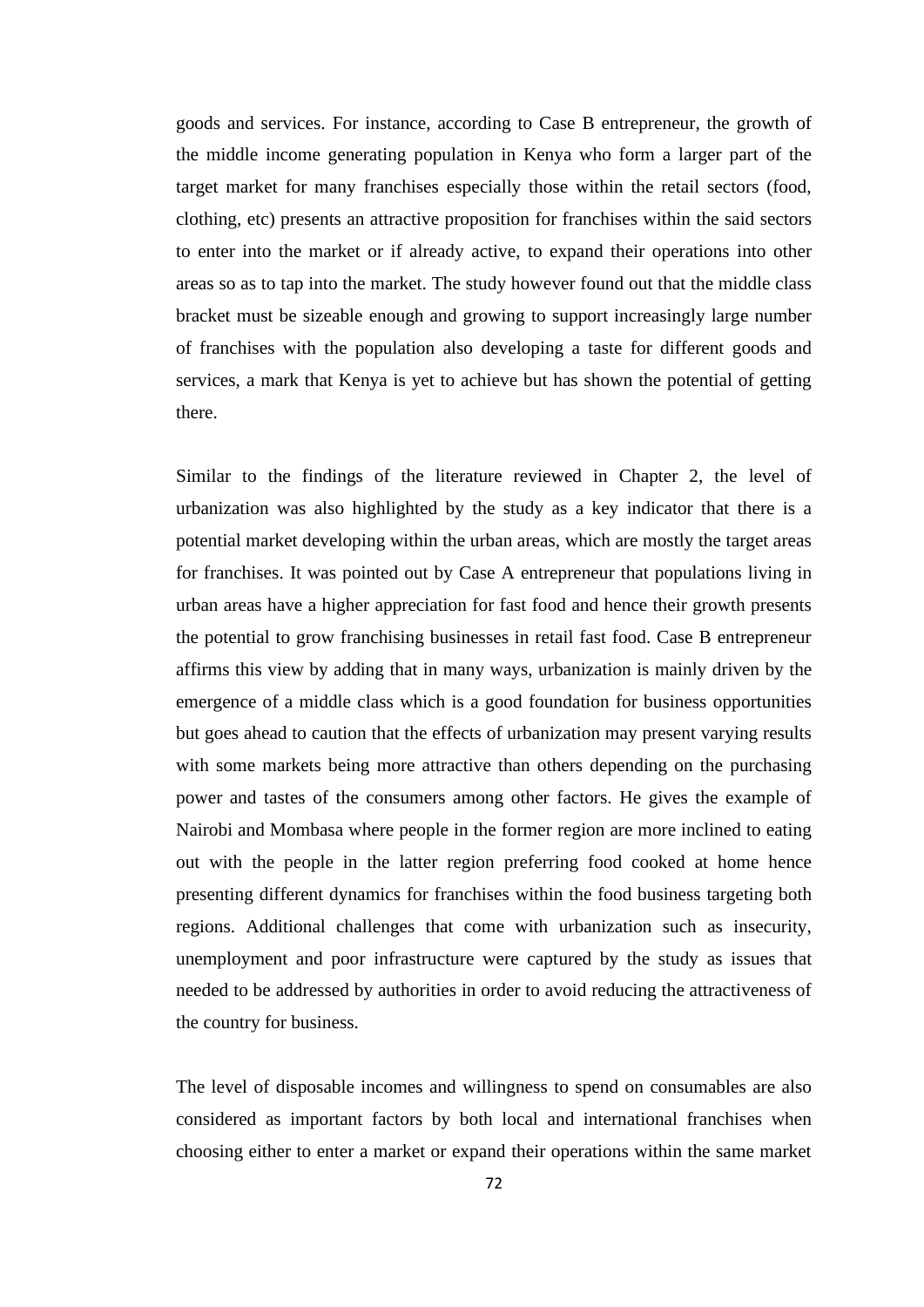goods and services. For instance, according to Case B entrepreneur, the growth of the middle income generating population in Kenya who form a larger part of the target market for many franchises especially those within the retail sectors (food, clothing, etc) presents an attractive proposition for franchises within the said sectors to enter into the market or if already active, to expand their operations into other areas so as to tap into the market. The study however found out that the middle class bracket must be sizeable enough and growing to support increasingly large number of franchises with the population also developing a taste for different goods and services, a mark that Kenya is yet to achieve but has shown the potential of getting there.

Similar to the findings of the literature reviewed in Chapter 2, the level of urbanization was also highlighted by the study as a key indicator that there is a potential market developing within the urban areas, which are mostly the target areas for franchises. It was pointed out by Case A entrepreneur that populations living in urban areas have a higher appreciation for fast food and hence their growth presents the potential to grow franchising businesses in retail fast food. Case B entrepreneur affirms this view by adding that in many ways, urbanization is mainly driven by the emergence of a middle class which is a good foundation for business opportunities but goes ahead to caution that the effects of urbanization may present varying results with some markets being more attractive than others depending on the purchasing power and tastes of the consumers among other factors. He gives the example of Nairobi and Mombasa where people in the former region are more inclined to eating out with the people in the latter region preferring food cooked at home hence presenting different dynamics for franchises within the food business targeting both regions. Additional challenges that come with urbanization such as insecurity, unemployment and poor infrastructure were captured by the study as issues that needed to be addressed by authorities in order to avoid reducing the attractiveness of the country for business.

The level of disposable incomes and willingness to spend on consumables are also considered as important factors by both local and international franchises when choosing either to enter a market or expand their operations within the same market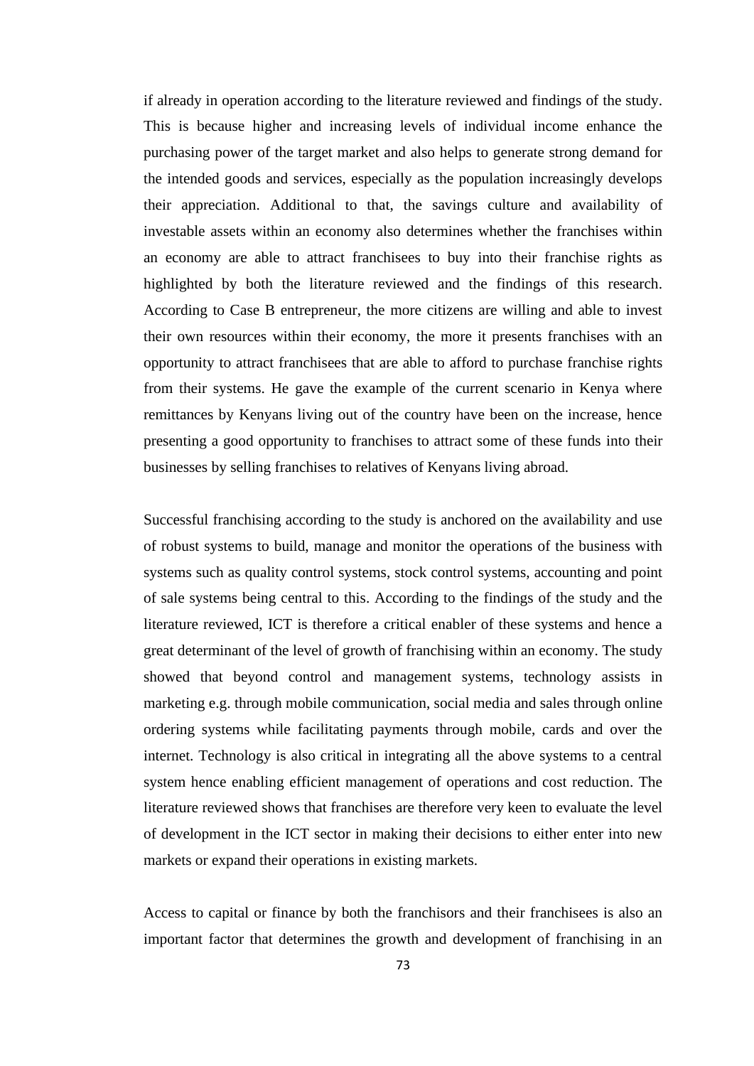if already in operation according to the literature reviewed and findings of the study. This is because higher and increasing levels of individual income enhance the purchasing power of the target market and also helps to generate strong demand for the intended goods and services, especially as the population increasingly develops their appreciation. Additional to that, the savings culture and availability of investable assets within an economy also determines whether the franchises within an economy are able to attract franchisees to buy into their franchise rights as highlighted by both the literature reviewed and the findings of this research. According to Case B entrepreneur, the more citizens are willing and able to invest their own resources within their economy, the more it presents franchises with an opportunity to attract franchisees that are able to afford to purchase franchise rights from their systems. He gave the example of the current scenario in Kenya where remittances by Kenyans living out of the country have been on the increase, hence presenting a good opportunity to franchises to attract some of these funds into their businesses by selling franchises to relatives of Kenyans living abroad.

Successful franchising according to the study is anchored on the availability and use of robust systems to build, manage and monitor the operations of the business with systems such as quality control systems, stock control systems, accounting and point of sale systems being central to this. According to the findings of the study and the literature reviewed, ICT is therefore a critical enabler of these systems and hence a great determinant of the level of growth of franchising within an economy. The study showed that beyond control and management systems, technology assists in marketing e.g. through mobile communication, social media and sales through online ordering systems while facilitating payments through mobile, cards and over the internet. Technology is also critical in integrating all the above systems to a central system hence enabling efficient management of operations and cost reduction. The literature reviewed shows that franchises are therefore very keen to evaluate the level of development in the ICT sector in making their decisions to either enter into new markets or expand their operations in existing markets.

Access to capital or finance by both the franchisors and their franchisees is also an important factor that determines the growth and development of franchising in an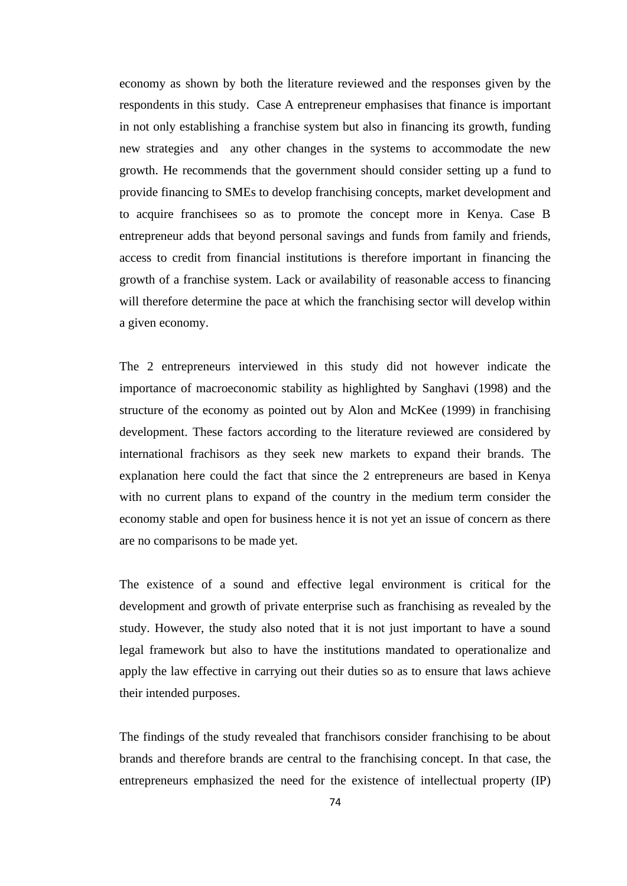economy as shown by both the literature reviewed and the responses given by the respondents in this study. Case A entrepreneur emphasises that finance is important in not only establishing a franchise system but also in financing its growth, funding new strategies and any other changes in the systems to accommodate the new growth. He recommends that the government should consider setting up a fund to provide financing to SMEs to develop franchising concepts, market development and to acquire franchisees so as to promote the concept more in Kenya. Case B entrepreneur adds that beyond personal savings and funds from family and friends, access to credit from financial institutions is therefore important in financing the growth of a franchise system. Lack or availability of reasonable access to financing will therefore determine the pace at which the franchising sector will develop within a given economy.

The 2 entrepreneurs interviewed in this study did not however indicate the importance of macroeconomic stability as highlighted by Sanghavi (1998) and the structure of the economy as pointed out by Alon and McKee (1999) in franchising development. These factors according to the literature reviewed are considered by international frachisors as they seek new markets to expand their brands. The explanation here could the fact that since the 2 entrepreneurs are based in Kenya with no current plans to expand of the country in the medium term consider the economy stable and open for business hence it is not yet an issue of concern as there are no comparisons to be made yet.

The existence of a sound and effective legal environment is critical for the development and growth of private enterprise such as franchising as revealed by the study. However, the study also noted that it is not just important to have a sound legal framework but also to have the institutions mandated to operationalize and apply the law effective in carrying out their duties so as to ensure that laws achieve their intended purposes.

The findings of the study revealed that franchisors consider franchising to be about brands and therefore brands are central to the franchising concept. In that case, the entrepreneurs emphasized the need for the existence of intellectual property (IP)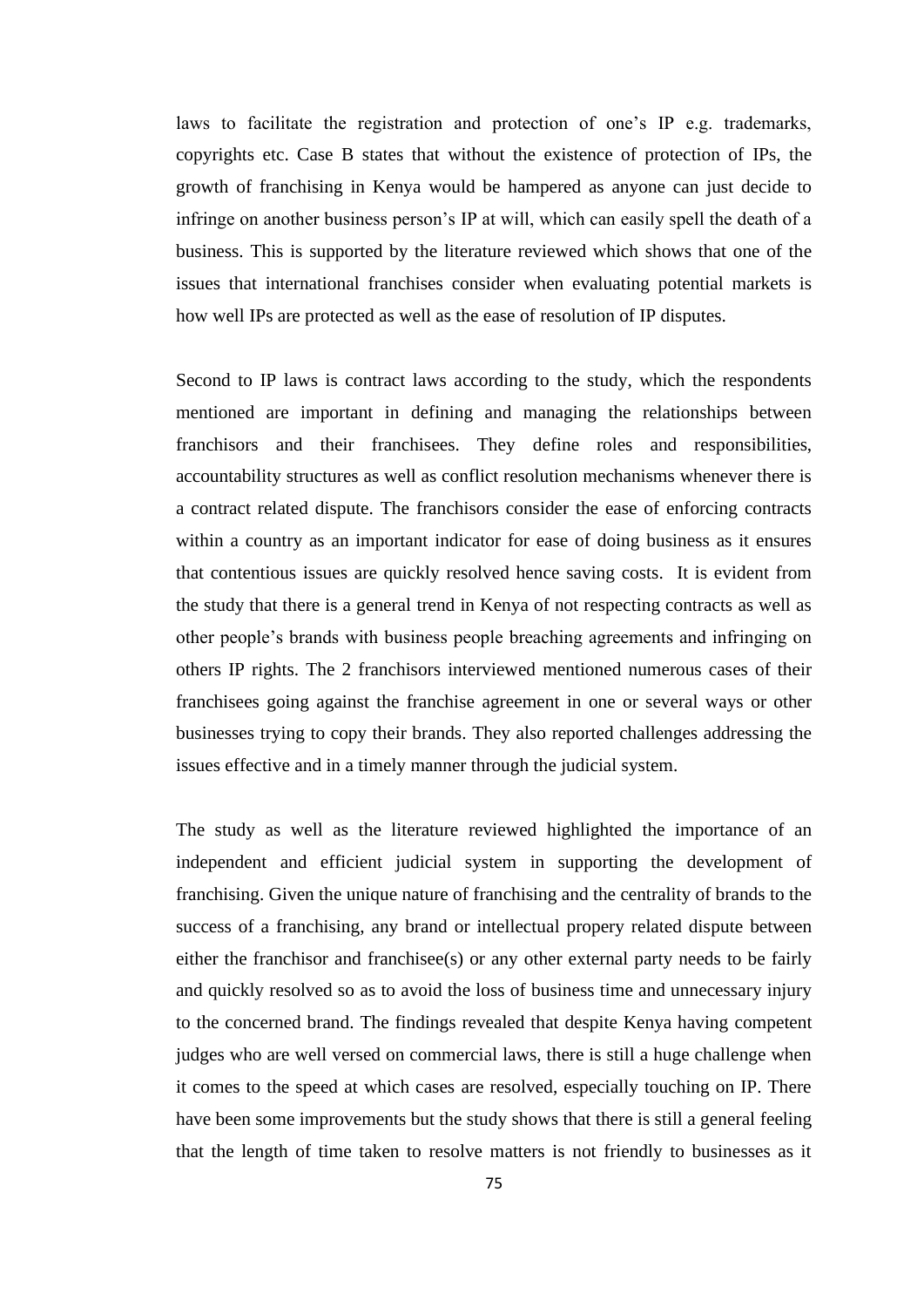laws to facilitate the registration and protection of one's IP e.g. trademarks, copyrights etc. Case B states that without the existence of protection of IPs, the growth of franchising in Kenya would be hampered as anyone can just decide to infringe on another business person's IP at will, which can easily spell the death of a business. This is supported by the literature reviewed which shows that one of the issues that international franchises consider when evaluating potential markets is how well IPs are protected as well as the ease of resolution of IP disputes.

Second to IP laws is contract laws according to the study, which the respondents mentioned are important in defining and managing the relationships between franchisors and their franchisees. They define roles and responsibilities, accountability structures as well as conflict resolution mechanisms whenever there is a contract related dispute. The franchisors consider the ease of enforcing contracts within a country as an important indicator for ease of doing business as it ensures that contentious issues are quickly resolved hence saving costs. It is evident from the study that there is a general trend in Kenya of not respecting contracts as well as other people's brands with business people breaching agreements and infringing on others IP rights. The 2 franchisors interviewed mentioned numerous cases of their franchisees going against the franchise agreement in one or several ways or other businesses trying to copy their brands. They also reported challenges addressing the issues effective and in a timely manner through the judicial system.

The study as well as the literature reviewed highlighted the importance of an independent and efficient judicial system in supporting the development of franchising. Given the unique nature of franchising and the centrality of brands to the success of a franchising, any brand or intellectual propery related dispute between either the franchisor and franchisee(s) or any other external party needs to be fairly and quickly resolved so as to avoid the loss of business time and unnecessary injury to the concerned brand. The findings revealed that despite Kenya having competent judges who are well versed on commercial laws, there is still a huge challenge when it comes to the speed at which cases are resolved, especially touching on IP. There have been some improvements but the study shows that there is still a general feeling that the length of time taken to resolve matters is not friendly to businesses as it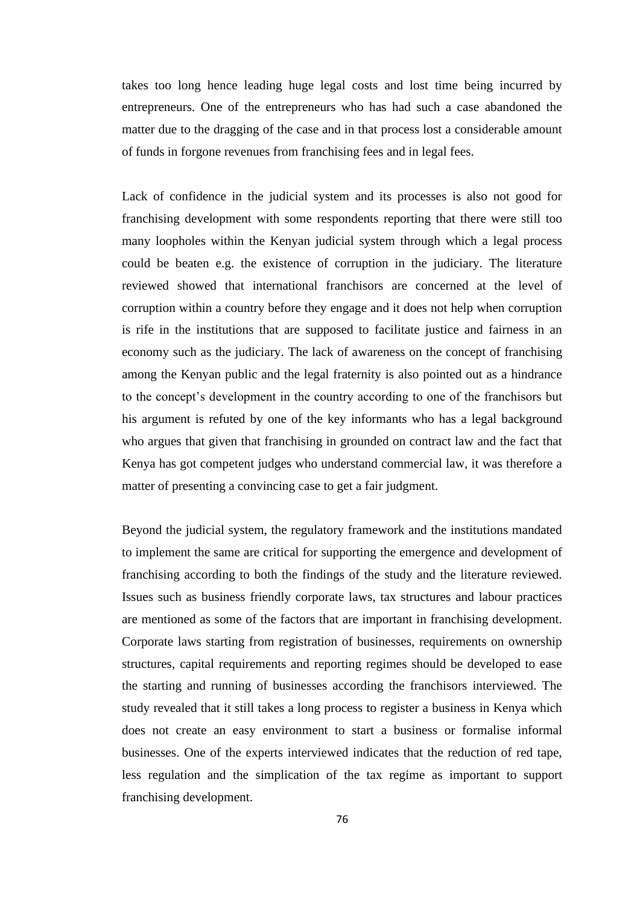takes too long hence leading huge legal costs and lost time being incurred by entrepreneurs. One of the entrepreneurs who has had such a case abandoned the matter due to the dragging of the case and in that process lost a considerable amount of funds in forgone revenues from franchising fees and in legal fees.

Lack of confidence in the judicial system and its processes is also not good for franchising development with some respondents reporting that there were still too many loopholes within the Kenyan judicial system through which a legal process could be beaten e.g. the existence of corruption in the judiciary. The literature reviewed showed that international franchisors are concerned at the level of corruption within a country before they engage and it does not help when corruption is rife in the institutions that are supposed to facilitate justice and fairness in an economy such as the judiciary. The lack of awareness on the concept of franchising among the Kenyan public and the legal fraternity is also pointed out as a hindrance to the concept's development in the country according to one of the franchisors but his argument is refuted by one of the key informants who has a legal background who argues that given that franchising in grounded on contract law and the fact that Kenya has got competent judges who understand commercial law, it was therefore a matter of presenting a convincing case to get a fair judgment.

Beyond the judicial system, the regulatory framework and the institutions mandated to implement the same are critical for supporting the emergence and development of franchising according to both the findings of the study and the literature reviewed. Issues such as business friendly corporate laws, tax structures and labour practices are mentioned as some of the factors that are important in franchising development. Corporate laws starting from registration of businesses, requirements on ownership structures, capital requirements and reporting regimes should be developed to ease the starting and running of businesses according the franchisors interviewed. The study revealed that it still takes a long process to register a business in Kenya which does not create an easy environment to start a business or formalise informal businesses. One of the experts interviewed indicates that the reduction of red tape, less regulation and the simplication of the tax regime as important to support franchising development.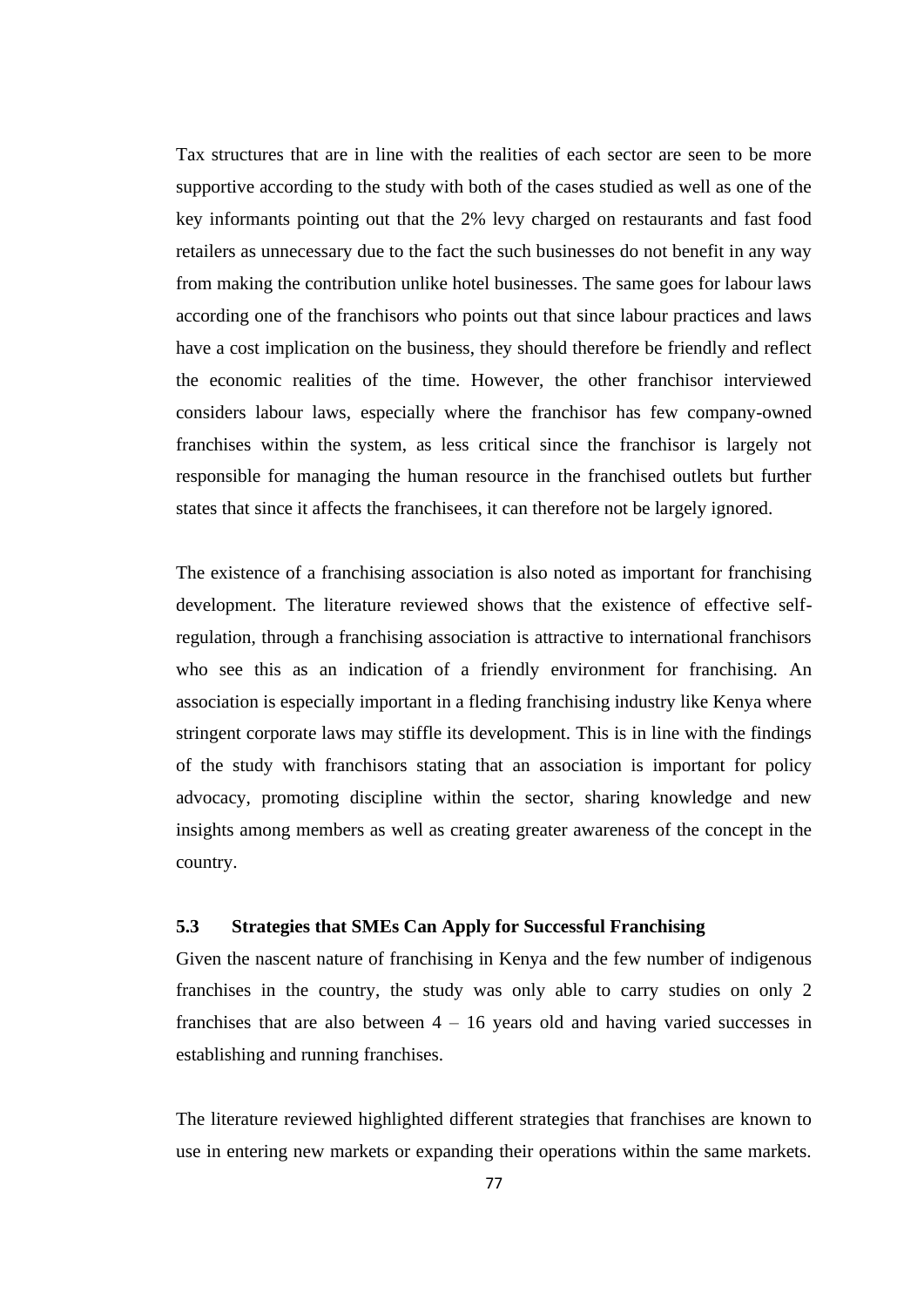Tax structures that are in line with the realities of each sector are seen to be more supportive according to the study with both of the cases studied as well as one of the key informants pointing out that the 2% levy charged on restaurants and fast food retailers as unnecessary due to the fact the such businesses do not benefit in any way from making the contribution unlike hotel businesses. The same goes for labour laws according one of the franchisors who points out that since labour practices and laws have a cost implication on the business, they should therefore be friendly and reflect the economic realities of the time. However, the other franchisor interviewed considers labour laws, especially where the franchisor has few company-owned franchises within the system, as less critical since the franchisor is largely not responsible for managing the human resource in the franchised outlets but further states that since it affects the franchisees, it can therefore not be largely ignored.

The existence of a franchising association is also noted as important for franchising development. The literature reviewed shows that the existence of effective self-regulation, through a franchising association is attractive to international franchisors who see this as an indication of a friendly environment for franchising. An association is especially important in a fleding franchising industry like Kenya where stringent corporate laws may stiffle its development. This is in line with the findings of the study with franchisors stating that an association is important for policy advocacy, promoting discipline within the sector, sharing knowledge and new insights among members as well as creating greater awareness of the concept in the country.

### 5.3 Strategies that SMEs Can Apply for Successful Franchising

Given the nascent nature of franchising in Kenya and the few number of indigenous franchises in the country, the study was only able to carry studies on only 2 franchises that are also between 4 – 16 years old and having varied successes in establishing and running franchises.

The literature reviewed highlighted different strategies that franchises are known to use in entering new markets or expanding their operations within the same markets.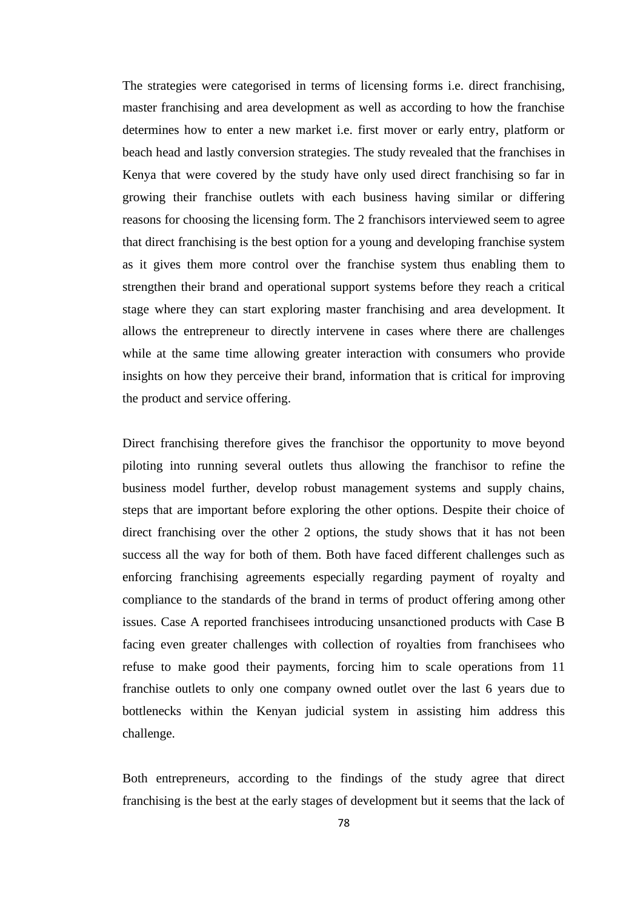The strategies were categorised in terms of licensing forms i.e. direct franchising, master franchising and area development as well as according to how the franchise determines how to enter a new market i.e. first mover or early entry, platform or beach head and lastly conversion strategies. The study revealed that the franchises in Kenya that were covered by the study have only used direct franchising so far in growing their franchise outlets with each business having similar or differing reasons for choosing the licensing form. The 2 franchisors interviewed seem to agree that direct franchising is the best option for a young and developing franchise system as it gives them more control over the franchise system thus enabling them to strengthen their brand and operational support systems before they reach a critical stage where they can start exploring master franchising and area development. It allows the entrepreneur to directly intervene in cases where there are challenges while at the same time allowing greater interaction with consumers who provide insights on how they perceive their brand, information that is critical for improving the product and service offering.

Direct franchising therefore gives the franchisor the opportunity to move beyond piloting into running several outlets thus allowing the franchisor to refine the business model further, develop robust management systems and supply chains, steps that are important before exploring the other options. Despite their choice of direct franchising over the other 2 options, the study shows that it has not been success all the way for both of them. Both have faced different challenges such as enforcing franchising agreements especially regarding payment of royalty and compliance to the standards of the brand in terms of product offering among other issues. Case A reported franchisees introducing unsanctioned products with Case B facing even greater challenges with collection of royalties from franchisees who refuse to make good their payments, forcing him to scale operations from 11 franchise outlets to only one company owned outlet over the last 6 years due to bottlenecks within the Kenyan judicial system in assisting him address this challenge.

Both entrepreneurs, according to the findings of the study agree that direct franchising is the best at the early stages of development but it seems that the lack of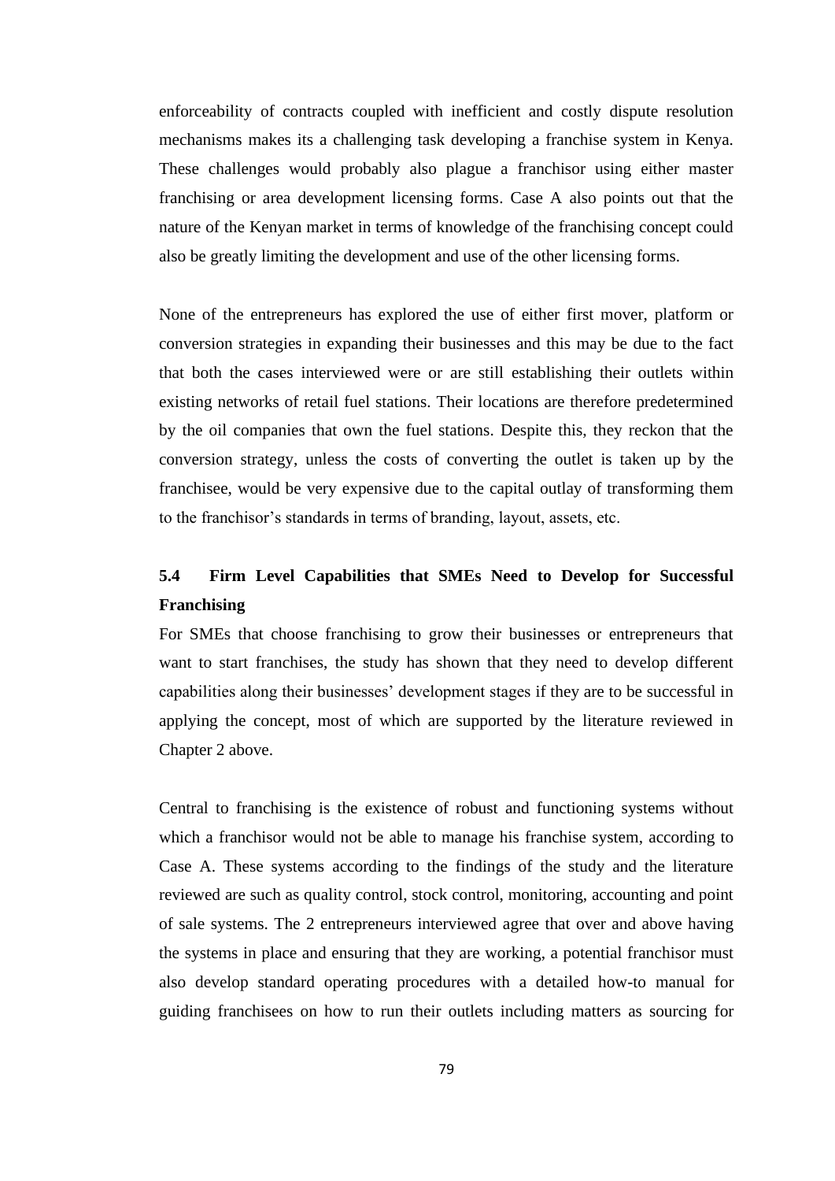enforceability of contracts coupled with inefficient and costly dispute resolution mechanisms makes its a challenging task developing a franchise system in Kenya. These challenges would probably also plague a franchisor using either master franchising or area development licensing forms. Case A also points out that the nature of the Kenyan market in terms of knowledge of the franchising concept could also be greatly limiting the development and use of the other licensing forms.

None of the entrepreneurs has explored the use of either first mover, platform or conversion strategies in expanding their businesses and this may be due to the fact that both the cases interviewed were or are still establishing their outlets within existing networks of retail fuel stations. Their locations are therefore predetermined by the oil companies that own the fuel stations. Despite this, they reckon that the conversion strategy, unless the costs of converting the outlet is taken up by the franchisee, would be very expensive due to the capital outlay of transforming them to the franchisor's standards in terms of branding, layout, assets, etc.

## 5.4 Firm Level Capabilities that SMEs Need to Develop for Successful Franchising

For SMEs that choose franchising to grow their businesses or entrepreneurs that want to start franchises, the study has shown that they need to develop different capabilities along their businesses' development stages if they are to be successful in applying the concept, most of which are supported by the literature reviewed in Chapter 2 above.

Central to franchising is the existence of robust and functioning systems without which a franchisor would not be able to manage his franchise system, according to Case A. These systems according to the findings of the study and the literature reviewed are such as quality control, stock control, monitoring, accounting and point of sale systems. The 2 entrepreneurs interviewed agree that over and above having the systems in place and ensuring that they are working, a potential franchisor must also develop standard operating procedures with a detailed how-to manual for guiding franchisees on how to run their outlets including matters as sourcing for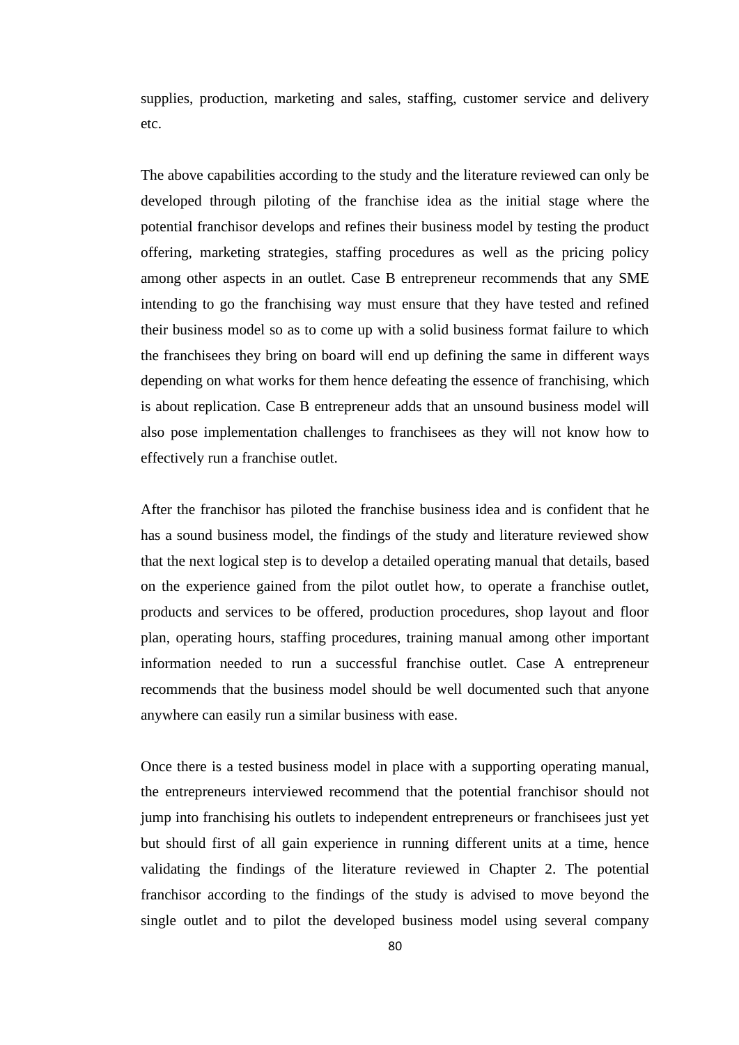supplies, production, marketing and sales, staffing, customer service and delivery etc.

The above capabilities according to the study and the literature reviewed can only be developed through piloting of the franchise idea as the initial stage where the potential franchisor develops and refines their business model by testing the product offering, marketing strategies, staffing procedures as well as the pricing policy among other aspects in an outlet. Case B entrepreneur recommends that any SME intending to go the franchising way must ensure that they have tested and refined their business model so as to come up with a solid business format failure to which the franchisees they bring on board will end up defining the same in different ways depending on what works for them hence defeating the essence of franchising, which is about replication. Case B entrepreneur adds that an unsound business model will also pose implementation challenges to franchisees as they will not know how to effectively run a franchise outlet.

After the franchisor has piloted the franchise business idea and is confident that he has a sound business model, the findings of the study and literature reviewed show that the next logical step is to develop a detailed operating manual that details, based on the experience gained from the pilot outlet how, to operate a franchise outlet, products and services to be offered, production procedures, shop layout and floor plan, operating hours, staffing procedures, training manual among other important information needed to run a successful franchise outlet. Case A entrepreneur recommends that the business model should be well documented such that anyone anywhere can easily run a similar business with ease.

Once there is a tested business model in place with a supporting operating manual, the entrepreneurs interviewed recommend that the potential franchisor should not jump into franchising his outlets to independent entrepreneurs or franchisees just yet but should first of all gain experience in running different units at a time, hence validating the findings of the literature reviewed in Chapter 2. The potential franchisor according to the findings of the study is advised to move beyond the single outlet and to pilot the developed business model using several company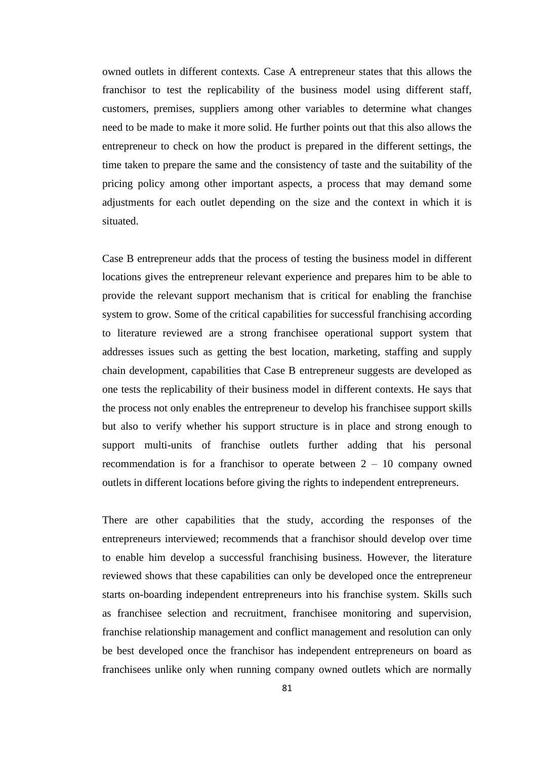owned outlets in different contexts. Case A entrepreneur states that this allows the franchisor to test the replicability of the business model using different staff, customers, premises, suppliers among other variables to determine what changes need to be made to make it more solid. He further points out that this also allows the entrepreneur to check on how the product is prepared in the different settings, the time taken to prepare the same and the consistency of taste and the suitability of the pricing policy among other important aspects, a process that may demand some adjustments for each outlet depending on the size and the context in which it is situated.

Case B entrepreneur adds that the process of testing the business model in different locations gives the entrepreneur relevant experience and prepares him to be able to provide the relevant support mechanism that is critical for enabling the franchise system to grow. Some of the critical capabilities for successful franchising according to literature reviewed are a strong franchisee operational support system that addresses issues such as getting the best location, marketing, staffing and supply chain development, capabilities that Case B entrepreneur suggests are developed as one tests the replicability of their business model in different contexts. He says that the process not only enables the entrepreneur to develop his franchisee support skills but also to verify whether his support structure is in place and strong enough to support multi-units of franchise outlets further adding that his personal recommendation is for a franchisor to operate between 2 – 10 company owned outlets in different locations before giving the rights to independent entrepreneurs.

There are other capabilities that the study, according the responses of the entrepreneurs interviewed; recommends that a franchisor should develop over time to enable him develop a successful franchising business. However, the literature reviewed shows that these capabilities can only be developed once the entrepreneur starts on-boarding independent entrepreneurs into his franchise system. Skills such as franchisee selection and recruitment, franchisee monitoring and supervision, franchise relationship management and conflict management and resolution can only be best developed once the franchisor has independent entrepreneurs on board as franchisees unlike only when running company owned outlets which are normally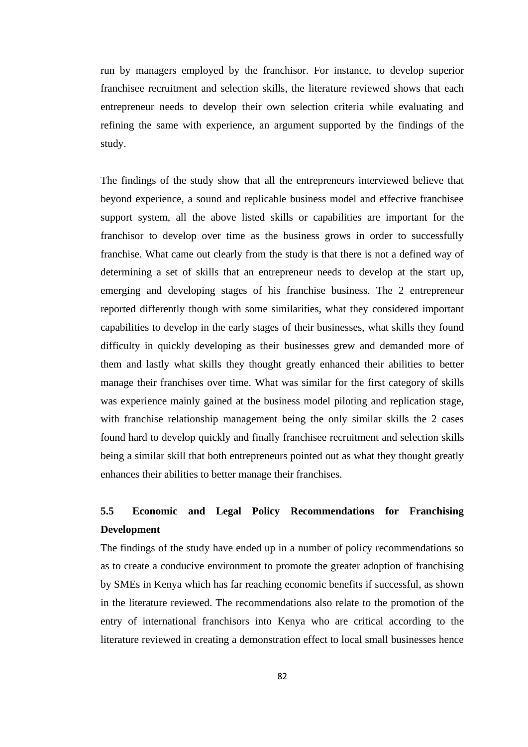run by managers employed by the franchisor. For instance, to develop superior franchisee recruitment and selection skills, the literature reviewed shows that each entrepreneur needs to develop their own selection criteria while evaluating and refining the same with experience, an argument supported by the findings of the study.

The findings of the study show that all the entrepreneurs interviewed believe that beyond experience, a sound and replicable business model and effective franchisee support system, all the above listed skills or capabilities are important for the franchisor to develop over time as the business grows in order to successfully franchise. What came out clearly from the study is that there is not a defined way of determining a set of skills that an entrepreneur needs to develop at the start up, emerging and developing stages of his franchise business. The 2 entrepreneur reported differently though with some similarities, what they considered important capabilities to develop in the early stages of their businesses, what skills they found difficulty in quickly developing as their businesses grew and demanded more of them and lastly what skills they thought greatly enhanced their abilities to better manage their franchises over time. What was similar for the first category of skills was experience mainly gained at the business model piloting and replication stage, with franchise relationship management being the only similar skills the 2 cases found hard to develop quickly and finally franchisee recruitment and selection skills being a similar skill that both entrepreneurs pointed out as what they thought greatly enhances their abilities to better manage their franchises.

## 5.5 Economic and Legal Policy Recommendations for Franchising Development

The findings of the study have ended up in a number of policy recommendations so as to create a conducive environment to promote the greater adoption of franchising by SMEs in Kenya which has far reaching economic benefits if successful, as shown in the literature reviewed. The recommendations also relate to the promotion of the entry of international franchisors into Kenya who are critical according to the literature reviewed in creating a demonstration effect to local small businesses hence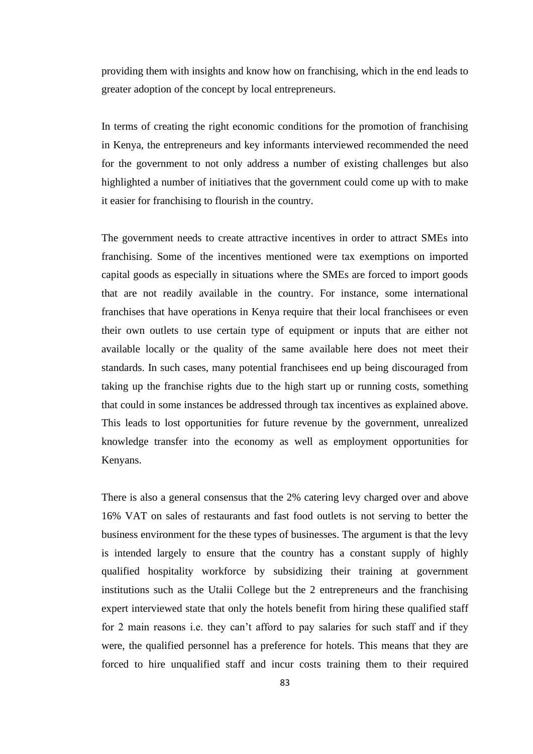providing them with insights and know how on franchising, which in the end leads to greater adoption of the concept by local entrepreneurs.

In terms of creating the right economic conditions for the promotion of franchising in Kenya, the entrepreneurs and key informants interviewed recommended the need for the government to not only address a number of existing challenges but also highlighted a number of initiatives that the government could come up with to make it easier for franchising to flourish in the country.

The government needs to create attractive incentives in order to attract SMEs into franchising. Some of the incentives mentioned were tax exemptions on imported capital goods as especially in situations where the SMEs are forced to import goods that are not readily available in the country. For instance, some international franchises that have operations in Kenya require that their local franchisees or even their own outlets to use certain type of equipment or inputs that are either not available locally or the quality of the same available here does not meet their standards. In such cases, many potential franchisees end up being discouraged from taking up the franchise rights due to the high start up or running costs, something that could in some instances be addressed through tax incentives as explained above. This leads to lost opportunities for future revenue by the government, unrealized knowledge transfer into the economy as well as employment opportunities for Kenyans.

There is also a general consensus that the 2% catering levy charged over and above 16% VAT on sales of restaurants and fast food outlets is not serving to better the business environment for the these types of businesses. The argument is that the levy is intended largely to ensure that the country has a constant supply of highly qualified hospitality workforce by subsidizing their training at government institutions such as the Utalii College but the 2 entrepreneurs and the franchising expert interviewed state that only the hotels benefit from hiring these qualified staff for 2 main reasons i.e. they can't afford to pay salaries for such staff and if they were, the qualified personnel has a preference for hotels. This means that they are forced to hire unqualified staff and incur costs training them to their required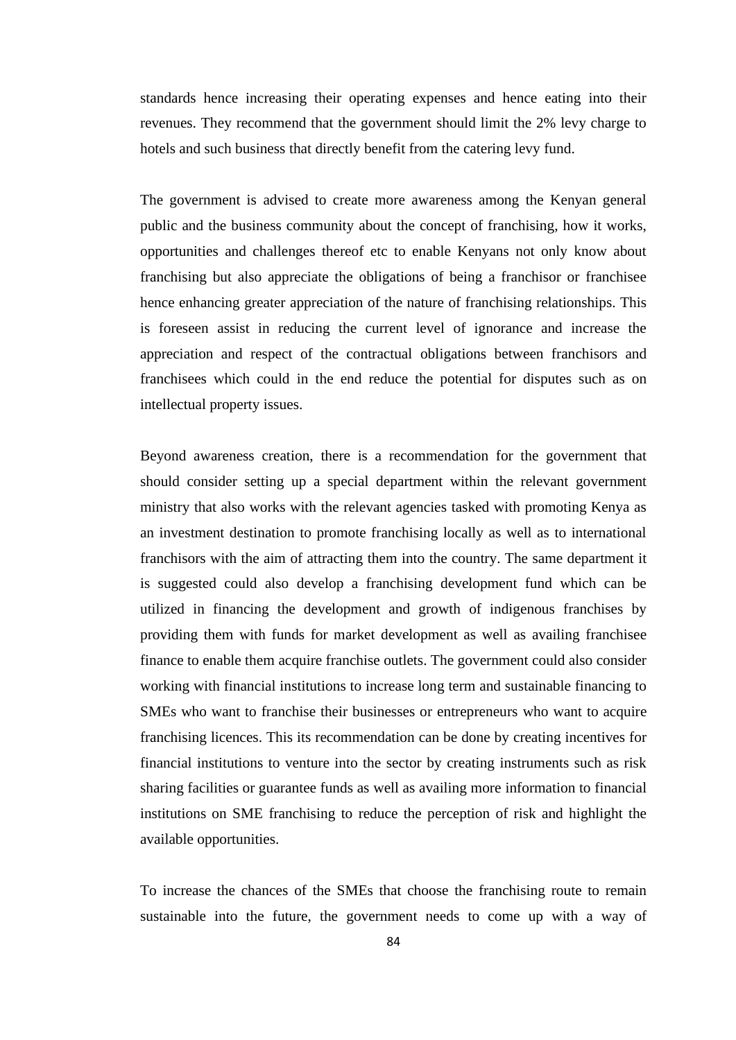standards hence increasing their operating expenses and hence eating into their revenues. They recommend that the government should limit the 2% levy charge to hotels and such business that directly benefit from the catering levy fund.

The government is advised to create more awareness among the Kenyan general public and the business community about the concept of franchising, how it works, opportunities and challenges thereof etc to enable Kenyans not only know about franchising but also appreciate the obligations of being a franchisor or franchisee hence enhancing greater appreciation of the nature of franchising relationships. This is foreseen assist in reducing the current level of ignorance and increase the appreciation and respect of the contractual obligations between franchisors and franchisees which could in the end reduce the potential for disputes such as on intellectual property issues.

Beyond awareness creation, there is a recommendation for the government that should consider setting up a special department within the relevant government ministry that also works with the relevant agencies tasked with promoting Kenya as an investment destination to promote franchising locally as well as to international franchisors with the aim of attracting them into the country. The same department it is suggested could also develop a franchising development fund which can be utilized in financing the development and growth of indigenous franchises by providing them with funds for market development as well as availing franchisee finance to enable them acquire franchise outlets. The government could also consider working with financial institutions to increase long term and sustainable financing to SMEs who want to franchise their businesses or entrepreneurs who want to acquire franchising licences. This its recommendation can be done by creating incentives for financial institutions to venture into the sector by creating instruments such as risk sharing facilities or guarantee funds as well as availing more information to financial institutions on SME franchising to reduce the perception of risk and highlight the available opportunities.

To increase the chances of the SMEs that choose the franchising route to remain sustainable into the future, the government needs to come up with a way of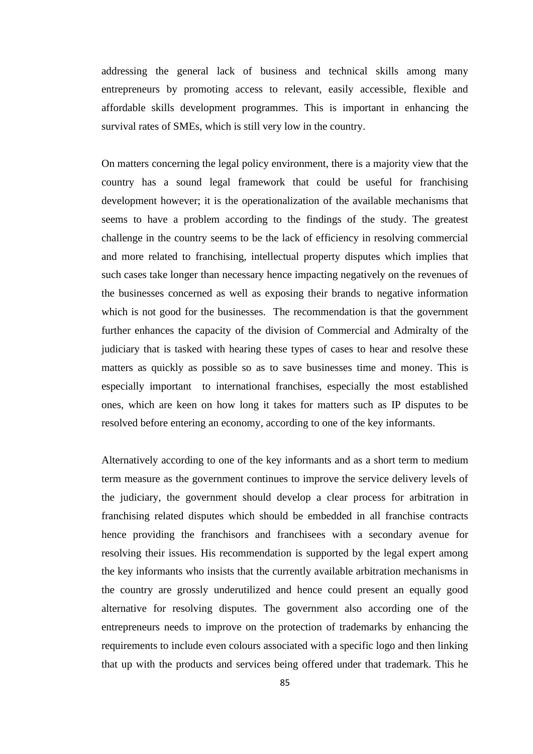addressing the general lack of business and technical skills among many entrepreneurs by promoting access to relevant, easily accessible, flexible and affordable skills development programmes. This is important in enhancing the survival rates of SMEs, which is still very low in the country.

On matters concerning the legal policy environment, there is a majority view that the country has a sound legal framework that could be useful for franchising development however; it is the operationalization of the available mechanisms that seems to have a problem according to the findings of the study. The greatest challenge in the country seems to be the lack of efficiency in resolving commercial and more related to franchising, intellectual property disputes which implies that such cases take longer than necessary hence impacting negatively on the revenues of the businesses concerned as well as exposing their brands to negative information which is not good for the businesses. The recommendation is that the government further enhances the capacity of the division of Commercial and Admiralty of the judiciary that is tasked with hearing these types of cases to hear and resolve these matters as quickly as possible so as to save businesses time and money. This is especially important to international franchises, especially the most established ones, which are keen on how long it takes for matters such as IP disputes to be resolved before entering an economy, according to one of the key informants.

Alternatively according to one of the key informants and as a short term to medium term measure as the government continues to improve the service delivery levels of the judiciary, the government should develop a clear process for arbitration in franchising related disputes which should be embedded in all franchise contracts hence providing the franchisors and franchisees with a secondary avenue for resolving their issues. His recommendation is supported by the legal expert among the key informants who insists that the currently available arbitration mechanisms in the country are grossly underutilized and hence could present an equally good alternative for resolving disputes. The government also according one of the entrepreneurs needs to improve on the protection of trademarks by enhancing the requirements to include even colours associated with a specific logo and then linking that up with the products and services being offered under that trademark. This he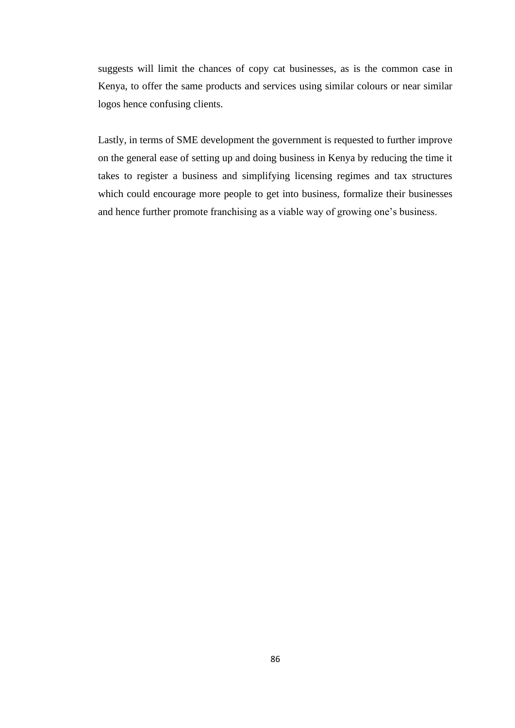suggests will limit the chances of copy cat businesses, as is the common case in Kenya, to offer the same products and services using similar colours or near similar logos hence confusing clients.

Lastly, in terms of SME development the government is requested to further improve on the general ease of setting up and doing business in Kenya by reducing the time it takes to register a business and simplifying licensing regimes and tax structures which could encourage more people to get into business, formalize their businesses and hence further promote franchising as a viable way of growing one's business.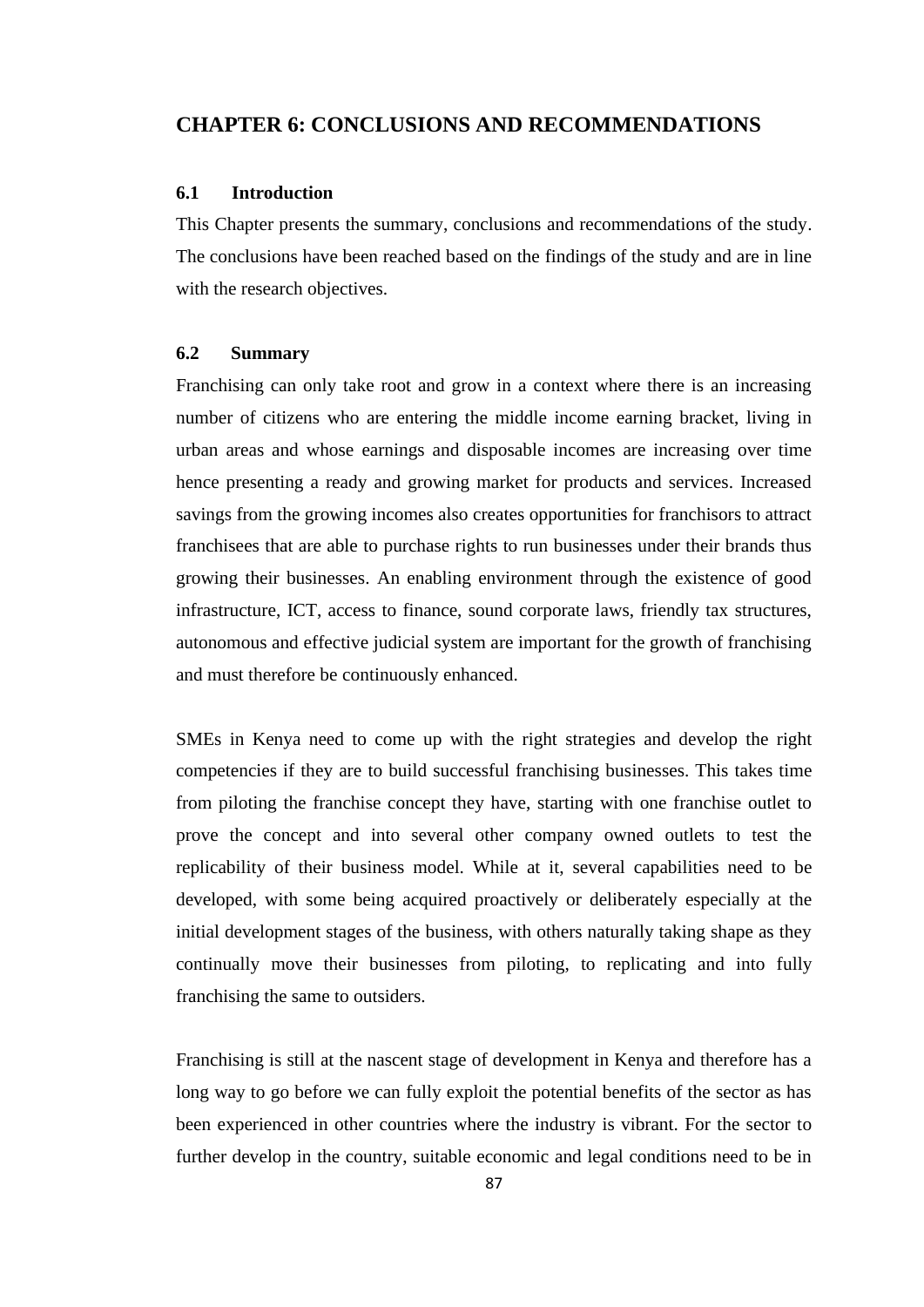# CHAPTER 6: CONCLUSIONS AND RECOMMENDATIONS

## 6.1 Introduction

This Chapter presents the summary, conclusions and recommendations of the study. The conclusions have been reached based on the findings of the study and are in line with the research objectives.

## 6.2 Summary

Franchising can only take root and grow in a context where there is an increasing number of citizens who are entering the middle income earning bracket, living in urban areas and whose earnings and disposable incomes are increasing over time hence presenting a ready and growing market for products and services. Increased savings from the growing incomes also creates opportunities for franchisors to attract franchisees that are able to purchase rights to run businesses under their brands thus growing their businesses. An enabling environment through the existence of good infrastructure, ICT, access to finance, sound corporate laws, friendly tax structures, autonomous and effective judicial system are important for the growth of franchising and must therefore be continuously enhanced.

SMEs in Kenya need to come up with the right strategies and develop the right competencies if they are to build successful franchising businesses. This takes time from piloting the franchise concept they have, starting with one franchise outlet to prove the concept and into several other company owned outlets to test the replicability of their business model. While at it, several capabilities need to be developed, with some being acquired proactively or deliberately especially at the initial development stages of the business, with others naturally taking shape as they continually move their businesses from piloting, to replicating and into fully franchising the same to outsiders.

Franchising is still at the nascent stage of development in Kenya and therefore has a long way to go before we can fully exploit the potential benefits of the sector as has been experienced in other countries where the industry is vibrant. For the sector to further develop in the country, suitable economic and legal conditions need to be in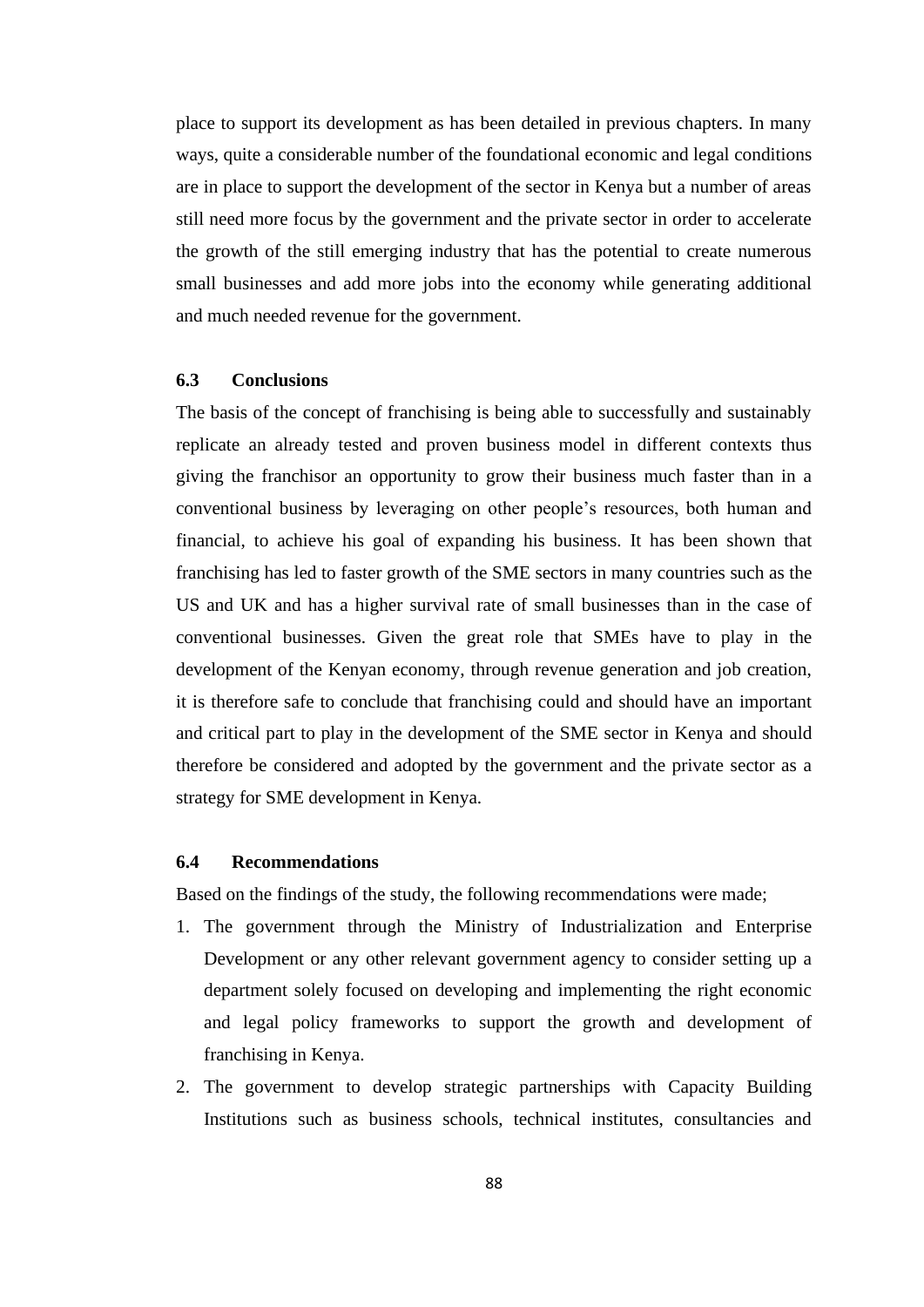place to support its development as has been detailed in previous chapters. In many ways, quite a considerable number of the foundational economic and legal conditions are in place to support the development of the sector in Kenya but a number of areas still need more focus by the government and the private sector in order to accelerate the growth of the still emerging industry that has the potential to create numerous small businesses and add more jobs into the economy while generating additional and much needed revenue for the government.

### 6.3 Conclusions

The basis of the concept of franchising is being able to successfully and sustainably replicate an already tested and proven business model in different contexts thus giving the franchisor an opportunity to grow their business much faster than in a conventional business by leveraging on other people's resources, both human and financial, to achieve his goal of expanding his business. It has been shown that franchising has led to faster growth of the SME sectors in many countries such as the US and UK and has a higher survival rate of small businesses than in the case of conventional businesses. Given the great role that SMEs have to play in the development of the Kenyan economy, through revenue generation and job creation, it is therefore safe to conclude that franchising could and should have an important and critical part to play in the development of the SME sector in Kenya and should therefore be considered and adopted by the government and the private sector as a strategy for SME development in Kenya.

### 6.4 Recommendations

Based on the findings of the study, the following recommendations were made;

1. The government through the Ministry of Industrialization and Enterprise Development or any other relevant government agency to consider setting up a department solely focused on developing and implementing the right economic and legal policy frameworks to support the growth and development of franchising in Kenya.
2. The government to develop strategic partnerships with Capacity Building Institutions such as business schools, technical institutes, consultancies and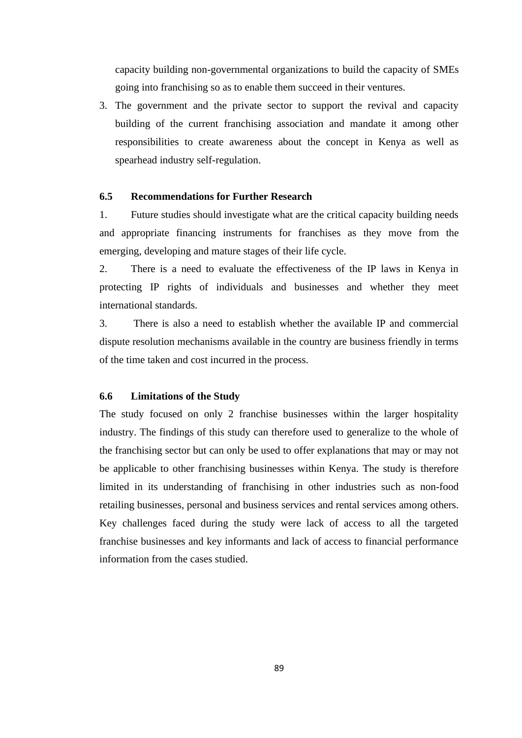capacity building non-governmental organizations to build the capacity of SMEs going into franchising so as to enable them succeed in their ventures.

3. The government and the private sector to support the revival and capacity building of the current franchising association and mandate it among other responsibilities to create awareness about the concept in Kenya as well as spearhead industry self-regulation.

### 6.5 Recommendations for Further Research

1. Future studies should investigate what are the critical capacity building needs and appropriate financing instruments for franchises as they move from the emerging, developing and mature stages of their life cycle.
2. There is a need to evaluate the effectiveness of the IP laws in Kenya in protecting IP rights of individuals and businesses and whether they meet international standards.
3. There is also a need to establish whether the available IP and commercial dispute resolution mechanisms available in the country are business friendly in terms of the time taken and cost incurred in the process.

### 6.6 Limitations of the Study

The study focused on only 2 franchise businesses within the larger hospitality industry. The findings of this study can therefore used to generalize to the whole of the franchising sector but can only be used to offer explanations that may or may not be applicable to other franchising businesses within Kenya. The study is therefore limited in its understanding of franchising in other industries such as non-food retailing businesses, personal and business services and rental services among others. Key challenges faced during the study were lack of access to all the targeted franchise businesses and key informants and lack of access to financial performance information from the cases studied.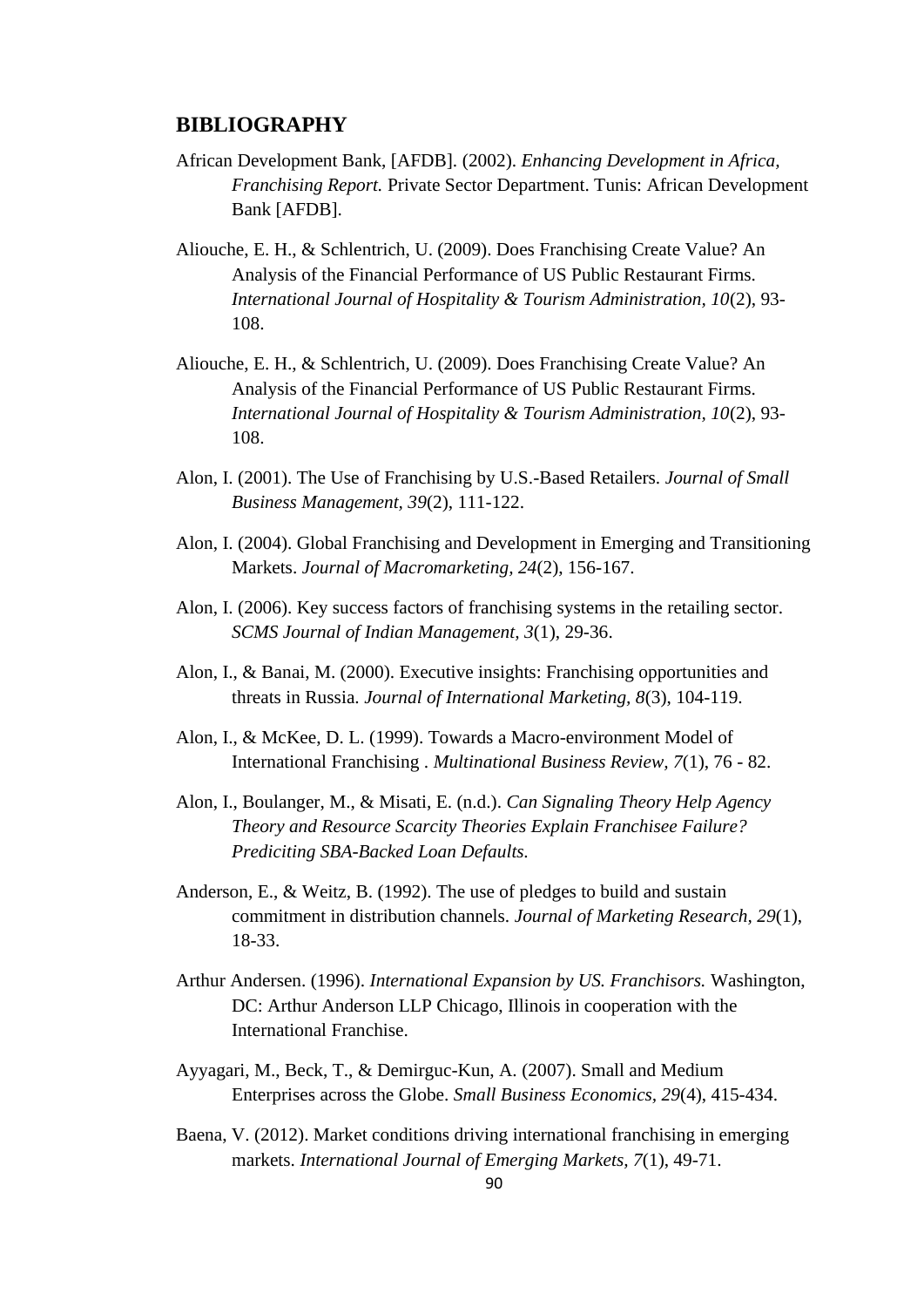## BIBLIOGRAPHY

African Development Bank, [AFDB]. (2002). *Enhancing Development in Africa, Franchising Report.* Private Sector Department. Tunis: African Development Bank [AFDB].

Aliouche, E. H., & Schlentrich, U. (2009). Does Franchising Create Value? An Analysis of the Financial Performance of US Public Restaurant Firms. *International Journal of Hospitality & Tourism Administration, 10*(2), 93-108.

Aliouche, E. H., & Schlentrich, U. (2009). Does Franchising Create Value? An Analysis of the Financial Performance of US Public Restaurant Firms. *International Journal of Hospitality & Tourism Administration, 10*(2), 93-108.

Alon, I. (2001). The Use of Franchising by U.S.-Based Retailers. *Journal of Small Business Management, 39*(2), 111-122.

Alon, I. (2004). Global Franchising and Development in Emerging and Transitioning Markets. *Journal of Macromarketing, 24*(2), 156-167.

Alon, I. (2006). Key success factors of franchising systems in the retailing sector. *SCMS Journal of Indian Management, 3*(1), 29-36.

Alon, I., & Banai, M. (2000). Executive insights: Franchising opportunities and threats in Russia. *Journal of International Marketing, 8*(3), 104-119.

Alon, I., & McKee, D. L. (1999). Towards a Macro-environment Model of International Franchising . *Multinational Business Review, 7*(1), 76 - 82.

Alon, I., Boulanger, M., & Misati, E. (n.d.). *Can Signaling Theory Help Agency Theory and Resource Scarcity Theories Explain Franchisee Failure? Prediciting SBA-Backed Loan Defaults.*

Anderson, E., & Weitz, B. (1992). The use of pledges to build and sustain commitment in distribution channels. *Journal of Marketing Research, 29*(1), 18-33.

Arthur Andersen. (1996). *International Expansion by US. Franchisors.* Washington, DC: Arthur Anderson LLP Chicago, Illinois in cooperation with the International Franchise.

Ayyagari, M., Beck, T., & Demirguc-Kun, A. (2007). Small and Medium Enterprises across the Globe. *Small Business Economics, 29*(4), 415-434.

Baena, V. (2012). Market conditions driving international franchising in emerging markets. *International Journal of Emerging Markets, 7*(1), 49-71.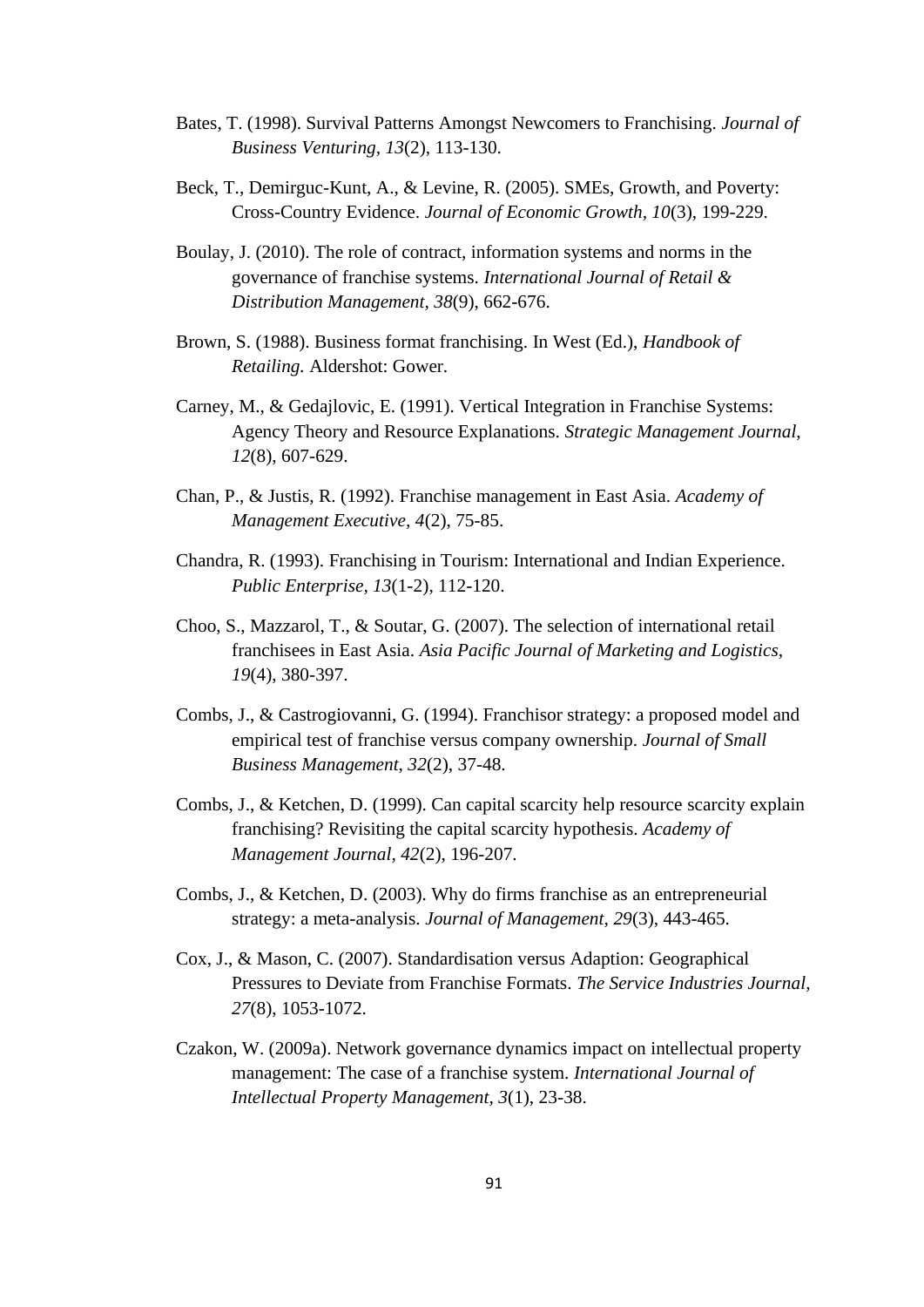Bates, T. (1998). Survival Patterns Amongst Newcomers to Franchising. *Journal of Business Venturing, 13*(2), 113-130.

Beck, T., Demirguc-Kunt, A., & Levine, R. (2005). SMEs, Growth, and Poverty: Cross-Country Evidence. *Journal of Economic Growth, 10*(3), 199-229.

Boulay, J. (2010). The role of contract, information systems and norms in the governance of franchise systems. *International Journal of Retail & Distribution Management, 38*(9), 662-676.

Brown, S. (1988). Business format franchising. In West (Ed.), *Handbook of Retailing.* Aldershot: Gower.

Carney, M., & Gedajlovic, E. (1991). Vertical Integration in Franchise Systems: Agency Theory and Resource Explanations. *Strategic Management Journal, 12*(8), 607-629.

Chan, P., & Justis, R. (1992). Franchise management in East Asia. *Academy of Management Executive, 4*(2), 75-85.

Chandra, R. (1993). Franchising in Tourism: International and Indian Experience. *Public Enterprise, 13*(1-2), 112-120.

Choo, S., Mazzarol, T., & Soutar, G. (2007). The selection of international retail franchisees in East Asia. *Asia Pacific Journal of Marketing and Logistics, 19*(4), 380-397.

Combs, J., & Castrogiovanni, G. (1994). Franchisor strategy: a proposed model and empirical test of franchise versus company ownership. *Journal of Small Business Management, 32*(2), 37-48.

Combs, J., & Ketchen, D. (1999). Can capital scarcity help resource scarcity explain franchising? Revisiting the capital scarcity hypothesis. *Academy of Management Journal, 42*(2), 196-207.

Combs, J., & Ketchen, D. (2003). Why do firms franchise as an entrepreneurial strategy: a meta-analysis. *Journal of Management, 29*(3), 443-465.

Cox, J., & Mason, C. (2007). Standardisation versus Adaption: Geographical Pressures to Deviate from Franchise Formats. *The Service Industries Journal, 27*(8), 1053-1072.

Czakon, W. (2009a). Network governance dynamics impact on intellectual property management: The case of a franchise system. *International Journal of Intellectual Property Management, 3*(1), 23-38.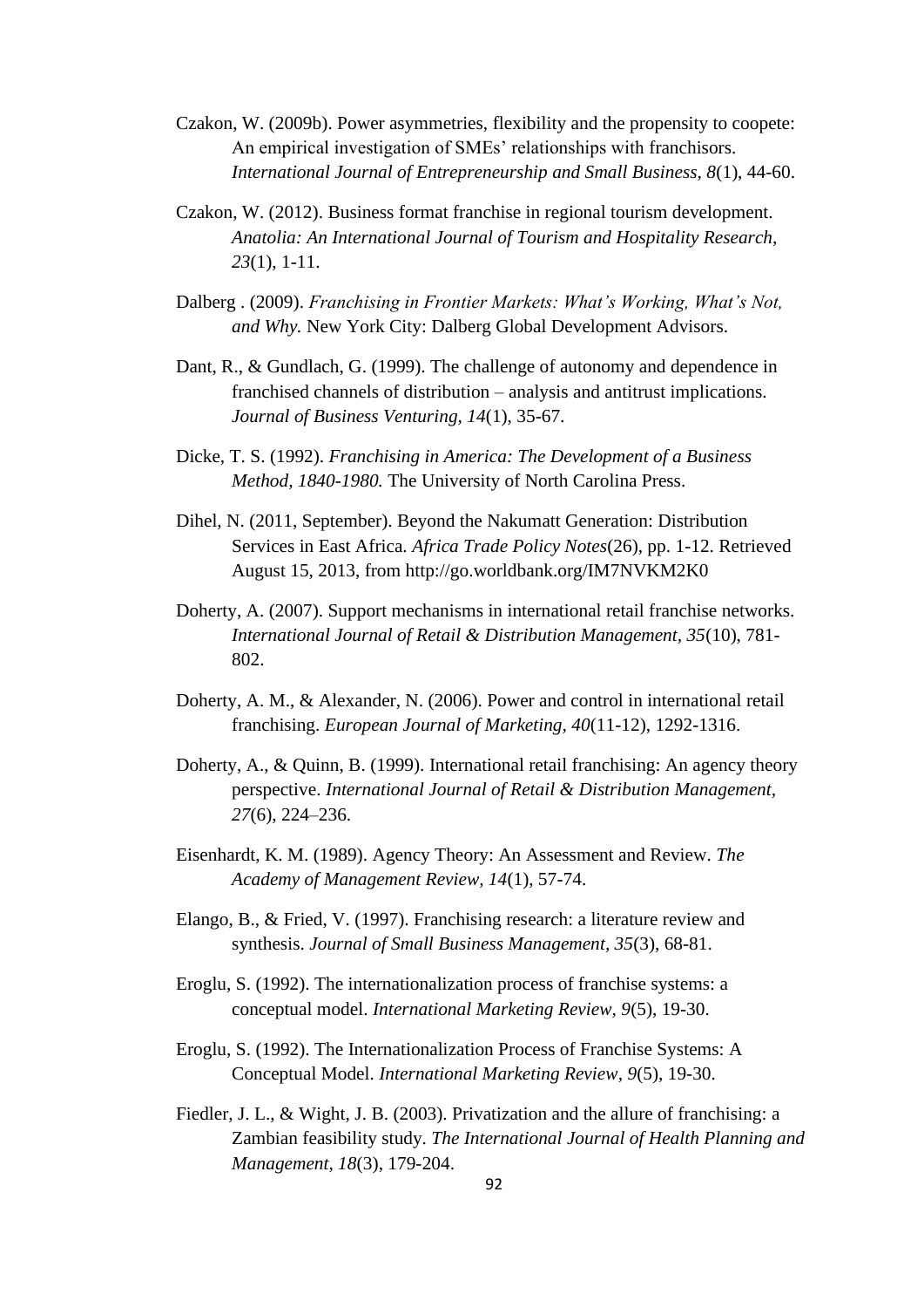Czakon, W. (2009b). Power asymmetries, flexibility and the propensity to coopete: An empirical investigation of SMEs' relationships with franchisors. *International Journal of Entrepreneurship and Small Business, 8*(1), 44-60.

Czakon, W. (2012). Business format franchise in regional tourism development. *Anatolia: An International Journal of Tourism and Hospitality Research, 23*(1), 1-11.

Dalberg . (2009). *Franchising in Frontier Markets: What's Working, What's Not, and Why.* New York City: Dalberg Global Development Advisors.

Dant, R., & Gundlach, G. (1999). The challenge of autonomy and dependence in franchised channels of distribution – analysis and antitrust implications. *Journal of Business Venturing, 14*(1), 35-67.

Dicke, T. S. (1992). *Franchising in America: The Development of a Business Method, 1840-1980.* The University of North Carolina Press.

Dihel, N. (2011, September). Beyond the Nakumatt Generation: Distribution Services in East Africa. *Africa Trade Policy Notes*(26), pp. 1-12. Retrieved August 15, 2013, from http://go.worldbank.org/IM7NVKM2K0

Doherty, A. (2007). Support mechanisms in international retail franchise networks. *International Journal of Retail & Distribution Management, 35*(10), 781-802.

Doherty, A. M., & Alexander, N. (2006). Power and control in international retail franchising. *European Journal of Marketing, 40*(11-12), 1292-1316.

Doherty, A., & Quinn, B. (1999). International retail franchising: An agency theory perspective. *International Journal of Retail & Distribution Management, 27*(6), 224–236.

Eisenhardt, K. M. (1989). Agency Theory: An Assessment and Review. *The Academy of Management Review, 14*(1), 57-74.

Elango, B., & Fried, V. (1997). Franchising research: a literature review and synthesis. *Journal of Small Business Management, 35*(3), 68-81.

Eroglu, S. (1992). The internationalization process of franchise systems: a conceptual model. *International Marketing Review, 9*(5), 19-30.

Eroglu, S. (1992). The Internationalization Process of Franchise Systems: A Conceptual Model. *International Marketing Review, 9*(5), 19-30.

Fiedler, J. L., & Wight, J. B. (2003). Privatization and the allure of franchising: a Zambian feasibility study. *The International Journal of Health Planning and Management, 18*(3), 179-204.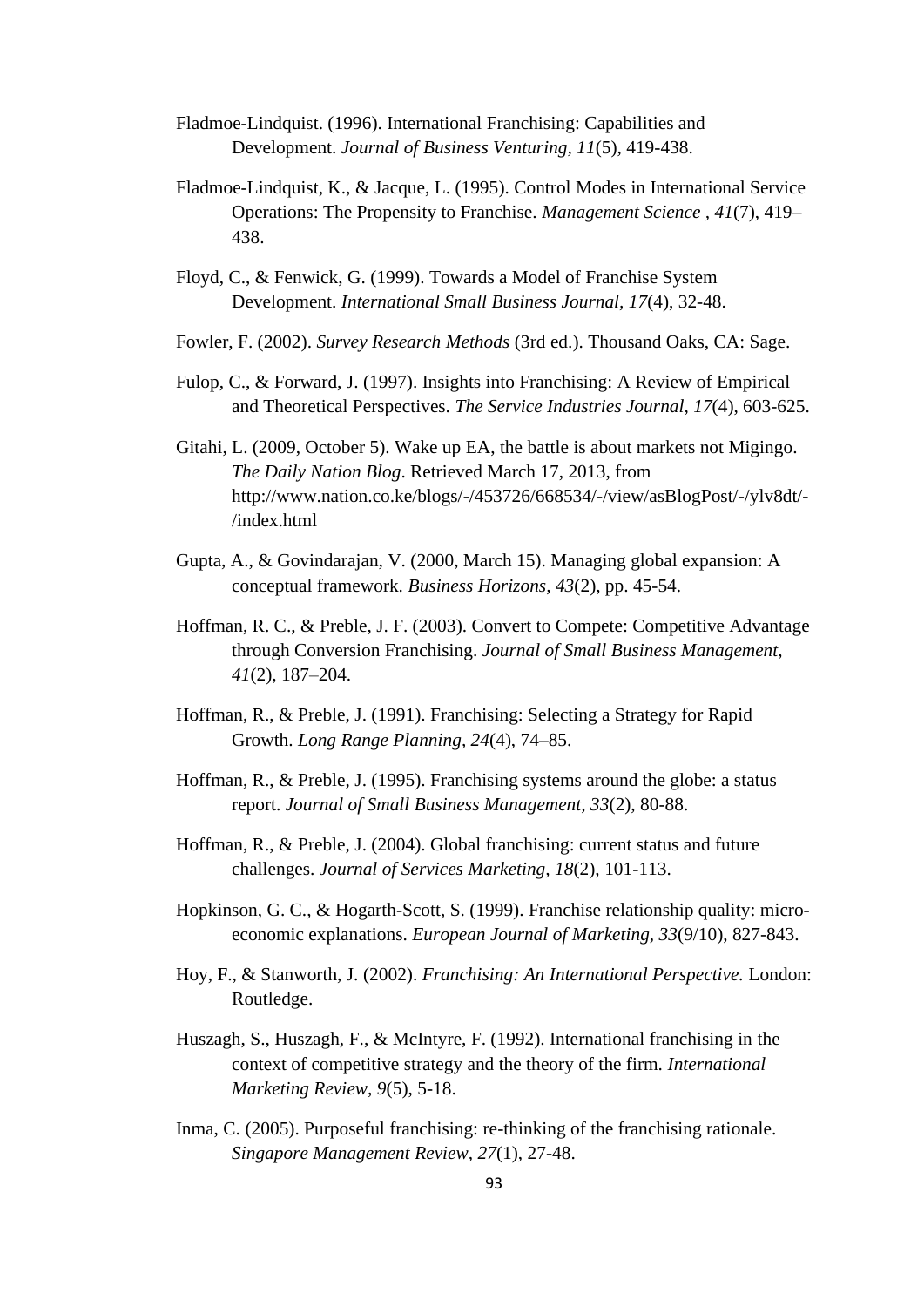Fladmoe-Lindquist. (1996). International Franchising: Capabilities and Development. *Journal of Business Venturing, 11*(5), 419-438.

Fladmoe-Lindquist, K., & Jacque, L. (1995). Control Modes in International Service Operations: The Propensity to Franchise. *Management Science , 41*(7), 419–438.

Floyd, C., & Fenwick, G. (1999). Towards a Model of Franchise System Development. *International Small Business Journal, 17*(4), 32-48.

Fowler, F. (2002). *Survey Research Methods* (3rd ed.). Thousand Oaks, CA: Sage.

Fulop, C., & Forward, J. (1997). Insights into Franchising: A Review of Empirical and Theoretical Perspectives. *The Service Industries Journal, 17*(4), 603-625.

Gitahi, L. (2009, October 5). Wake up EA, the battle is about markets not Migingo. *The Daily Nation Blog*. Retrieved March 17, 2013, from http://www.nation.co.ke/blogs/-/453726/668534/-/view/asBlogPost/-/ylv8dt/-/index.html

Gupta, A., & Govindarajan, V. (2000, March 15). Managing global expansion: A conceptual framework. *Business Horizons, 43*(2), pp. 45-54.

Hoffman, R. C., & Preble, J. F. (2003). Convert to Compete: Competitive Advantage through Conversion Franchising. *Journal of Small Business Management, 41*(2), 187–204.

Hoffman, R., & Preble, J. (1991). Franchising: Selecting a Strategy for Rapid Growth. *Long Range Planning, 24*(4), 74–85.

Hoffman, R., & Preble, J. (1995). Franchising systems around the globe: a status report. *Journal of Small Business Management, 33*(2), 80-88.

Hoffman, R., & Preble, J. (2004). Global franchising: current status and future challenges. *Journal of Services Marketing, 18*(2), 101-113.

Hopkinson, G. C., & Hogarth-Scott, S. (1999). Franchise relationship quality: micro-economic explanations. *European Journal of Marketing, 33*(9/10), 827-843.

Hoy, F., & Stanworth, J. (2002). *Franchising: An International Perspective.* London: Routledge.

Huszagh, S., Huszagh, F., & McIntyre, F. (1992). International franchising in the context of competitive strategy and the theory of the firm. *International Marketing Review, 9*(5), 5-18.

Inma, C. (2005). Purposeful franchising: re-thinking of the franchising rationale. *Singapore Management Review, 27*(1), 27-48.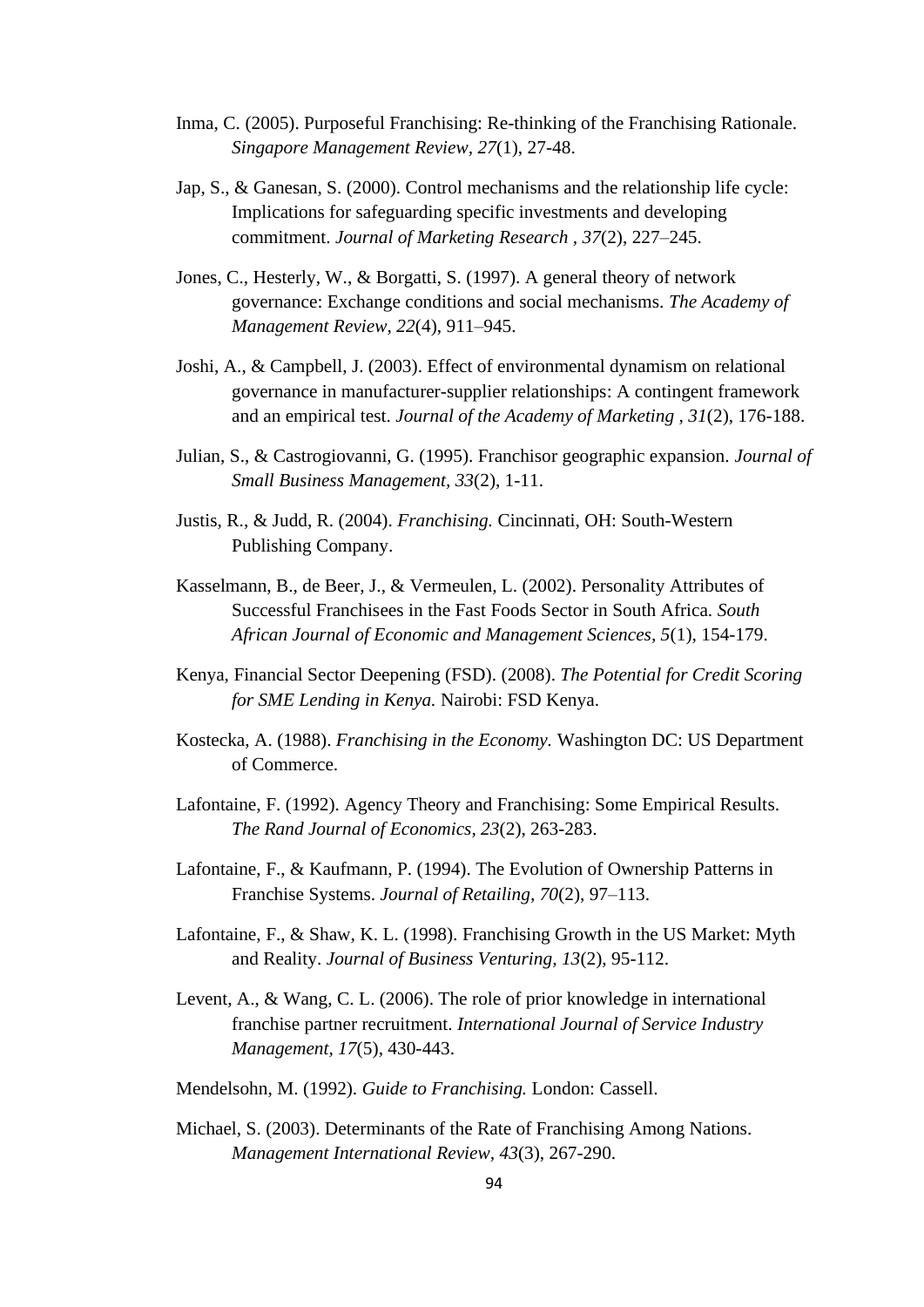Inma, C. (2005). Purposeful Franchising: Re-thinking of the Franchising Rationale. *Singapore Management Review, 27*(1), 27-48.

Jap, S., & Ganesan, S. (2000). Control mechanisms and the relationship life cycle: Implications for safeguarding specific investments and developing commitment. *Journal of Marketing Research , 37*(2), 227–245.

Jones, C., Hesterly, W., & Borgatti, S. (1997). A general theory of network governance: Exchange conditions and social mechanisms. *The Academy of Management Review, 22*(4), 911–945.

Joshi, A., & Campbell, J. (2003). Effect of environmental dynamism on relational governance in manufacturer-supplier relationships: A contingent framework and an empirical test. *Journal of the Academy of Marketing , 31*(2), 176-188.

Julian, S., & Castrogiovanni, G. (1995). Franchisor geographic expansion. *Journal of Small Business Management, 33*(2), 1-11.

Justis, R., & Judd, R. (2004). *Franchising.* Cincinnati, OH: South-Western Publishing Company.

Kasselmann, B., de Beer, J., & Vermeulen, L. (2002). Personality Attributes of Successful Franchisees in the Fast Foods Sector in South Africa. *South African Journal of Economic and Management Sciences, 5*(1), 154-179.

Kenya, Financial Sector Deepening (FSD). (2008). *The Potential for Credit Scoring for SME Lending in Kenya.* Nairobi: FSD Kenya.

Kostecka, A. (1988). *Franchising in the Economy.* Washington DC: US Department of Commerce.

Lafontaine, F. (1992). Agency Theory and Franchising: Some Empirical Results. *The Rand Journal of Economics, 23*(2), 263-283.

Lafontaine, F., & Kaufmann, P. (1994). The Evolution of Ownership Patterns in Franchise Systems. *Journal of Retailing, 70*(2), 97–113.

Lafontaine, F., & Shaw, K. L. (1998). Franchising Growth in the US Market: Myth and Reality. *Journal of Business Venturing, 13*(2), 95-112.

Levent, A., & Wang, C. L. (2006). The role of prior knowledge in international franchise partner recruitment. *International Journal of Service Industry Management, 17*(5), 430-443.

Mendelsohn, M. (1992). *Guide to Franchising.* London: Cassell.

Michael, S. (2003). Determinants of the Rate of Franchising Among Nations. *Management International Review, 43*(3), 267-290.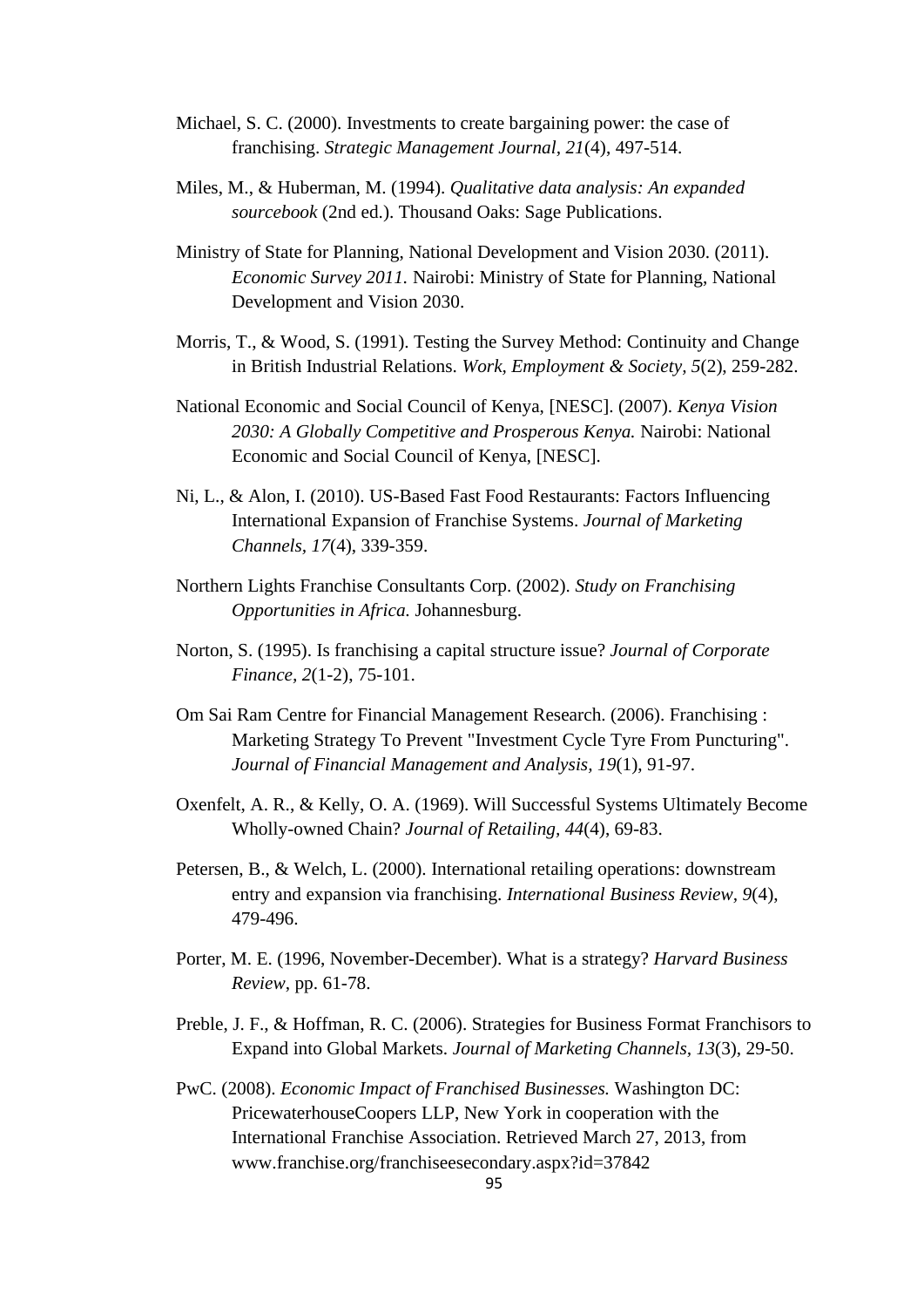Michael, S. C. (2000). Investments to create bargaining power: the case of franchising. *Strategic Management Journal, 21*(4), 497-514.

Miles, M., & Huberman, M. (1994). *Qualitative data analysis: An expanded sourcebook* (2nd ed.). Thousand Oaks: Sage Publications.

Ministry of State for Planning, National Development and Vision 2030. (2011). *Economic Survey 2011.* Nairobi: Ministry of State for Planning, National Development and Vision 2030.

Morris, T., & Wood, S. (1991). Testing the Survey Method: Continuity and Change in British Industrial Relations. *Work, Employment & Society, 5*(2), 259-282.

National Economic and Social Council of Kenya, [NESC]. (2007). *Kenya Vision 2030: A Globally Competitive and Prosperous Kenya.* Nairobi: National Economic and Social Council of Kenya, [NESC].

Ni, L., & Alon, I. (2010). US-Based Fast Food Restaurants: Factors Influencing International Expansion of Franchise Systems. *Journal of Marketing Channels, 17*(4), 339-359.

Northern Lights Franchise Consultants Corp. (2002). *Study on Franchising Opportunities in Africa.* Johannesburg.

Norton, S. (1995). Is franchising a capital structure issue? *Journal of Corporate Finance, 2*(1-2), 75-101.

Om Sai Ram Centre for Financial Management Research. (2006). Franchising : Marketing Strategy To Prevent "Investment Cycle Tyre From Puncturing". *Journal of Financial Management and Analysis, 19*(1), 91-97.

Oxenfelt, A. R., & Kelly, O. A. (1969). Will Successful Systems Ultimately Become Wholly-owned Chain? *Journal of Retailing, 44*(4), 69-83.

Petersen, B., & Welch, L. (2000). International retailing operations: downstream entry and expansion via franchising. *International Business Review, 9*(4), 479-496.

Porter, M. E. (1996, November-December). What is a strategy? *Harvard Business Review*, pp. 61-78.

Preble, J. F., & Hoffman, R. C. (2006). Strategies for Business Format Franchisors to Expand into Global Markets. *Journal of Marketing Channels, 13*(3), 29-50.

PwC. (2008). *Economic Impact of Franchised Businesses.* Washington DC: PricewaterhouseCoopers LLP, New York in cooperation with the International Franchise Association. Retrieved March 27, 2013, from www.franchise.org/franchiseesecondary.aspx?id=37842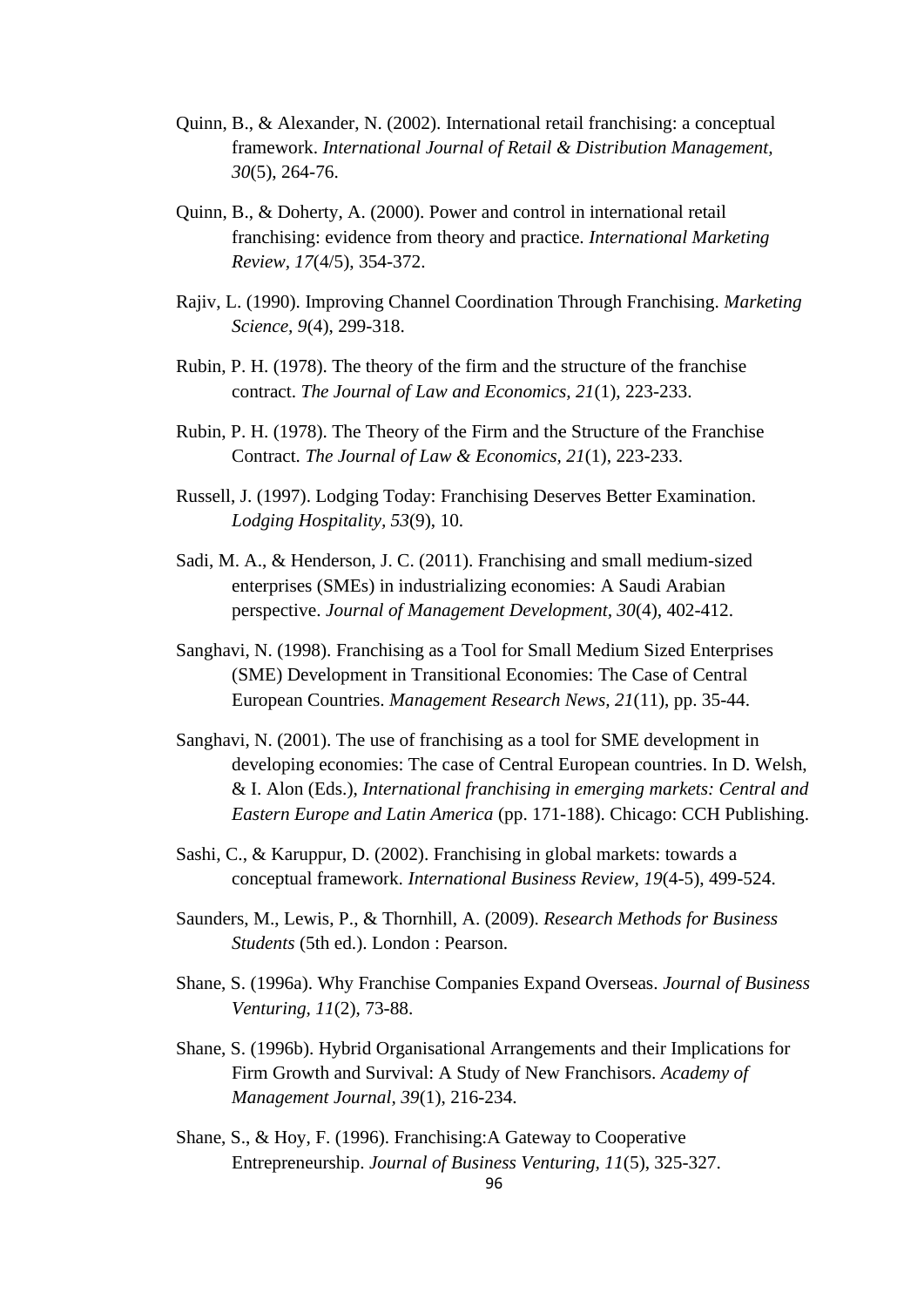Quinn, B., & Alexander, N. (2002). International retail franchising: a conceptual framework. *International Journal of Retail & Distribution Management, 30*(5), 264-76.

Quinn, B., & Doherty, A. (2000). Power and control in international retail franchising: evidence from theory and practice. *International Marketing Review, 17*(4/5), 354-372.

Rajiv, L. (1990). Improving Channel Coordination Through Franchising. *Marketing Science, 9*(4), 299-318.

Rubin, P. H. (1978). The theory of the firm and the structure of the franchise contract. *The Journal of Law and Economics, 21*(1), 223-233.

Rubin, P. H. (1978). The Theory of the Firm and the Structure of the Franchise Contract. *The Journal of Law & Economics, 21*(1), 223-233.

Russell, J. (1997). Lodging Today: Franchising Deserves Better Examination. *Lodging Hospitality, 53*(9), 10.

Sadi, M. A., & Henderson, J. C. (2011). Franchising and small medium-sized enterprises (SMEs) in industrializing economies: A Saudi Arabian perspective. *Journal of Management Development, 30*(4), 402-412.

Sanghavi, N. (1998). Franchising as a Tool for Small Medium Sized Enterprises (SME) Development in Transitional Economies: The Case of Central European Countries. *Management Research News, 21*(11), pp. 35-44.

Sanghavi, N. (2001). The use of franchising as a tool for SME development in developing economies: The case of Central European countries. In D. Welsh, & I. Alon (Eds.), *International franchising in emerging markets: Central and Eastern Europe and Latin America* (pp. 171-188). Chicago: CCH Publishing.

Sashi, C., & Karuppur, D. (2002). Franchising in global markets: towards a conceptual framework. *International Business Review, 19*(4-5), 499-524.

Saunders, M., Lewis, P., & Thornhill, A. (2009). *Research Methods for Business Students* (5th ed.). London : Pearson.

Shane, S. (1996a). Why Franchise Companies Expand Overseas. *Journal of Business Venturing, 11*(2), 73-88.

Shane, S. (1996b). Hybrid Organisational Arrangements and their Implications for Firm Growth and Survival: A Study of New Franchisors. *Academy of Management Journal, 39*(1), 216-234.

Shane, S., & Hoy, F. (1996). Franchising:A Gateway to Cooperative Entrepreneurship. *Journal of Business Venturing, 11*(5), 325-327.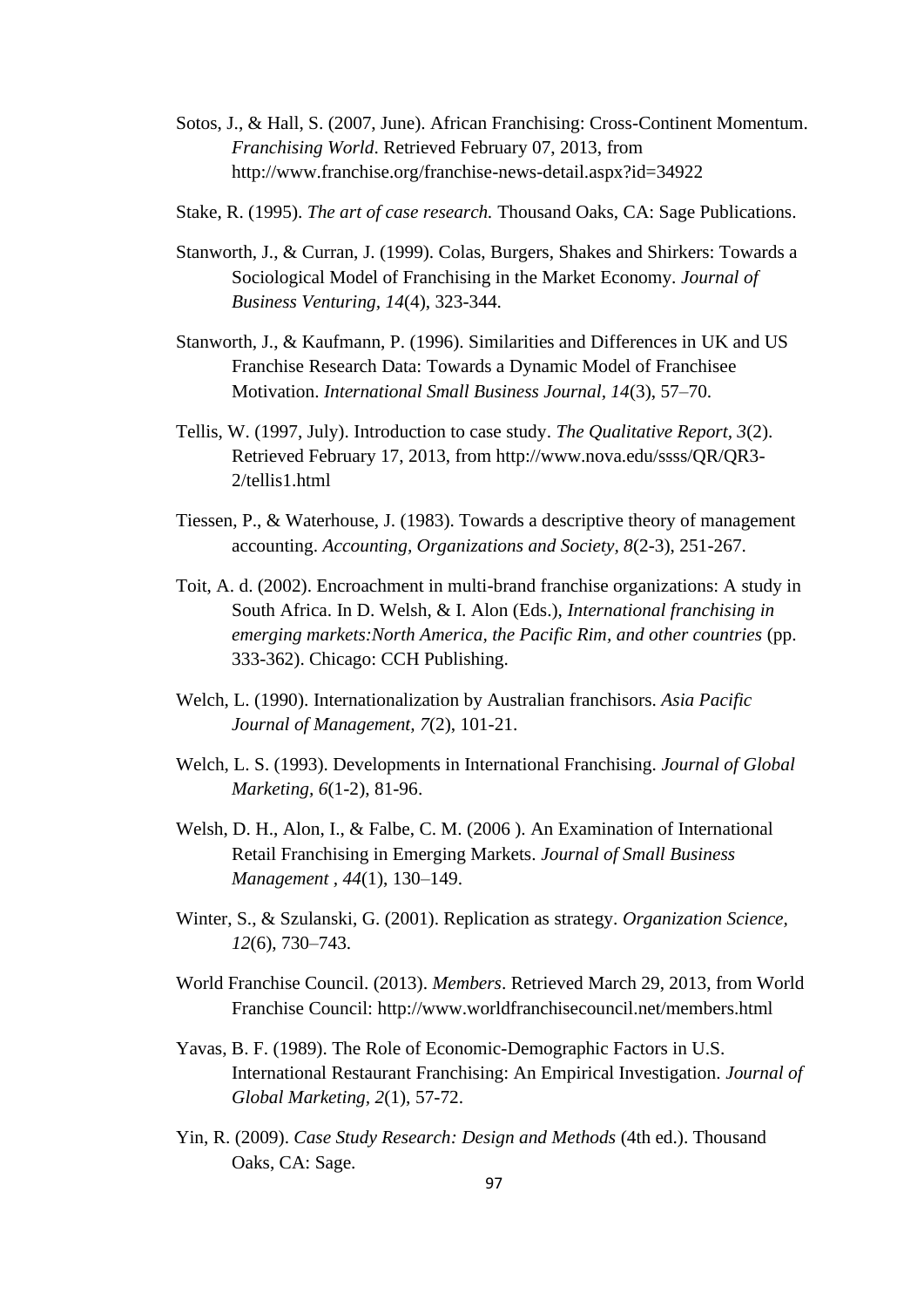Sotos, J., & Hall, S. (2007, June). African Franchising: Cross-Continent Momentum. *Franchising World*. Retrieved February 07, 2013, from http://www.franchise.org/franchise-news-detail.aspx?id=34922

Stake, R. (1995). *The art of case research.* Thousand Oaks, CA: Sage Publications.

Stanworth, J., & Curran, J. (1999). Colas, Burgers, Shakes and Shirkers: Towards a Sociological Model of Franchising in the Market Economy. *Journal of Business Venturing, 14*(4), 323-344.

Stanworth, J., & Kaufmann, P. (1996). Similarities and Differences in UK and US Franchise Research Data: Towards a Dynamic Model of Franchisee Motivation. *International Small Business Journal, 14*(3), 57–70.

Tellis, W. (1997, July). Introduction to case study. *The Qualitative Report, 3*(2). Retrieved February 17, 2013, from http://www.nova.edu/ssss/QR/QR3-2/tellis1.html

Tiessen, P., & Waterhouse, J. (1983). Towards a descriptive theory of management accounting. *Accounting, Organizations and Society, 8*(2-3), 251-267.

Toit, A. d. (2002). Encroachment in multi-brand franchise organizations: A study in South Africa. In D. Welsh, & I. Alon (Eds.), *International franchising in emerging markets:North America, the Pacific Rim, and other countries* (pp. 333-362). Chicago: CCH Publishing.

Welch, L. (1990). Internationalization by Australian franchisors. *Asia Pacific Journal of Management, 7*(2), 101-21.

Welch, L. S. (1993). Developments in International Franchising. *Journal of Global Marketing, 6*(1-2), 81-96.

Welsh, D. H., Alon, I., & Falbe, C. M. (2006 ). An Examination of International Retail Franchising in Emerging Markets. *Journal of Small Business Management , 44*(1), 130–149.

Winter, S., & Szulanski, G. (2001). Replication as strategy. *Organization Science, 12*(6), 730–743.

World Franchise Council. (2013). *Members*. Retrieved March 29, 2013, from World Franchise Council: http://www.worldfranchisecouncil.net/members.html

Yavas, B. F. (1989). The Role of Economic-Demographic Factors in U.S. International Restaurant Franchising: An Empirical Investigation. *Journal of Global Marketing, 2*(1), 57-72.

Yin, R. (2009). *Case Study Research: Design and Methods* (4th ed.). Thousand Oaks, CA: Sage.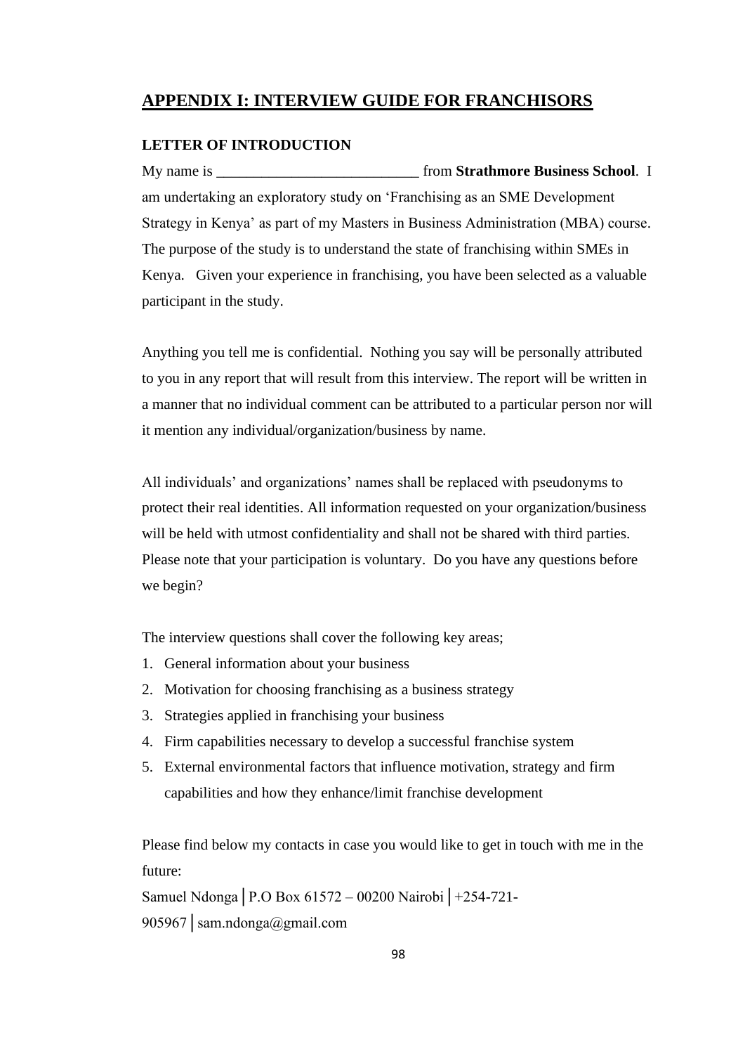## APPENDIX I: INTERVIEW GUIDE FOR FRANCHISORS

**LETTER OF INTRODUCTION**

My name is ___________________________ from **Strathmore Business School**. I am undertaking an exploratory study on 'Franchising as an SME Development Strategy in Kenya' as part of my Masters in Business Administration (MBA) course. The purpose of the study is to understand the state of franchising within SMEs in Kenya. Given your experience in franchising, you have been selected as a valuable participant in the study.

Anything you tell me is confidential. Nothing you say will be personally attributed to you in any report that will result from this interview. The report will be written in a manner that no individual comment can be attributed to a particular person nor will it mention any individual/organization/business by name.

All individuals' and organizations' names shall be replaced with pseudonyms to protect their real identities. All information requested on your organization/business will be held with utmost confidentiality and shall not be shared with third parties. Please note that your participation is voluntary. Do you have any questions before we begin?

The interview questions shall cover the following key areas;

1. General information about your business
2. Motivation for choosing franchising as a business strategy
3. Strategies applied in franchising your business
4. Firm capabilities necessary to develop a successful franchise system
5. External environmental factors that influence motivation, strategy and firm capabilities and how they enhance/limit franchise development

Please find below my contacts in case you would like to get in touch with me in the future:

Samuel Ndonga | P.O Box 61572 – 00200 Nairobi | +254-721-905967 | sam.ndonga@gmail.com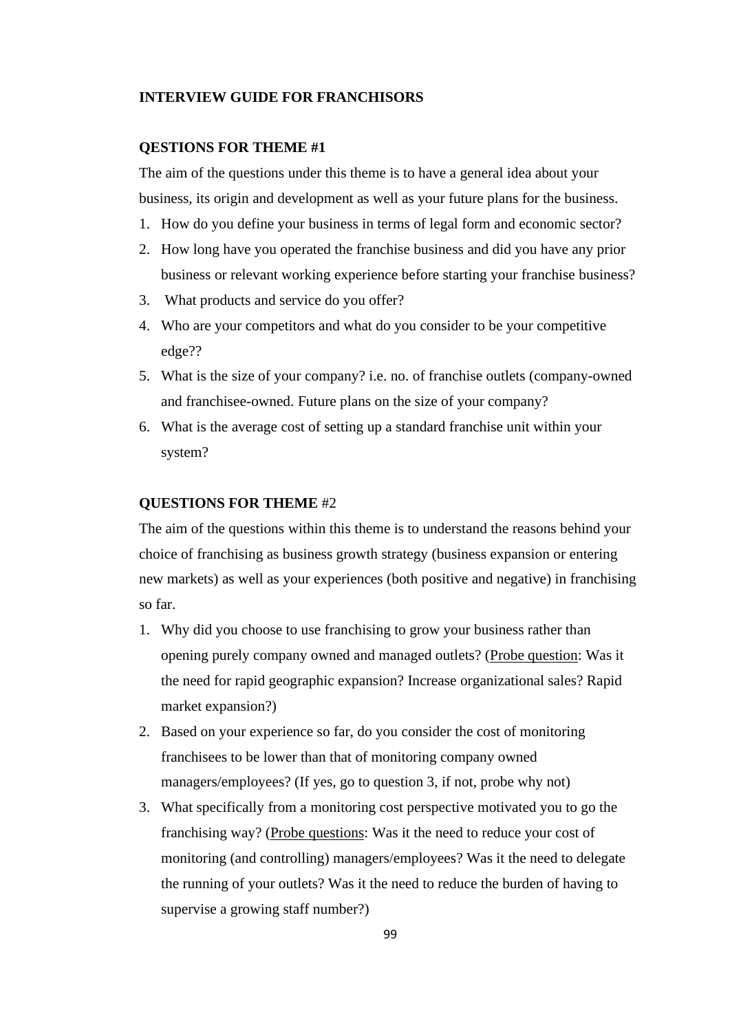**INTERVIEW GUIDE FOR FRANCHISORS**

**QESTIONS FOR THEME #1**

The aim of the questions under this theme is to have a general idea about your business, its origin and development as well as your future plans for the business.

1. How do you define your business in terms of legal form and economic sector?
2. How long have you operated the franchise business and did you have any prior business or relevant working experience before starting your franchise business?
3. What products and service do you offer?
4. Who are your competitors and what do you consider to be your competitive edge??
5. What is the size of your company? i.e. no. of franchise outlets (company-owned and franchisee-owned. Future plans on the size of your company?
6. What is the average cost of setting up a standard franchise unit within your system?

**QUESTIONS FOR THEME** #2

The aim of the questions within this theme is to understand the reasons behind your choice of franchising as business growth strategy (business expansion or entering new markets) as well as your experiences (both positive and negative) in franchising so far.

1. Why did you choose to use franchising to grow your business rather than opening purely company owned and managed outlets? (Probe question: Was it the need for rapid geographic expansion? Increase organizational sales? Rapid market expansion?)
2. Based on your experience so far, do you consider the cost of monitoring franchisees to be lower than that of monitoring company owned managers/employees? (If yes, go to question 3, if not, probe why not)
3. What specifically from a monitoring cost perspective motivated you to go the franchising way? (Probe questions: Was it the need to reduce your cost of monitoring (and controlling) managers/employees? Was it the need to delegate the running of your outlets? Was it the need to reduce the burden of having to supervise a growing staff number?)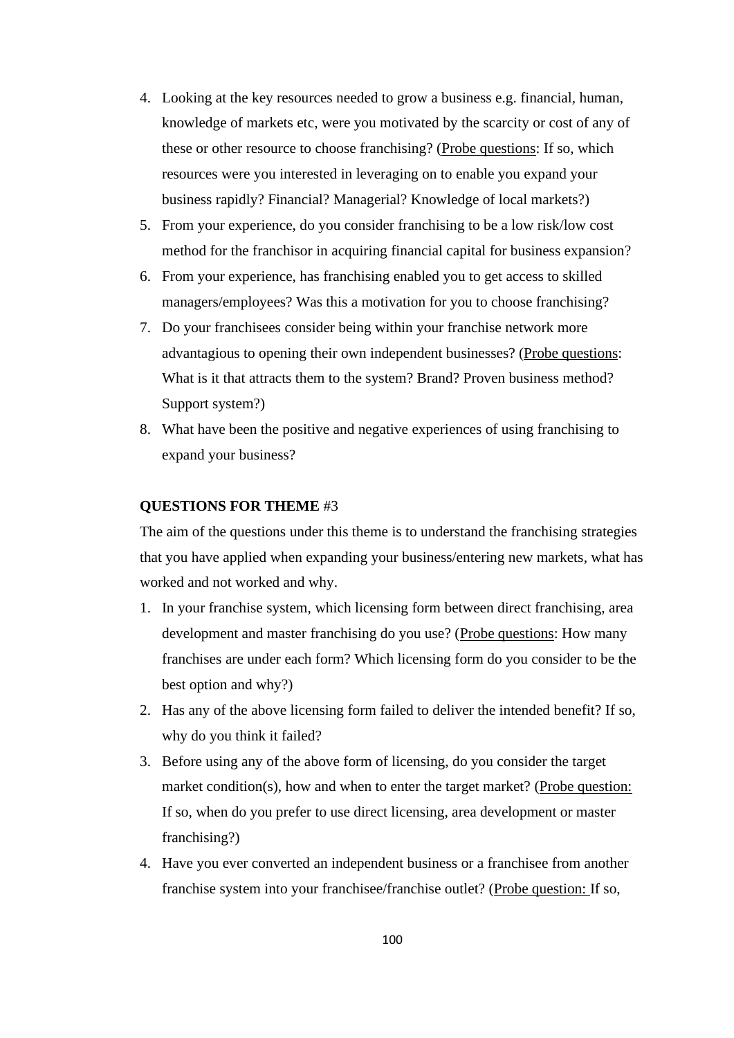4. Looking at the key resources needed to grow a business e.g. financial, human, knowledge of markets etc, were you motivated by the scarcity or cost of any of these or other resource to choose franchising? (<u>Probe questions</u>: If so, which resources were you interested in leveraging on to enable you expand your business rapidly? Financial? Managerial? Knowledge of local markets?)
5. From your experience, do you consider franchising to be a low risk/low cost method for the franchisor in acquiring financial capital for business expansion?
6. From your experience, has franchising enabled you to get access to skilled managers/employees? Was this a motivation for you to choose franchising?
7. Do your franchisees consider being within your franchise network more advantagious to opening their own independent businesses? (<u>Probe questions</u>: What is it that attracts them to the system? Brand? Proven business method? Support system?)
8. What have been the positive and negative experiences of using franchising to expand your business?

**QUESTIONS FOR THEME** #3

The aim of the questions under this theme is to understand the franchising strategies that you have applied when expanding your business/entering new markets, what has worked and not worked and why.

1. In your franchise system, which licensing form between direct franchising, area development and master franchising do you use? (<u>Probe questions</u>: How many franchises are under each form? Which licensing form do you consider to be the best option and why?)
2. Has any of the above licensing form failed to deliver the intended benefit? If so, why do you think it failed?
3. Before using any of the above form of licensing, do you consider the target market condition(s), how and when to enter the target market? (<u>Probe question:</u> If so, when do you prefer to use direct licensing, area development or master franchising?)
4. Have you ever converted an independent business or a franchisee from another franchise system into your franchisee/franchise outlet? (<u>Probe question:</u> If so,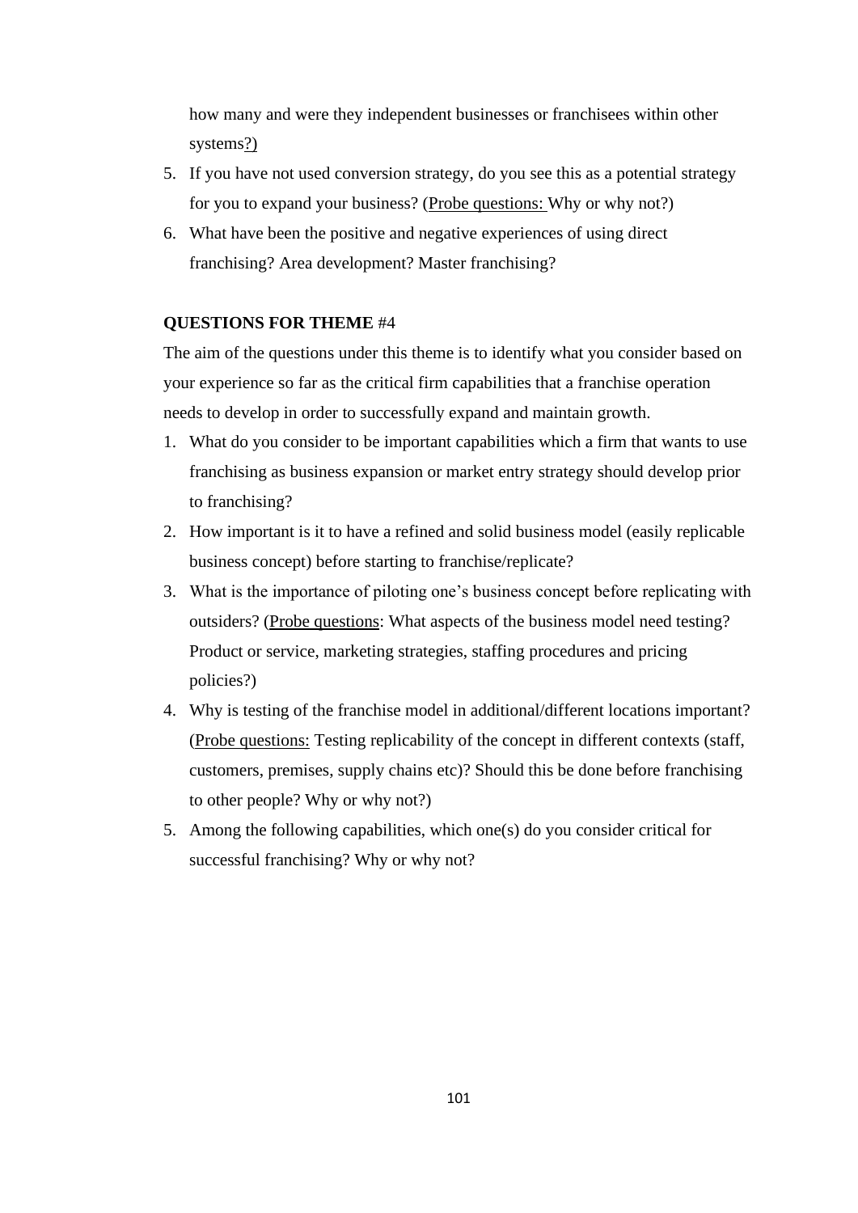how many and were they independent businesses or franchisees within other systems?)

5. If you have not used conversion strategy, do you see this as a potential strategy for you to expand your business? (Probe questions: Why or why not?)
6. What have been the positive and negative experiences of using direct franchising? Area development? Master franchising?

**QUESTIONS FOR THEME** #4

The aim of the questions under this theme is to identify what you consider based on your experience so far as the critical firm capabilities that a franchise operation needs to develop in order to successfully expand and maintain growth.

1. What do you consider to be important capabilities which a firm that wants to use franchising as business expansion or market entry strategy should develop prior to franchising?
2. How important is it to have a refined and solid business model (easily replicable business concept) before starting to franchise/replicate?
3. What is the importance of piloting one's business concept before replicating with outsiders? (Probe questions: What aspects of the business model need testing? Product or service, marketing strategies, staffing procedures and pricing policies?)
4. Why is testing of the franchise model in additional/different locations important? (Probe questions: Testing replicability of the concept in different contexts (staff, customers, premises, supply chains etc)? Should this be done before franchising to other people? Why or why not?)
5. Among the following capabilities, which one(s) do you consider critical for successful franchising? Why or why not?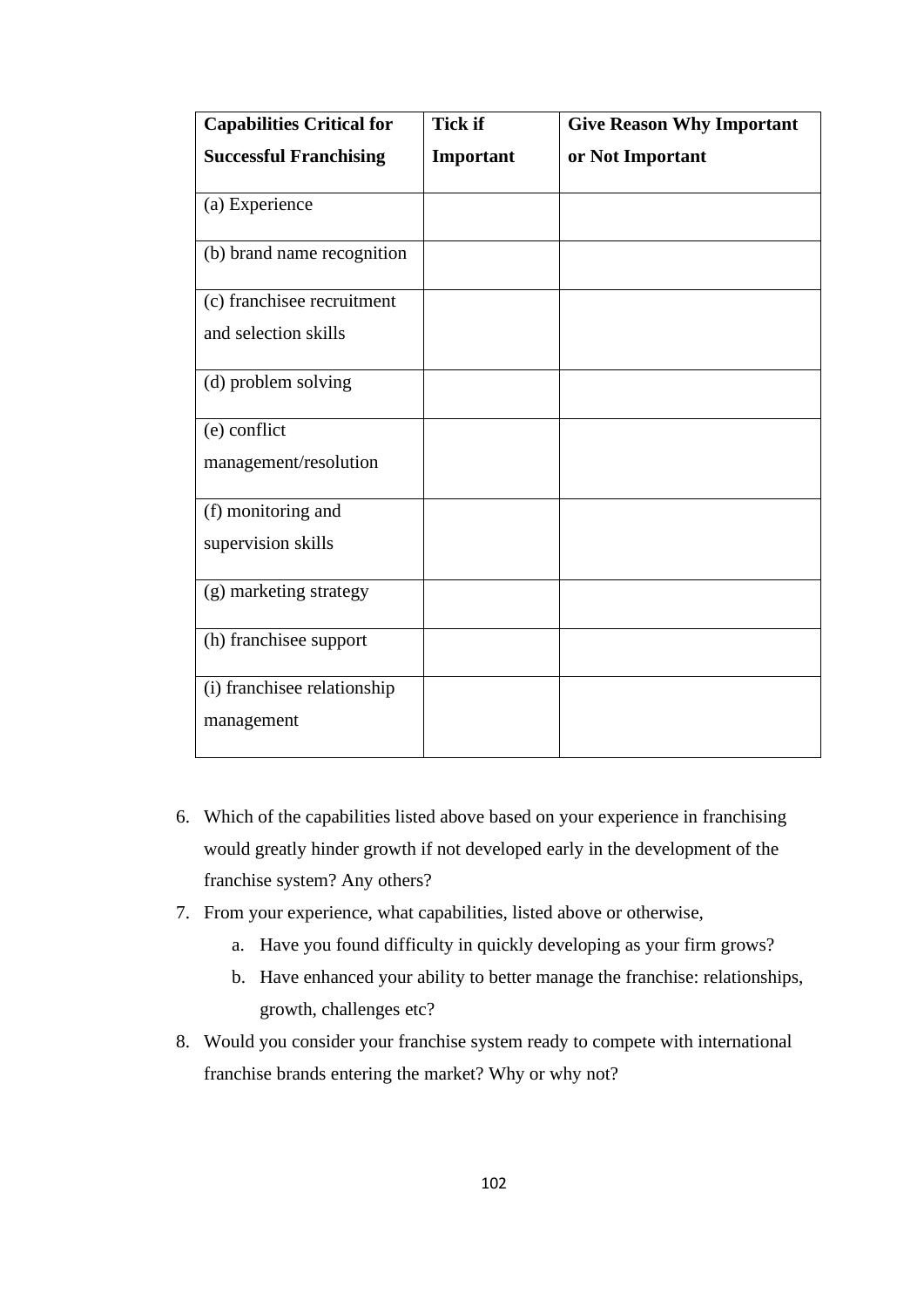| **Capabilities Critical for Successful Franchising** | **Tick if Important** | **Give Reason Why Important or Not Important** |
|---|---|---|
| (a) Experience | | |
| (b) brand name recognition | | |
| (c) franchisee recruitment and selection skills | | |
| (d) problem solving | | |
| (e) conflict management/resolution | | |
| (f) monitoring and supervision skills | | |
| (g) marketing strategy | | |
| (h) franchisee support | | |
| (i) franchisee relationship management | | |

6. Which of the capabilities listed above based on your experience in franchising would greatly hinder growth if not developed early in the development of the franchise system? Any others?
7. From your experience, what capabilities, listed above or otherwise,
   a. Have you found difficulty in quickly developing as your firm grows?
   b. Have enhanced your ability to better manage the franchise: relationships, growth, challenges etc?
8. Would you consider your franchise system ready to compete with international franchise brands entering the market? Why or why not?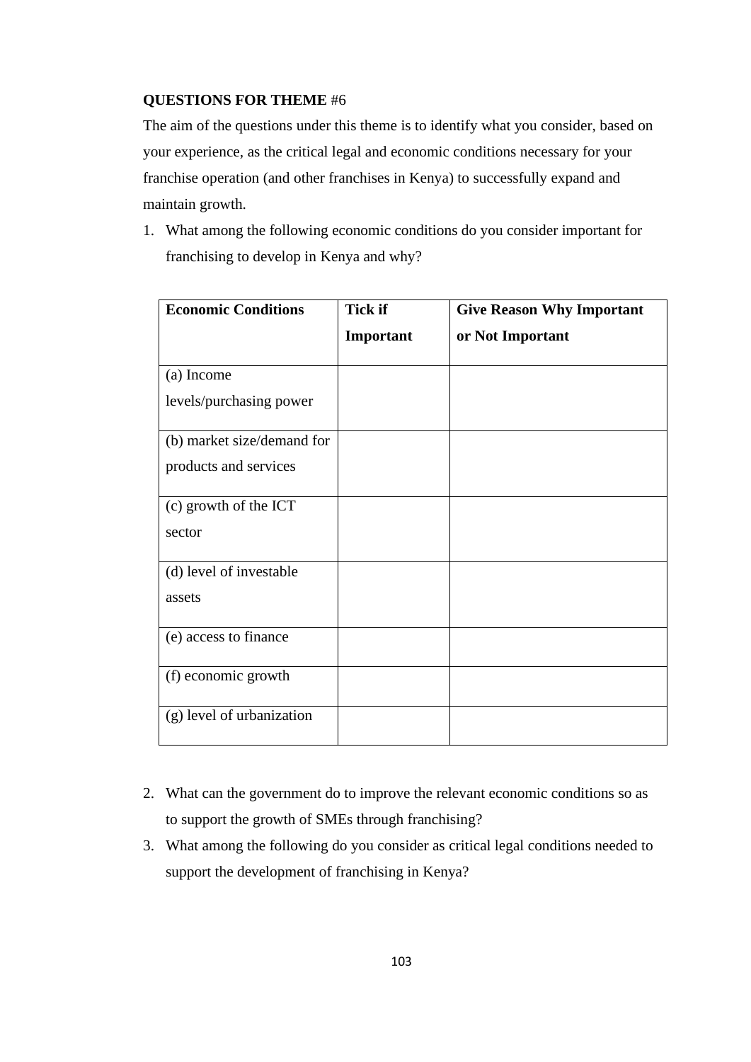**QUESTIONS FOR THEME** #6

The aim of the questions under this theme is to identify what you consider, based on your experience, as the critical legal and economic conditions necessary for your franchise operation (and other franchises in Kenya) to successfully expand and maintain growth.

1. What among the following economic conditions do you consider important for franchising to develop in Kenya and why?

| **Economic Conditions** | **Tick if Important** | **Give Reason Why Important or Not Important** |
|---|---|---|
| (a) Income levels/purchasing power | | |
| (b) market size/demand for products and services | | |
| (c) growth of the ICT sector | | |
| (d) level of investable assets | | |
| (e) access to finance | | |
| (f) economic growth | | |
| (g) level of urbanization | | |

2. What can the government do to improve the relevant economic conditions so as to support the growth of SMEs through franchising?
3. What among the following do you consider as critical legal conditions needed to support the development of franchising in Kenya?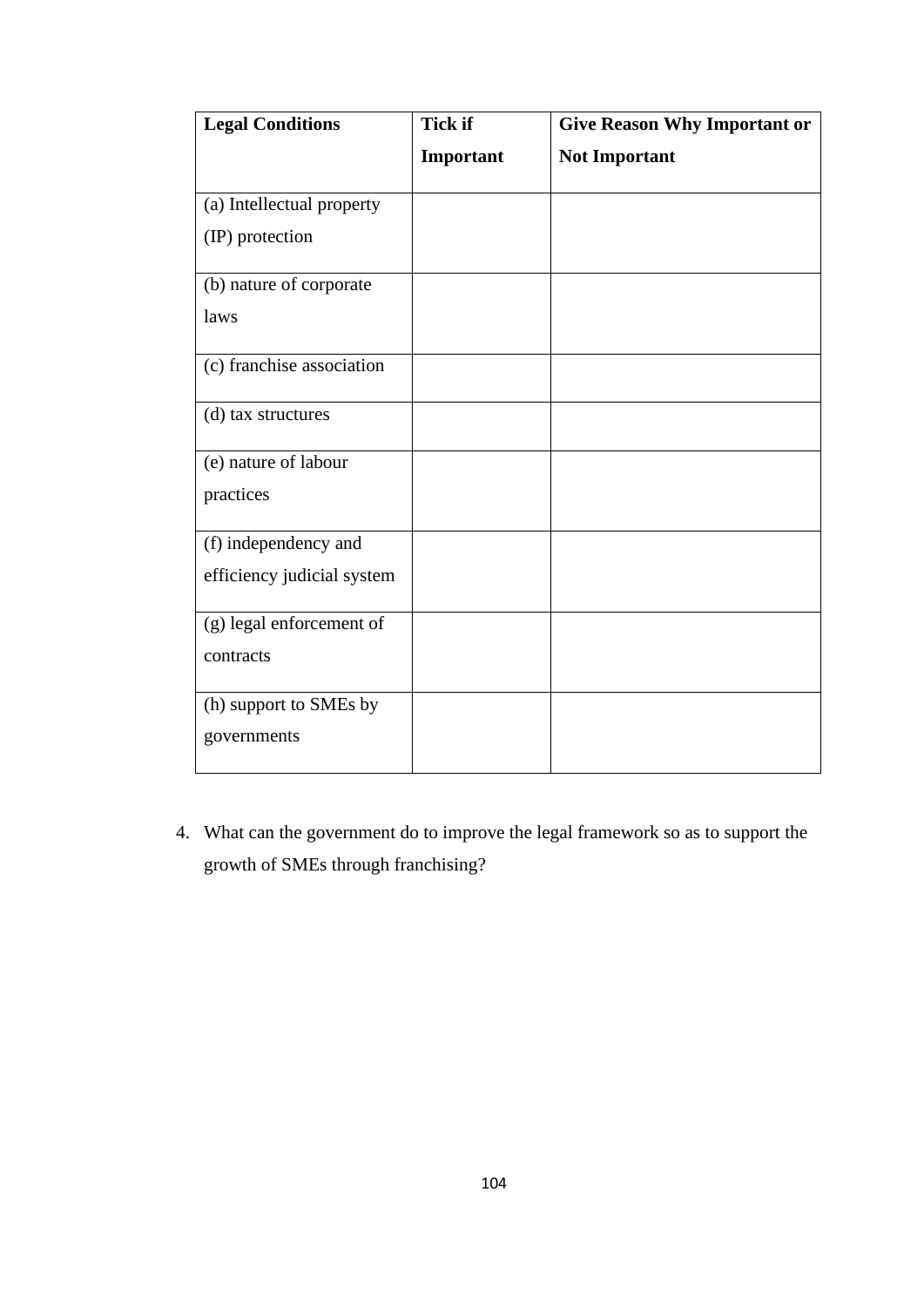| Legal Conditions | Tick if Important | Give Reason Why Important or Not Important |
|---|---|---|
| (a) Intellectual property (IP) protection | | |
| (b) nature of corporate laws | | |
| (c) franchise association | | |
| (d) tax structures | | |
| (e) nature of labour practices | | |
| (f) independency and efficiency judicial system | | |
| (g) legal enforcement of contracts | | |
| (h) support to SMEs by governments | | |

4. What can the government do to improve the legal framework so as to support the growth of SMEs through franchising?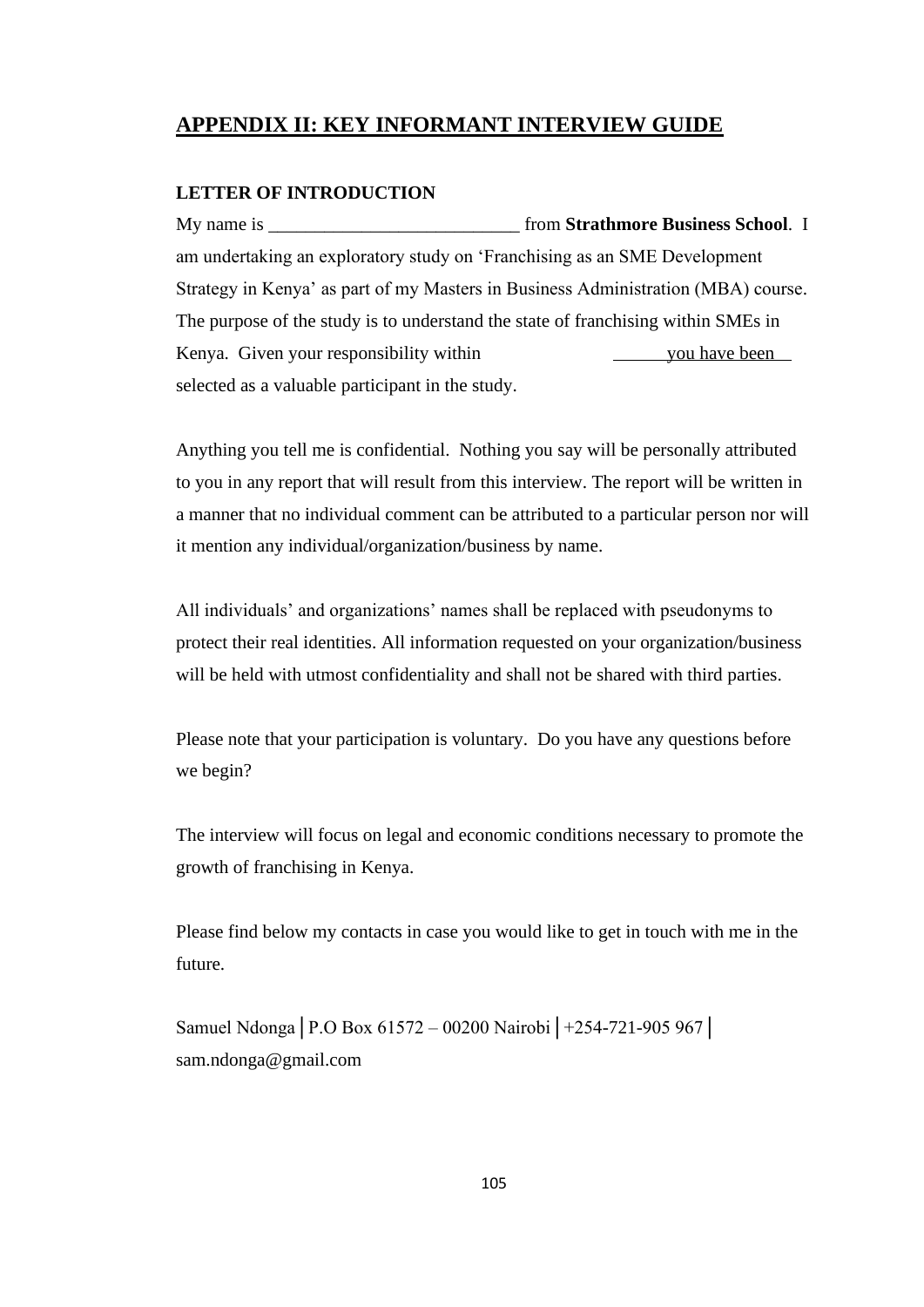## APPENDIX II: KEY INFORMANT INTERVIEW GUIDE

**LETTER OF INTRODUCTION**

My name is ___________________________ from **Strathmore Business School**. I am undertaking an exploratory study on 'Franchising as an SME Development Strategy in Kenya' as part of my Masters in Business Administration (MBA) course. The purpose of the study is to understand the state of franchising within SMEs in Kenya. Given your responsibility within ______ you have been selected as a valuable participant in the study.

Anything you tell me is confidential. Nothing you say will be personally attributed to you in any report that will result from this interview. The report will be written in a manner that no individual comment can be attributed to a particular person nor will it mention any individual/organization/business by name.

All individuals' and organizations' names shall be replaced with pseudonyms to protect their real identities. All information requested on your organization/business will be held with utmost confidentiality and shall not be shared with third parties.

Please note that your participation is voluntary. Do you have any questions before we begin?

The interview will focus on legal and economic conditions necessary to promote the growth of franchising in Kenya.

Please find below my contacts in case you would like to get in touch with me in the future.

Samuel Ndonga | P.O Box 61572 – 00200 Nairobi | +254-721-905 967 | sam.ndonga@gmail.com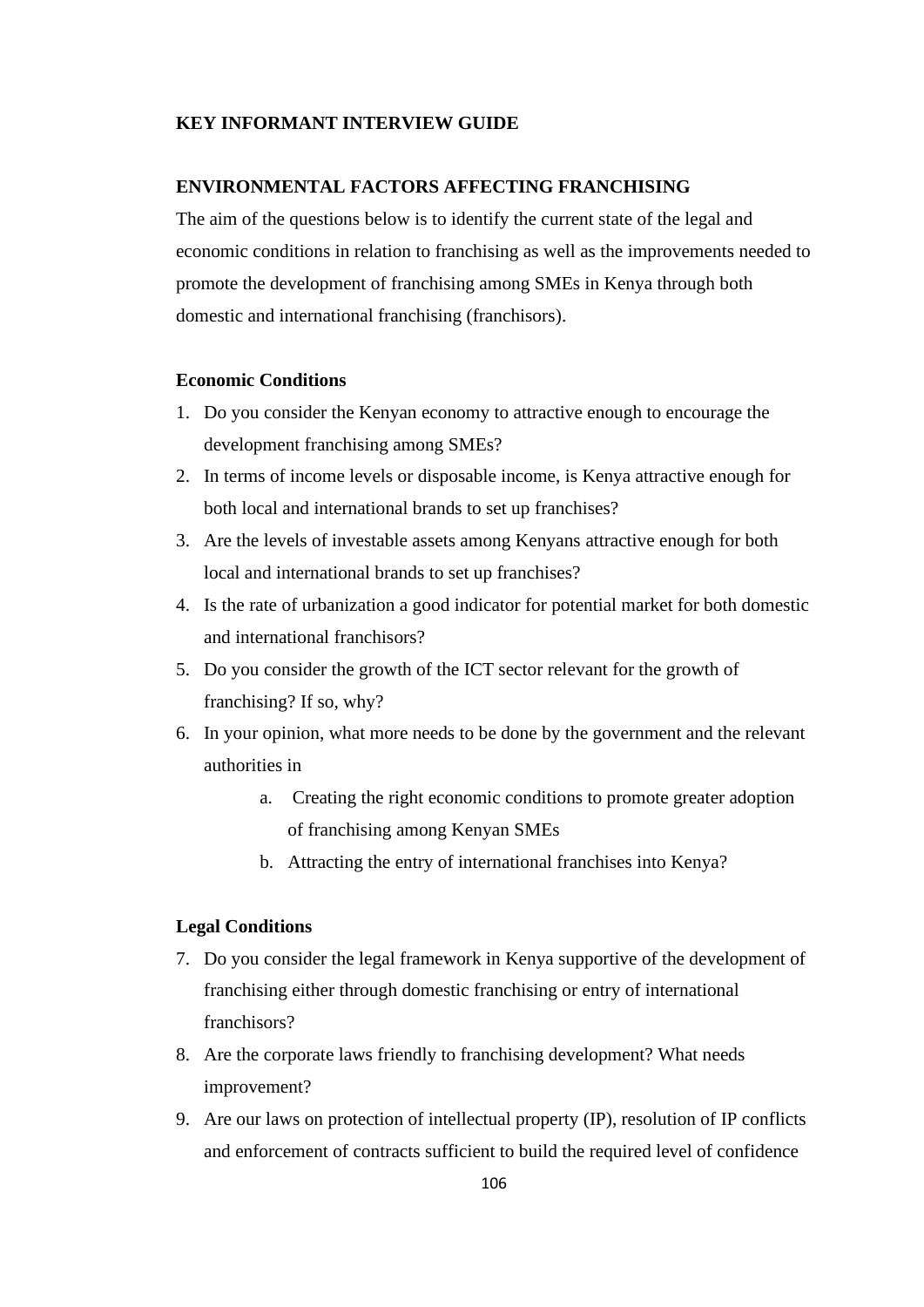## KEY INFORMANT INTERVIEW GUIDE

### ENVIRONMENTAL FACTORS AFFECTING FRANCHISING

The aim of the questions below is to identify the current state of the legal and economic conditions in relation to franchising as well as the improvements needed to promote the development of franchising among SMEs in Kenya through both domestic and international franchising (franchisors).

**Economic Conditions**

1. Do you consider the Kenyan economy to attractive enough to encourage the development franchising among SMEs?
2. In terms of income levels or disposable income, is Kenya attractive enough for both local and international brands to set up franchises?
3. Are the levels of investable assets among Kenyans attractive enough for both local and international brands to set up franchises?
4. Is the rate of urbanization a good indicator for potential market for both domestic and international franchisors?
5. Do you consider the growth of the ICT sector relevant for the growth of franchising? If so, why?
6. In your opinion, what more needs to be done by the government and the relevant authorities in
    a. Creating the right economic conditions to promote greater adoption of franchising among Kenyan SMEs
    b. Attracting the entry of international franchises into Kenya?

**Legal Conditions**

7. Do you consider the legal framework in Kenya supportive of the development of franchising either through domestic franchising or entry of international franchisors?
8. Are the corporate laws friendly to franchising development? What needs improvement?
9. Are our laws on protection of intellectual property (IP), resolution of IP conflicts and enforcement of contracts sufficient to build the required level of confidence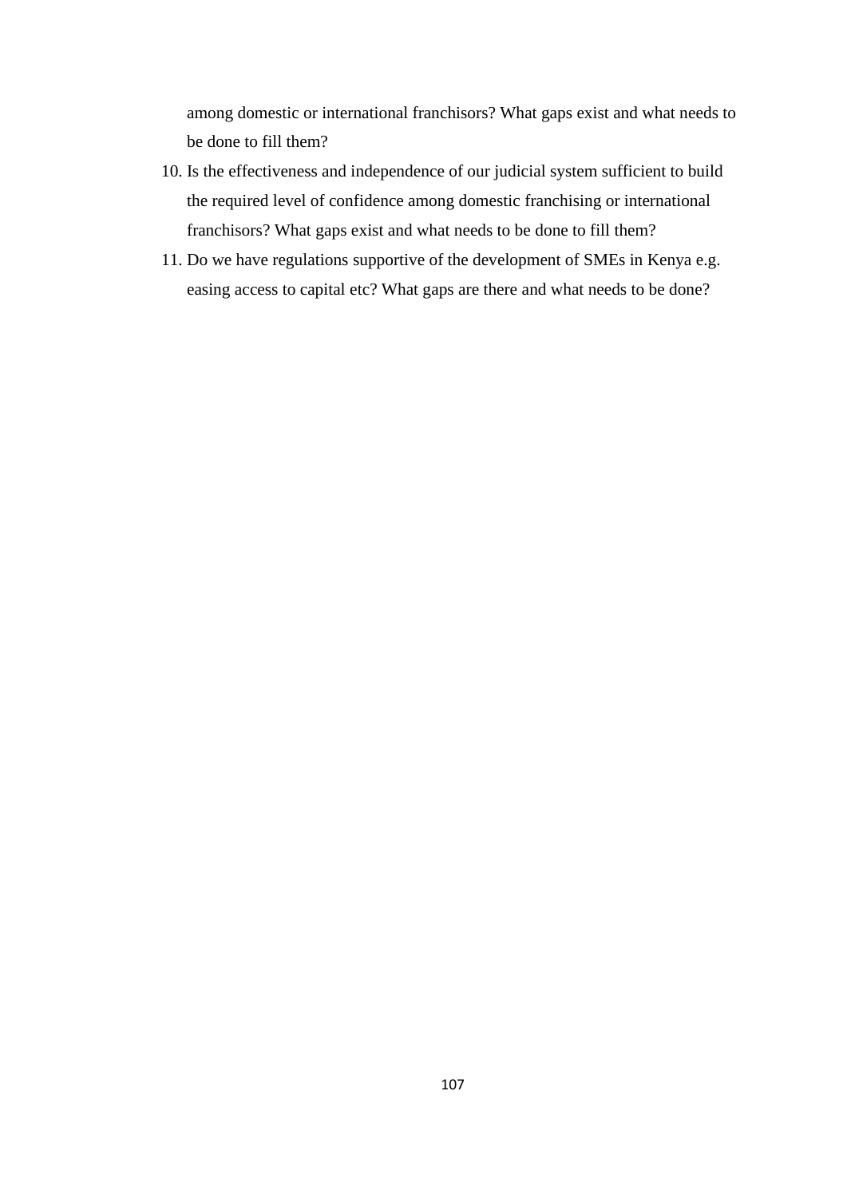among domestic or international franchisors? What gaps exist and what needs to be done to fill them?

10. Is the effectiveness and independence of our judicial system sufficient to build the required level of confidence among domestic franchising or international franchisors? What gaps exist and what needs to be done to fill them?
11. Do we have regulations supportive of the development of SMEs in Kenya e.g. easing access to capital etc? What gaps are there and what needs to be done?